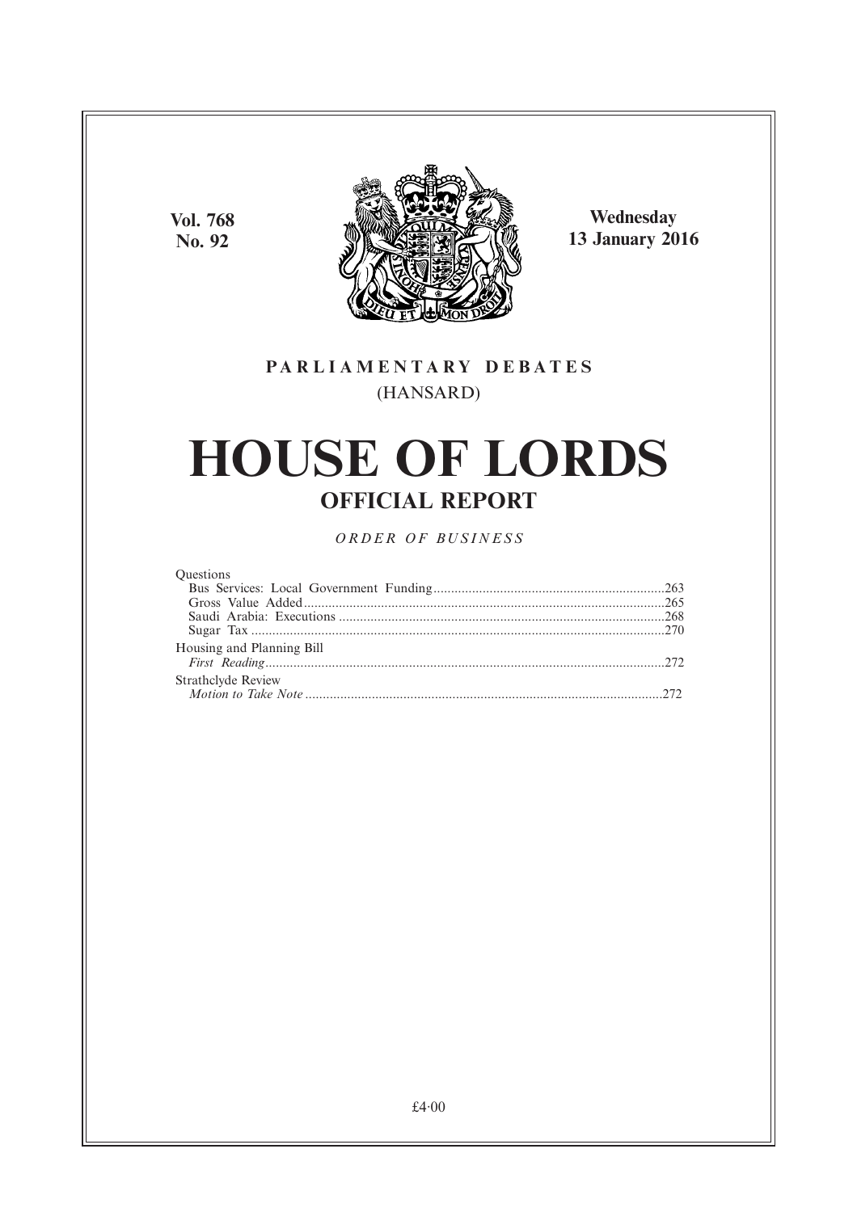Vol. 768
No. 92

Wednesday
13 January 2016

**PARLIAMENTARY DEBATES**

(HANSARD)

# HOUSE OF LORDS

## OFFICIAL REPORT

*ORDER OF BUSINESS*

Questions
- Bus Services: Local Government Funding ....................................................................263
- Gross Value Added ........................................................................................................265
- Saudi Arabia: Executions ..............................................................................................268
- Sugar Tax .......................................................................................................................270

Housing and Planning Bill
- *First Reading*..................................................................................................................272

Strathclyde Review
- *Motion to Take Note* .....................................................................................................272

£4·00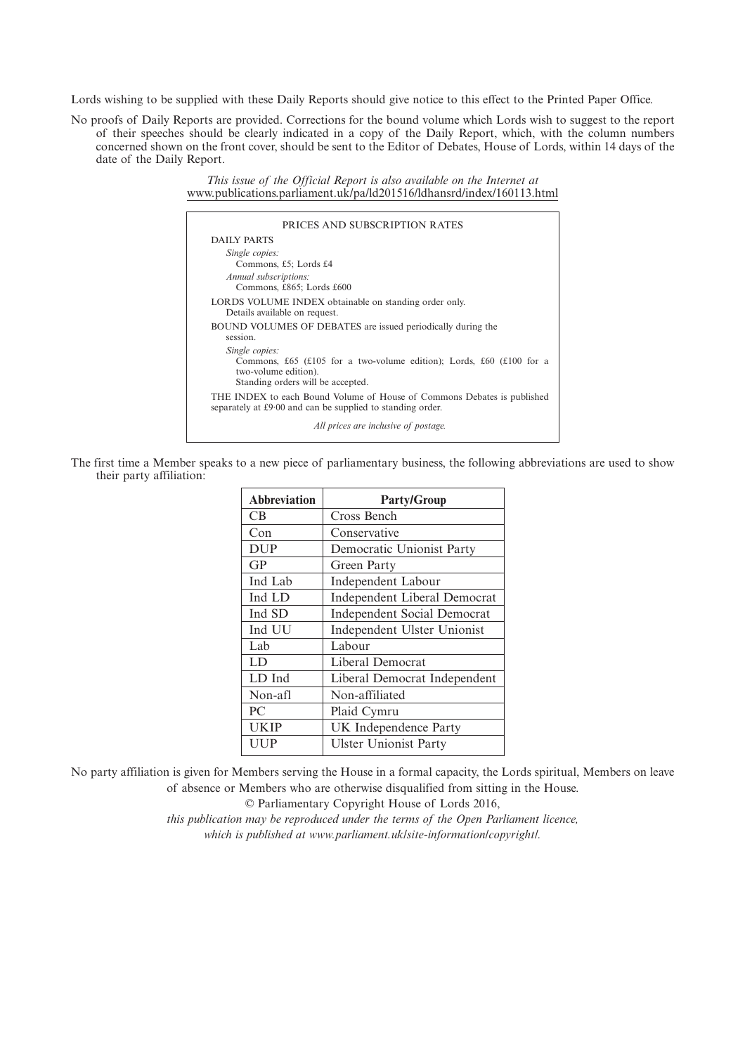Lords wishing to be supplied with these Daily Reports should give notice to this effect to the Printed Paper Office.

No proofs of Daily Reports are provided. Corrections for the bound volume which Lords wish to suggest to the report of their speeches should be clearly indicated in a copy of the Daily Report, which, with the column numbers concerned shown on the front cover, should be sent to the Editor of Debates, House of Lords, within 14 days of the date of the Daily Report.

*This issue of the Official Report is also available on the Internet at*
www.publications.parliament.uk/pa/ld201516/ldhansrd/index/160113.html

PRICES AND SUBSCRIPTION RATES

DAILY PARTS

*Single copies:*
Commons, £5; Lords £4

*Annual subscriptions:*
Commons, £865; Lords £600

LORDS VOLUME INDEX obtainable on standing order only.
Details available on request.

BOUND VOLUMES OF DEBATES are issued periodically during the session.

*Single copies:*
Commons, £65 (£105 for a two-volume edition); Lords, £60 (£100 for a two-volume edition).
Standing orders will be accepted.

THE INDEX to each Bound Volume of House of Commons Debates is published separately at £9·00 and can be supplied to standing order.

*All prices are inclusive of postage.*

The first time a Member speaks to a new piece of parliamentary business, the following abbreviations are used to show their party affiliation:

| Abbreviation | Party/Group |
| --- | --- |
| CB | Cross Bench |
| Con | Conservative |
| DUP | Democratic Unionist Party |
| GP | Green Party |
| Ind Lab | Independent Labour |
| Ind LD | Independent Liberal Democrat |
| Ind SD | Independent Social Democrat |
| Ind UU | Independent Ulster Unionist |
| Lab | Labour |
| LD | Liberal Democrat |
| LD Ind | Liberal Democrat Independent |
| Non-afl | Non-affiliated |
| PC | Plaid Cymru |
| UKIP | UK Independence Party |
| UUP | Ulster Unionist Party |

No party affiliation is given for Members serving the House in a formal capacity, the Lords spiritual, Members on leave of absence or Members who are otherwise disqualified from sitting in the House.

© Parliamentary Copyright House of Lords 2016,

*this publication may be reproduced under the terms of the Open Parliament licence, which is published at www.parliament.uk/site-information/copyright/.*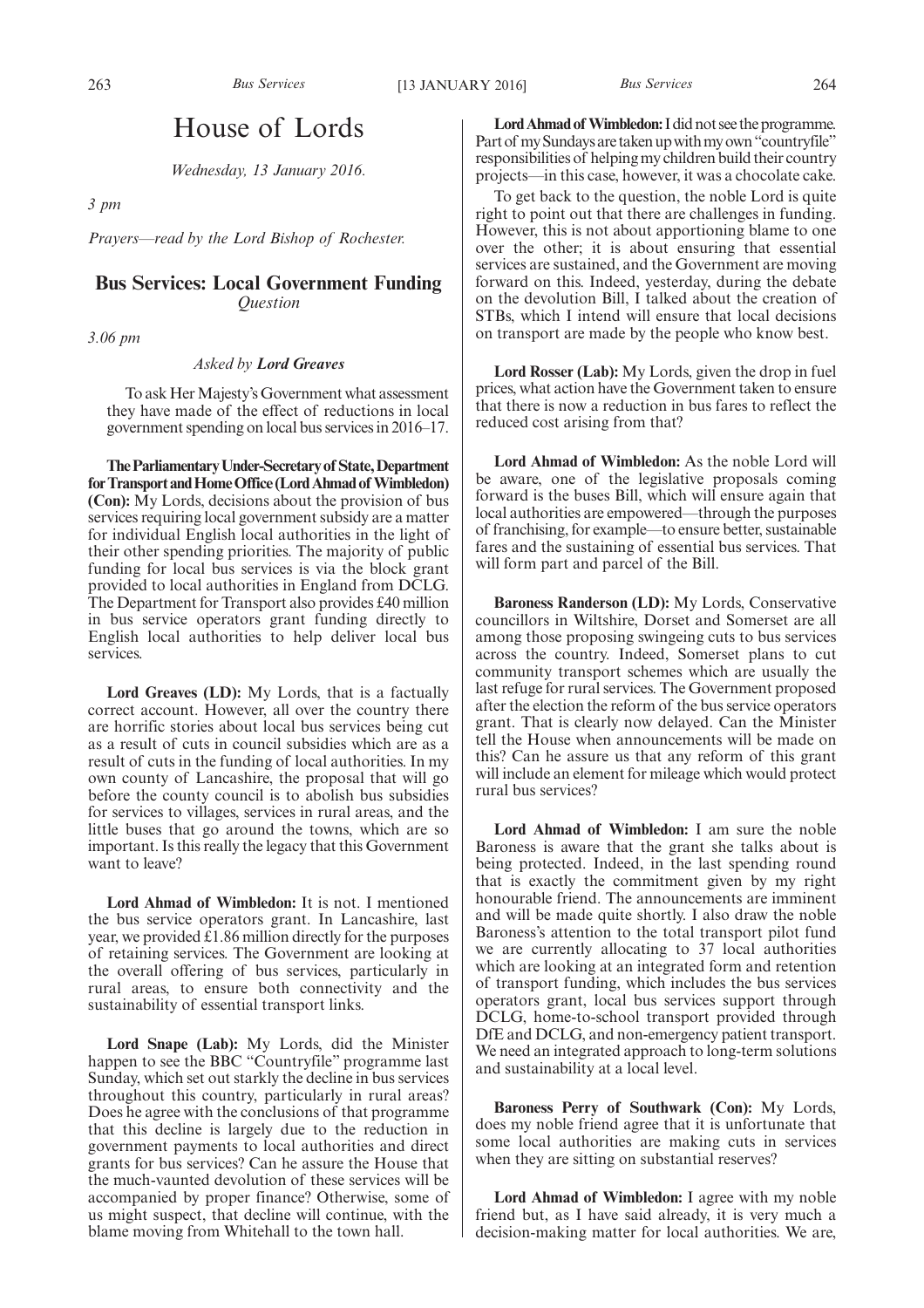# House of Lords

*Wednesday, 13 January 2016.*

*3 pm*

*Prayers—read by the Lord Bishop of Rochester.*

## Bus Services: Local Government Funding

*Question*

*3.06 pm*

*Asked by* ***Lord Greaves***

> To ask Her Majesty's Government what assessment they have made of the effect of reductions in local government spending on local bus services in 2016–17.

**The Parliamentary Under-Secretary of State, Department for Transport and Home Office (Lord Ahmad of Wimbledon) (Con):** My Lords, decisions about the provision of bus services requiring local government subsidy are a matter for individual English local authorities in the light of their other spending priorities. The majority of public funding for local bus services is via the block grant provided to local authorities in England from DCLG. The Department for Transport also provides £40 million in bus service operators grant funding directly to English local authorities to help deliver local bus services.

**Lord Greaves (LD):** My Lords, that is a factually correct account. However, all over the country there are horrific stories about local bus services being cut as a result of cuts in council subsidies which are as a result of cuts in the funding of local authorities. In my own county of Lancashire, the proposal that will go before the county council is to abolish bus subsidies for services to villages, services in rural areas, and the little buses that go around the towns, which are so important. Is this really the legacy that this Government want to leave?

**Lord Ahmad of Wimbledon:** It is not. I mentioned the bus service operators grant. In Lancashire, last year, we provided £1.86 million directly for the purposes of retaining services. The Government are looking at the overall offering of bus services, particularly in rural areas, to ensure both connectivity and the sustainability of essential transport links.

**Lord Snape (Lab):** My Lords, did the Minister happen to see the BBC "Countryfile" programme last Sunday, which set out starkly the decline in bus services throughout this country, particularly in rural areas? Does he agree with the conclusions of that programme that this decline is largely due to the reduction in government payments to local authorities and direct grants for bus services? Can he assure the House that the much-vaunted devolution of these services will be accompanied by proper finance? Otherwise, some of us might suspect, that decline will continue, with the blame moving from Whitehall to the town hall.

**Lord Ahmad of Wimbledon:** I did not see the programme. Part of my Sundays are taken up with my own "countryfile" responsibilities of helping my children build their country projects—in this case, however, it was a chocolate cake.

To get back to the question, the noble Lord is quite right to point out that there are challenges in funding. However, this is not about apportioning blame to one over the other; it is about ensuring that essential services are sustained, and the Government are moving forward on this. Indeed, yesterday, during the debate on the devolution Bill, I talked about the creation of STBs, which I intend will ensure that local decisions on transport are made by the people who know best.

**Lord Rosser (Lab):** My Lords, given the drop in fuel prices, what action have the Government taken to ensure that there is now a reduction in bus fares to reflect the reduced cost arising from that?

**Lord Ahmad of Wimbledon:** As the noble Lord will be aware, one of the legislative proposals coming forward is the buses Bill, which will ensure again that local authorities are empowered—through the purposes of franchising, for example—to ensure better, sustainable fares and the sustaining of essential bus services. That will form part and parcel of the Bill.

**Baroness Randerson (LD):** My Lords, Conservative councillors in Wiltshire, Dorset and Somerset are all among those proposing swingeing cuts to bus services across the country. Indeed, Somerset plans to cut community transport schemes which are usually the last refuge for rural services. The Government proposed after the election the reform of the bus service operators grant. That is clearly now delayed. Can the Minister tell the House when announcements will be made on this? Can he assure us that any reform of this grant will include an element for mileage which would protect rural bus services?

**Lord Ahmad of Wimbledon:** I am sure the noble Baroness is aware that the grant she talks about is being protected. Indeed, in the last spending round that is exactly the commitment given by my right honourable friend. The announcements are imminent and will be made quite shortly. I also draw the noble Baroness's attention to the total transport pilot fund we are currently allocating to 37 local authorities which are looking at an integrated form and retention of transport funding, which includes the bus services operators grant, local bus services support through DCLG, home-to-school transport provided through DfE and DCLG, and non-emergency patient transport. We need an integrated approach to long-term solutions and sustainability at a local level.

**Baroness Perry of Southwark (Con):** My Lords, does my noble friend agree that it is unfortunate that some local authorities are making cuts in services when they are sitting on substantial reserves?

**Lord Ahmad of Wimbledon:** I agree with my noble friend but, as I have said already, it is very much a decision-making matter for local authorities. We are,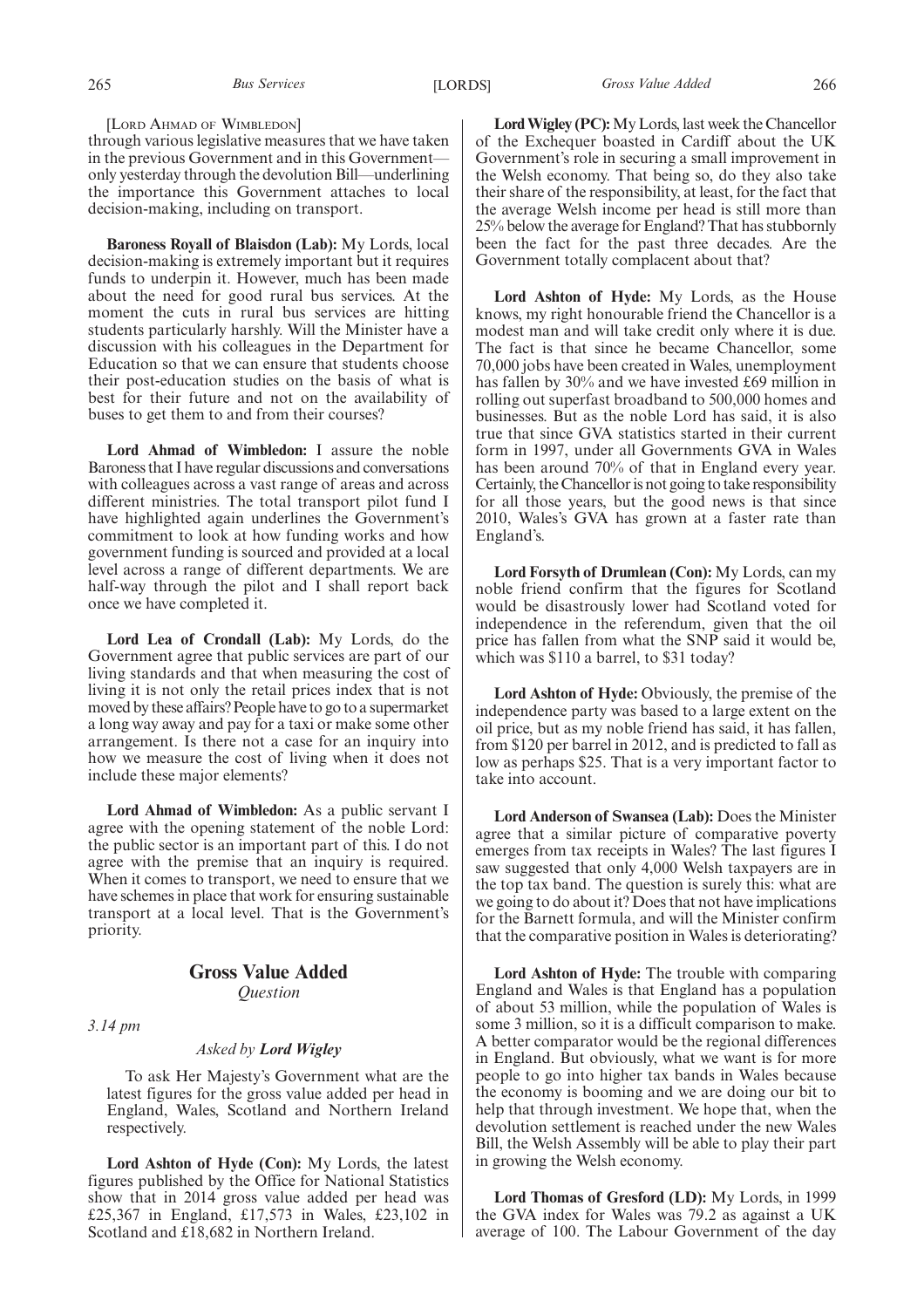[LORD AHMAD OF WIMBLEDON]

through various legislative measures that we have taken in the previous Government and in this Government—only yesterday through the devolution Bill—underlining the importance this Government attaches to local decision-making, including on transport.

**Baroness Royall of Blaisdon (Lab):** My Lords, local decision-making is extremely important but it requires funds to underpin it. However, much has been made about the need for good rural bus services. At the moment the cuts in rural bus services are hitting students particularly harshly. Will the Minister have a discussion with his colleagues in the Department for Education so that we can ensure that students choose their post-education studies on the basis of what is best for their future and not on the availability of buses to get them to and from their courses?

**Lord Ahmad of Wimbledon:** I assure the noble Baroness that I have regular discussions and conversations with colleagues across a vast range of areas and across different ministries. The total transport pilot fund I have highlighted again underlines the Government's commitment to look at how funding works and how government funding is sourced and provided at a local level across a range of different departments. We are half-way through the pilot and I shall report back once we have completed it.

**Lord Lea of Crondall (Lab):** My Lords, do the Government agree that public services are part of our living standards and that when measuring the cost of living it is not only the retail prices index that is not moved by these affairs? People have to go to a supermarket a long way away and pay for a taxi or make some other arrangement. Is there not a case for an inquiry into how we measure the cost of living when it does not include these major elements?

**Lord Ahmad of Wimbledon:** As a public servant I agree with the opening statement of the noble Lord: the public sector is an important part of this. I do not agree with the premise that an inquiry is required. When it comes to transport, we need to ensure that we have schemes in place that work for ensuring sustainable transport at a local level. That is the Government's priority.

## Gross Value Added

*Question*

*3.14 pm*

*Asked by* ***Lord Wigley***

To ask Her Majesty's Government what are the latest figures for the gross value added per head in England, Wales, Scotland and Northern Ireland respectively.

**Lord Ashton of Hyde (Con):** My Lords, the latest figures published by the Office for National Statistics show that in 2014 gross value added per head was £25,367 in England, £17,573 in Wales, £23,102 in Scotland and £18,682 in Northern Ireland.

**Lord Wigley (PC):** My Lords, last week the Chancellor of the Exchequer boasted in Cardiff about the UK Government's role in securing a small improvement in the Welsh economy. That being so, do they also take their share of the responsibility, at least, for the fact that the average Welsh income per head is still more than 25% below the average for England? That has stubbornly been the fact for the past three decades. Are the Government totally complacent about that?

**Lord Ashton of Hyde:** My Lords, as the House knows, my right honourable friend the Chancellor is a modest man and will take credit only where it is due. The fact is that since he became Chancellor, some 70,000 jobs have been created in Wales, unemployment has fallen by 30% and we have invested £69 million in rolling out superfast broadband to 500,000 homes and businesses. But as the noble Lord has said, it is also true that since GVA statistics started in their current form in 1997, under all Governments GVA in Wales has been around 70% of that in England every year. Certainly, the Chancellor is not going to take responsibility for all those years, but the good news is that since 2010, Wales's GVA has grown at a faster rate than England's.

**Lord Forsyth of Drumlean (Con):** My Lords, can my noble friend confirm that the figures for Scotland would be disastrously lower had Scotland voted for independence in the referendum, given that the oil price has fallen from what the SNP said it would be, which was $110 a barrel, to $31 today?

**Lord Ashton of Hyde:** Obviously, the premise of the independence party was based to a large extent on the oil price, but as my noble friend has said, it has fallen, from $120 per barrel in 2012, and is predicted to fall as low as perhaps $25. That is a very important factor to take into account.

**Lord Anderson of Swansea (Lab):** Does the Minister agree that a similar picture of comparative poverty emerges from tax receipts in Wales? The last figures I saw suggested that only 4,000 Welsh taxpayers are in the top tax band. The question is surely this: what are we going to do about it? Does that not have implications for the Barnett formula, and will the Minister confirm that the comparative position in Wales is deteriorating?

**Lord Ashton of Hyde:** The trouble with comparing England and Wales is that England has a population of about 53 million, while the population of Wales is some 3 million, so it is a difficult comparison to make. A better comparator would be the regional differences in England. But obviously, what we want is for more people to go into higher tax bands in Wales because the economy is booming and we are doing our bit to help that through investment. We hope that, when the devolution settlement is reached under the new Wales Bill, the Welsh Assembly will be able to play their part in growing the Welsh economy.

**Lord Thomas of Gresford (LD):** My Lords, in 1999 the GVA index for Wales was 79.2 as against a UK average of 100. The Labour Government of the day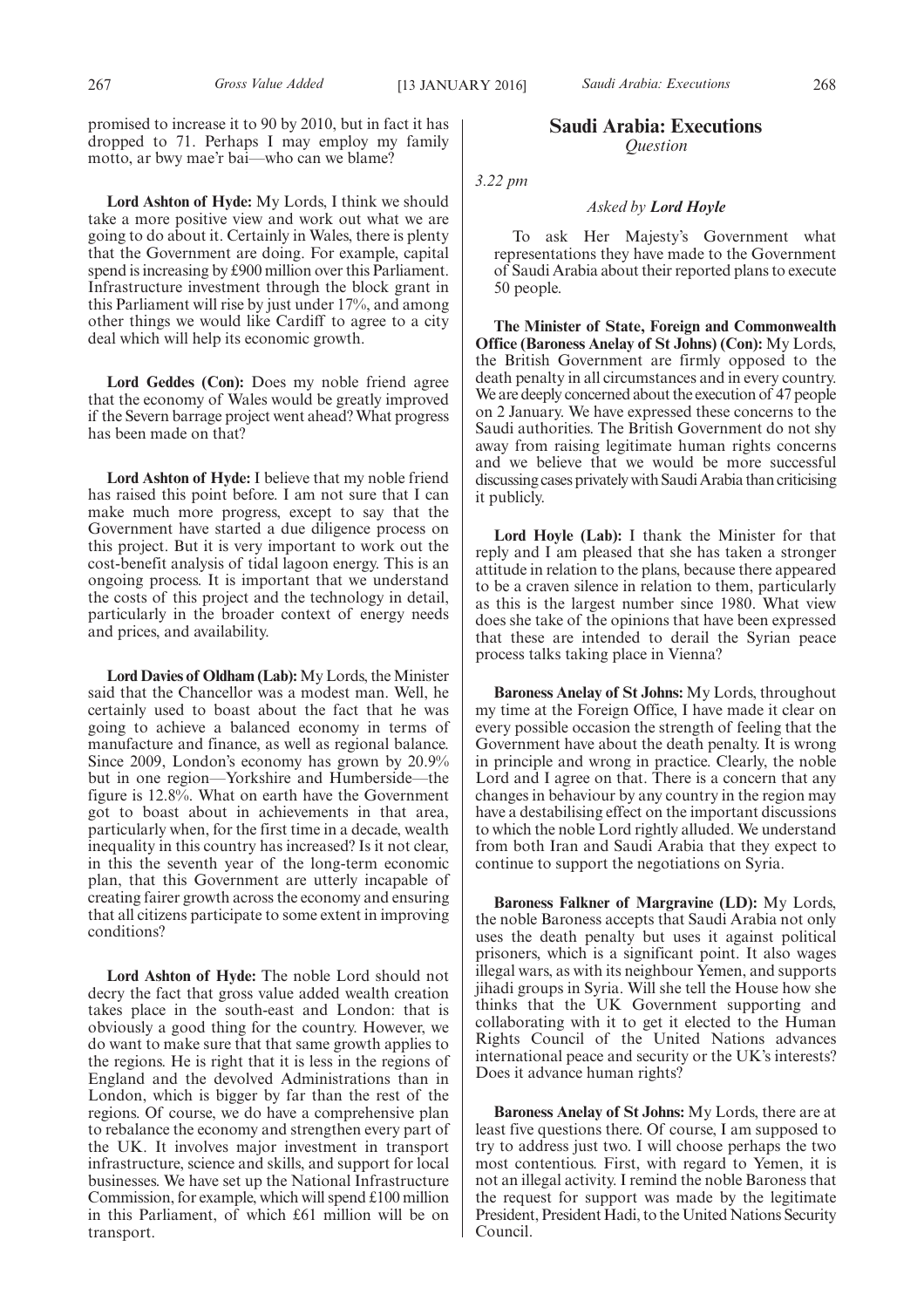promised to increase it to 90 by 2010, but in fact it has dropped to 71. Perhaps I may employ my family motto, ar bwy mae'r bai—who can we blame?

**Lord Ashton of Hyde:** My Lords, I think we should take a more positive view and work out what we are going to do about it. Certainly in Wales, there is plenty that the Government are doing. For example, capital spend is increasing by £900 million over this Parliament. Infrastructure investment through the block grant in this Parliament will rise by just under 17%, and among other things we would like Cardiff to agree to a city deal which will help its economic growth.

**Lord Geddes (Con):** Does my noble friend agree that the economy of Wales would be greatly improved if the Severn barrage project went ahead? What progress has been made on that?

**Lord Ashton of Hyde:** I believe that my noble friend has raised this point before. I am not sure that I can make much more progress, except to say that the Government have started a due diligence process on this project. But it is very important to work out the cost-benefit analysis of tidal lagoon energy. This is an ongoing process. It is important that we understand the costs of this project and the technology in detail, particularly in the broader context of energy needs and prices, and availability.

**Lord Davies of Oldham (Lab):** My Lords, the Minister said that the Chancellor was a modest man. Well, he certainly used to boast about the fact that he was going to achieve a balanced economy in terms of manufacture and finance, as well as regional balance. Since 2009, London's economy has grown by 20.9% but in one region—Yorkshire and Humberside—the figure is 12.8%. What on earth have the Government got to boast about in achievements in that area, particularly when, for the first time in a decade, wealth inequality in this country has increased? Is it not clear, in this the seventh year of the long-term economic plan, that this Government are utterly incapable of creating fairer growth across the economy and ensuring that all citizens participate to some extent in improving conditions?

**Lord Ashton of Hyde:** The noble Lord should not decry the fact that gross value added wealth creation takes place in the south-east and London: that is obviously a good thing for the country. However, we do want to make sure that that same growth applies to the regions. He is right that it is less in the regions of England and the devolved Administrations than in London, which is bigger by far than the rest of the regions. Of course, we do have a comprehensive plan to rebalance the economy and strengthen every part of the UK. It involves major investment in transport infrastructure, science and skills, and support for local businesses. We have set up the National Infrastructure Commission, for example, which will spend £100 million in this Parliament, of which £61 million will be on transport.

## Saudi Arabia: Executions
*Question*

*3.22 pm*

*Asked by* ***Lord Hoyle***

To ask Her Majesty's Government what representations they have made to the Government of Saudi Arabia about their reported plans to execute 50 people.

**The Minister of State, Foreign and Commonwealth Office (Baroness Anelay of St Johns) (Con):** My Lords, the British Government are firmly opposed to the death penalty in all circumstances and in every country. We are deeply concerned about the execution of 47 people on 2 January. We have expressed these concerns to the Saudi authorities. The British Government do not shy away from raising legitimate human rights concerns and we believe that we would be more successful discussing cases privately with Saudi Arabia than criticising it publicly.

**Lord Hoyle (Lab):** I thank the Minister for that reply and I am pleased that she has taken a stronger attitude in relation to the plans, because there appeared to be a craven silence in relation to them, particularly as this is the largest number since 1980. What view does she take of the opinions that have been expressed that these are intended to derail the Syrian peace process talks taking place in Vienna?

**Baroness Anelay of St Johns:** My Lords, throughout my time at the Foreign Office, I have made it clear on every possible occasion the strength of feeling that the Government have about the death penalty. It is wrong in principle and wrong in practice. Clearly, the noble Lord and I agree on that. There is a concern that any changes in behaviour by any country in the region may have a destabilising effect on the important discussions to which the noble Lord rightly alluded. We understand from both Iran and Saudi Arabia that they expect to continue to support the negotiations on Syria.

**Baroness Falkner of Margravine (LD):** My Lords, the noble Baroness accepts that Saudi Arabia not only uses the death penalty but uses it against political prisoners, which is a significant point. It also wages illegal wars, as with its neighbour Yemen, and supports jihadi groups in Syria. Will she tell the House how she thinks that the UK Government supporting and collaborating with it to get it elected to the Human Rights Council of the United Nations advances international peace and security or the UK's interests? Does it advance human rights?

**Baroness Anelay of St Johns:** My Lords, there are at least five questions there. Of course, I am supposed to try to address just two. I will choose perhaps the two most contentious. First, with regard to Yemen, it is not an illegal activity. I remind the noble Baroness that the request for support was made by the legitimate President, President Hadi, to the United Nations Security Council.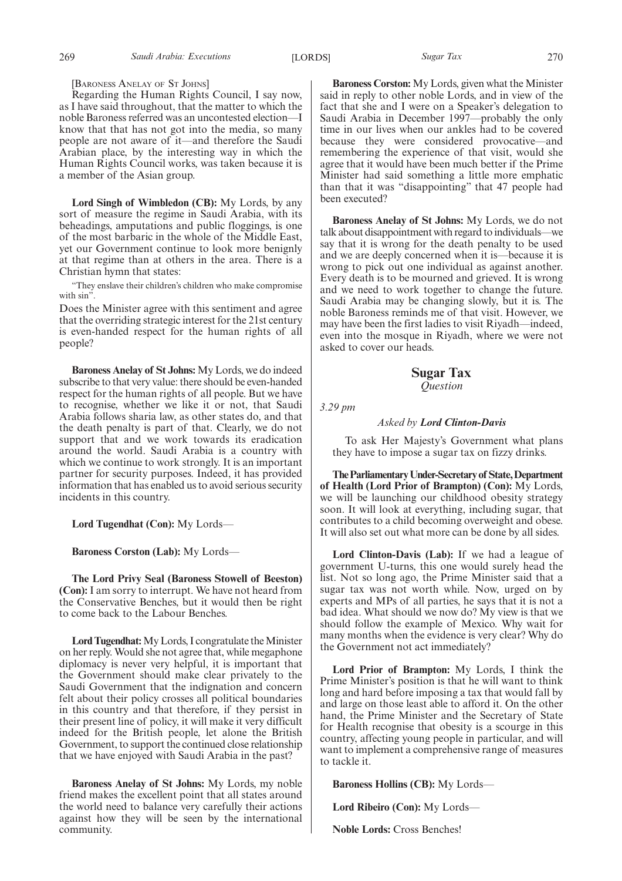[BARONESS ANELAY OF ST JOHNS]

Regarding the Human Rights Council, I say now, as I have said throughout, that the matter to which the noble Baroness referred was an uncontested election—I know that that has not got into the media, so many people are not aware of it—and therefore the Saudi Arabian place, by the interesting way in which the Human Rights Council works, was taken because it is a member of the Asian group.

**Lord Singh of Wimbledon (CB):** My Lords, by any sort of measure the regime in Saudi Arabia, with its beheadings, amputations and public floggings, is one of the most barbaric in the whole of the Middle East, yet our Government continue to look more benignly at that regime than at others in the area. There is a Christian hymn that states:

"They enslave their children's children who make compromise with sin".

Does the Minister agree with this sentiment and agree that the overriding strategic interest for the 21st century is even-handed respect for the human rights of all people?

**Baroness Anelay of St Johns:** My Lords, we do indeed subscribe to that very value: there should be even-handed respect for the human rights of all people. But we have to recognise, whether we like it or not, that Saudi Arabia follows sharia law, as other states do, and that the death penalty is part of that. Clearly, we do not support that and we work towards its eradication around the world. Saudi Arabia is a country with which we continue to work strongly. It is an important partner for security purposes. Indeed, it has provided information that has enabled us to avoid serious security incidents in this country.

**Lord Tugendhat (Con):** My Lords—

**Baroness Corston (Lab):** My Lords—

**The Lord Privy Seal (Baroness Stowell of Beeston) (Con):** I am sorry to interrupt. We have not heard from the Conservative Benches, but it would then be right to come back to the Labour Benches.

**Lord Tugendhat:** My Lords, I congratulate the Minister on her reply. Would she not agree that, while megaphone diplomacy is never very helpful, it is important that the Government should make clear privately to the Saudi Government that the indignation and concern felt about their policy crosses all political boundaries in this country and that therefore, if they persist in their present line of policy, it will make it very difficult indeed for the British people, let alone the British Government, to support the continued close relationship that we have enjoyed with Saudi Arabia in the past?

**Baroness Anelay of St Johns:** My Lords, my noble friend makes the excellent point that all states around the world need to balance very carefully their actions against how they will be seen by the international community.

**Baroness Corston:** My Lords, given what the Minister said in reply to other noble Lords, and in view of the fact that she and I were on a Speaker's delegation to Saudi Arabia in December 1997—probably the only time in our lives when our ankles had to be covered because they were considered provocative—and remembering the experience of that visit, would she agree that it would have been much better if the Prime Minister had said something a little more emphatic than that it was "disappointing" that 47 people had been executed?

**Baroness Anelay of St Johns:** My Lords, we do not talk about disappointment with regard to individuals—we say that it is wrong for the death penalty to be used and we are deeply concerned when it is—because it is wrong to pick out one individual as against another. Every death is to be mourned and grieved. It is wrong and we need to work together to change the future. Saudi Arabia may be changing slowly, but it is. The noble Baroness reminds me of that visit. However, we may have been the first ladies to visit Riyadh—indeed, even into the mosque in Riyadh, where we were not asked to cover our heads.

## Sugar Tax

*Question*

*3.29 pm*

*Asked by **Lord Clinton-Davis***

To ask Her Majesty's Government what plans they have to impose a sugar tax on fizzy drinks.

**The Parliamentary Under-Secretary of State, Department of Health (Lord Prior of Brampton) (Con):** My Lords, we will be launching our childhood obesity strategy soon. It will look at everything, including sugar, that contributes to a child becoming overweight and obese. It will also set out what more can be done by all sides.

**Lord Clinton-Davis (Lab):** If we had a league of government U-turns, this one would surely head the list. Not so long ago, the Prime Minister said that a sugar tax was not worth while. Now, urged on by experts and MPs of all parties, he says that it is not a bad idea. What should we now do? My view is that we should follow the example of Mexico. Why wait for many months when the evidence is very clear? Why do the Government not act immediately?

**Lord Prior of Brampton:** My Lords, I think the Prime Minister's position is that he will want to think long and hard before imposing a tax that would fall by and large on those least able to afford it. On the other hand, the Prime Minister and the Secretary of State for Health recognise that obesity is a scourge in this country, affecting young people in particular, and will want to implement a comprehensive range of measures to tackle it.

**Baroness Hollins (CB):** My Lords—

**Lord Ribeiro (Con):** My Lords—

**Noble Lords:** Cross Benches!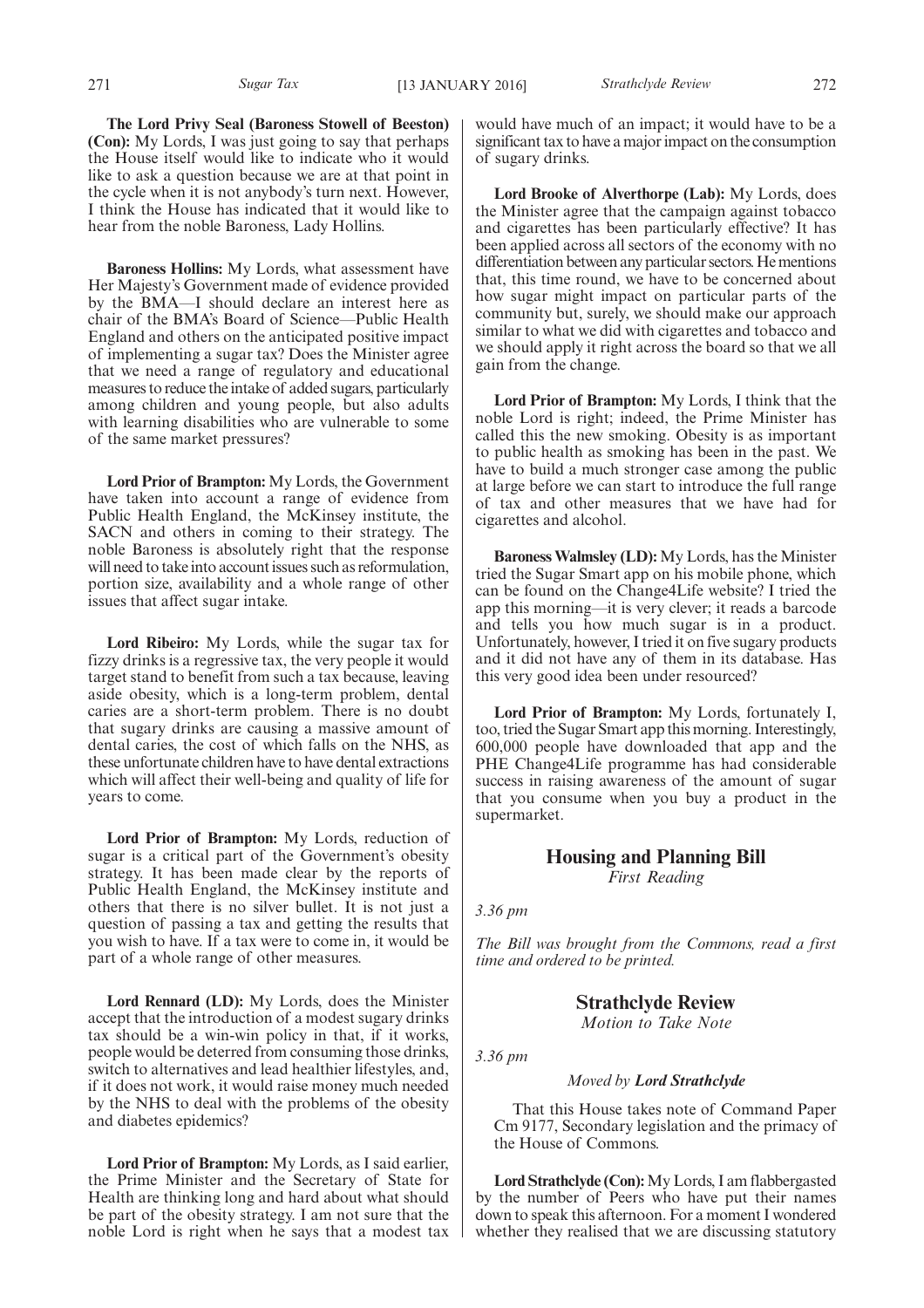**The Lord Privy Seal (Baroness Stowell of Beeston) (Con):** My Lords, I was just going to say that perhaps the House itself would like to indicate who it would like to ask a question because we are at that point in the cycle when it is not anybody's turn next. However, I think the House has indicated that it would like to hear from the noble Baroness, Lady Hollins.

**Baroness Hollins:** My Lords, what assessment have Her Majesty's Government made of evidence provided by the BMA—I should declare an interest here as chair of the BMA's Board of Science—Public Health England and others on the anticipated positive impact of implementing a sugar tax? Does the Minister agree that we need a range of regulatory and educational measures to reduce the intake of added sugars, particularly among children and young people, but also adults with learning disabilities who are vulnerable to some of the same market pressures?

**Lord Prior of Brampton:** My Lords, the Government have taken into account a range of evidence from Public Health England, the McKinsey institute, the SACN and others in coming to their strategy. The noble Baroness is absolutely right that the response will need to take into account issues such as reformulation, portion size, availability and a whole range of other issues that affect sugar intake.

**Lord Ribeiro:** My Lords, while the sugar tax for fizzy drinks is a regressive tax, the very people it would target stand to benefit from such a tax because, leaving aside obesity, which is a long-term problem, dental caries are a short-term problem. There is no doubt that sugary drinks are causing a massive amount of dental caries, the cost of which falls on the NHS, as these unfortunate children have to have dental extractions which will affect their well-being and quality of life for years to come.

**Lord Prior of Brampton:** My Lords, reduction of sugar is a critical part of the Government's obesity strategy. It has been made clear by the reports of Public Health England, the McKinsey institute and others that there is no silver bullet. It is not just a question of passing a tax and getting the results that you wish to have. If a tax were to come in, it would be part of a whole range of other measures.

**Lord Rennard (LD):** My Lords, does the Minister accept that the introduction of a modest sugary drinks tax should be a win-win policy in that, if it works, people would be deterred from consuming those drinks, switch to alternatives and lead healthier lifestyles, and, if it does not work, it would raise money much needed by the NHS to deal with the problems of the obesity and diabetes epidemics?

**Lord Prior of Brampton:** My Lords, as I said earlier, the Prime Minister and the Secretary of State for Health are thinking long and hard about what should be part of the obesity strategy. I am not sure that the noble Lord is right when he says that a modest tax would have much of an impact; it would have to be a significant tax to have a major impact on the consumption of sugary drinks.

**Lord Brooke of Alverthorpe (Lab):** My Lords, does the Minister agree that the campaign against tobacco and cigarettes has been particularly effective? It has been applied across all sectors of the economy with no differentiation between any particular sectors. He mentions that, this time round, we have to be concerned about how sugar might impact on particular parts of the community but, surely, we should make our approach similar to what we did with cigarettes and tobacco and we should apply it right across the board so that we all gain from the change.

**Lord Prior of Brampton:** My Lords, I think that the noble Lord is right; indeed, the Prime Minister has called this the new smoking. Obesity is as important to public health as smoking has been in the past. We have to build a much stronger case among the public at large before we can start to introduce the full range of tax and other measures that we have had for cigarettes and alcohol.

**Baroness Walmsley (LD):** My Lords, has the Minister tried the Sugar Smart app on his mobile phone, which can be found on the Change4Life website? I tried the app this morning—it is very clever; it reads a barcode and tells you how much sugar is in a product. Unfortunately, however, I tried it on five sugary products and it did not have any of them in its database. Has this very good idea been under resourced?

**Lord Prior of Brampton:** My Lords, fortunately I, too, tried the Sugar Smart app this morning. Interestingly, 600,000 people have downloaded that app and the PHE Change4Life programme has had considerable success in raising awareness of the amount of sugar that you consume when you buy a product in the supermarket.

## Housing and Planning Bill
*First Reading*

*3.36 pm*

*The Bill was brought from the Commons, read a first time and ordered to be printed.*

## Strathclyde Review
*Motion to Take Note*

*3.36 pm*

*Moved by **Lord Strathclyde***

That this House takes note of Command Paper Cm 9177, Secondary legislation and the primacy of the House of Commons.

**Lord Strathclyde (Con):** My Lords, I am flabbergasted by the number of Peers who have put their names down to speak this afternoon. For a moment I wondered whether they realised that we are discussing statutory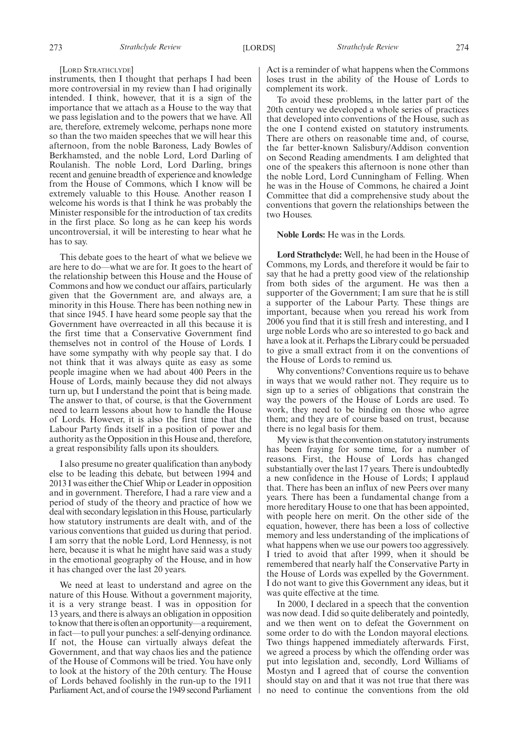[LORD STRATHCLYDE]

instruments, then I thought that perhaps I had been more controversial in my review than I had originally intended. I think, however, that it is a sign of the importance that we attach as a House to the way that we pass legislation and to the powers that we have. All are, therefore, extremely welcome, perhaps none more so than the two maiden speeches that we will hear this afternoon, from the noble Baroness, Lady Bowles of Berkhamsted, and the noble Lord, Lord Darling of Roulanish. The noble Lord, Lord Darling, brings recent and genuine breadth of experience and knowledge from the House of Commons, which I know will be extremely valuable to this House. Another reason I welcome his words is that I think he was probably the Minister responsible for the introduction of tax credits in the first place. So long as he can keep his words uncontroversial, it will be interesting to hear what he has to say.

This debate goes to the heart of what we believe we are here to do—what we are for. It goes to the heart of the relationship between this House and the House of Commons and how we conduct our affairs, particularly given that the Government are, and always are, a minority in this House. There has been nothing new in that since 1945. I have heard some people say that the Government have overreacted in all this because it is the first time that a Conservative Government find themselves not in control of the House of Lords. I have some sympathy with why people say that. I do not think that it was always quite as easy as some people imagine when we had about 400 Peers in the House of Lords, mainly because they did not always turn up, but I understand the point that is being made. The answer to that, of course, is that the Government need to learn lessons about how to handle the House of Lords. However, it is also the first time that the Labour Party finds itself in a position of power and authority as the Opposition in this House and, therefore, a great responsibility falls upon its shoulders.

I also presume no greater qualification than anybody else to be leading this debate, but between 1994 and 2013 I was either the Chief Whip or Leader in opposition and in government. Therefore, I had a rare view and a period of study of the theory and practice of how we deal with secondary legislation in this House, particularly how statutory instruments are dealt with, and of the various conventions that guided us during that period. I am sorry that the noble Lord, Lord Hennessy, is not here, because it is what he might have said was a study in the emotional geography of the House, and in how it has changed over the last 20 years.

We need at least to understand and agree on the nature of this House. Without a government majority, it is a very strange beast. I was in opposition for 13 years, and there is always an obligation in opposition to know that there is often an opportunity—a requirement, in fact—to pull your punches: a self-denying ordinance. If not, the House can virtually always defeat the Government, and that way chaos lies and the patience of the House of Commons will be tried. You have only to look at the history of the 20th century. The House of Lords behaved foolishly in the run-up to the 1911 Parliament Act, and of course the 1949 second Parliament Act is a reminder of what happens when the Commons loses trust in the ability of the House of Lords to complement its work.

To avoid these problems, in the latter part of the 20th century we developed a whole series of practices that developed into conventions of the House, such as the one I contend existed on statutory instruments. There are others on reasonable time and, of course, the far better-known Salisbury/Addison convention on Second Reading amendments. I am delighted that one of the speakers this afternoon is none other than the noble Lord, Lord Cunningham of Felling. When he was in the House of Commons, he chaired a Joint Committee that did a comprehensive study about the conventions that govern the relationships between the two Houses.

**Noble Lords:** He was in the Lords.

**Lord Strathclyde:** Well, he had been in the House of Commons, my Lords, and therefore it would be fair to say that he had a pretty good view of the relationship from both sides of the argument. He was then a supporter of the Government; I am sure that he is still a supporter of the Labour Party. These things are important, because when you reread his work from 2006 you find that it is still fresh and interesting, and I urge noble Lords who are so interested to go back and have a look at it. Perhaps the Library could be persuaded to give a small extract from it on the conventions of the House of Lords to remind us.

Why conventions? Conventions require us to behave in ways that we would rather not. They require us to sign up to a series of obligations that constrain the way the powers of the House of Lords are used. To work, they need to be binding on those who agree them; and they are of course based on trust, because there is no legal basis for them.

My view is that the convention on statutory instruments has been fraying for some time, for a number of reasons. First, the House of Lords has changed substantially over the last 17 years. There is undoubtedly a new confidence in the House of Lords; I applaud that. There has been an influx of new Peers over many years. There has been a fundamental change from a more hereditary House to one that has been appointed, with people here on merit. On the other side of the equation, however, there has been a loss of collective memory and less understanding of the implications of what happens when we use our powers too aggressively. I tried to avoid that after 1999, when it should be remembered that nearly half the Conservative Party in the House of Lords was expelled by the Government. I do not want to give this Government any ideas, but it was quite effective at the time.

In 2000, I declared in a speech that the convention was now dead. I did so quite deliberately and pointedly, and we then went on to defeat the Government on some order to do with the London mayoral elections. Two things happened immediately afterwards. First, we agreed a process by which the offending order was put into legislation and, secondly, Lord Williams of Mostyn and I agreed that of course the convention should stay on and that it was not true that there was no need to continue the conventions from the old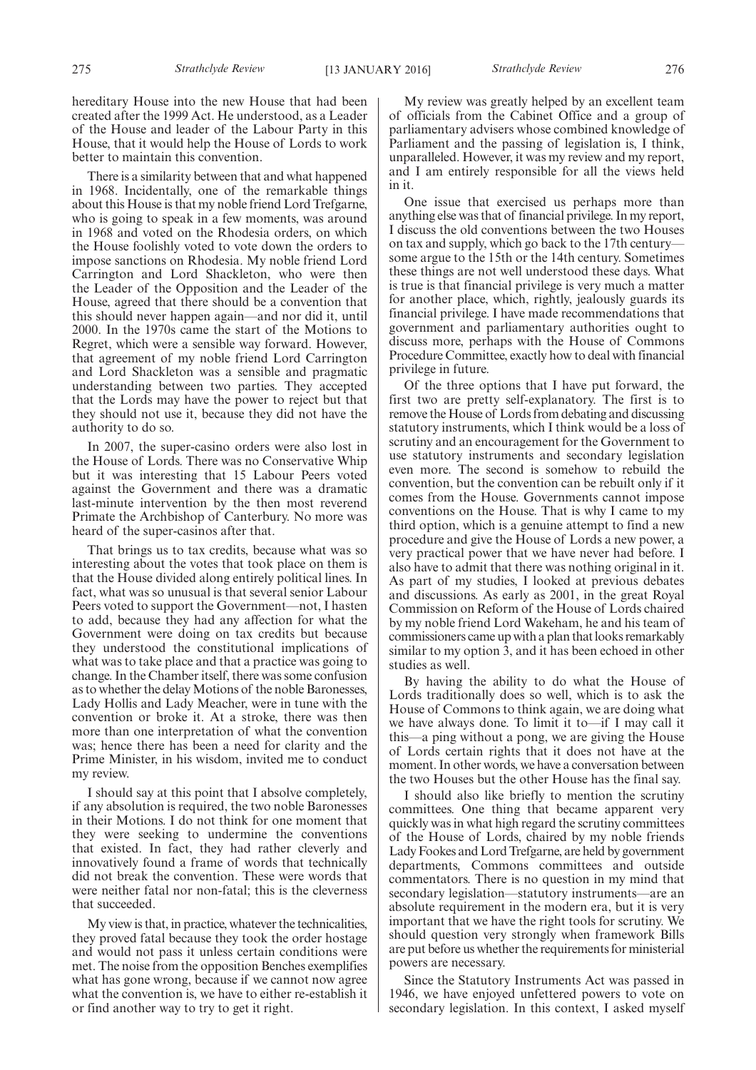hereditary House into the new House that had been created after the 1999 Act. He understood, as a Leader of the House and leader of the Labour Party in this House, that it would help the House of Lords to work better to maintain this convention.

There is a similarity between that and what happened in 1968. Incidentally, one of the remarkable things about this House is that my noble friend Lord Trefgarne, who is going to speak in a few moments, was around in 1968 and voted on the Rhodesia orders, on which the House foolishly voted to vote down the orders to impose sanctions on Rhodesia. My noble friend Lord Carrington and Lord Shackleton, who were then the Leader of the Opposition and the Leader of the House, agreed that there should be a convention that this should never happen again—and nor did it, until 2000. In the 1970s came the start of the Motions to Regret, which were a sensible way forward. However, that agreement of my noble friend Lord Carrington and Lord Shackleton was a sensible and pragmatic understanding between two parties. They accepted that the Lords may have the power to reject but that they should not use it, because they did not have the authority to do so.

In 2007, the super-casino orders were also lost in the House of Lords. There was no Conservative Whip but it was interesting that 15 Labour Peers voted against the Government and there was a dramatic last-minute intervention by the then most reverend Primate the Archbishop of Canterbury. No more was heard of the super-casinos after that.

That brings us to tax credits, because what was so interesting about the votes that took place on them is that the House divided along entirely political lines. In fact, what was so unusual is that several senior Labour Peers voted to support the Government—not, I hasten to add, because they had any affection for what the Government were doing on tax credits but because they understood the constitutional implications of what was to take place and that a practice was going to change. In the Chamber itself, there was some confusion as to whether the delay Motions of the noble Baronesses, Lady Hollis and Lady Meacher, were in tune with the convention or broke it. At a stroke, there was then more than one interpretation of what the convention was; hence there has been a need for clarity and the Prime Minister, in his wisdom, invited me to conduct my review.

I should say at this point that I absolve completely, if any absolution is required, the two noble Baronesses in their Motions. I do not think for one moment that they were seeking to undermine the conventions that existed. In fact, they had rather cleverly and innovatively found a frame of words that technically did not break the convention. These were words that were neither fatal nor non-fatal; this is the cleverness that succeeded.

My view is that, in practice, whatever the technicalities, they proved fatal because they took the order hostage and would not pass it unless certain conditions were met. The noise from the opposition Benches exemplifies what has gone wrong, because if we cannot now agree what the convention is, we have to either re-establish it or find another way to try to get it right.

My review was greatly helped by an excellent team of officials from the Cabinet Office and a group of parliamentary advisers whose combined knowledge of Parliament and the passing of legislation is, I think, unparalleled. However, it was my review and my report, and I am entirely responsible for all the views held in it.

One issue that exercised us perhaps more than anything else was that of financial privilege. In my report, I discuss the old conventions between the two Houses on tax and supply, which go back to the 17th century—some argue to the 15th or the 14th century. Sometimes these things are not well understood these days. What is true is that financial privilege is very much a matter for another place, which, rightly, jealously guards its financial privilege. I have made recommendations that government and parliamentary authorities ought to discuss more, perhaps with the House of Commons Procedure Committee, exactly how to deal with financial privilege in future.

Of the three options that I have put forward, the first two are pretty self-explanatory. The first is to remove the House of Lords from debating and discussing statutory instruments, which I think would be a loss of scrutiny and an encouragement for the Government to use statutory instruments and secondary legislation even more. The second is somehow to rebuild the convention, but the convention can be rebuilt only if it comes from the House. Governments cannot impose conventions on the House. That is why I came to my third option, which is a genuine attempt to find a new procedure and give the House of Lords a new power, a very practical power that we have never had before. I also have to admit that there was nothing original in it. As part of my studies, I looked at previous debates and discussions. As early as 2001, in the great Royal Commission on Reform of the House of Lords chaired by my noble friend Lord Wakeham, he and his team of commissioners came up with a plan that looks remarkably similar to my option 3, and it has been echoed in other studies as well.

By having the ability to do what the House of Lords traditionally does so well, which is to ask the House of Commons to think again, we are doing what we have always done. To limit it to—if I may call it this—a ping without a pong, we are giving the House of Lords certain rights that it does not have at the moment. In other words, we have a conversation between the two Houses but the other House has the final say.

I should also like briefly to mention the scrutiny committees. One thing that became apparent very quickly was in what high regard the scrutiny committees of the House of Lords, chaired by my noble friends Lady Fookes and Lord Trefgarne, are held by government departments, Commons committees and outside commentators. There is no question in my mind that secondary legislation—statutory instruments—are an absolute requirement in the modern era, but it is very important that we have the right tools for scrutiny. We should question very strongly when framework Bills are put before us whether the requirements for ministerial powers are necessary.

Since the Statutory Instruments Act was passed in 1946, we have enjoyed unfettered powers to vote on secondary legislation. In this context, I asked myself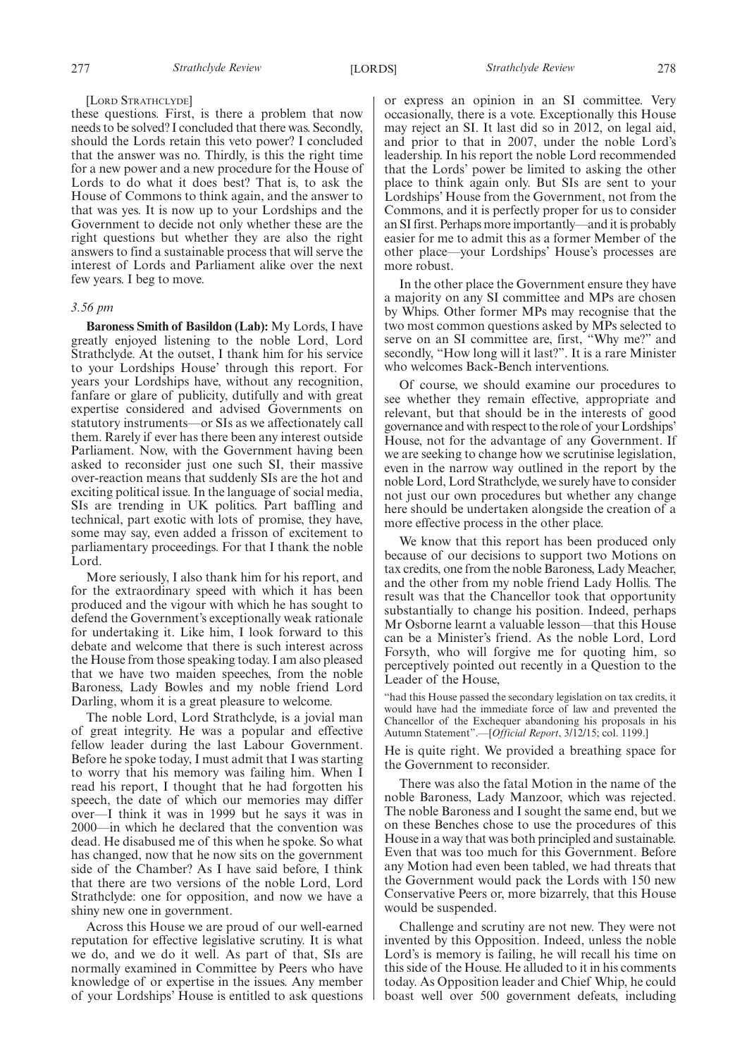[LORD STRATHCLYDE]

these questions. First, is there a problem that now needs to be solved? I concluded that there was. Secondly, should the Lords retain this veto power? I concluded that the answer was no. Thirdly, is this the right time for a new power and a new procedure for the House of Lords to do what it does best? That is, to ask the House of Commons to think again, and the answer to that was yes. It is now up to your Lordships and the Government to decide not only whether these are the right questions but whether they are also the right answers to find a sustainable process that will serve the interest of Lords and Parliament alike over the next few years. I beg to move.

*3.56 pm*

**Baroness Smith of Basildon (Lab):** My Lords, I have greatly enjoyed listening to the noble Lord, Lord Strathclyde. At the outset, I thank him for his service to your Lordships House' through this report. For years your Lordships have, without any recognition, fanfare or glare of publicity, dutifully and with great expertise considered and advised Governments on statutory instruments—or SIs as we affectionately call them. Rarely if ever has there been any interest outside Parliament. Now, with the Government having been asked to reconsider just one such SI, their massive over-reaction means that suddenly SIs are the hot and exciting political issue. In the language of social media, SIs are trending in UK politics. Part baffling and technical, part exotic with lots of promise, they have, some may say, even added a frisson of excitement to parliamentary proceedings. For that I thank the noble Lord.

More seriously, I also thank him for his report, and for the extraordinary speed with which it has been produced and the vigour with which he has sought to defend the Government's exceptionally weak rationale for undertaking it. Like him, I look forward to this debate and welcome that there is such interest across the House from those speaking today. I am also pleased that we have two maiden speeches, from the noble Baroness, Lady Bowles and my noble friend Lord Darling, whom it is a great pleasure to welcome.

The noble Lord, Lord Strathclyde, is a jovial man of great integrity. He was a popular and effective fellow leader during the last Labour Government. Before he spoke today, I must admit that I was starting to worry that his memory was failing him. When I read his report, I thought that he had forgotten his speech, the date of which our memories may differ over—I think it was in 1999 but he says it was in 2000—in which he declared that the convention was dead. He disabused me of this when he spoke. So what has changed, now that he now sits on the government side of the Chamber? As I have said before, I think that there are two versions of the noble Lord, Lord Strathclyde: one for opposition, and now we have a shiny new one in government.

Across this House we are proud of our well-earned reputation for effective legislative scrutiny. It is what we do, and we do it well. As part of that, SIs are normally examined in Committee by Peers who have knowledge of or expertise in the issues. Any member of your Lordships' House is entitled to ask questions or express an opinion in an SI committee. Very occasionally, there is a vote. Exceptionally this House may reject an SI. It last did so in 2012, on legal aid, and prior to that in 2007, under the noble Lord's leadership. In his report the noble Lord recommended that the Lords' power be limited to asking the other place to think again only. But SIs are sent to your Lordships' House from the Government, not from the Commons, and it is perfectly proper for us to consider an SI first. Perhaps more importantly—and it is probably easier for me to admit this as a former Member of the other place—your Lordships' House's processes are more robust.

In the other place the Government ensure they have a majority on any SI committee and MPs are chosen by Whips. Other former MPs may recognise that the two most common questions asked by MPs selected to serve on an SI committee are, first, "Why me?" and secondly, "How long will it last?". It is a rare Minister who welcomes Back-Bench interventions.

Of course, we should examine our procedures to see whether they remain effective, appropriate and relevant, but that should be in the interests of good governance and with respect to the role of your Lordships' House, not for the advantage of any Government. If we are seeking to change how we scrutinise legislation, even in the narrow way outlined in the report by the noble Lord, Lord Strathclyde, we surely have to consider not just our own procedures but whether any change here should be undertaken alongside the creation of a more effective process in the other place.

We know that this report has been produced only because of our decisions to support two Motions on tax credits, one from the noble Baroness, Lady Meacher, and the other from my noble friend Lady Hollis. The result was that the Chancellor took that opportunity substantially to change his position. Indeed, perhaps Mr Osborne learnt a valuable lesson—that this House can be a Minister's friend. As the noble Lord, Lord Forsyth, who will forgive me for quoting him, so perceptively pointed out recently in a Question to the Leader of the House,

"had this House passed the secondary legislation on tax credits, it would have had the immediate force of law and prevented the Chancellor of the Exchequer abandoning his proposals in his Autumn Statement".—[*Official Report*, 3/12/15; col. 1199.]

He is quite right. We provided a breathing space for the Government to reconsider.

There was also the fatal Motion in the name of the noble Baroness, Lady Manzoor, which was rejected. The noble Baroness and I sought the same end, but we on these Benches chose to use the procedures of this House in a way that was both principled and sustainable. Even that was too much for this Government. Before any Motion had even been tabled, we had threats that the Government would pack the Lords with 150 new Conservative Peers or, more bizarrely, that this House would be suspended.

Challenge and scrutiny are not new. They were not invented by this Opposition. Indeed, unless the noble Lord's memory is failing, he will recall his time on this side of the House. He alluded to it in his comments today. As Opposition leader and Chief Whip, he could boast well over 500 government defeats, including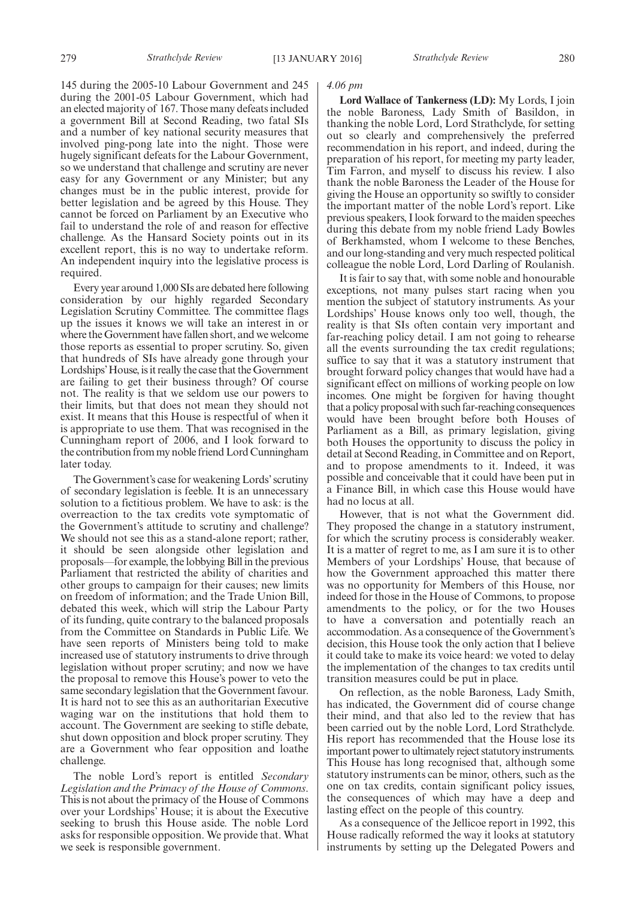145 during the 2005-10 Labour Government and 245 during the 2001-05 Labour Government, which had an elected majority of 167. Those many defeats included a government Bill at Second Reading, two fatal SIs and a number of key national security measures that involved ping-pong late into the night. Those were hugely significant defeats for the Labour Government, so we understand that challenge and scrutiny are never easy for any Government or any Minister; but any changes must be in the public interest, provide for better legislation and be agreed by this House. They cannot be forced on Parliament by an Executive who fail to understand the role of and reason for effective challenge. As the Hansard Society points out in its excellent report, this is no way to undertake reform. An independent inquiry into the legislative process is required.

Every year around 1,000 SIs are debated here following consideration by our highly regarded Secondary Legislation Scrutiny Committee. The committee flags up the issues it knows we will take an interest in or where the Government have fallen short, and we welcome those reports as essential to proper scrutiny. So, given that hundreds of SIs have already gone through your Lordships' House, is it really the case that the Government are failing to get their business through? Of course not. The reality is that we seldom use our powers to their limits, but that does not mean they should not exist. It means that this House is respectful of when it is appropriate to use them. That was recognised in the Cunningham report of 2006, and I look forward to the contribution from my noble friend Lord Cunningham later today.

The Government's case for weakening Lords' scrutiny of secondary legislation is feeble. It is an unnecessary solution to a fictitious problem. We have to ask: is the overreaction to the tax credits vote symptomatic of the Government's attitude to scrutiny and challenge? We should not see this as a stand-alone report; rather, it should be seen alongside other legislation and proposals—for example, the lobbying Bill in the previous Parliament that restricted the ability of charities and other groups to campaign for their causes; new limits on freedom of information; and the Trade Union Bill, debated this week, which will strip the Labour Party of its funding, quite contrary to the balanced proposals from the Committee on Standards in Public Life. We have seen reports of Ministers being told to make increased use of statutory instruments to drive through legislation without proper scrutiny; and now we have the proposal to remove this House's power to veto the same secondary legislation that the Government favour. It is hard not to see this as an authoritarian Executive waging war on the institutions that hold them to account. The Government are seeking to stifle debate, shut down opposition and block proper scrutiny. They are a Government who fear opposition and loathe challenge.

The noble Lord's report is entitled *Secondary Legislation and the Primacy of the House of Commons*. This is not about the primacy of the House of Commons over your Lordships' House; it is about the Executive seeking to brush this House aside. The noble Lord asks for responsible opposition. We provide that. What we seek is responsible government.

*4.06 pm*

**Lord Wallace of Tankerness (LD):** My Lords, I join the noble Baroness, Lady Smith of Basildon, in thanking the noble Lord, Lord Strathclyde, for setting out so clearly and comprehensively the preferred recommendation in his report, and indeed, during the preparation of his report, for meeting my party leader, Tim Farron, and myself to discuss his review. I also thank the noble Baroness the Leader of the House for giving the House an opportunity so swiftly to consider the important matter of the noble Lord's report. Like previous speakers, I look forward to the maiden speeches during this debate from my noble friend Lady Bowles of Berkhamsted, whom I welcome to these Benches, and our long-standing and very much respected political colleague the noble Lord, Lord Darling of Roulanish.

It is fair to say that, with some noble and honourable exceptions, not many pulses start racing when you mention the subject of statutory instruments. As your Lordships' House knows only too well, though, the reality is that SIs often contain very important and far-reaching policy detail. I am not going to rehearse all the events surrounding the tax credit regulations; suffice to say that it was a statutory instrument that brought forward policy changes that would have had a significant effect on millions of working people on low incomes. One might be forgiven for having thought that a policy proposal with such far-reaching consequences would have been brought before both Houses of Parliament as a Bill, as primary legislation, giving both Houses the opportunity to discuss the policy in detail at Second Reading, in Committee and on Report, and to propose amendments to it. Indeed, it was possible and conceivable that it could have been put in a Finance Bill, in which case this House would have had no locus at all.

However, that is not what the Government did. They proposed the change in a statutory instrument, for which the scrutiny process is considerably weaker. It is a matter of regret to me, as I am sure it is to other Members of your Lordships' House, that because of how the Government approached this matter there was no opportunity for Members of this House, nor indeed for those in the House of Commons, to propose amendments to the policy, or for the two Houses to have a conversation and potentially reach an accommodation. As a consequence of the Government's decision, this House took the only action that I believe it could take to make its voice heard: we voted to delay the implementation of the changes to tax credits until transition measures could be put in place.

On reflection, as the noble Baroness, Lady Smith, has indicated, the Government did of course change their mind, and that also led to the review that has been carried out by the noble Lord, Lord Strathclyde. His report has recommended that the House lose its important power to ultimately reject statutory instruments. This House has long recognised that, although some statutory instruments can be minor, others, such as the one on tax credits, contain significant policy issues, the consequences of which may have a deep and lasting effect on the people of this country.

As a consequence of the Jellicoe report in 1992, this House radically reformed the way it looks at statutory instruments by setting up the Delegated Powers and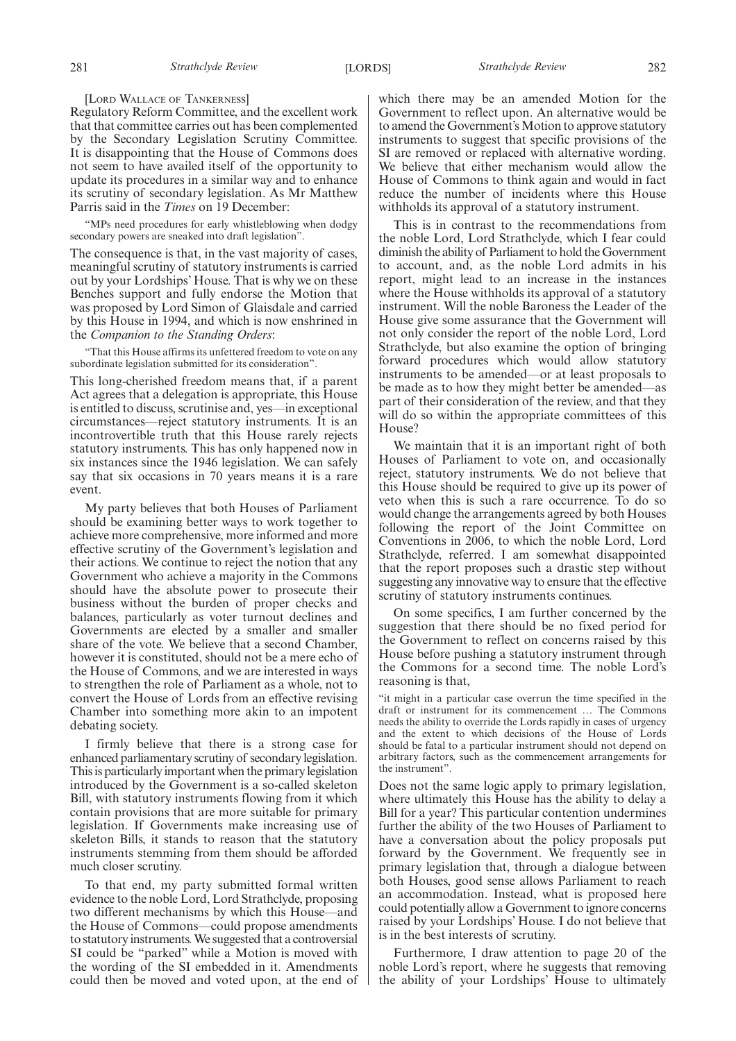[LORD WALLACE OF TANKERNESS]

Regulatory Reform Committee, and the excellent work that that committee carries out has been complemented by the Secondary Legislation Scrutiny Committee. It is disappointing that the House of Commons does not seem to have availed itself of the opportunity to update its procedures in a similar way and to enhance its scrutiny of secondary legislation. As Mr Matthew Parris said in the *Times* on 19 December:

> "MPs need procedures for early whistleblowing when dodgy secondary powers are sneaked into draft legislation".

The consequence is that, in the vast majority of cases, meaningful scrutiny of statutory instruments is carried out by your Lordships' House. That is why we on these Benches support and fully endorse the Motion that was proposed by Lord Simon of Glaisdale and carried by this House in 1994, and which is now enshrined in the *Companion to the Standing Orders*:

> "That this House affirms its unfettered freedom to vote on any subordinate legislation submitted for its consideration".

This long-cherished freedom means that, if a parent Act agrees that a delegation is appropriate, this House is entitled to discuss, scrutinise and, yes—in exceptional circumstances—reject statutory instruments. It is an incontrovertible truth that this House rarely rejects statutory instruments. This has only happened now in six instances since the 1946 legislation. We can safely say that six occasions in 70 years means it is a rare event.

My party believes that both Houses of Parliament should be examining better ways to work together to achieve more comprehensive, more informed and more effective scrutiny of the Government's legislation and their actions. We continue to reject the notion that any Government who achieve a majority in the Commons should have the absolute power to prosecute their business without the burden of proper checks and balances, particularly as voter turnout declines and Governments are elected by a smaller and smaller share of the vote. We believe that a second Chamber, however it is constituted, should not be a mere echo of the House of Commons, and we are interested in ways to strengthen the role of Parliament as a whole, not to convert the House of Lords from an effective revising Chamber into something more akin to an impotent debating society.

I firmly believe that there is a strong case for enhanced parliamentary scrutiny of secondary legislation. This is particularly important when the primary legislation introduced by the Government is a so-called skeleton Bill, with statutory instruments flowing from it which contain provisions that are more suitable for primary legislation. If Governments make increasing use of skeleton Bills, it stands to reason that the statutory instruments stemming from them should be afforded much closer scrutiny.

To that end, my party submitted formal written evidence to the noble Lord, Lord Strathclyde, proposing two different mechanisms by which this House—and the House of Commons—could propose amendments to statutory instruments. We suggested that a controversial SI could be "parked" while a Motion is moved with the wording of the SI embedded in it. Amendments could then be moved and voted upon, at the end of which there may be an amended Motion for the Government to reflect upon. An alternative would be to amend the Government's Motion to approve statutory instruments to suggest that specific provisions of the SI are removed or replaced with alternative wording. We believe that either mechanism would allow the House of Commons to think again and would in fact reduce the number of incidents where this House withholds its approval of a statutory instrument.

This is in contrast to the recommendations from the noble Lord, Lord Strathclyde, which I fear could diminish the ability of Parliament to hold the Government to account, and, as the noble Lord admits in his report, might lead to an increase in the instances where the House withholds its approval of a statutory instrument. Will the noble Baroness the Leader of the House give some assurance that the Government will not only consider the report of the noble Lord, Lord Strathclyde, but also examine the option of bringing forward procedures which would allow statutory instruments to be amended—or at least proposals to be made as to how they might better be amended—as part of their consideration of the review, and that they will do so within the appropriate committees of this House?

We maintain that it is an important right of both Houses of Parliament to vote on, and occasionally reject, statutory instruments. We do not believe that this House should be required to give up its power of veto when this is such a rare occurrence. To do so would change the arrangements agreed by both Houses following the report of the Joint Committee on Conventions in 2006, to which the noble Lord, Lord Strathclyde, referred. I am somewhat disappointed that the report proposes such a drastic step without suggesting any innovative way to ensure that the effective scrutiny of statutory instruments continues.

On some specifics, I am further concerned by the suggestion that there should be no fixed period for the Government to reflect on concerns raised by this House before pushing a statutory instrument through the Commons for a second time. The noble Lord's reasoning is that,

> "it might in a particular case overrun the time specified in the draft or instrument for its commencement … The Commons needs the ability to override the Lords rapidly in cases of urgency and the extent to which decisions of the House of Lords should be fatal to a particular instrument should not depend on arbitrary factors, such as the commencement arrangements for the instrument".

Does not the same logic apply to primary legislation, where ultimately this House has the ability to delay a Bill for a year? This particular contention undermines further the ability of the two Houses of Parliament to have a conversation about the policy proposals put forward by the Government. We frequently see in primary legislation that, through a dialogue between both Houses, good sense allows Parliament to reach an accommodation. Instead, what is proposed here could potentially allow a Government to ignore concerns raised by your Lordships' House. I do not believe that is in the best interests of scrutiny.

Furthermore, I draw attention to page 20 of the noble Lord's report, where he suggests that removing the ability of your Lordships' House to ultimately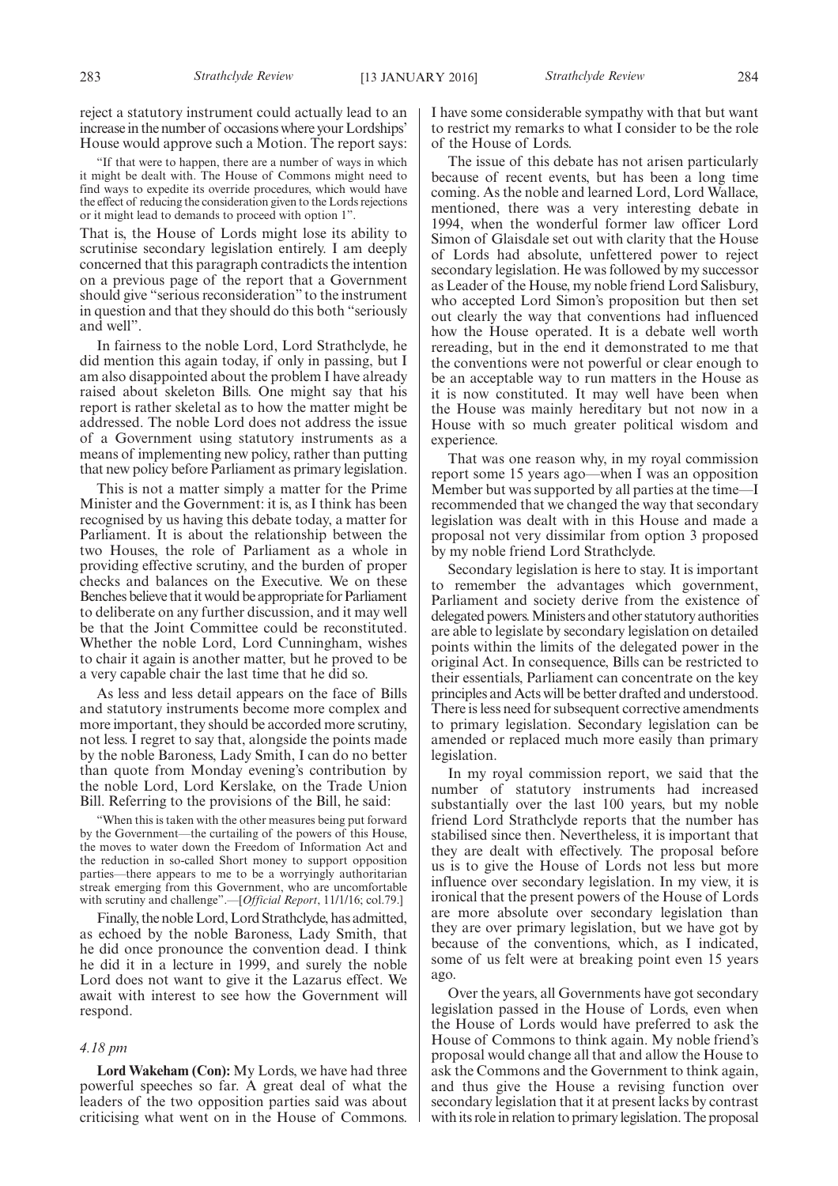reject a statutory instrument could actually lead to an increase in the number of occasions where your Lordships' House would approve such a Motion. The report says:

"If that were to happen, there are a number of ways in which it might be dealt with. The House of Commons might need to find ways to expedite its override procedures, which would have the effect of reducing the consideration given to the Lords rejections or it might lead to demands to proceed with option 1".

That is, the House of Lords might lose its ability to scrutinise secondary legislation entirely. I am deeply concerned that this paragraph contradicts the intention on a previous page of the report that a Government should give "serious reconsideration" to the instrument in question and that they should do this both "seriously and well".

In fairness to the noble Lord, Lord Strathclyde, he did mention this again today, if only in passing, but I am also disappointed about the problem I have already raised about skeleton Bills. One might say that his report is rather skeletal as to how the matter might be addressed. The noble Lord does not address the issue of a Government using statutory instruments as a means of implementing new policy, rather than putting that new policy before Parliament as primary legislation.

This is not a matter simply a matter for the Prime Minister and the Government: it is, as I think has been recognised by us having this debate today, a matter for Parliament. It is about the relationship between the two Houses, the role of Parliament as a whole in providing effective scrutiny, and the burden of proper checks and balances on the Executive. We on these Benches believe that it would be appropriate for Parliament to deliberate on any further discussion, and it may well be that the Joint Committee could be reconstituted. Whether the noble Lord, Lord Cunningham, wishes to chair it again is another matter, but he proved to be a very capable chair the last time that he did so.

As less and less detail appears on the face of Bills and statutory instruments become more complex and more important, they should be accorded more scrutiny, not less. I regret to say that, alongside the points made by the noble Baroness, Lady Smith, I can do no better than quote from Monday evening's contribution by the noble Lord, Lord Kerslake, on the Trade Union Bill. Referring to the provisions of the Bill, he said:

"When this is taken with the other measures being put forward by the Government—the curtailing of the powers of this House, the moves to water down the Freedom of Information Act and the reduction in so-called Short money to support opposition parties—there appears to me to be a worryingly authoritarian streak emerging from this Government, who are uncomfortable with scrutiny and challenge".—[*Official Report*, 11/1/16; col.79.]

Finally, the noble Lord, Lord Strathclyde, has admitted, as echoed by the noble Baroness, Lady Smith, that he did once pronounce the convention dead. I think he did it in a lecture in 1999, and surely the noble Lord does not want to give it the Lazarus effect. We await with interest to see how the Government will respond.

*4.18 pm*

**Lord Wakeham (Con):** My Lords, we have had three powerful speeches so far. A great deal of what the leaders of the two opposition parties said was about criticising what went on in the House of Commons. I have some considerable sympathy with that but want to restrict my remarks to what I consider to be the role of the House of Lords.

The issue of this debate has not arisen particularly because of recent events, but has been a long time coming. As the noble and learned Lord, Lord Wallace, mentioned, there was a very interesting debate in 1994, when the wonderful former law officer Lord Simon of Glaisdale set out with clarity that the House of Lords had absolute, unfettered power to reject secondary legislation. He was followed by my successor as Leader of the House, my noble friend Lord Salisbury, who accepted Lord Simon's proposition but then set out clearly the way that conventions had influenced how the House operated. It is a debate well worth rereading, but in the end it demonstrated to me that the conventions were not powerful or clear enough to be an acceptable way to run matters in the House as it is now constituted. It may well have been when the House was mainly hereditary but not now in a House with so much greater political wisdom and experience.

That was one reason why, in my royal commission report some 15 years ago—when I was an opposition Member but was supported by all parties at the time—I recommended that we changed the way that secondary legislation was dealt with in this House and made a proposal not very dissimilar from option 3 proposed by my noble friend Lord Strathclyde.

Secondary legislation is here to stay. It is important to remember the advantages which government, Parliament and society derive from the existence of delegated powers. Ministers and other statutory authorities are able to legislate by secondary legislation on detailed points within the limits of the delegated power in the original Act. In consequence, Bills can be restricted to their essentials, Parliament can concentrate on the key principles and Acts will be better drafted and understood. There is less need for subsequent corrective amendments to primary legislation. Secondary legislation can be amended or replaced much more easily than primary legislation.

In my royal commission report, we said that the number of statutory instruments had increased substantially over the last 100 years, but my noble friend Lord Strathclyde reports that the number has stabilised since then. Nevertheless, it is important that they are dealt with effectively. The proposal before us is to give the House of Lords not less but more influence over secondary legislation. In my view, it is ironical that the present powers of the House of Lords are more absolute over secondary legislation than they are over primary legislation, but we have got by because of the conventions, which, as I indicated, some of us felt were at breaking point even 15 years ago.

Over the years, all Governments have got secondary legislation passed in the House of Lords, even when the House of Lords would have preferred to ask the House of Commons to think again. My noble friend's proposal would change all that and allow the House to ask the Commons and the Government to think again, and thus give the House a revising function over secondary legislation that it at present lacks by contrast with its role in relation to primary legislation. The proposal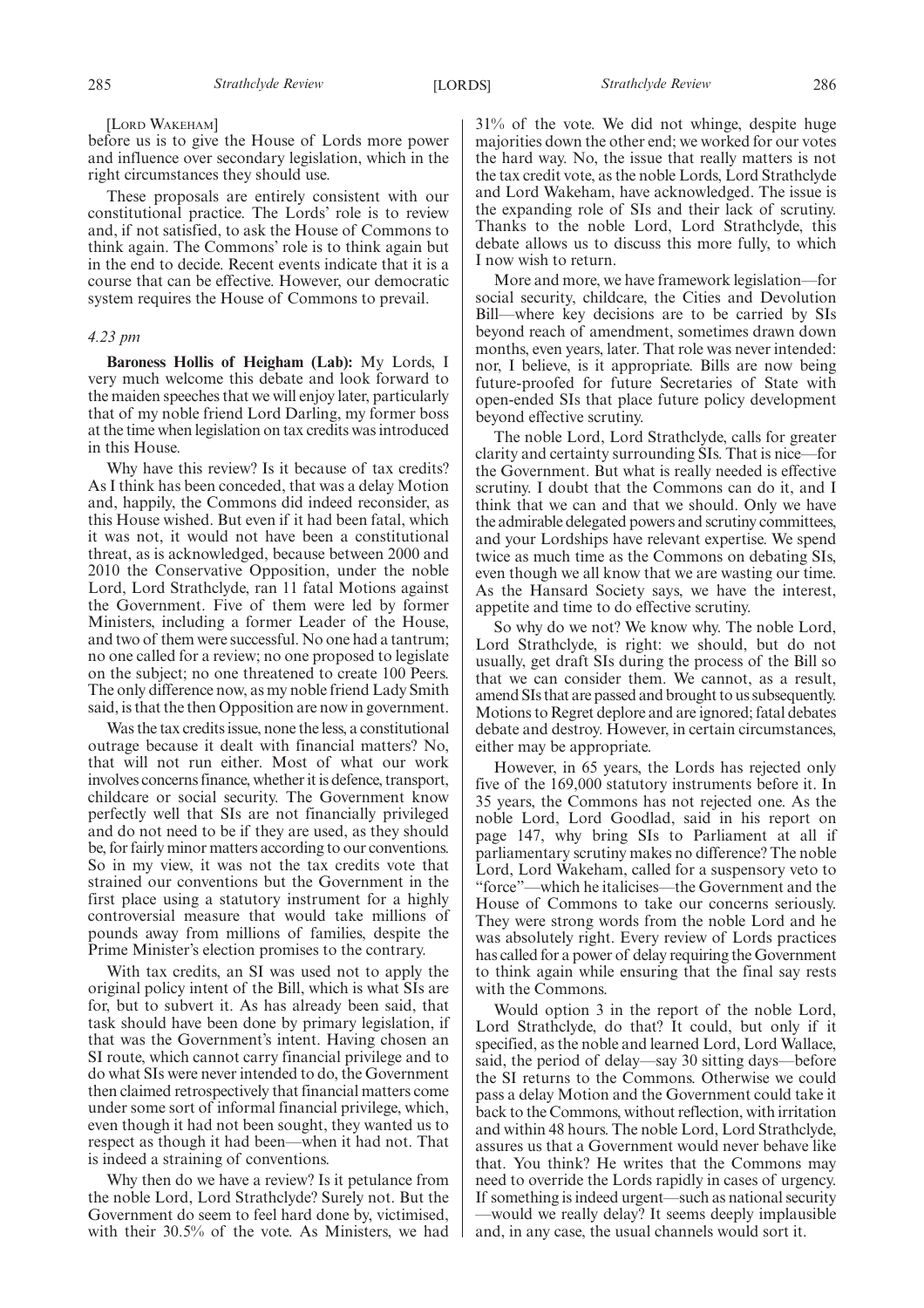[Lord Wakeham]

before us is to give the House of Lords more power and influence over secondary legislation, which in the right circumstances they should use.

These proposals are entirely consistent with our constitutional practice. The Lords' role is to review and, if not satisfied, to ask the House of Commons to think again. The Commons' role is to think again but in the end to decide. Recent events indicate that it is a course that can be effective. However, our democratic system requires the House of Commons to prevail.

*4.23 pm*

**Baroness Hollis of Heigham (Lab):** My Lords, I very much welcome this debate and look forward to the maiden speeches that we will enjoy later, particularly that of my noble friend Lord Darling, my former boss at the time when legislation on tax credits was introduced in this House.

Why have this review? Is it because of tax credits? As I think has been conceded, that was a delay Motion and, happily, the Commons did indeed reconsider, as this House wished. But even if it had been fatal, which it was not, it would not have been a constitutional threat, as is acknowledged, because between 2000 and 2010 the Conservative Opposition, under the noble Lord, Lord Strathclyde, ran 11 fatal Motions against the Government. Five of them were led by former Ministers, including a former Leader of the House, and two of them were successful. No one had a tantrum; no one called for a review; no one proposed to legislate on the subject; no one threatened to create 100 Peers. The only difference now, as my noble friend Lady Smith said, is that the then Opposition are now in government.

Was the tax credits issue, none the less, a constitutional outrage because it dealt with financial matters? No, that will not run either. Most of what our work involves concerns finance, whether it is defence, transport, childcare or social security. The Government know perfectly well that SIs are not financially privileged and do not need to be if they are used, as they should be, for fairly minor matters according to our conventions. So in my view, it was not the tax credits vote that strained our conventions but the Government in the first place using a statutory instrument for a highly controversial measure that would take millions of pounds away from millions of families, despite the Prime Minister's election promises to the contrary.

With tax credits, an SI was used not to apply the original policy intent of the Bill, which is what SIs are for, but to subvert it. As has already been said, that task should have been done by primary legislation, if that was the Government's intent. Having chosen an SI route, which cannot carry financial privilege and to do what SIs were never intended to do, the Government then claimed retrospectively that financial matters come under some sort of informal financial privilege, which, even though it had not been sought, they wanted us to respect as though it had been—when it had not. That is indeed a straining of conventions.

Why then do we have a review? Is it petulance from the noble Lord, Lord Strathclyde? Surely not. But the Government do seem to feel hard done by, victimised, with their 30.5% of the vote. As Ministers, we had 31% of the vote. We did not whinge, despite huge majorities down the other end; we worked for our votes the hard way. No, the issue that really matters is not the tax credit vote, as the noble Lords, Lord Strathclyde and Lord Wakeham, have acknowledged. The issue is the expanding role of SIs and their lack of scrutiny. Thanks to the noble Lord, Lord Strathclyde, this debate allows us to discuss this more fully, to which I now wish to return.

More and more, we have framework legislation—for social security, childcare, the Cities and Devolution Bill—where key decisions are to be carried by SIs beyond reach of amendment, sometimes drawn down months, even years, later. That role was never intended: nor, I believe, is it appropriate. Bills are now being future-proofed for future Secretaries of State with open-ended SIs that place future policy development beyond effective scrutiny.

The noble Lord, Lord Strathclyde, calls for greater clarity and certainty surrounding SIs. That is nice—for the Government. But what is really needed is effective scrutiny. I doubt that the Commons can do it, and I think that we can and that we should. Only we have the admirable delegated powers and scrutiny committees, and your Lordships have relevant expertise. We spend twice as much time as the Commons on debating SIs, even though we all know that we are wasting our time. As the Hansard Society says, we have the interest, appetite and time to do effective scrutiny.

So why do we not? We know why. The noble Lord, Lord Strathclyde, is right: we should, but do not usually, get draft SIs during the process of the Bill so that we can consider them. We cannot, as a result, amend SIs that are passed and brought to us subsequently. Motions to Regret deplore and are ignored; fatal debates debate and destroy. However, in certain circumstances, either may be appropriate.

However, in 65 years, the Lords has rejected only five of the 169,000 statutory instruments before it. In 35 years, the Commons has not rejected one. As the noble Lord, Lord Goodlad, said in his report on page 147, why bring SIs to Parliament at all if parliamentary scrutiny makes no difference? The noble Lord, Lord Wakeham, called for a suspensory veto to "force"—which he italicises—the Government and the House of Commons to take our concerns seriously. They were strong words from the noble Lord and he was absolutely right. Every review of Lords practices has called for a power of delay requiring the Government to think again while ensuring that the final say rests with the Commons.

Would option 3 in the report of the noble Lord, Lord Strathclyde, do that? It could, but only if it specified, as the noble and learned Lord, Lord Wallace, said, the period of delay—say 30 sitting days—before the SI returns to the Commons. Otherwise we could pass a delay Motion and the Government could take it back to the Commons, without reflection, with irritation and within 48 hours. The noble Lord, Lord Strathclyde, assures us that a Government would never behave like that. You think? He writes that the Commons may need to override the Lords rapidly in cases of urgency. If something is indeed urgent—such as national security—would we really delay? It seems deeply implausible and, in any case, the usual channels would sort it.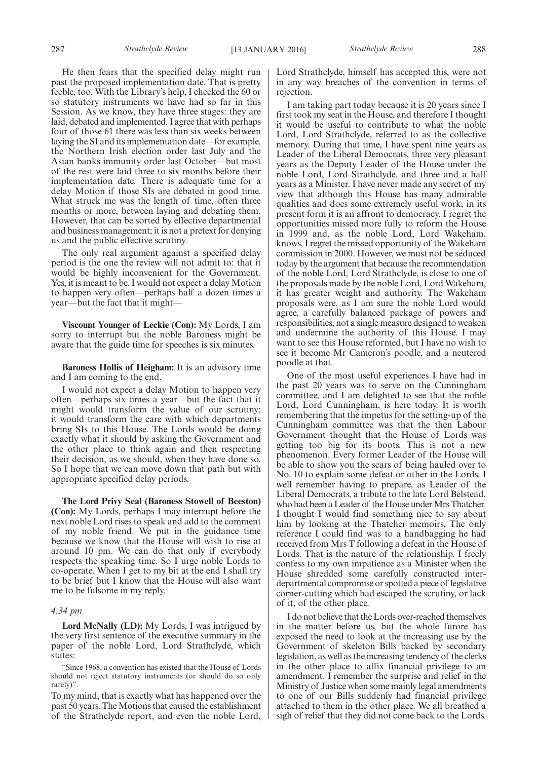He then fears that the specified delay might run past the proposed implementation date. That is pretty feeble, too. With the Library's help, I checked the 60 or so statutory instruments we have had so far in this Session. As we know, they have three stages: they are laid, debated and implemented. I agree that with perhaps four of those 61 there was less than six weeks between laying the SI and its implementation date—for example, the Northern Irish election order last July and the Asian banks immunity order last October—but most of the rest were laid three to six months before their implementation date. There is adequate time for a delay Motion if those SIs are debated in good time. What struck me was the length of time, often three months or more, between laying and debating them. However, that can be sorted by effective departmental and business management; it is not a pretext for denying us and the public effective scrutiny.

The only real argument against a specified delay period is the one the review will not admit to: that it would be highly inconvenient for the Government. Yes, it is meant to be. I would not expect a delay Motion to happen very often—perhaps half a dozen times a year—but the fact that it might—

**Viscount Younger of Leckie (Con):** My Lords, I am sorry to interrupt but the noble Baroness might be aware that the guide time for speeches is six minutes.

**Baroness Hollis of Heigham:** It is an advisory time and I am coming to the end.

I would not expect a delay Motion to happen very often—perhaps six times a year—but the fact that it might would transform the value of our scrutiny; it would transform the care with which departments bring SIs to this House. The Lords would be doing exactly what it should by asking the Government and the other place to think again and then respecting their decision, as we should, when they have done so. So I hope that we can move down that path but with appropriate specified delay periods.

**The Lord Privy Seal (Baroness Stowell of Beeston) (Con):** My Lords, perhaps I may interrupt before the next noble Lord rises to speak and add to the comment of my noble friend. We put in the guidance time because we know that the House will wish to rise at around 10 pm. We can do that only if everybody respects the speaking time. So I urge noble Lords to co-operate. When I get to my bit at the end I shall try to be brief but I know that the House will also want me to be fulsome in my reply.

*4.34 pm*

**Lord McNally (LD):** My Lords, I was intrigued by the very first sentence of the executive summary in the paper of the noble Lord, Lord Strathclyde, which states:

"Since 1968, a convention has existed that the House of Lords should not reject statutory instruments (or should do so only rarely)".

To my mind, that is exactly what has happened over the past 50 years. The Motions that caused the establishment of the Strathclyde report, and even the noble Lord, Lord Strathclyde, himself has accepted this, were not in any way breaches of the convention in terms of rejection.

I am taking part today because it is 20 years since I first took my seat in the House, and therefore I thought it would be useful to contribute to what the noble Lord, Lord Strathclyde, referred to as the collective memory. During that time, I have spent nine years as Leader of the Liberal Democrats, three very pleasant years as the Deputy Leader of the House under the noble Lord, Lord Strathclyde, and three and a half years as a Minister. I have never made any secret of my view that although this House has many admirable qualities and does some extremely useful work, in its present form it is an affront to democracy. I regret the opportunities missed more fully to reform the House in 1999 and, as the noble Lord, Lord Wakeham, knows, I regret the missed opportunity of the Wakeham commission in 2000. However, we must not be seduced today by the argument that because the recommendation of the noble Lord, Lord Strathclyde, is close to one of the proposals made by the noble Lord, Lord Wakeham, it has greater weight and authority. The Wakeham proposals were, as I am sure the noble Lord would agree, a carefully balanced package of powers and responsibilities, not a single measure designed to weaken and undermine the authority of this House. I may want to see this House reformed, but I have no wish to see it become Mr Cameron's poodle, and a neutered poodle at that.

One of the most useful experiences I have had in the past 20 years was to serve on the Cunningham committee, and I am delighted to see that the noble Lord, Lord Cunningham, is here today. It is worth remembering that the impetus for the setting-up of the Cunningham committee was that the then Labour Government thought that the House of Lords was getting too big for its boots. This is not a new phenomenon. Every former Leader of the House will be able to show you the scars of being hauled over to No. 10 to explain some defeat or other in the Lords. I well remember having to prepare, as Leader of the Liberal Democrats, a tribute to the late Lord Belstead, who had been a Leader of the House under Mrs Thatcher. I thought I would find something nice to say about him by looking at the Thatcher memoirs. The only reference I could find was to a handbagging he had received from Mrs T following a defeat in the House of Lords. That is the nature of the relationship. I freely confess to my own impatience as a Minister when the House shredded some carefully constructed inter-departmental compromise or spotted a piece of legislative corner-cutting which had escaped the scrutiny, or lack of it, of the other place.

I do not believe that the Lords over-reached themselves in the matter before us, but the whole furore has exposed the need to look at the increasing use by the Government of skeleton Bills backed by secondary legislation, as well as the increasing tendency of the clerks in the other place to affix financial privilege to an amendment. I remember the surprise and relief in the Ministry of Justice when some mainly legal amendments to one of our Bills suddenly had financial privilege attached to them in the other place. We all breathed a sigh of relief that they did not come back to the Lords.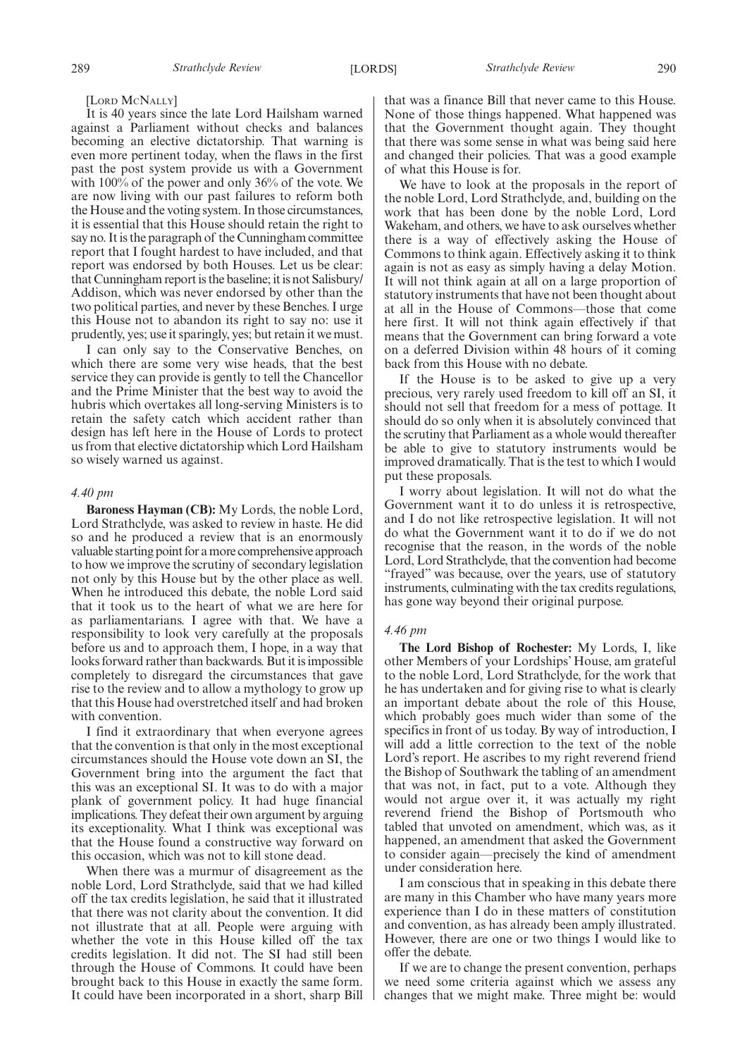[LORD MCNALLY]

It is 40 years since the late Lord Hailsham warned against a Parliament without checks and balances becoming an elective dictatorship. That warning is even more pertinent today, when the flaws in the first past the post system provide us with a Government with 100% of the power and only 36% of the vote. We are now living with our past failures to reform both the House and the voting system. In those circumstances, it is essential that this House should retain the right to say no. It is the paragraph of the Cunningham committee report that I fought hardest to have included, and that report was endorsed by both Houses. Let us be clear: that Cunningham report is the baseline; it is not Salisbury/Addison, which was never endorsed by other than the two political parties, and never by these Benches. I urge this House not to abandon its right to say no: use it prudently, yes; use it sparingly, yes; but retain it we must.

I can only say to the Conservative Benches, on which there are some very wise heads, that the best service they can provide is gently to tell the Chancellor and the Prime Minister that the best way to avoid the hubris which overtakes all long-serving Ministers is to retain the safety catch which accident rather than design has left here in the House of Lords to protect us from that elective dictatorship which Lord Hailsham so wisely warned us against.

*4.40 pm*

**Baroness Hayman (CB):** My Lords, the noble Lord, Lord Strathclyde, was asked to review in haste. He did so and he produced a review that is an enormously valuable starting point for a more comprehensive approach to how we improve the scrutiny of secondary legislation not only by this House but by the other place as well. When he introduced this debate, the noble Lord said that it took us to the heart of what we are here for as parliamentarians. I agree with that. We have a responsibility to look very carefully at the proposals before us and to approach them, I hope, in a way that looks forward rather than backwards. But it is impossible completely to disregard the circumstances that gave rise to the review and to allow a mythology to grow up that this House had overstretched itself and had broken with convention.

I find it extraordinary that when everyone agrees that the convention is that only in the most exceptional circumstances should the House vote down an SI, the Government bring into the argument the fact that this was an exceptional SI. It was to do with a major plank of government policy. It had huge financial implications. They defeat their own argument by arguing its exceptionality. What I think was exceptional was that the House found a constructive way forward on this occasion, which was not to kill stone dead.

When there was a murmur of disagreement as the noble Lord, Lord Strathclyde, said that we had killed off the tax credits legislation, he said that it illustrated that there was not clarity about the convention. It did not illustrate that at all. People were arguing with whether the vote in this House killed off the tax credits legislation. It did not. The SI had still been through the House of Commons. It could have been brought back to this House in exactly the same form. It could have been incorporated in a short, sharp Bill that was a finance Bill that never came to this House. None of those things happened. What happened was that the Government thought again. They thought that there was some sense in what was being said here and changed their policies. That was a good example of what this House is for.

We have to look at the proposals in the report of the noble Lord, Lord Strathclyde, and, building on the work that has been done by the noble Lord, Lord Wakeham, and others, we have to ask ourselves whether there is a way of effectively asking the House of Commons to think again. Effectively asking it to think again is not as easy as simply having a delay Motion. It will not think again at all on a large proportion of statutory instruments that have not been thought about at all in the House of Commons—those that come here first. It will not think again effectively if that means that the Government can bring forward a vote on a deferred Division within 48 hours of it coming back from this House with no debate.

If the House is to be asked to give up a very precious, very rarely used freedom to kill off an SI, it should not sell that freedom for a mess of pottage. It should do so only when it is absolutely convinced that the scrutiny that Parliament as a whole would thereafter be able to give to statutory instruments would be improved dramatically. That is the test to which I would put these proposals.

I worry about legislation. It will not do what the Government want it to do unless it is retrospective, and I do not like retrospective legislation. It will not do what the Government want it to do if we do not recognise that the reason, in the words of the noble Lord, Lord Strathclyde, that the convention had become "frayed" was because, over the years, use of statutory instruments, culminating with the tax credits regulations, has gone way beyond their original purpose.

*4.46 pm*

**The Lord Bishop of Rochester:** My Lords, I, like other Members of your Lordships' House, am grateful to the noble Lord, Lord Strathclyde, for the work that he has undertaken and for giving rise to what is clearly an important debate about the role of this House, which probably goes much wider than some of the specifics in front of us today. By way of introduction, I will add a little correction to the text of the noble Lord's report. He ascribes to my right reverend friend the Bishop of Southwark the tabling of an amendment that was not, in fact, put to a vote. Although they would not argue over it, it was actually my right reverend friend the Bishop of Portsmouth who tabled that unvoted on amendment, which was, as it happened, an amendment that asked the Government to consider again—precisely the kind of amendment under consideration here.

I am conscious that in speaking in this debate there are many in this Chamber who have many years more experience than I do in these matters of constitution and convention, as has already been amply illustrated. However, there are one or two things I would like to offer the debate.

If we are to change the present convention, perhaps we need some criteria against which we assess any changes that we might make. Three might be: would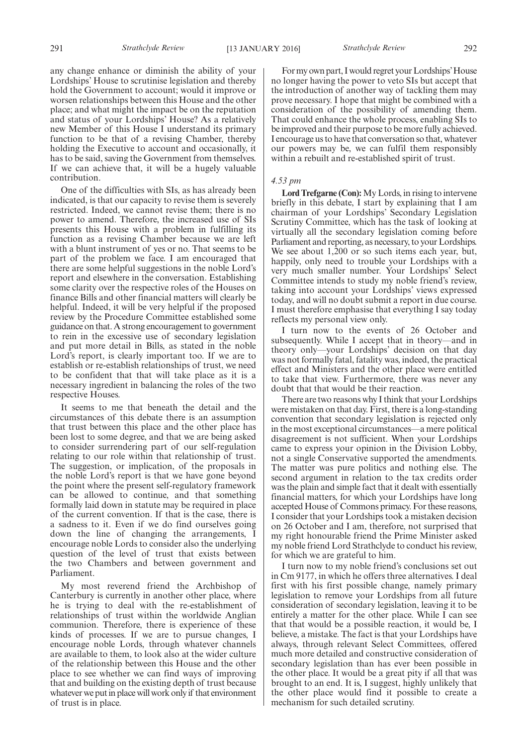any change enhance or diminish the ability of your Lordships' House to scrutinise legislation and thereby hold the Government to account; would it improve or worsen relationships between this House and the other place; and what might the impact be on the reputation and status of your Lordships' House? As a relatively new Member of this House I understand its primary function to be that of a revising Chamber, thereby holding the Executive to account and occasionally, it has to be said, saving the Government from themselves. If we can achieve that, it will be a hugely valuable contribution.

One of the difficulties with SIs, as has already been indicated, is that our capacity to revise them is severely restricted. Indeed, we cannot revise them; there is no power to amend. Therefore, the increased use of SIs presents this House with a problem in fulfilling its function as a revising Chamber because we are left with a blunt instrument of yes or no. That seems to be part of the problem we face. I am encouraged that there are some helpful suggestions in the noble Lord's report and elsewhere in the conversation. Establishing some clarity over the respective roles of the Houses on finance Bills and other financial matters will clearly be helpful. Indeed, it will be very helpful if the proposed review by the Procedure Committee established some guidance on that. A strong encouragement to government to rein in the excessive use of secondary legislation and put more detail in Bills, as stated in the noble Lord's report, is clearly important too. If we are to establish or re-establish relationships of trust, we need to be confident that that will take place as it is a necessary ingredient in balancing the roles of the two respective Houses.

It seems to me that beneath the detail and the circumstances of this debate there is an assumption that trust between this place and the other place has been lost to some degree, and that we are being asked to consider surrendering part of our self-regulation relating to our role within that relationship of trust. The suggestion, or implication, of the proposals in the noble Lord's report is that we have gone beyond the point where the present self-regulatory framework can be allowed to continue, and that something formally laid down in statute may be required in place of the current convention. If that is the case, there is a sadness to it. Even if we do find ourselves going down the line of changing the arrangements, I encourage noble Lords to consider also the underlying question of the level of trust that exists between the two Chambers and between government and Parliament.

My most reverend friend the Archbishop of Canterbury is currently in another other place, where he is trying to deal with the re-establishment of relationships of trust within the worldwide Anglian communion. Therefore, there is experience of these kinds of processes. If we are to pursue changes, I encourage noble Lords, through whatever channels are available to them, to look also at the wider culture of the relationship between this House and the other place to see whether we can find ways of improving that and building on the existing depth of trust because whatever we put in place will work only if that environment of trust is in place.

For my own part, I would regret your Lordships' House no longer having the power to veto SIs but accept that the introduction of another way of tackling them may prove necessary. I hope that might be combined with a consideration of the possibility of amending them. That could enhance the whole process, enabling SIs to be improved and their purpose to be more fully achieved. I encourage us to have that conversation so that, whatever our powers may be, we can fulfil them responsibly within a rebuilt and re-established spirit of trust.

*4.53 pm*

**Lord Trefgarne (Con):** My Lords, in rising to intervene briefly in this debate, I start by explaining that I am chairman of your Lordships' Secondary Legislation Scrutiny Committee, which has the task of looking at virtually all the secondary legislation coming before Parliament and reporting, as necessary, to your Lordships. We see about 1,200 or so such items each year, but, happily, only need to trouble your Lordships with a very much smaller number. Your Lordships' Select Committee intends to study my noble friend's review, taking into account your Lordships' views expressed today, and will no doubt submit a report in due course. I must therefore emphasise that everything I say today reflects my personal view only.

I turn now to the events of 26 October and subsequently. While I accept that in theory—and in theory only—your Lordships' decision on that day was not formally fatal, fatality was, indeed, the practical effect and Ministers and the other place were entitled to take that view. Furthermore, there was never any doubt that that would be their reaction.

There are two reasons why I think that your Lordships were mistaken on that day. First, there is a long-standing convention that secondary legislation is rejected only in the most exceptional circumstances—a mere political disagreement is not sufficient. When your Lordships came to express your opinion in the Division Lobby, not a single Conservative supported the amendments. The matter was pure politics and nothing else. The second argument in relation to the tax credits order was the plain and simple fact that it dealt with essentially financial matters, for which your Lordships have long accepted House of Commons primacy. For these reasons, I consider that your Lordships took a mistaken decision on 26 October and I am, therefore, not surprised that my right honourable friend the Prime Minister asked my noble friend Lord Strathclyde to conduct his review, for which we are grateful to him.

I turn now to my noble friend's conclusions set out in Cm 9177, in which he offers three alternatives. I deal first with his first possible change, namely primary legislation to remove your Lordships from all future consideration of secondary legislation, leaving it to be entirely a matter for the other place. While I can see that that would be a possible reaction, it would be, I believe, a mistake. The fact is that your Lordships have always, through relevant Select Committees, offered much more detailed and constructive consideration of secondary legislation than has ever been possible in the other place. It would be a great pity if all that was brought to an end. It is, I suggest, highly unlikely that the other place would find it possible to create a mechanism for such detailed scrutiny.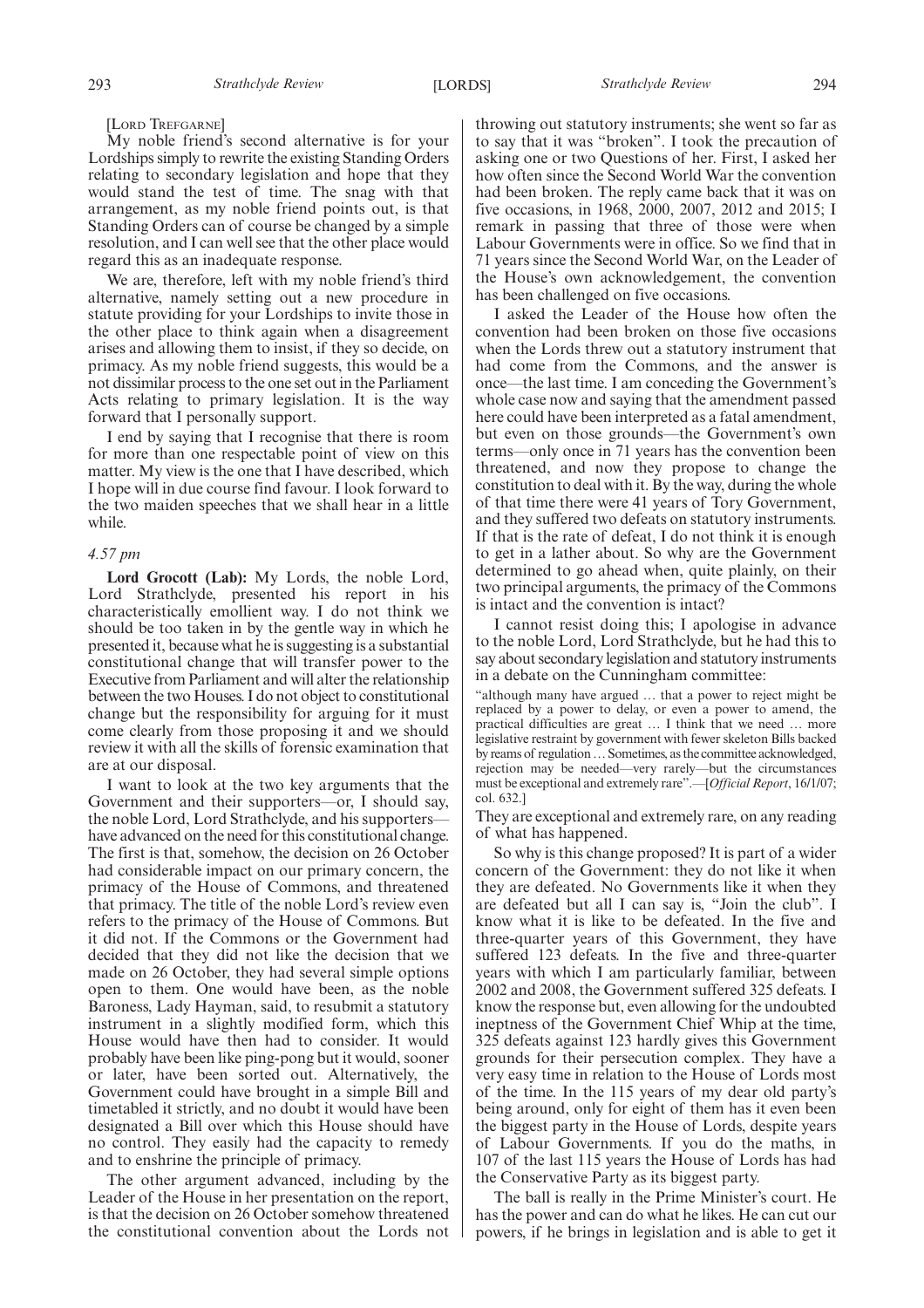[Lord Trefgarne]

My noble friend's second alternative is for your Lordships simply to rewrite the existing Standing Orders relating to secondary legislation and hope that they would stand the test of time. The snag with that arrangement, as my noble friend points out, is that Standing Orders can of course be changed by a simple resolution, and I can well see that the other place would regard this as an inadequate response.

We are, therefore, left with my noble friend's third alternative, namely setting out a new procedure in statute providing for your Lordships to invite those in the other place to think again when a disagreement arises and allowing them to insist, if they so decide, on primacy. As my noble friend suggests, this would be a not dissimilar process to the one set out in the Parliament Acts relating to primary legislation. It is the way forward that I personally support.

I end by saying that I recognise that there is room for more than one respectable point of view on this matter. My view is the one that I have described, which I hope will in due course find favour. I look forward to the two maiden speeches that we shall hear in a little while.

*4.57 pm*

**Lord Grocott (Lab):** My Lords, the noble Lord, Lord Strathclyde, presented his report in his characteristically emollient way. I do not think we should be too taken in by the gentle way in which he presented it, because what he is suggesting is a substantial constitutional change that will transfer power to the Executive from Parliament and will alter the relationship between the two Houses. I do not object to constitutional change but the responsibility for arguing for it must come clearly from those proposing it and we should review it with all the skills of forensic examination that are at our disposal.

I want to look at the two key arguments that the Government and their supporters—or, I should say, the noble Lord, Lord Strathclyde, and his supporters—have advanced on the need for this constitutional change. The first is that, somehow, the decision on 26 October had considerable impact on our primary concern, the primacy of the House of Commons, and threatened that primacy. The title of the noble Lord's review even refers to the primacy of the House of Commons. But it did not. If the Commons or the Government had decided that they did not like the decision that we made on 26 October, they had several simple options open to them. One would have been, as the noble Baroness, Lady Hayman, said, to resubmit a statutory instrument in a slightly modified form, which this House would have then had to consider. It would probably have been like ping-pong but it would, sooner or later, have been sorted out. Alternatively, the Government could have brought in a simple Bill and timetabled it strictly, and no doubt it would have been designated a Bill over which this House should have no control. They easily had the capacity to remedy and to enshrine the principle of primacy.

The other argument advanced, including by the Leader of the House in her presentation on the report, is that the decision on 26 October somehow threatened the constitutional convention about the Lords not throwing out statutory instruments; she went so far as to say that it was "broken". I took the precaution of asking one or two Questions of her. First, I asked her how often since the Second World War the convention had been broken. The reply came back that it was on five occasions, in 1968, 2000, 2007, 2012 and 2015; I remark in passing that three of those were when Labour Governments were in office. So we find that in 71 years since the Second World War, on the Leader of the House's own acknowledgement, the convention has been challenged on five occasions.

I asked the Leader of the House how often the convention had been broken on those five occasions when the Lords threw out a statutory instrument that had come from the Commons, and the answer is once—the last time. I am conceding the Government's whole case now and saying that the amendment passed here could have been interpreted as a fatal amendment, but even on those grounds—the Government's own terms—only once in 71 years has the convention been threatened, and now they propose to change the constitution to deal with it. By the way, during the whole of that time there were 41 years of Tory Government, and they suffered two defeats on statutory instruments. If that is the rate of defeat, I do not think it is enough to get in a lather about. So why are the Government determined to go ahead when, quite plainly, on their two principal arguments, the primacy of the Commons is intact and the convention is intact?

I cannot resist doing this; I apologise in advance to the noble Lord, Lord Strathclyde, but he had this to say about secondary legislation and statutory instruments in a debate on the Cunningham committee:

"although many have argued … that a power to reject might be replaced by a power to delay, or even a power to amend, the practical difficulties are great … I think that we need … more legislative restraint by government with fewer skeleton Bills backed by reams of regulation … Sometimes, as the committee acknowledged, rejection may be needed—very rarely—but the circumstances must be exceptional and extremely rare".—[*Official Report*, 16/1/07; col. 632.]

They are exceptional and extremely rare, on any reading of what has happened.

So why is this change proposed? It is part of a wider concern of the Government: they do not like it when they are defeated. No Governments like it when they are defeated but all I can say is, "Join the club". I know what it is like to be defeated. In the five and three-quarter years of this Government, they have suffered 123 defeats. In the five and three-quarter years with which I am particularly familiar, between 2002 and 2008, the Government suffered 325 defeats. I know the response but, even allowing for the undoubted ineptness of the Government Chief Whip at the time, 325 defeats against 123 hardly gives this Government grounds for their persecution complex. They have a very easy time in relation to the House of Lords most of the time. In the 115 years of my dear old party's being around, only for eight of them has it even been the biggest party in the House of Lords, despite years of Labour Governments. If you do the maths, in 107 of the last 115 years the House of Lords has had the Conservative Party as its biggest party.

The ball is really in the Prime Minister's court. He has the power and can do what he likes. He can cut our powers, if he brings in legislation and is able to get it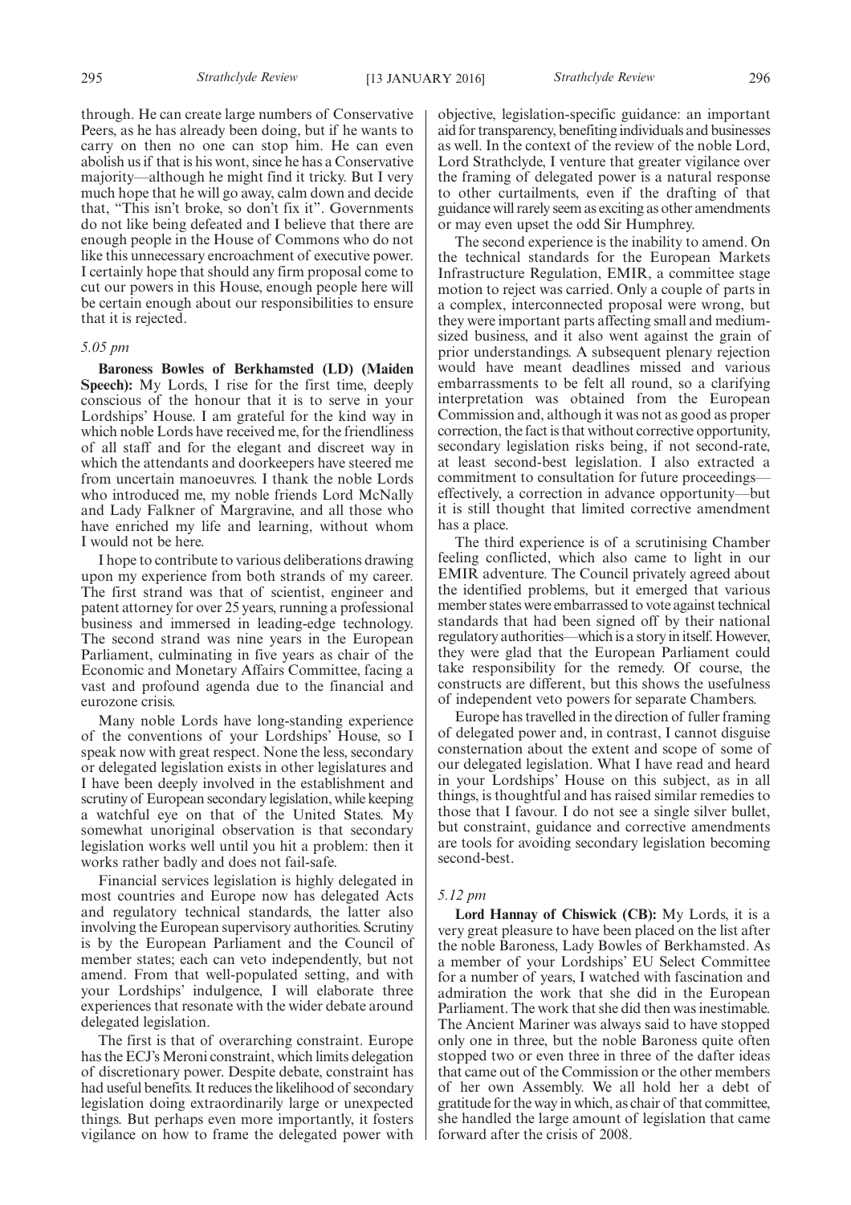through. He can create large numbers of Conservative Peers, as he has already been doing, but if he wants to carry on then no one can stop him. He can even abolish us if that is his wont, since he has a Conservative majority—although he might find it tricky. But I very much hope that he will go away, calm down and decide that, "This isn't broke, so don't fix it". Governments do not like being defeated and I believe that there are enough people in the House of Commons who do not like this unnecessary encroachment of executive power. I certainly hope that should any firm proposal come to cut our powers in this House, enough people here will be certain enough about our responsibilities to ensure that it is rejected.

*5.05 pm*

**Baroness Bowles of Berkhamsted (LD) (Maiden Speech):** My Lords, I rise for the first time, deeply conscious of the honour that it is to serve in your Lordships' House. I am grateful for the kind way in which noble Lords have received me, for the friendliness of all staff and for the elegant and discreet way in which the attendants and doorkeepers have steered me from uncertain manoeuvres. I thank the noble Lords who introduced me, my noble friends Lord McNally and Lady Falkner of Margravine, and all those who have enriched my life and learning, without whom I would not be here.

I hope to contribute to various deliberations drawing upon my experience from both strands of my career. The first strand was that of scientist, engineer and patent attorney for over 25 years, running a professional business and immersed in leading-edge technology. The second strand was nine years in the European Parliament, culminating in five years as chair of the Economic and Monetary Affairs Committee, facing a vast and profound agenda due to the financial and eurozone crisis.

Many noble Lords have long-standing experience of the conventions of your Lordships' House, so I speak now with great respect. None the less, secondary or delegated legislation exists in other legislatures and I have been deeply involved in the establishment and scrutiny of European secondary legislation, while keeping a watchful eye on that of the United States. My somewhat unoriginal observation is that secondary legislation works well until you hit a problem: then it works rather badly and does not fail-safe.

Financial services legislation is highly delegated in most countries and Europe now has delegated Acts and regulatory technical standards, the latter also involving the European supervisory authorities. Scrutiny is by the European Parliament and the Council of member states; each can veto independently, but not amend. From that well-populated setting, and with your Lordships' indulgence, I will elaborate three experiences that resonate with the wider debate around delegated legislation.

The first is that of overarching constraint. Europe has the ECJ's Meroni constraint, which limits delegation of discretionary power. Despite debate, constraint has had useful benefits. It reduces the likelihood of secondary legislation doing extraordinarily large or unexpected things. But perhaps even more importantly, it fosters vigilance on how to frame the delegated power with objective, legislation-specific guidance: an important aid for transparency, benefiting individuals and businesses as well. In the context of the review of the noble Lord, Lord Strathclyde, I venture that greater vigilance over the framing of delegated power is a natural response to other curtailments, even if the drafting of that guidance will rarely seem as exciting as other amendments or may even upset the odd Sir Humphrey.

The second experience is the inability to amend. On the technical standards for the European Markets Infrastructure Regulation, EMIR, a committee stage motion to reject was carried. Only a couple of parts in a complex, interconnected proposal were wrong, but they were important parts affecting small and medium-sized business, and it also went against the grain of prior understandings. A subsequent plenary rejection would have meant deadlines missed and various embarrassments to be felt all round, so a clarifying interpretation was obtained from the European Commission and, although it was not as good as proper correction, the fact is that without corrective opportunity, secondary legislation risks being, if not second-rate, at least second-best legislation. I also extracted a commitment to consultation for future proceedings—effectively, a correction in advance opportunity—but it is still thought that limited corrective amendment has a place.

The third experience is of a scrutinising Chamber feeling conflicted, which also came to light in our EMIR adventure. The Council privately agreed about the identified problems, but it emerged that various member states were embarrassed to vote against technical standards that had been signed off by their national regulatory authorities—which is a story in itself. However, they were glad that the European Parliament could take responsibility for the remedy. Of course, the constructs are different, but this shows the usefulness of independent veto powers for separate Chambers.

Europe has travelled in the direction of fuller framing of delegated power and, in contrast, I cannot disguise consternation about the extent and scope of some of our delegated legislation. What I have read and heard in your Lordships' House on this subject, as in all things, is thoughtful and has raised similar remedies to those that I favour. I do not see a single silver bullet, but constraint, guidance and corrective amendments are tools for avoiding secondary legislation becoming second-best.

*5.12 pm*

**Lord Hannay of Chiswick (CB):** My Lords, it is a very great pleasure to have been placed on the list after the noble Baroness, Lady Bowles of Berkhamsted. As a member of your Lordships' EU Select Committee for a number of years, I watched with fascination and admiration the work that she did in the European Parliament. The work that she did then was inestimable. The Ancient Mariner was always said to have stopped only one in three, but the noble Baroness quite often stopped two or even three in three of the dafter ideas that came out of the Commission or the other members of her own Assembly. We all hold her a debt of gratitude for the way in which, as chair of that committee, she handled the large amount of legislation that came forward after the crisis of 2008.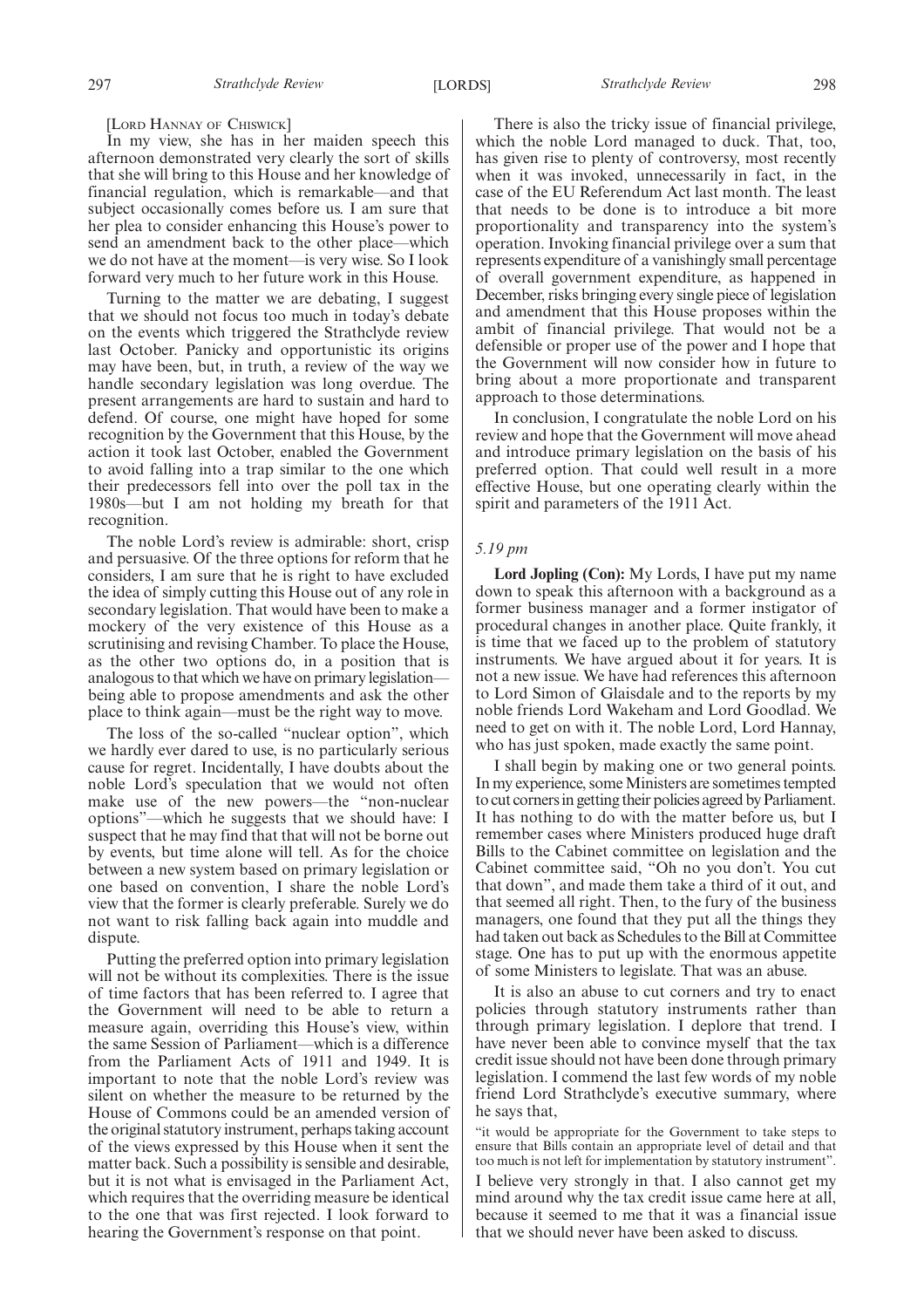[Lord Hannay of Chiswick]

In my view, she has in her maiden speech this afternoon demonstrated very clearly the sort of skills that she will bring to this House and her knowledge of financial regulation, which is remarkable—and that subject occasionally comes before us. I am sure that her plea to consider enhancing this House's power to send an amendment back to the other place—which we do not have at the moment—is very wise. So I look forward very much to her future work in this House.

Turning to the matter we are debating, I suggest that we should not focus too much in today's debate on the events which triggered the Strathclyde review last October. Panicky and opportunistic its origins may have been, but, in truth, a review of the way we handle secondary legislation was long overdue. The present arrangements are hard to sustain and hard to defend. Of course, one might have hoped for some recognition by the Government that this House, by the action it took last October, enabled the Government to avoid falling into a trap similar to the one which their predecessors fell into over the poll tax in the 1980s—but I am not holding my breath for that recognition.

The noble Lord's review is admirable: short, crisp and persuasive. Of the three options for reform that he considers, I am sure that he is right to have excluded the idea of simply cutting this House out of any role in secondary legislation. That would have been to make a mockery of the very existence of this House as a scrutinising and revising Chamber. To place the House, as the other two options do, in a position that is analogous to that which we have on primary legislation—being able to propose amendments and ask the other place to think again—must be the right way to move.

The loss of the so-called "nuclear option", which we hardly ever dared to use, is no particularly serious cause for regret. Incidentally, I have doubts about the noble Lord's speculation that we would not often make use of the new powers—the "non-nuclear options"—which he suggests that we should have: I suspect that he may find that that will not be borne out by events, but time alone will tell. As for the choice between a new system based on primary legislation or one based on convention, I share the noble Lord's view that the former is clearly preferable. Surely we do not want to risk falling back again into muddle and dispute.

Putting the preferred option into primary legislation will not be without its complexities. There is the issue of time factors that has been referred to. I agree that the Government will need to be able to return a measure again, overriding this House's view, within the same Session of Parliament—which is a difference from the Parliament Acts of 1911 and 1949. It is important to note that the noble Lord's review was silent on whether the measure to be returned by the House of Commons could be an amended version of the original statutory instrument, perhaps taking account of the views expressed by this House when it sent the matter back. Such a possibility is sensible and desirable, but it is not what is envisaged in the Parliament Act, which requires that the overriding measure be identical to the one that was first rejected. I look forward to hearing the Government's response on that point.

There is also the tricky issue of financial privilege, which the noble Lord managed to duck. That, too, has given rise to plenty of controversy, most recently when it was invoked, unnecessarily in fact, in the case of the EU Referendum Act last month. The least that needs to be done is to introduce a bit more proportionality and transparency into the system's operation. Invoking financial privilege over a sum that represents expenditure of a vanishingly small percentage of overall government expenditure, as happened in December, risks bringing every single piece of legislation and amendment that this House proposes within the ambit of financial privilege. That would not be a defensible or proper use of the power and I hope that the Government will now consider how in future to bring about a more proportionate and transparent approach to those determinations.

In conclusion, I congratulate the noble Lord on his review and hope that the Government will move ahead and introduce primary legislation on the basis of his preferred option. That could well result in a more effective House, but one operating clearly within the spirit and parameters of the 1911 Act.

*5.19 pm*

**Lord Jopling (Con):** My Lords, I have put my name down to speak this afternoon with a background as a former business manager and a former instigator of procedural changes in another place. Quite frankly, it is time that we faced up to the problem of statutory instruments. We have argued about it for years. It is not a new issue. We have had references this afternoon to Lord Simon of Glaisdale and to the reports by my noble friends Lord Wakeham and Lord Goodlad. We need to get on with it. The noble Lord, Lord Hannay, who has just spoken, made exactly the same point.

I shall begin by making one or two general points. In my experience, some Ministers are sometimes tempted to cut corners in getting their policies agreed by Parliament. It has nothing to do with the matter before us, but I remember cases where Ministers produced huge draft Bills to the Cabinet committee on legislation and the Cabinet committee said, "Oh no you don't. You cut that down", and made them take a third of it out, and that seemed all right. Then, to the fury of the business managers, one found that they put all the things they had taken out back as Schedules to the Bill at Committee stage. One has to put up with the enormous appetite of some Ministers to legislate. That was an abuse.

It is also an abuse to cut corners and try to enact policies through statutory instruments rather than through primary legislation. I deplore that trend. I have never been able to convince myself that the tax credit issue should not have been done through primary legislation. I commend the last few words of my noble friend Lord Strathclyde's executive summary, where he says that,

"it would be appropriate for the Government to take steps to ensure that Bills contain an appropriate level of detail and that too much is not left for implementation by statutory instrument".

I believe very strongly in that. I also cannot get my mind around why the tax credit issue came here at all, because it seemed to me that it was a financial issue that we should never have been asked to discuss.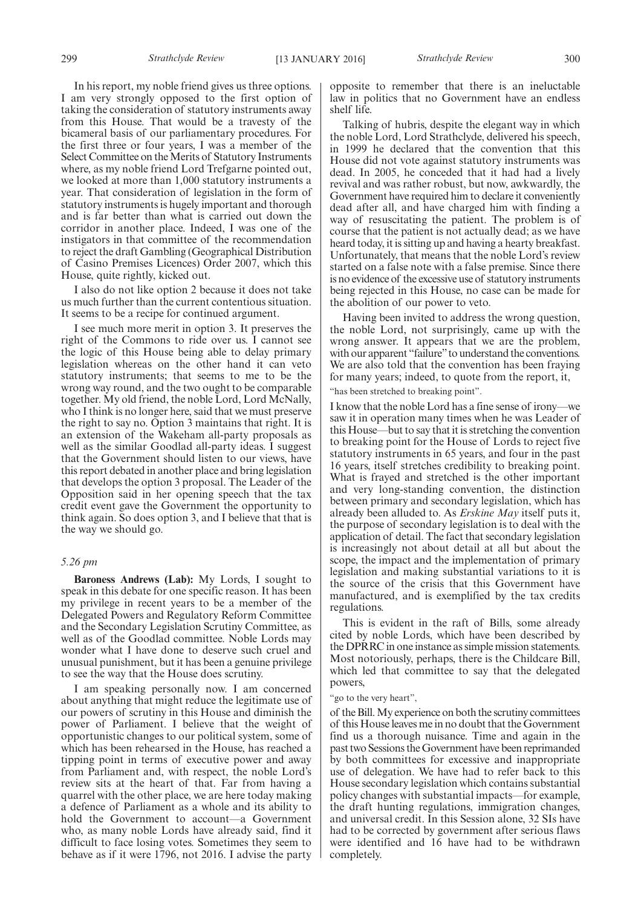In his report, my noble friend gives us three options. I am very strongly opposed to the first option of taking the consideration of statutory instruments away from this House. That would be a travesty of the bicameral basis of our parliamentary procedures. For the first three or four years, I was a member of the Select Committee on the Merits of Statutory Instruments where, as my noble friend Lord Trefgarne pointed out, we looked at more than 1,000 statutory instruments a year. That consideration of legislation in the form of statutory instruments is hugely important and thorough and is far better than what is carried out down the corridor in another place. Indeed, I was one of the instigators in that committee of the recommendation to reject the draft Gambling (Geographical Distribution of Casino Premises Licences) Order 2007, which this House, quite rightly, kicked out.

I also do not like option 2 because it does not take us much further than the current contentious situation. It seems to be a recipe for continued argument.

I see much more merit in option 3. It preserves the right of the Commons to ride over us. I cannot see the logic of this House being able to delay primary legislation whereas on the other hand it can veto statutory instruments; that seems to me to be the wrong way round, and the two ought to be comparable together. My old friend, the noble Lord, Lord McNally, who I think is no longer here, said that we must preserve the right to say no. Option 3 maintains that right. It is an extension of the Wakeham all-party proposals as well as the similar Goodlad all-party ideas. I suggest that the Government should listen to our views, have this report debated in another place and bring legislation that develops the option 3 proposal. The Leader of the Opposition said in her opening speech that the tax credit event gave the Government the opportunity to think again. So does option 3, and I believe that that is the way we should go.

*5.26 pm*

**Baroness Andrews (Lab):** My Lords, I sought to speak in this debate for one specific reason. It has been my privilege in recent years to be a member of the Delegated Powers and Regulatory Reform Committee and the Secondary Legislation Scrutiny Committee, as well as of the Goodlad committee. Noble Lords may wonder what I have done to deserve such cruel and unusual punishment, but it has been a genuine privilege to see the way that the House does scrutiny.

I am speaking personally now. I am concerned about anything that might reduce the legitimate use of our powers of scrutiny in this House and diminish the power of Parliament. I believe that the weight of opportunistic changes to our political system, some of which has been rehearsed in the House, has reached a tipping point in terms of executive power and away from Parliament and, with respect, the noble Lord's review sits at the heart of that. Far from having a quarrel with the other place, we are here today making a defence of Parliament as a whole and its ability to hold the Government to account—a Government who, as many noble Lords have already said, find it difficult to face losing votes. Sometimes they seem to behave as if it were 1796, not 2016. I advise the party opposite to remember that there is an ineluctable law in politics that no Government have an endless shelf life.

Talking of hubris, despite the elegant way in which the noble Lord, Lord Strathclyde, delivered his speech, in 1999 he declared that the convention that this House did not vote against statutory instruments was dead. In 2005, he conceded that it had had a lively revival and was rather robust, but now, awkwardly, the Government have required him to declare it conveniently dead after all, and have charged him with finding a way of resuscitating the patient. The problem is of course that the patient is not actually dead; as we have heard today, it is sitting up and having a hearty breakfast. Unfortunately, that means that the noble Lord's review started on a false note with a false premise. Since there is no evidence of the excessive use of statutory instruments being rejected in this House, no case can be made for the abolition of our power to veto.

Having been invited to address the wrong question, the noble Lord, not surprisingly, came up with the wrong answer. It appears that we are the problem, with our apparent "failure" to understand the conventions. We are also told that the convention has been fraying for many years; indeed, to quote from the report, it,

"has been stretched to breaking point".

I know that the noble Lord has a fine sense of irony—we saw it in operation many times when he was Leader of this House—but to say that it is stretching the convention to breaking point for the House of Lords to reject five statutory instruments in 65 years, and four in the past 16 years, itself stretches credibility to breaking point. What is frayed and stretched is the other important and very long-standing convention, the distinction between primary and secondary legislation, which has already been alluded to. As *Erskine May* itself puts it, the purpose of secondary legislation is to deal with the application of detail. The fact that secondary legislation is increasingly not about detail at all but about the scope, the impact and the implementation of primary legislation and making substantial variations to it is the source of the crisis that this Government have manufactured, and is exemplified by the tax credits regulations.

This is evident in the raft of Bills, some already cited by noble Lords, which have been described by the DPRRC in one instance as simple mission statements. Most notoriously, perhaps, there is the Childcare Bill, which led that committee to say that the delegated powers,

"go to the very heart",

of the Bill. My experience on both the scrutiny committees of this House leaves me in no doubt that the Government find us a thorough nuisance. Time and again in the past two Sessions the Government have been reprimanded by both committees for excessive and inappropriate use of delegation. We have had to refer back to this House secondary legislation which contains substantial policy changes with substantial impacts—for example, the draft hunting regulations, immigration changes, and universal credit. In this Session alone, 32 SIs have had to be corrected by government after serious flaws were identified and 16 have had to be withdrawn completely.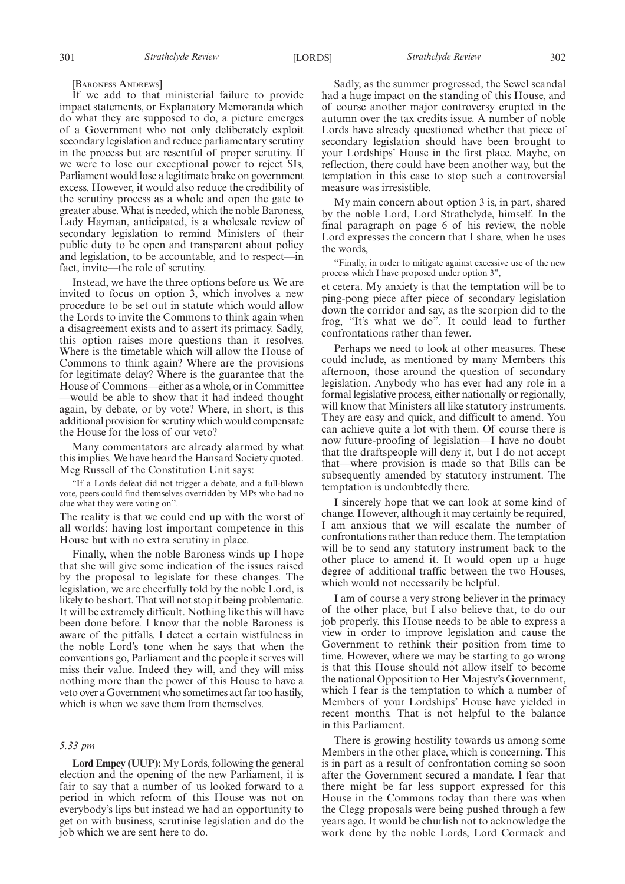[BARONESS ANDREWS]

If we add to that ministerial failure to provide impact statements, or Explanatory Memoranda which do what they are supposed to do, a picture emerges of a Government who not only deliberately exploit secondary legislation and reduce parliamentary scrutiny in the process but are resentful of proper scrutiny. If we were to lose our exceptional power to reject SIs, Parliament would lose a legitimate brake on government excess. However, it would also reduce the credibility of the scrutiny process as a whole and open the gate to greater abuse. What is needed, which the noble Baroness, Lady Hayman, anticipated, is a wholesale review of secondary legislation to remind Ministers of their public duty to be open and transparent about policy and legislation, to be accountable, and to respect—in fact, invite—the role of scrutiny.

Instead, we have the three options before us. We are invited to focus on option 3, which involves a new procedure to be set out in statute which would allow the Lords to invite the Commons to think again when a disagreement exists and to assert its primacy. Sadly, this option raises more questions than it resolves. Where is the timetable which will allow the House of Commons to think again? Where are the provisions for legitimate delay? Where is the guarantee that the House of Commons—either as a whole, or in Committee—would be able to show that it had indeed thought again, by debate, or by vote? Where, in short, is this additional provision for scrutiny which would compensate the House for the loss of our veto?

Many commentators are already alarmed by what this implies. We have heard the Hansard Society quoted. Meg Russell of the Constitution Unit says:

"If a Lords defeat did not trigger a debate, and a full-blown vote, peers could find themselves overridden by MPs who had no clue what they were voting on".

The reality is that we could end up with the worst of all worlds: having lost important competence in this House but with no extra scrutiny in place.

Finally, when the noble Baroness winds up I hope that she will give some indication of the issues raised by the proposal to legislate for these changes. The legislation, we are cheerfully told by the noble Lord, is likely to be short. That will not stop it being problematic. It will be extremely difficult. Nothing like this will have been done before. I know that the noble Baroness is aware of the pitfalls. I detect a certain wistfulness in the noble Lord's tone when he says that when the conventions go, Parliament and the people it serves will miss their value. Indeed they will, and they will miss nothing more than the power of this House to have a veto over a Government who sometimes act far too hastily, which is when we save them from themselves.

*5.33 pm*

**Lord Empey (UUP):** My Lords, following the general election and the opening of the new Parliament, it is fair to say that a number of us looked forward to a period in which reform of this House was not on everybody's lips but instead we had an opportunity to get on with business, scrutinise legislation and do the job which we are sent here to do.

Sadly, as the summer progressed, the Sewel scandal had a huge impact on the standing of this House, and of course another major controversy erupted in the autumn over the tax credits issue. A number of noble Lords have already questioned whether that piece of secondary legislation should have been brought to your Lordships' House in the first place. Maybe, on reflection, there could have been another way, but the temptation in this case to stop such a controversial measure was irresistible.

My main concern about option 3 is, in part, shared by the noble Lord, Lord Strathclyde, himself. In the final paragraph on page 6 of his review, the noble Lord expresses the concern that I share, when he uses the words,

"Finally, in order to mitigate against excessive use of the new process which I have proposed under option 3",

et cetera. My anxiety is that the temptation will be to ping-pong piece after piece of secondary legislation down the corridor and say, as the scorpion did to the frog, "It's what we do". It could lead to further confrontations rather than fewer.

Perhaps we need to look at other measures. These could include, as mentioned by many Members this afternoon, those around the question of secondary legislation. Anybody who has ever had any role in a formal legislative process, either nationally or regionally, will know that Ministers all like statutory instruments. They are easy and quick, and difficult to amend. You can achieve quite a lot with them. Of course there is now future-proofing of legislation—I have no doubt that the draftspeople will deny it, but I do not accept that—where provision is made so that Bills can be subsequently amended by statutory instrument. The temptation is undoubtedly there.

I sincerely hope that we can look at some kind of change. However, although it may certainly be required, I am anxious that we will escalate the number of confrontations rather than reduce them. The temptation will be to send any statutory instrument back to the other place to amend it. It would open up a huge degree of additional traffic between the two Houses, which would not necessarily be helpful.

I am of course a very strong believer in the primacy of the other place, but I also believe that, to do our job properly, this House needs to be able to express a view in order to improve legislation and cause the Government to rethink their position from time to time. However, where we may be starting to go wrong is that this House should not allow itself to become the national Opposition to Her Majesty's Government, which I fear is the temptation to which a number of Members of your Lordships' House have yielded in recent months. That is not helpful to the balance in this Parliament.

There is growing hostility towards us among some Members in the other place, which is concerning. This is in part as a result of confrontation coming so soon after the Government secured a mandate. I fear that there might be far less support expressed for this House in the Commons today than there was when the Clegg proposals were being pushed through a few years ago. It would be churlish not to acknowledge the work done by the noble Lords, Lord Cormack and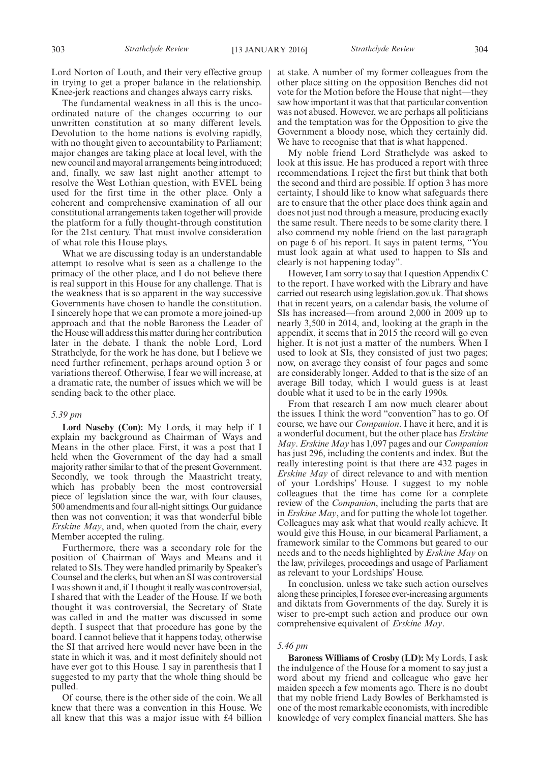Lord Norton of Louth, and their very effective group in trying to get a proper balance in the relationship. Knee-jerk reactions and changes always carry risks.

The fundamental weakness in all this is the uncoordinated nature of the changes occurring to our unwritten constitution at so many different levels. Devolution to the home nations is evolving rapidly, with no thought given to accountability to Parliament; major changes are taking place at local level, with the new council and mayoral arrangements being introduced; and, finally, we saw last night another attempt to resolve the West Lothian question, with EVEL being used for the first time in the other place. Only a coherent and comprehensive examination of all our constitutional arrangements taken together will provide the platform for a fully thought-through constitution for the 21st century. That must involve consideration of what role this House plays.

What we are discussing today is an understandable attempt to resolve what is seen as a challenge to the primacy of the other place, and I do not believe there is real support in this House for any challenge. That is the weakness that is so apparent in the way successive Governments have chosen to handle the constitution. I sincerely hope that we can promote a more joined-up approach and that the noble Baroness the Leader of the House will address this matter during her contribution later in the debate. I thank the noble Lord, Lord Strathclyde, for the work he has done, but I believe we need further refinement, perhaps around option 3 or variations thereof. Otherwise, I fear we will increase, at a dramatic rate, the number of issues which we will be sending back to the other place.

*5.39 pm*

**Lord Naseby (Con):** My Lords, it may help if I explain my background as Chairman of Ways and Means in the other place. First, it was a post that I held when the Government of the day had a small majority rather similar to that of the present Government. Secondly, we took through the Maastricht treaty, which has probably been the most controversial piece of legislation since the war, with four clauses, 500 amendments and four all-night sittings. Our guidance then was not convention; it was that wonderful bible *Erskine May*, and, when quoted from the chair, every Member accepted the ruling.

Furthermore, there was a secondary role for the position of Chairman of Ways and Means and it related to SIs. They were handled primarily by Speaker's Counsel and the clerks, but when an SI was controversial I was shown it and, if I thought it really was controversial, I shared that with the Leader of the House. If we both thought it was controversial, the Secretary of State was called in and the matter was discussed in some depth. I suspect that that procedure has gone by the board. I cannot believe that it happens today, otherwise the SI that arrived here would never have been in the state in which it was, and it most definitely should not have ever got to this House. I say in parenthesis that I suggested to my party that the whole thing should be pulled.

Of course, there is the other side of the coin. We all knew that there was a convention in this House. We all knew that this was a major issue with £4 billion at stake. A number of my former colleagues from the other place sitting on the opposition Benches did not vote for the Motion before the House that night—they saw how important it was that that particular convention was not abused. However, we are perhaps all politicians and the temptation was for the Opposition to give the Government a bloody nose, which they certainly did. We have to recognise that that is what happened.

My noble friend Lord Strathclyde was asked to look at this issue. He has produced a report with three recommendations. I reject the first but think that both the second and third are possible. If option 3 has more certainty, I should like to know what safeguards there are to ensure that the other place does think again and does not just nod through a measure, producing exactly the same result. There needs to be some clarity there. I also commend my noble friend on the last paragraph on page 6 of his report. It says in patent terms, "You must look again at what used to happen to SIs and clearly is not happening today".

However, I am sorry to say that I question Appendix C to the report. I have worked with the Library and have carried out research using legislation.gov.uk. That shows that in recent years, on a calendar basis, the volume of SIs has increased—from around 2,000 in 2009 up to nearly 3,500 in 2014, and, looking at the graph in the appendix, it seems that in 2015 the record will go even higher. It is not just a matter of the numbers. When I used to look at SIs, they consisted of just two pages; now, on average they consist of four pages and some are considerably longer. Added to that is the size of an average Bill today, which I would guess is at least double what it used to be in the early 1990s.

From that research I am now much clearer about the issues. I think the word "convention" has to go. Of course, we have our *Companion*. I have it here, and it is a wonderful document, but the other place has *Erskine May*. *Erskine May* has 1,097 pages and our *Companion* has just 296, including the contents and index. But the really interesting point is that there are 432 pages in *Erskine May* of direct relevance to and with mention of your Lordships' House. I suggest to my noble colleagues that the time has come for a complete review of the *Companion*, including the parts that are in *Erskine May*, and for putting the whole lot together. Colleagues may ask what that would really achieve. It would give this House, in our bicameral Parliament, a framework similar to the Commons but geared to our needs and to the needs highlighted by *Erskine May* on the law, privileges, proceedings and usage of Parliament as relevant to your Lordships' House.

In conclusion, unless we take such action ourselves along these principles, I foresee ever-increasing arguments and diktats from Governments of the day. Surely it is wiser to pre-empt such action and produce our own comprehensive equivalent of *Erskine May*.

*5.46 pm*

**Baroness Williams of Crosby (LD):** My Lords, I ask the indulgence of the House for a moment to say just a word about my friend and colleague who gave her maiden speech a few moments ago. There is no doubt that my noble friend Lady Bowles of Berkhamsted is one of the most remarkable economists, with incredible knowledge of very complex financial matters. She has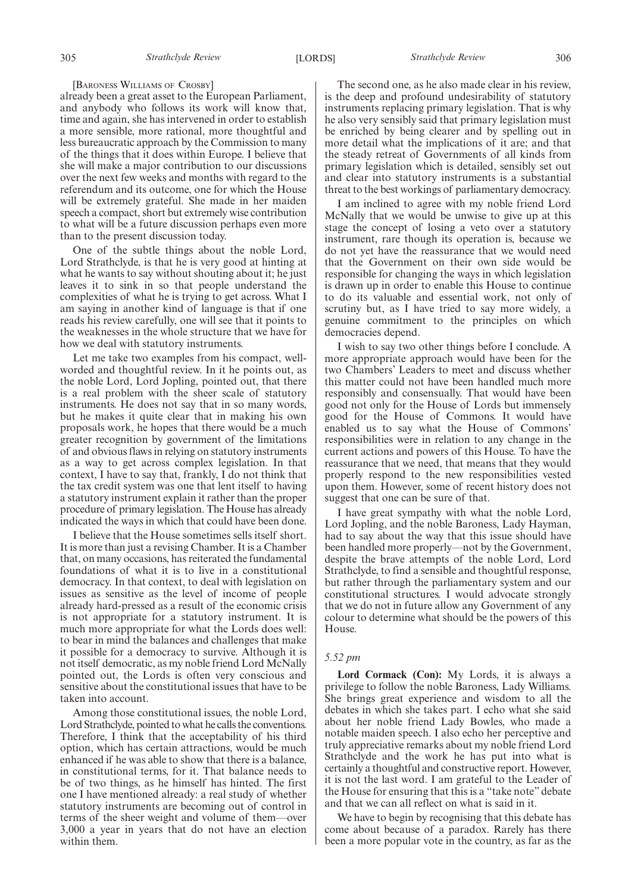[Baroness Williams of Crosby]

already been a great asset to the European Parliament, and anybody who follows its work will know that, time and again, she has intervened in order to establish a more sensible, more rational, more thoughtful and less bureaucratic approach by the Commission to many of the things that it does within Europe. I believe that she will make a major contribution to our discussions over the next few weeks and months with regard to the referendum and its outcome, one for which the House will be extremely grateful. She made in her maiden speech a compact, short but extremely wise contribution to what will be a future discussion perhaps even more than to the present discussion today.

One of the subtle things about the noble Lord, Lord Strathclyde, is that he is very good at hinting at what he wants to say without shouting about it; he just leaves it to sink in so that people understand the complexities of what he is trying to get across. What I am saying in another kind of language is that if one reads his review carefully, one will see that it points to the weaknesses in the whole structure that we have for how we deal with statutory instruments.

Let me take two examples from his compact, well-worded and thoughtful review. In it he points out, as the noble Lord, Lord Jopling, pointed out, that there is a real problem with the sheer scale of statutory instruments. He does not say that in so many words, but he makes it quite clear that in making his own proposals work, he hopes that there would be a much greater recognition by government of the limitations of and obvious flaws in relying on statutory instruments as a way to get across complex legislation. In that context, I have to say that, frankly, I do not think that the tax credit system was one that lent itself to having a statutory instrument explain it rather than the proper procedure of primary legislation. The House has already indicated the ways in which that could have been done.

I believe that the House sometimes sells itself short. It is more than just a revising Chamber. It is a Chamber that, on many occasions, has reiterated the fundamental foundations of what it is to live in a constitutional democracy. In that context, to deal with legislation on issues as sensitive as the level of income of people already hard-pressed as a result of the economic crisis is not appropriate for a statutory instrument. It is much more appropriate for what the Lords does well: to bear in mind the balances and challenges that make it possible for a democracy to survive. Although it is not itself democratic, as my noble friend Lord McNally pointed out, the Lords is often very conscious and sensitive about the constitutional issues that have to be taken into account.

Among those constitutional issues, the noble Lord, Lord Strathclyde, pointed to what he calls the conventions. Therefore, I think that the acceptability of his third option, which has certain attractions, would be much enhanced if he was able to show that there is a balance, in constitutional terms, for it. That balance needs to be of two things, as he himself has hinted. The first one I have mentioned already: a real study of whether statutory instruments are becoming out of control in terms of the sheer weight and volume of them—over 3,000 a year in years that do not have an election within them.

The second one, as he also made clear in his review, is the deep and profound undesirability of statutory instruments replacing primary legislation. That is why he also very sensibly said that primary legislation must be enriched by being clearer and by spelling out in more detail what the implications of it are; and that the steady retreat of Governments of all kinds from primary legislation which is detailed, sensibly set out and clear into statutory instruments is a substantial threat to the best workings of parliamentary democracy.

I am inclined to agree with my noble friend Lord McNally that we would be unwise to give up at this stage the concept of losing a veto over a statutory instrument, rare though its operation is, because we do not yet have the reassurance that we would need that the Government on their own side would be responsible for changing the ways in which legislation is drawn up in order to enable this House to continue to do its valuable and essential work, not only of scrutiny but, as I have tried to say more widely, a genuine commitment to the principles on which democracies depend.

I wish to say two other things before I conclude. A more appropriate approach would have been for the two Chambers' Leaders to meet and discuss whether this matter could not have been handled much more responsibly and consensually. That would have been good not only for the House of Lords but immensely good for the House of Commons. It would have enabled us to say what the House of Commons' responsibilities were in relation to any change in the current actions and powers of this House. To have the reassurance that we need, that means that they would properly respond to the new responsibilities vested upon them. However, some of recent history does not suggest that one can be sure of that.

I have great sympathy with what the noble Lord, Lord Jopling, and the noble Baroness, Lady Hayman, had to say about the way that this issue should have been handled more properly—not by the Government, despite the brave attempts of the noble Lord, Lord Strathclyde, to find a sensible and thoughtful response, but rather through the parliamentary system and our constitutional structures. I would advocate strongly that we do not in future allow any Government of any colour to determine what should be the powers of this House.

*5.52 pm*

**Lord Cormack (Con):** My Lords, it is always a privilege to follow the noble Baroness, Lady Williams. She brings great experience and wisdom to all the debates in which she takes part. I echo what she said about her noble friend Lady Bowles, who made a notable maiden speech. I also echo her perceptive and truly appreciative remarks about my noble friend Lord Strathclyde and the work he has put into what is certainly a thoughtful and constructive report. However, it is not the last word. I am grateful to the Leader of the House for ensuring that this is a "take note" debate and that we can all reflect on what is said in it.

We have to begin by recognising that this debate has come about because of a paradox. Rarely has there been a more popular vote in the country, as far as the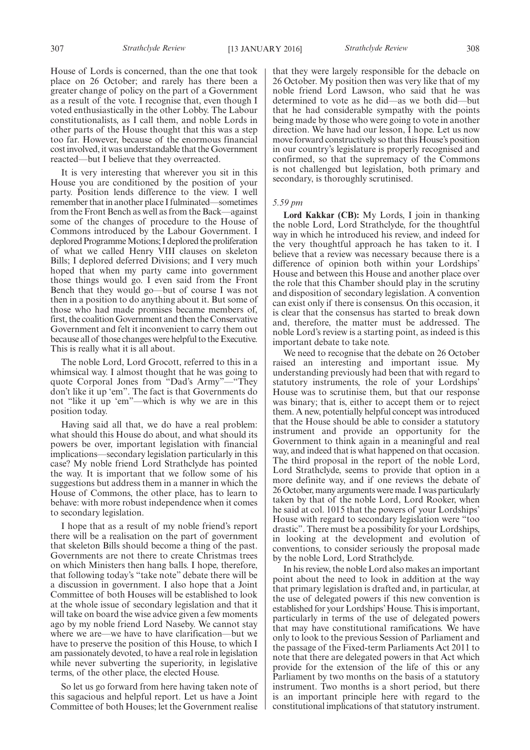House of Lords is concerned, than the one that took place on 26 October; and rarely has there been a greater change of policy on the part of a Government as a result of the vote. I recognise that, even though I voted enthusiastically in the other Lobby. The Labour constitutionalists, as I call them, and noble Lords in other parts of the House thought that this was a step too far. However, because of the enormous financial cost involved, it was understandable that the Government reacted—but I believe that they overreacted.

It is very interesting that wherever you sit in this House you are conditioned by the position of your party. Position lends difference to the view. I well remember that in another place I fulminated—sometimes from the Front Bench as well as from the Back—against some of the changes of procedure to the House of Commons introduced by the Labour Government. I deplored Programme Motions; I deplored the proliferation of what we called Henry VIII clauses on skeleton Bills; I deplored deferred Divisions; and I very much hoped that when my party came into government those things would go. I even said from the Front Bench that they would go—but of course I was not then in a position to do anything about it. But some of those who had made promises became members of, first, the coalition Government and then the Conservative Government and felt it inconvenient to carry them out because all of those changes were helpful to the Executive. This is really what it is all about.

The noble Lord, Lord Grocott, referred to this in a whimsical way. I almost thought that he was going to quote Corporal Jones from "Dad's Army"—"They don't like it up 'em". The fact is that Governments do not "like it up 'em"—which is why we are in this position today.

Having said all that, we do have a real problem: what should this House do about, and what should its powers be over, important legislation with financial implications—secondary legislation particularly in this case? My noble friend Lord Strathclyde has pointed the way. It is important that we follow some of his suggestions but address them in a manner in which the House of Commons, the other place, has to learn to behave: with more robust independence when it comes to secondary legislation.

I hope that as a result of my noble friend's report there will be a realisation on the part of government that skeleton Bills should become a thing of the past. Governments are not there to create Christmas trees on which Ministers then hang balls. I hope, therefore, that following today's "take note" debate there will be a discussion in government. I also hope that a Joint Committee of both Houses will be established to look at the whole issue of secondary legislation and that it will take on board the wise advice given a few moments ago by my noble friend Lord Naseby. We cannot stay where we are—we have to have clarification—but we have to preserve the position of this House, to which I am passionately devoted, to have a real role in legislation while never subverting the superiority, in legislative terms, of the other place, the elected House.

So let us go forward from here having taken note of this sagacious and helpful report. Let us have a Joint Committee of both Houses; let the Government realise that they were largely responsible for the debacle on 26 October. My position then was very like that of my noble friend Lord Lawson, who said that he was determined to vote as he did—as we both did—but that he had considerable sympathy with the points being made by those who were going to vote in another direction. We have had our lesson, I hope. Let us now move forward constructively so that this House's position in our country's legislature is properly recognised and confirmed, so that the supremacy of the Commons is not challenged but legislation, both primary and secondary, is thoroughly scrutinised.

*5.59 pm*

**Lord Kakkar (CB):** My Lords, I join in thanking the noble Lord, Lord Strathclyde, for the thoughtful way in which he introduced his review, and indeed for the very thoughtful approach he has taken to it. I believe that a review was necessary because there is a difference of opinion both within your Lordships' House and between this House and another place over the role that this Chamber should play in the scrutiny and disposition of secondary legislation. A convention can exist only if there is consensus. On this occasion, it is clear that the consensus has started to break down and, therefore, the matter must be addressed. The noble Lord's review is a starting point, as indeed is this important debate to take note.

We need to recognise that the debate on 26 October raised an interesting and important issue. My understanding previously had been that with regard to statutory instruments, the role of your Lordships' House was to scrutinise them, but that our response was binary; that is, either to accept them or to reject them. A new, potentially helpful concept was introduced that the House should be able to consider a statutory instrument and provide an opportunity for the Government to think again in a meaningful and real way, and indeed that is what happened on that occasion. The third proposal in the report of the noble Lord, Lord Strathclyde, seems to provide that option in a more definite way, and if one reviews the debate of 26 October, many arguments were made. I was particularly taken by that of the noble Lord, Lord Rooker, when he said at col. 1015 that the powers of your Lordships' House with regard to secondary legislation were "too drastic". There must be a possibility for your Lordships, in looking at the development and evolution of conventions, to consider seriously the proposal made by the noble Lord, Lord Strathclyde.

In his review, the noble Lord also makes an important point about the need to look in addition at the way that primary legislation is drafted and, in particular, at the use of delegated powers if this new convention is established for your Lordships' House. This is important, particularly in terms of the use of delegated powers that may have constitutional ramifications. We have only to look to the previous Session of Parliament and the passage of the Fixed-term Parliaments Act 2011 to note that there are delegated powers in that Act which provide for the extension of the life of this or any Parliament by two months on the basis of a statutory instrument. Two months is a short period, but there is an important principle here with regard to the constitutional implications of that statutory instrument.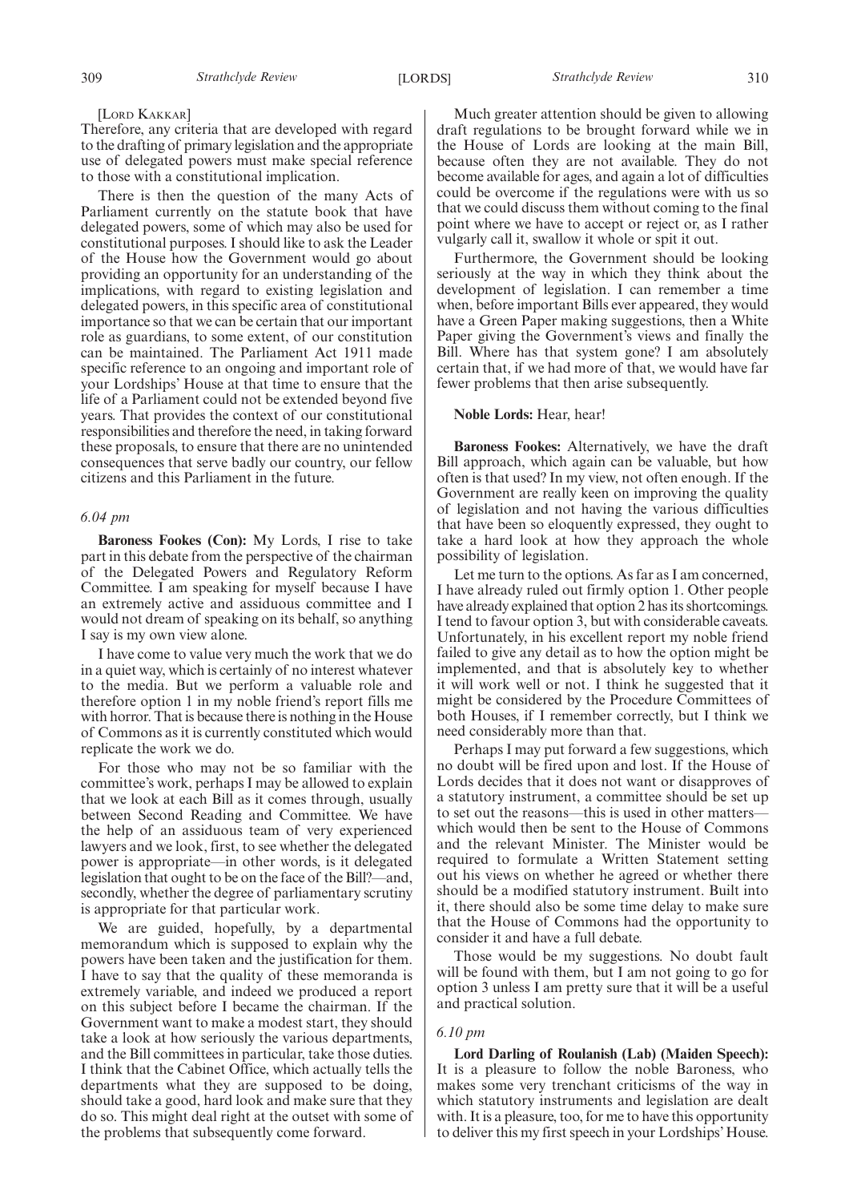[LORD KAKKAR]

Therefore, any criteria that are developed with regard to the drafting of primary legislation and the appropriate use of delegated powers must make special reference to those with a constitutional implication.

There is then the question of the many Acts of Parliament currently on the statute book that have delegated powers, some of which may also be used for constitutional purposes. I should like to ask the Leader of the House how the Government would go about providing an opportunity for an understanding of the implications, with regard to existing legislation and delegated powers, in this specific area of constitutional importance so that we can be certain that our important role as guardians, to some extent, of our constitution can be maintained. The Parliament Act 1911 made specific reference to an ongoing and important role of your Lordships' House at that time to ensure that the life of a Parliament could not be extended beyond five years. That provides the context of our constitutional responsibilities and therefore the need, in taking forward these proposals, to ensure that there are no unintended consequences that serve badly our country, our fellow citizens and this Parliament in the future.

*6.04 pm*

**Baroness Fookes (Con):** My Lords, I rise to take part in this debate from the perspective of the chairman of the Delegated Powers and Regulatory Reform Committee. I am speaking for myself because I have an extremely active and assiduous committee and I would not dream of speaking on its behalf, so anything I say is my own view alone.

I have come to value very much the work that we do in a quiet way, which is certainly of no interest whatever to the media. But we perform a valuable role and therefore option 1 in my noble friend's report fills me with horror. That is because there is nothing in the House of Commons as it is currently constituted which would replicate the work we do.

For those who may not be so familiar with the committee's work, perhaps I may be allowed to explain that we look at each Bill as it comes through, usually between Second Reading and Committee. We have the help of an assiduous team of very experienced lawyers and we look, first, to see whether the delegated power is appropriate—in other words, is it delegated legislation that ought to be on the face of the Bill?—and, secondly, whether the degree of parliamentary scrutiny is appropriate for that particular work.

We are guided, hopefully, by a departmental memorandum which is supposed to explain why the powers have been taken and the justification for them. I have to say that the quality of these memoranda is extremely variable, and indeed we produced a report on this subject before I became the chairman. If the Government want to make a modest start, they should take a look at how seriously the various departments, and the Bill committees in particular, take those duties. I think that the Cabinet Office, which actually tells the departments what they are supposed to be doing, should take a good, hard look and make sure that they do so. This might deal right at the outset with some of the problems that subsequently come forward.

Much greater attention should be given to allowing draft regulations to be brought forward while we in the House of Lords are looking at the main Bill, because often they are not available. They do not become available for ages, and again a lot of difficulties could be overcome if the regulations were with us so that we could discuss them without coming to the final point where we have to accept or reject or, as I rather vulgarly call it, swallow it whole or spit it out.

Furthermore, the Government should be looking seriously at the way in which they think about the development of legislation. I can remember a time when, before important Bills ever appeared, they would have a Green Paper making suggestions, then a White Paper giving the Government's views and finally the Bill. Where has that system gone? I am absolutely certain that, if we had more of that, we would have far fewer problems that then arise subsequently.

**Noble Lords:** Hear, hear!

**Baroness Fookes:** Alternatively, we have the draft Bill approach, which again can be valuable, but how often is that used? In my view, not often enough. If the Government are really keen on improving the quality of legislation and not having the various difficulties that have been so eloquently expressed, they ought to take a hard look at how they approach the whole possibility of legislation.

Let me turn to the options. As far as I am concerned, I have already ruled out firmly option 1. Other people have already explained that option 2 has its shortcomings. I tend to favour option 3, but with considerable caveats. Unfortunately, in his excellent report my noble friend failed to give any detail as to how the option might be implemented, and that is absolutely key to whether it will work well or not. I think he suggested that it might be considered by the Procedure Committees of both Houses, if I remember correctly, but I think we need considerably more than that.

Perhaps I may put forward a few suggestions, which no doubt will be fired upon and lost. If the House of Lords decides that it does not want or disapproves of a statutory instrument, a committee should be set up to set out the reasons—this is used in other matters—which would then be sent to the House of Commons and the relevant Minister. The Minister would be required to formulate a Written Statement setting out his views on whether he agreed or whether there should be a modified statutory instrument. Built into it, there should also be some time delay to make sure that the House of Commons had the opportunity to consider it and have a full debate.

Those would be my suggestions. No doubt fault will be found with them, but I am not going to go for option 3 unless I am pretty sure that it will be a useful and practical solution.

*6.10 pm*

**Lord Darling of Roulanish (Lab) (Maiden Speech):** It is a pleasure to follow the noble Baroness, who makes some very trenchant criticisms of the way in which statutory instruments and legislation are dealt with. It is a pleasure, too, for me to have this opportunity to deliver this my first speech in your Lordships' House.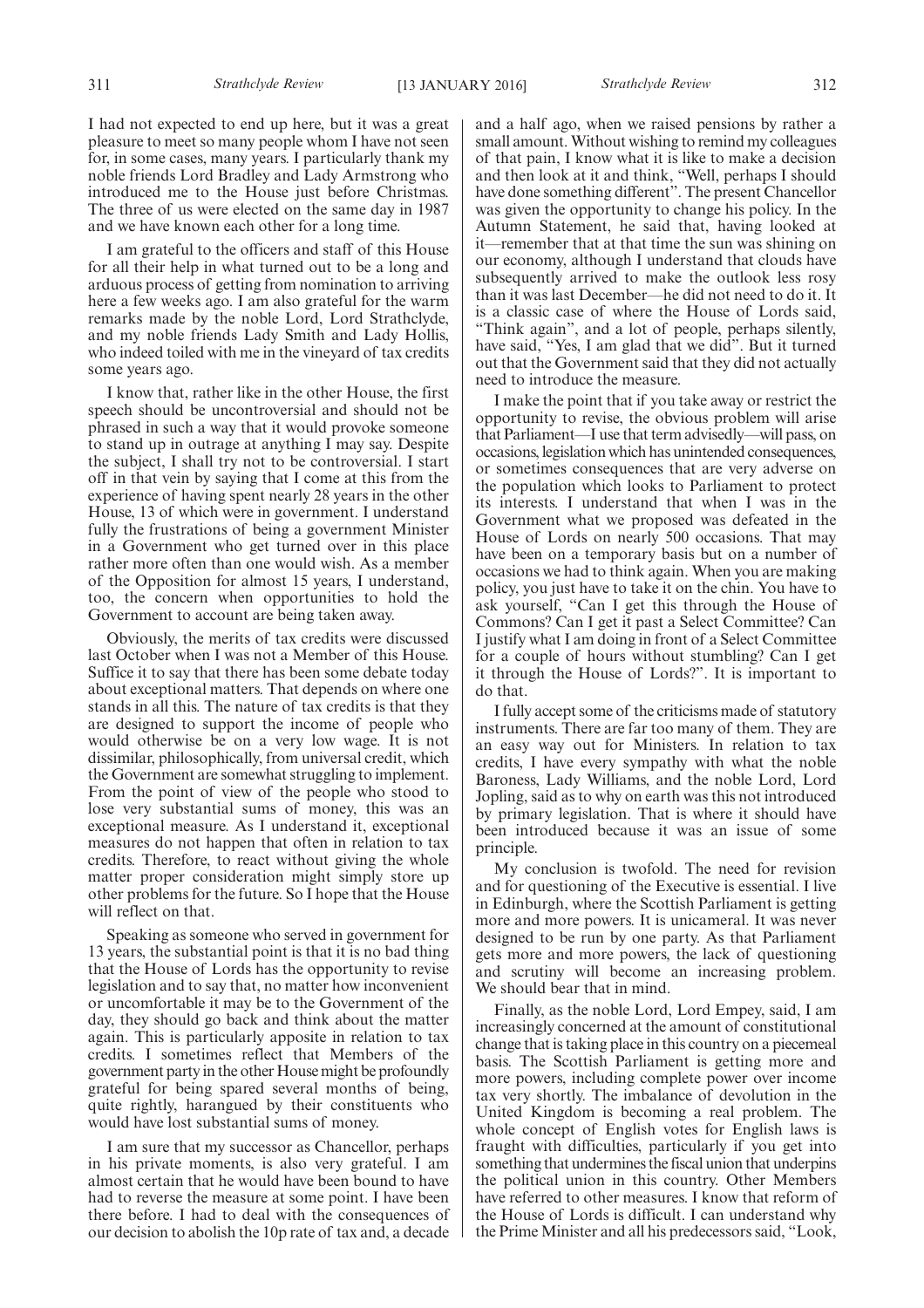I had not expected to end up here, but it was a great pleasure to meet so many people whom I have not seen for, in some cases, many years. I particularly thank my noble friends Lord Bradley and Lady Armstrong who introduced me to the House just before Christmas. The three of us were elected on the same day in 1987 and we have known each other for a long time.

I am grateful to the officers and staff of this House for all their help in what turned out to be a long and arduous process of getting from nomination to arriving here a few weeks ago. I am also grateful for the warm remarks made by the noble Lord, Lord Strathclyde, and my noble friends Lady Smith and Lady Hollis, who indeed toiled with me in the vineyard of tax credits some years ago.

I know that, rather like in the other House, the first speech should be uncontroversial and should not be phrased in such a way that it would provoke someone to stand up in outrage at anything I may say. Despite the subject, I shall try not to be controversial. I start off in that vein by saying that I come at this from the experience of having spent nearly 28 years in the other House, 13 of which were in government. I understand fully the frustrations of being a government Minister in a Government who get turned over in this place rather more often than one would wish. As a member of the Opposition for almost 15 years, I understand, too, the concern when opportunities to hold the Government to account are being taken away.

Obviously, the merits of tax credits were discussed last October when I was not a Member of this House. Suffice it to say that there has been some debate today about exceptional matters. That depends on where one stands in all this. The nature of tax credits is that they are designed to support the income of people who would otherwise be on a very low wage. It is not dissimilar, philosophically, from universal credit, which the Government are somewhat struggling to implement. From the point of view of the people who stood to lose very substantial sums of money, this was an exceptional measure. As I understand it, exceptional measures do not happen that often in relation to tax credits. Therefore, to react without giving the whole matter proper consideration might simply store up other problems for the future. So I hope that the House will reflect on that.

Speaking as someone who served in government for 13 years, the substantial point is that it is no bad thing that the House of Lords has the opportunity to revise legislation and to say that, no matter how inconvenient or uncomfortable it may be to the Government of the day, they should go back and think about the matter again. This is particularly apposite in relation to tax credits. I sometimes reflect that Members of the government party in the other House might be profoundly grateful for being spared several months of being, quite rightly, harangued by their constituents who would have lost substantial sums of money.

I am sure that my successor as Chancellor, perhaps in his private moments, is also very grateful. I am almost certain that he would have been bound to have had to reverse the measure at some point. I have been there before. I had to deal with the consequences of our decision to abolish the 10p rate of tax and, a decade and a half ago, when we raised pensions by rather a small amount. Without wishing to remind my colleagues of that pain, I know what it is like to make a decision and then look at it and think, "Well, perhaps I should have done something different". The present Chancellor was given the opportunity to change his policy. In the Autumn Statement, he said that, having looked at it—remember that at that time the sun was shining on our economy, although I understand that clouds have subsequently arrived to make the outlook less rosy than it was last December—he did not need to do it. It is a classic case of where the House of Lords said, "Think again", and a lot of people, perhaps silently, have said, "Yes, I am glad that we did". But it turned out that the Government said that they did not actually need to introduce the measure.

I make the point that if you take away or restrict the opportunity to revise, the obvious problem will arise that Parliament—I use that term advisedly—will pass, on occasions, legislation which has unintended consequences, or sometimes consequences that are very adverse on the population which looks to Parliament to protect its interests. I understand that when I was in the Government what we proposed was defeated in the House of Lords on nearly 500 occasions. That may have been on a temporary basis but on a number of occasions we had to think again. When you are making policy, you just have to take it on the chin. You have to ask yourself, "Can I get this through the House of Commons? Can I get it past a Select Committee? Can I justify what I am doing in front of a Select Committee for a couple of hours without stumbling? Can I get it through the House of Lords?". It is important to do that.

I fully accept some of the criticisms made of statutory instruments. There are far too many of them. They are an easy way out for Ministers. In relation to tax credits, I have every sympathy with what the noble Baroness, Lady Williams, and the noble Lord, Lord Jopling, said as to why on earth was this not introduced by primary legislation. That is where it should have been introduced because it was an issue of some principle.

My conclusion is twofold. The need for revision and for questioning of the Executive is essential. I live in Edinburgh, where the Scottish Parliament is getting more and more powers. It is unicameral. It was never designed to be run by one party. As that Parliament gets more and more powers, the lack of questioning and scrutiny will become an increasing problem. We should bear that in mind.

Finally, as the noble Lord, Lord Empey, said, I am increasingly concerned at the amount of constitutional change that is taking place in this country on a piecemeal basis. The Scottish Parliament is getting more and more powers, including complete power over income tax very shortly. The imbalance of devolution in the United Kingdom is becoming a real problem. The whole concept of English votes for English laws is fraught with difficulties, particularly if you get into something that undermines the fiscal union that underpins the political union in this country. Other Members have referred to other measures. I know that reform of the House of Lords is difficult. I can understand why the Prime Minister and all his predecessors said, "Look,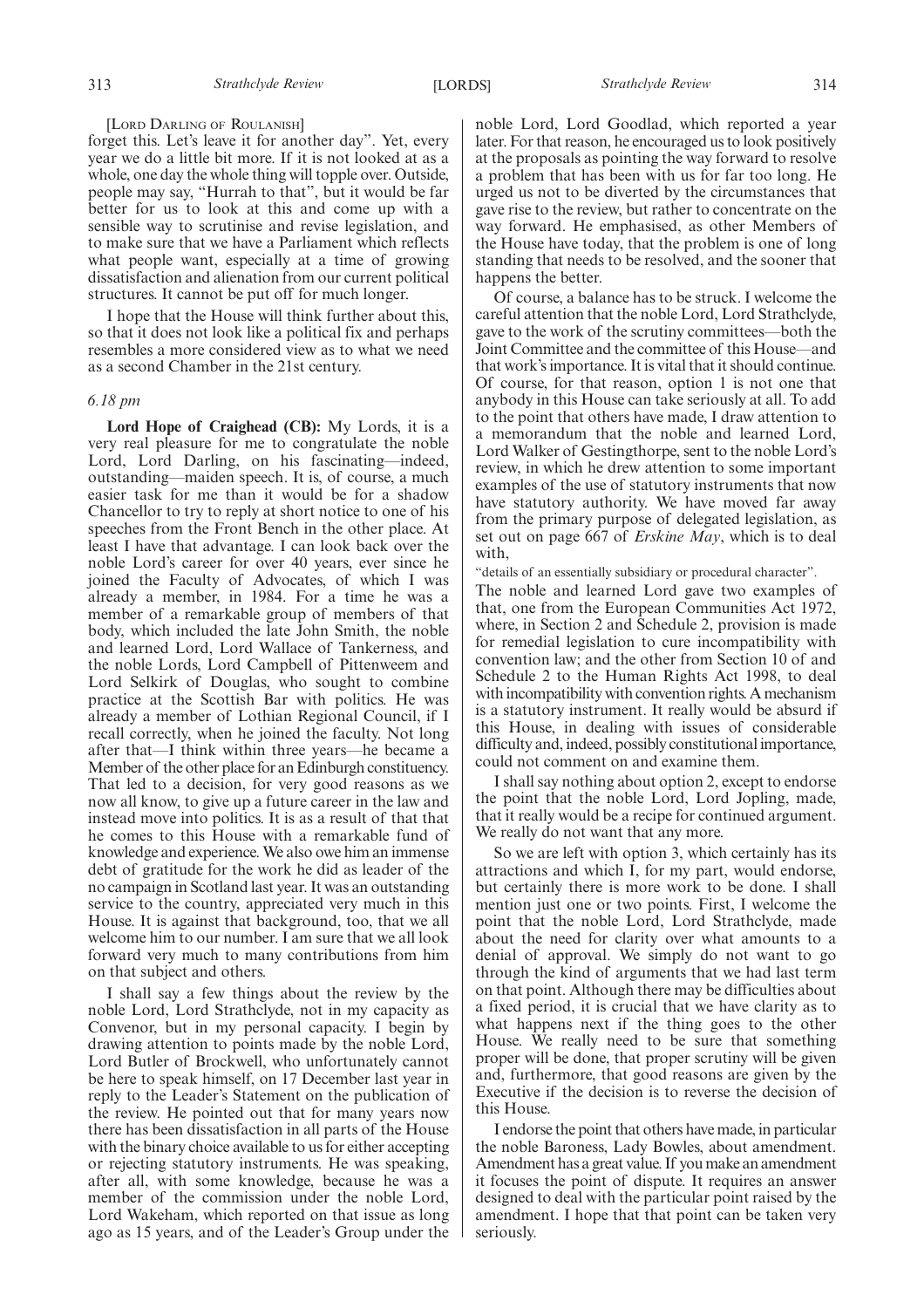[LORD DARLING OF ROULANISH]

forget this. Let's leave it for another day". Yet, every year we do a little bit more. If it is not looked at as a whole, one day the whole thing will topple over. Outside, people may say, "Hurrah to that", but it would be far better for us to look at this and come up with a sensible way to scrutinise and revise legislation, and to make sure that we have a Parliament which reflects what people want, especially at a time of growing dissatisfaction and alienation from our current political structures. It cannot be put off for much longer.

I hope that the House will think further about this, so that it does not look like a political fix and perhaps resembles a more considered view as to what we need as a second Chamber in the 21st century.

*6.18 pm*

**Lord Hope of Craighead (CB):** My Lords, it is a very real pleasure for me to congratulate the noble Lord, Lord Darling, on his fascinating—indeed, outstanding—maiden speech. It is, of course, a much easier task for me than it would be for a shadow Chancellor to try to reply at short notice to one of his speeches from the Front Bench in the other place. At least I have that advantage. I can look back over the noble Lord's career for over 40 years, ever since he joined the Faculty of Advocates, of which I was already a member, in 1984. For a time he was a member of a remarkable group of members of that body, which included the late John Smith, the noble and learned Lord, Lord Wallace of Tankerness, and the noble Lords, Lord Campbell of Pittenweem and Lord Selkirk of Douglas, who sought to combine practice at the Scottish Bar with politics. He was already a member of Lothian Regional Council, if I recall correctly, when he joined the faculty. Not long after that—I think within three years—he became a Member of the other place for an Edinburgh constituency. That led to a decision, for very good reasons as we now all know, to give up a future career in the law and instead move into politics. It is as a result of that that he comes to this House with a remarkable fund of knowledge and experience. We also owe him an immense debt of gratitude for the work he did as leader of the no campaign in Scotland last year. It was an outstanding service to the country, appreciated very much in this House. It is against that background, too, that we all welcome him to our number. I am sure that we all look forward very much to many contributions from him on that subject and others.

I shall say a few things about the review by the noble Lord, Lord Strathclyde, not in my capacity as Convenor, but in my personal capacity. I begin by drawing attention to points made by the noble Lord, Lord Butler of Brockwell, who unfortunately cannot be here to speak himself, on 17 December last year in reply to the Leader's Statement on the publication of the review. He pointed out that for many years now there has been dissatisfaction in all parts of the House with the binary choice available to us for either accepting or rejecting statutory instruments. He was speaking, after all, with some knowledge, because he was a member of the commission under the noble Lord, Lord Wakeham, which reported on that issue as long ago as 15 years, and of the Leader's Group under the noble Lord, Lord Goodlad, which reported a year later. For that reason, he encouraged us to look positively at the proposals as pointing the way forward to resolve a problem that has been with us for far too long. He urged us not to be diverted by the circumstances that gave rise to the review, but rather to concentrate on the way forward. He emphasised, as other Members of the House have today, that the problem is one of long standing that needs to be resolved, and the sooner that happens the better.

Of course, a balance has to be struck. I welcome the careful attention that the noble Lord, Lord Strathclyde, gave to the work of the scrutiny committees—both the Joint Committee and the committee of this House—and that work's importance. It is vital that it should continue. Of course, for that reason, option 1 is not one that anybody in this House can take seriously at all. To add to the point that others have made, I draw attention to a memorandum that the noble and learned Lord, Lord Walker of Gestingthorpe, sent to the noble Lord's review, in which he drew attention to some important examples of the use of statutory instruments that now have statutory authority. We have moved far away from the primary purpose of delegated legislation, as set out on page 667 of *Erskine May*, which is to deal with,

"details of an essentially subsidiary or procedural character".

The noble and learned Lord gave two examples of that, one from the European Communities Act 1972, where, in Section 2 and Schedule 2, provision is made for remedial legislation to cure incompatibility with convention law; and the other from Section 10 of and Schedule 2 to the Human Rights Act 1998, to deal with incompatibility with convention rights. A mechanism is a statutory instrument. It really would be absurd if this House, in dealing with issues of considerable difficulty and, indeed, possibly constitutional importance, could not comment on and examine them.

I shall say nothing about option 2, except to endorse the point that the noble Lord, Lord Jopling, made, that it really would be a recipe for continued argument. We really do not want that any more.

So we are left with option 3, which certainly has its attractions and which I, for my part, would endorse, but certainly there is more work to be done. I shall mention just one or two points. First, I welcome the point that the noble Lord, Lord Strathclyde, made about the need for clarity over what amounts to a denial of approval. We simply do not want to go through the kind of arguments that we had last term on that point. Although there may be difficulties about a fixed period, it is crucial that we have clarity as to what happens next if the thing goes to the other House. We really need to be sure that something proper will be done, that proper scrutiny will be given and, furthermore, that good reasons are given by the Executive if the decision is to reverse the decision of this House.

I endorse the point that others have made, in particular the noble Baroness, Lady Bowles, about amendment. Amendment has a great value. If you make an amendment it focuses the point of dispute. It requires an answer designed to deal with the particular point raised by the amendment. I hope that that point can be taken very seriously.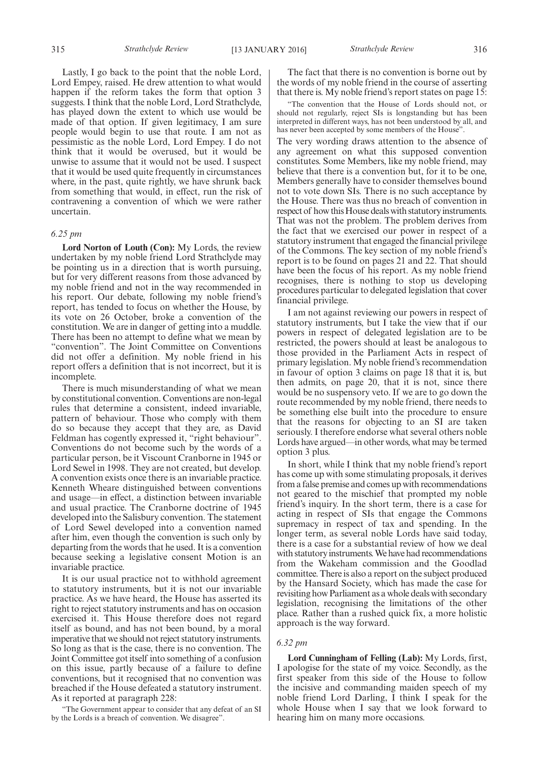Lastly, I go back to the point that the noble Lord, Lord Empey, raised. He drew attention to what would happen if the reform takes the form that option 3 suggests. I think that the noble Lord, Lord Strathclyde, has played down the extent to which use would be made of that option. If given legitimacy, I am sure people would begin to use that route. I am not as pessimistic as the noble Lord, Lord Empey. I do not think that it would be overused, but it would be unwise to assume that it would not be used. I suspect that it would be used quite frequently in circumstances where, in the past, quite rightly, we have shrunk back from something that would, in effect, run the risk of contravening a convention of which we were rather uncertain.

*6.25 pm*

**Lord Norton of Louth (Con):** My Lords, the review undertaken by my noble friend Lord Strathclyde may be pointing us in a direction that is worth pursuing, but for very different reasons from those advanced by my noble friend and not in the way recommended in his report. Our debate, following my noble friend's report, has tended to focus on whether the House, by its vote on 26 October, broke a convention of the constitution. We are in danger of getting into a muddle. There has been no attempt to define what we mean by "convention". The Joint Committee on Conventions did not offer a definition. My noble friend in his report offers a definition that is not incorrect, but it is incomplete.

There is much misunderstanding of what we mean by constitutional convention. Conventions are non-legal rules that determine a consistent, indeed invariable, pattern of behaviour. Those who comply with them do so because they accept that they are, as David Feldman has cogently expressed it, "right behaviour". Conventions do not become such by the words of a particular person, be it Viscount Cranborne in 1945 or Lord Sewel in 1998. They are not created, but develop. A convention exists once there is an invariable practice. Kenneth Wheare distinguished between conventions and usage—in effect, a distinction between invariable and usual practice. The Cranborne doctrine of 1945 developed into the Salisbury convention. The statement of Lord Sewel developed into a convention named after him, even though the convention is such only by departing from the words that he used. It is a convention because seeking a legislative consent Motion is an invariable practice.

It is our usual practice not to withhold agreement to statutory instruments, but it is not our invariable practice. As we have heard, the House has asserted its right to reject statutory instruments and has on occasion exercised it. This House therefore does not regard itself as bound, and has not been bound, by a moral imperative that we should not reject statutory instruments. So long as that is the case, there is no convention. The Joint Committee got itself into something of a confusion on this issue, partly because of a failure to define conventions, but it recognised that no convention was breached if the House defeated a statutory instrument. As it reported at paragraph 228:

> "The Government appear to consider that any defeat of an SI by the Lords is a breach of convention. We disagree".

The fact that there is no convention is borne out by the words of my noble friend in the course of asserting that there is. My noble friend's report states on page 15:

> "The convention that the House of Lords should not, or should not regularly, reject SIs is longstanding but has been interpreted in different ways, has not been understood by all, and has never been accepted by some members of the House".

The very wording draws attention to the absence of any agreement on what this supposed convention constitutes. Some Members, like my noble friend, may believe that there is a convention but, for it to be one, Members generally have to consider themselves bound not to vote down SIs. There is no such acceptance by the House. There was thus no breach of convention in respect of how this House deals with statutory instruments. That was not the problem. The problem derives from the fact that we exercised our power in respect of a statutory instrument that engaged the financial privilege of the Commons. The key section of my noble friend's report is to be found on pages 21 and 22. That should have been the focus of his report. As my noble friend recognises, there is nothing to stop us developing procedures particular to delegated legislation that cover financial privilege.

I am not against reviewing our powers in respect of statutory instruments, but I take the view that if our powers in respect of delegated legislation are to be restricted, the powers should at least be analogous to those provided in the Parliament Acts in respect of primary legislation. My noble friend's recommendation in favour of option 3 claims on page 18 that it is, but then admits, on page 20, that it is not, since there would be no suspensory veto. If we are to go down the route recommended by my noble friend, there needs to be something else built into the procedure to ensure that the reasons for objecting to an SI are taken seriously. I therefore endorse what several others noble Lords have argued—in other words, what may be termed option 3 plus.

In short, while I think that my noble friend's report has come up with some stimulating proposals, it derives from a false premise and comes up with recommendations not geared to the mischief that prompted my noble friend's inquiry. In the short term, there is a case for acting in respect of SIs that engage the Commons supremacy in respect of tax and spending. In the longer term, as several noble Lords have said today, there is a case for a substantial review of how we deal with statutory instruments. We have had recommendations from the Wakeham commission and the Goodlad committee. There is also a report on the subject produced by the Hansard Society, which has made the case for revisiting how Parliament as a whole deals with secondary legislation, recognising the limitations of the other place. Rather than a rushed quick fix, a more holistic approach is the way forward.

*6.32 pm*

**Lord Cunningham of Felling (Lab):** My Lords, first, I apologise for the state of my voice. Secondly, as the first speaker from this side of the House to follow the incisive and commanding maiden speech of my noble friend Lord Darling, I think I speak for the whole House when I say that we look forward to hearing him on many more occasions.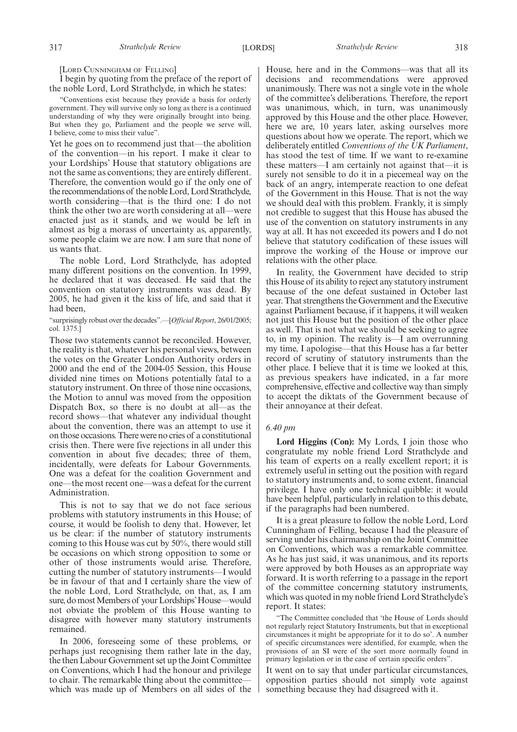[LORD CUNNINGHAM OF FELLING]

I begin by quoting from the preface of the report of the noble Lord, Lord Strathclyde, in which he states:

"Conventions exist because they provide a basis for orderly government. They will survive only so long as there is a continued understanding of why they were originally brought into being. But when they go, Parliament and the people we serve will, I believe, come to miss their value".

Yet he goes on to recommend just that—the abolition of the convention—in his report. I make it clear to your Lordships' House that statutory obligations are not the same as conventions; they are entirely different. Therefore, the convention would go if the only one of the recommendations of the noble Lord, Lord Strathclyde, worth considering—that is the third one: I do not think the other two are worth considering at all—were enacted just as it stands, and we would be left in almost as big a morass of uncertainty as, apparently, some people claim we are now. I am sure that none of us wants that.

The noble Lord, Lord Strathclyde, has adopted many different positions on the convention. In 1999, he declared that it was deceased. He said that the convention on statutory instruments was dead. By 2005, he had given it the kiss of life, and said that it had been,

"surprisingly robust over the decades".—[*Official Report*, 26/01/2005; col. 1375.]

Those two statements cannot be reconciled. However, the reality is that, whatever his personal views, between the votes on the Greater London Authority orders in 2000 and the end of the 2004-05 Session, this House divided nine times on Motions potentially fatal to a statutory instrument. On three of those nine occasions, the Motion to annul was moved from the opposition Dispatch Box, so there is no doubt at all—as the record shows—that whatever any individual thought about the convention, there was an attempt to use it on those occasions. There were no cries of a constitutional crisis then. There were five rejections in all under this convention in about five decades; three of them, incidentally, were defeats for Labour Governments. One was a defeat for the coalition Government and one—the most recent one—was a defeat for the current Administration.

This is not to say that we do not face serious problems with statutory instruments in this House; of course, it would be foolish to deny that. However, let us be clear: if the number of statutory instruments coming to this House was cut by 50%, there would still be occasions on which strong opposition to some or other of those instruments would arise. Therefore, cutting the number of statutory instruments—I would be in favour of that and I certainly share the view of the noble Lord, Lord Strathclyde, on that, as, I am sure, do most Members of your Lordships' House—would not obviate the problem of this House wanting to disagree with however many statutory instruments remained.

In 2006, foreseeing some of these problems, or perhaps just recognising them rather late in the day, the then Labour Government set up the Joint Committee on Conventions, which I had the honour and privilege to chair. The remarkable thing about the committee—which was made up of Members on all sides of the House, here and in the Commons—was that all its decisions and recommendations were approved unanimously. There was not a single vote in the whole of the committee's deliberations. Therefore, the report was unanimous, which, in turn, was unanimously approved by this House and the other place. However, here we are, 10 years later, asking ourselves more questions about how we operate. The report, which we deliberately entitled *Conventions of the UK Parliament*, has stood the test of time. If we want to re-examine these matters—I am certainly not against that—it is surely not sensible to do it in a piecemeal way on the back of an angry, intemperate reaction to one defeat of the Government in this House. That is not the way we should deal with this problem. Frankly, it is simply not credible to suggest that this House has abused the use of the convention on statutory instruments in any way at all. It has not exceeded its powers and I do not believe that statutory codification of these issues will improve the working of the House or improve our relations with the other place.

In reality, the Government have decided to strip this House of its ability to reject any statutory instrument because of the one defeat sustained in October last year. That strengthens the Government and the Executive against Parliament because, if it happens, it will weaken not just this House but the position of the other place as well. That is not what we should be seeking to agree to, in my opinion. The reality is—I am overrunning my time, I apologise—that this House has a far better record of scrutiny of statutory instruments than the other place. I believe that it is time we looked at this, as previous speakers have indicated, in a far more comprehensive, effective and collective way than simply to accept the diktats of the Government because of their annoyance at their defeat.

*6.40 pm*

**Lord Higgins (Con):** My Lords, I join those who congratulate my noble friend Lord Strathclyde and his team of experts on a really excellent report; it is extremely useful in setting out the position with regard to statutory instruments and, to some extent, financial privilege. I have only one technical quibble: it would have been helpful, particularly in relation to this debate, if the paragraphs had been numbered.

It is a great pleasure to follow the noble Lord, Lord Cunningham of Felling, because I had the pleasure of serving under his chairmanship on the Joint Committee on Conventions, which was a remarkable committee. As he has just said, it was unanimous, and its reports were approved by both Houses as an appropriate way forward. It is worth referring to a passage in the report of the committee concerning statutory instruments, which was quoted in my noble friend Lord Strathclyde's report. It states:

"The Committee concluded that 'the House of Lords should not regularly reject Statutory Instruments, but that in exceptional circumstances it might be appropriate for it to do so'. A number of specific circumstances were identified, for example, when the provisions of an SI were of the sort more normally found in primary legislation or in the case of certain specific orders".

It went on to say that under particular circumstances, opposition parties should not simply vote against something because they had disagreed with it.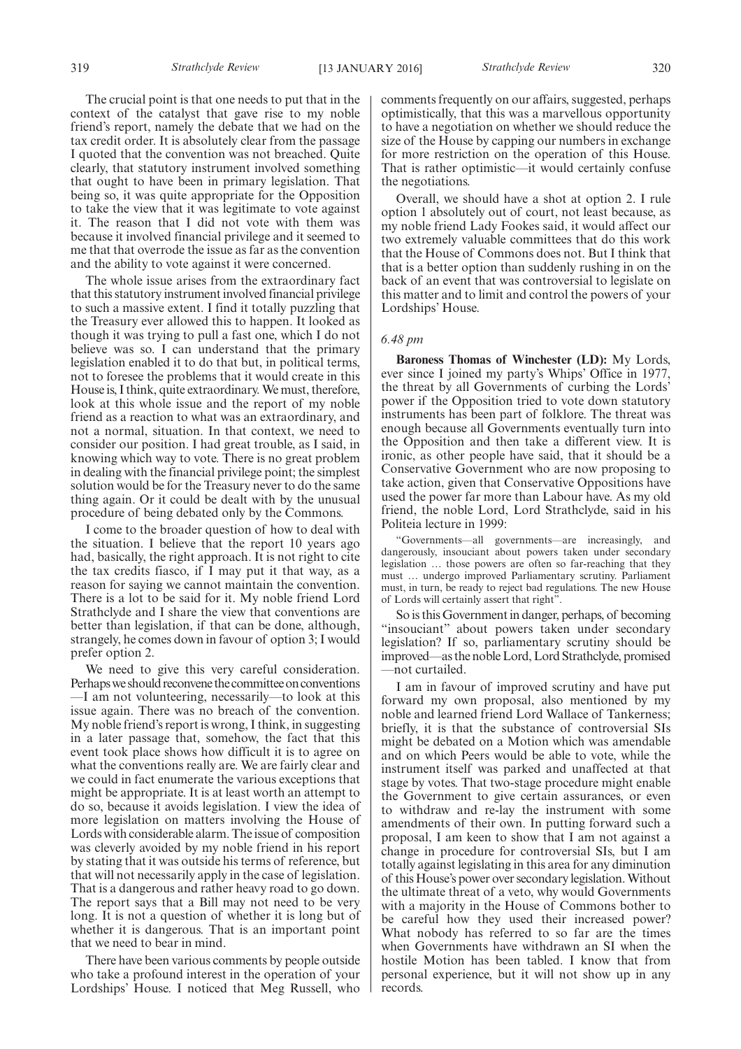The crucial point is that one needs to put that in the context of the catalyst that gave rise to my noble friend's report, namely the debate that we had on the tax credit order. It is absolutely clear from the passage I quoted that the convention was not breached. Quite clearly, that statutory instrument involved something that ought to have been in primary legislation. That being so, it was quite appropriate for the Opposition to take the view that it was legitimate to vote against it. The reason that I did not vote with them was because it involved financial privilege and it seemed to me that that overrode the issue as far as the convention and the ability to vote against it were concerned.

The whole issue arises from the extraordinary fact that this statutory instrument involved financial privilege to such a massive extent. I find it totally puzzling that the Treasury ever allowed this to happen. It looked as though it was trying to pull a fast one, which I do not believe was so. I can understand that the primary legislation enabled it to do that but, in political terms, not to foresee the problems that it would create in this House is, I think, quite extraordinary. We must, therefore, look at this whole issue and the report of my noble friend as a reaction to what was an extraordinary, and not a normal, situation. In that context, we need to consider our position. I had great trouble, as I said, in knowing which way to vote. There is no great problem in dealing with the financial privilege point; the simplest solution would be for the Treasury never to do the same thing again. Or it could be dealt with by the unusual procedure of being debated only by the Commons.

I come to the broader question of how to deal with the situation. I believe that the report 10 years ago had, basically, the right approach. It is not right to cite the tax credits fiasco, if I may put it that way, as a reason for saying we cannot maintain the convention. There is a lot to be said for it. My noble friend Lord Strathclyde and I share the view that conventions are better than legislation, if that can be done, although, strangely, he comes down in favour of option 3; I would prefer option 2.

We need to give this very careful consideration. Perhaps we should reconvene the committee on conventions—I am not volunteering, necessarily—to look at this issue again. There was no breach of the convention. My noble friend's report is wrong, I think, in suggesting in a later passage that, somehow, the fact that this event took place shows how difficult it is to agree on what the conventions really are. We are fairly clear and we could in fact enumerate the various exceptions that might be appropriate. It is at least worth an attempt to do so, because it avoids legislation. I view the idea of more legislation on matters involving the House of Lords with considerable alarm. The issue of composition was cleverly avoided by my noble friend in his report by stating that it was outside his terms of reference, but that will not necessarily apply in the case of legislation. That is a dangerous and rather heavy road to go down. The report says that a Bill may not need to be very long. It is not a question of whether it is long but of whether it is dangerous. That is an important point that we need to bear in mind.

There have been various comments by people outside who take a profound interest in the operation of your Lordships' House. I noticed that Meg Russell, who comments frequently on our affairs, suggested, perhaps optimistically, that this was a marvellous opportunity to have a negotiation on whether we should reduce the size of the House by capping our numbers in exchange for more restriction on the operation of this House. That is rather optimistic—it would certainly confuse the negotiations.

Overall, we should have a shot at option 2. I rule option 1 absolutely out of court, not least because, as my noble friend Lady Fookes said, it would affect our two extremely valuable committees that do this work that the House of Commons does not. But I think that that is a better option than suddenly rushing in on the back of an event that was controversial to legislate on this matter and to limit and control the powers of your Lordships' House.

*6.48 pm*

**Baroness Thomas of Winchester (LD):** My Lords, ever since I joined my party's Whips' Office in 1977, the threat by all Governments of curbing the Lords' power if the Opposition tried to vote down statutory instruments has been part of folklore. The threat was enough because all Governments eventually turn into the Opposition and then take a different view. It is ironic, as other people have said, that it should be a Conservative Government who are now proposing to take action, given that Conservative Oppositions have used the power far more than Labour have. As my old friend, the noble Lord, Lord Strathclyde, said in his Politeia lecture in 1999:

> "Governments—all governments—are increasingly, and dangerously, insouciant about powers taken under secondary legislation … those powers are often so far-reaching that they must … undergo improved Parliamentary scrutiny. Parliament must, in turn, be ready to reject bad regulations. The new House of Lords will certainly assert that right".

So is this Government in danger, perhaps, of becoming "insouciant" about powers taken under secondary legislation? If so, parliamentary scrutiny should be improved—as the noble Lord, Lord Strathclyde, promised—not curtailed.

I am in favour of improved scrutiny and have put forward my own proposal, also mentioned by my noble and learned friend Lord Wallace of Tankerness; briefly, it is that the substance of controversial SIs might be debated on a Motion which was amendable and on which Peers would be able to vote, while the instrument itself was parked and unaffected at that stage by votes. That two-stage procedure might enable the Government to give certain assurances, or even to withdraw and re-lay the instrument with some amendments of their own. In putting forward such a proposal, I am keen to show that I am not against a change in procedure for controversial SIs, but I am totally against legislating in this area for any diminution of this House's power over secondary legislation. Without the ultimate threat of a veto, why would Governments with a majority in the House of Commons bother to be careful how they used their increased power? What nobody has referred to so far are the times when Governments have withdrawn an SI when the hostile Motion has been tabled. I know that from personal experience, but it will not show up in any records.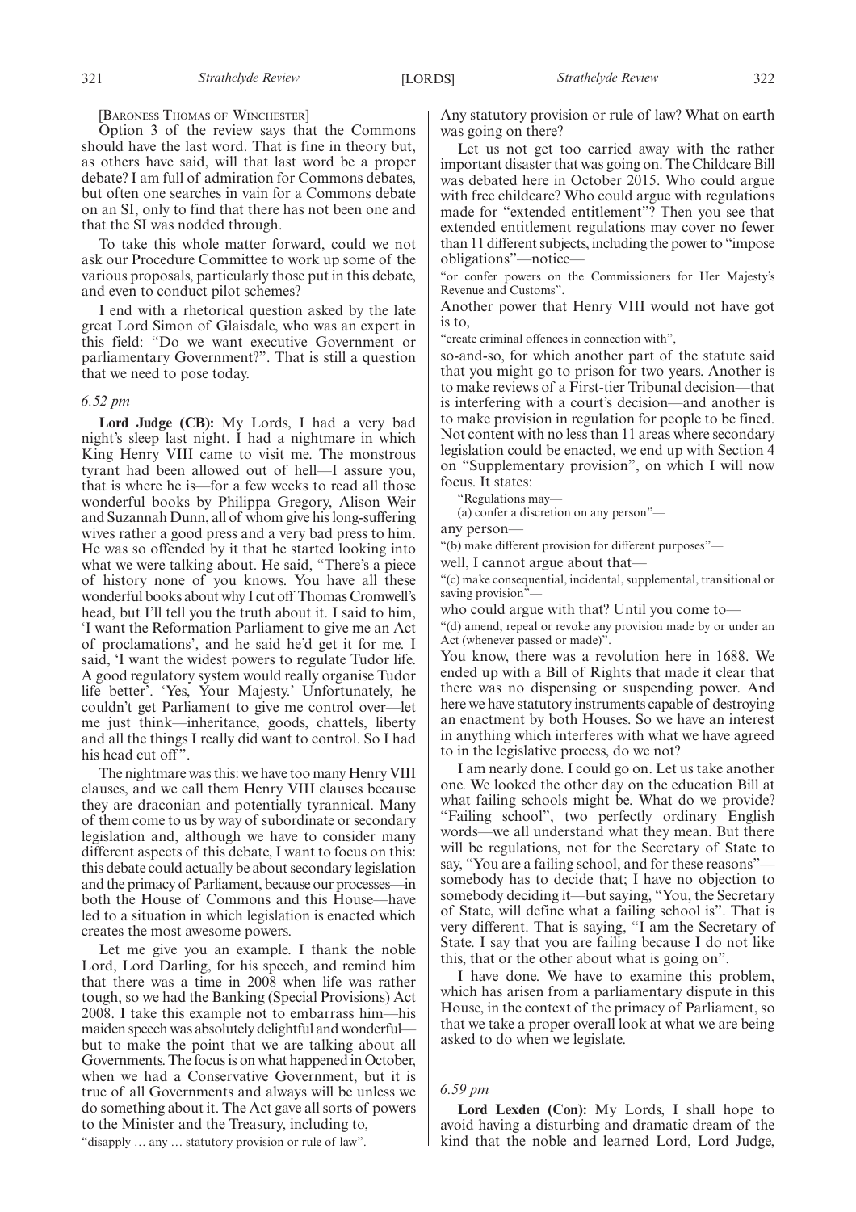[BARONESS THOMAS OF WINCHESTER]

Option 3 of the review says that the Commons should have the last word. That is fine in theory but, as others have said, will that last word be a proper debate? I am full of admiration for Commons debates, but often one searches in vain for a Commons debate on an SI, only to find that there has not been one and that the SI was nodded through.

To take this whole matter forward, could we not ask our Procedure Committee to work up some of the various proposals, particularly those put in this debate, and even to conduct pilot schemes?

I end with a rhetorical question asked by the late great Lord Simon of Glaisdale, who was an expert in this field: "Do we want executive Government or parliamentary Government?". That is still a question that we need to pose today.

*6.52 pm*

**Lord Judge (CB):** My Lords, I had a very bad night's sleep last night. I had a nightmare in which King Henry VIII came to visit me. The monstrous tyrant had been allowed out of hell—I assure you, that is where he is—for a few weeks to read all those wonderful books by Philippa Gregory, Alison Weir and Suzannah Dunn, all of whom give his long-suffering wives rather a good press and a very bad press to him. He was so offended by it that he started looking into what we were talking about. He said, "There's a piece of history none of you knows. You have all these wonderful books about why I cut off Thomas Cromwell's head, but I'll tell you the truth about it. I said to him, 'I want the Reformation Parliament to give me an Act of proclamations', and he said he'd get it for me. I said, 'I want the widest powers to regulate Tudor life. A good regulatory system would really organise Tudor life better'. 'Yes, Your Majesty.' Unfortunately, he couldn't get Parliament to give me control over—let me just think—inheritance, goods, chattels, liberty and all the things I really did want to control. So I had his head cut off".

The nightmare was this: we have too many Henry VIII clauses, and we call them Henry VIII clauses because they are draconian and potentially tyrannical. Many of them come to us by way of subordinate or secondary legislation and, although we have to consider many different aspects of this debate, I want to focus on this: this debate could actually be about secondary legislation and the primacy of Parliament, because our processes—in both the House of Commons and this House—have led to a situation in which legislation is enacted which creates the most awesome powers.

Let me give you an example. I thank the noble Lord, Lord Darling, for his speech, and remind him that there was a time in 2008 when life was rather tough, so we had the Banking (Special Provisions) Act 2008. I take this example not to embarrass him—his maiden speech was absolutely delightful and wonderful—but to make the point that we are talking about all Governments. The focus is on what happened in October, when we had a Conservative Government, but it is true of all Governments and always will be unless we do something about it. The Act gave all sorts of powers to the Minister and the Treasury, including to,

"disapply … any … statutory provision or rule of law".

Any statutory provision or rule of law? What on earth was going on there?

Let us not get too carried away with the rather important disaster that was going on. The Childcare Bill was debated here in October 2015. Who could argue with free childcare? Who could argue with regulations made for "extended entitlement"? Then you see that extended entitlement regulations may cover no fewer than 11 different subjects, including the power to "impose obligations"—notice—

"or confer powers on the Commissioners for Her Majesty's Revenue and Customs".

Another power that Henry VIII would not have got is to,

"create criminal offences in connection with",

so-and-so, for which another part of the statute said that you might go to prison for two years. Another is to make reviews of a First-tier Tribunal decision—that is interfering with a court's decision—and another is to make provision in regulation for people to be fined. Not content with no less than 11 areas where secondary legislation could be enacted, we end up with Section 4 on "Supplementary provision", on which I will now focus. It states:

"Regulations may—

(a) confer a discretion on any person"—

any person—

"(b) make different provision for different purposes"—

well, I cannot argue about that—

"(c) make consequential, incidental, supplemental, transitional or saving provision"—

who could argue with that? Until you come to—

"(d) amend, repeal or revoke any provision made by or under an Act (whenever passed or made)".

You know, there was a revolution here in 1688. We ended up with a Bill of Rights that made it clear that there was no dispensing or suspending power. And here we have statutory instruments capable of destroying an enactment by both Houses. So we have an interest in anything which interferes with what we have agreed to in the legislative process, do we not?

I am nearly done. I could go on. Let us take another one. We looked the other day on the education Bill at what failing schools might be. What do we provide? "Failing school", two perfectly ordinary English words—we all understand what they mean. But there will be regulations, not for the Secretary of State to say, "You are a failing school, and for these reasons"—somebody has to decide that; I have no objection to somebody deciding it—but saying, "You, the Secretary of State, will define what a failing school is". That is very different. That is saying, "I am the Secretary of State. I say that you are failing because I do not like this, that or the other about what is going on".

I have done. We have to examine this problem, which has arisen from a parliamentary dispute in this House, in the context of the primacy of Parliament, so that we take a proper overall look at what we are being asked to do when we legislate.

*6.59 pm*

**Lord Lexden (Con):** My Lords, I shall hope to avoid having a disturbing and dramatic dream of the kind that the noble and learned Lord, Lord Judge,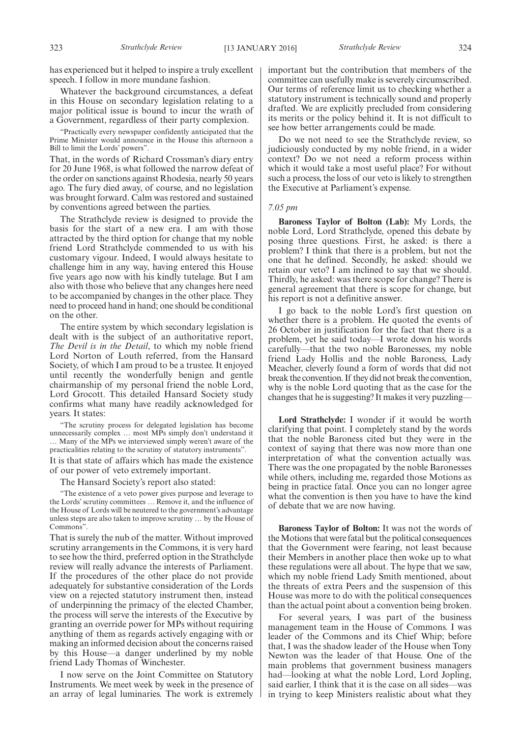has experienced but it helped to inspire a truly excellent speech. I follow in more mundane fashion.

Whatever the background circumstances, a defeat in this House on secondary legislation relating to a major political issue is bound to incur the wrath of a Government, regardless of their party complexion.

> "Practically every newspaper confidently anticipated that the Prime Minister would announce in the House this afternoon a Bill to limit the Lords' powers".

That, in the words of Richard Crossman's diary entry for 20 June 1968, is what followed the narrow defeat of the order on sanctions against Rhodesia, nearly 50 years ago. The fury died away, of course, and no legislation was brought forward. Calm was restored and sustained by conventions agreed between the parties.

The Strathclyde review is designed to provide the basis for the start of a new era. I am with those attracted by the third option for change that my noble friend Lord Strathclyde commended to us with his customary vigour. Indeed, I would always hesitate to challenge him in any way, having entered this House five years ago now with his kindly tutelage. But I am also with those who believe that any changes here need to be accompanied by changes in the other place. They need to proceed hand in hand; one should be conditional on the other.

The entire system by which secondary legislation is dealt with is the subject of an authoritative report, *The Devil is in the Detail*, to which my noble friend Lord Norton of Louth referred, from the Hansard Society, of which I am proud to be a trustee. It enjoyed until recently the wonderfully benign and gentle chairmanship of my personal friend the noble Lord, Lord Grocott. This detailed Hansard Society study confirms what many have readily acknowledged for years. It states:

> "The scrutiny process for delegated legislation has become unnecessarily complex … most MPs simply don't understand it … Many of the MPs we interviewed simply weren't aware of the practicalities relating to the scrutiny of statutory instruments".

It is that state of affairs which has made the existence of our power of veto extremely important.

The Hansard Society's report also stated:

> "The existence of a veto power gives purpose and leverage to the Lords' scrutiny committees … Remove it, and the influence of the House of Lords will be neutered to the government's advantage unless steps are also taken to improve scrutiny … by the House of Commons".

That is surely the nub of the matter. Without improved scrutiny arrangements in the Commons, it is very hard to see how the third, preferred option in the Strathclyde review will really advance the interests of Parliament. If the procedures of the other place do not provide adequately for substantive consideration of the Lords view on a rejected statutory instrument then, instead of underpinning the primacy of the elected Chamber, the process will serve the interests of the Executive by granting an override power for MPs without requiring anything of them as regards actively engaging with or making an informed decision about the concerns raised by this House—a danger underlined by my noble friend Lady Thomas of Winchester.

I now serve on the Joint Committee on Statutory Instruments. We meet week by week in the presence of an array of legal luminaries. The work is extremely important but the contribution that members of the committee can usefully make is severely circumscribed. Our terms of reference limit us to checking whether a statutory instrument is technically sound and properly drafted. We are explicitly precluded from considering its merits or the policy behind it. It is not difficult to see how better arrangements could be made.

Do we not need to see the Strathclyde review, so judiciously conducted by my noble friend, in a wider context? Do we not need a reform process within which it would take a most useful place? For without such a process, the loss of our veto is likely to strengthen the Executive at Parliament's expense.

*7.05 pm*

**Baroness Taylor of Bolton (Lab):** My Lords, the noble Lord, Lord Strathclyde, opened this debate by posing three questions. First, he asked: is there a problem? I think that there is a problem, but not the one that he defined. Secondly, he asked: should we retain our veto? I am inclined to say that we should. Thirdly, he asked: was there scope for change? There is general agreement that there is scope for change, but his report is not a definitive answer.

I go back to the noble Lord's first question on whether there is a problem. He quoted the events of 26 October in justification for the fact that there is a problem, yet he said today—I wrote down his words carefully—that the two noble Baronesses, my noble friend Lady Hollis and the noble Baroness, Lady Meacher, cleverly found a form of words that did not break the convention. If they did not break the convention, why is the noble Lord quoting that as the case for the changes that he is suggesting? It makes it very puzzling—

**Lord Strathclyde:** I wonder if it would be worth clarifying that point. I completely stand by the words that the noble Baroness cited but they were in the context of saying that there was now more than one interpretation of what the convention actually was. There was the one propagated by the noble Baronesses while others, including me, regarded those Motions as being in practice fatal. Once you can no longer agree what the convention is then you have to have the kind of debate that we are now having.

**Baroness Taylor of Bolton:** It was not the words of the Motions that were fatal but the political consequences that the Government were fearing, not least because their Members in another place then woke up to what these regulations were all about. The hype that we saw, which my noble friend Lady Smith mentioned, about the threats of extra Peers and the suspension of this House was more to do with the political consequences than the actual point about a convention being broken.

For several years, I was part of the business management team in the House of Commons. I was leader of the Commons and its Chief Whip; before that, I was the shadow leader of the House when Tony Newton was the leader of that House. One of the main problems that government business managers had—looking at what the noble Lord, Lord Jopling, said earlier, I think that it is the case on all sides—was in trying to keep Ministers realistic about what they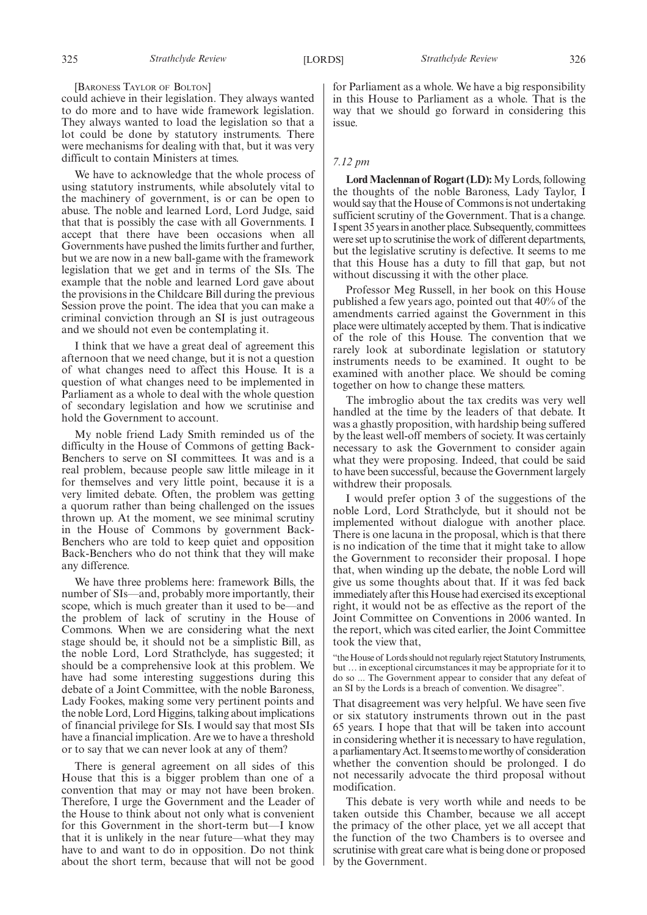[Baroness Taylor of Bolton]

could achieve in their legislation. They always wanted to do more and to have wide framework legislation. They always wanted to load the legislation so that a lot could be done by statutory instruments. There were mechanisms for dealing with that, but it was very difficult to contain Ministers at times.

We have to acknowledge that the whole process of using statutory instruments, while absolutely vital to the machinery of government, is or can be open to abuse. The noble and learned Lord, Lord Judge, said that that is possibly the case with all Governments. I accept that there have been occasions when all Governments have pushed the limits further and further, but we are now in a new ball-game with the framework legislation that we get and in terms of the SIs. The example that the noble and learned Lord gave about the provisions in the Childcare Bill during the previous Session prove the point. The idea that you can make a criminal conviction through an SI is just outrageous and we should not even be contemplating it.

I think that we have a great deal of agreement this afternoon that we need change, but it is not a question of what changes need to affect this House. It is a question of what changes need to be implemented in Parliament as a whole to deal with the whole question of secondary legislation and how we scrutinise and hold the Government to account.

My noble friend Lady Smith reminded us of the difficulty in the House of Commons of getting Back-Benchers to serve on SI committees. It was and is a real problem, because people saw little mileage in it for themselves and very little point, because it is a very limited debate. Often, the problem was getting a quorum rather than being challenged on the issues thrown up. At the moment, we see minimal scrutiny in the House of Commons by government Back-Benchers who are told to keep quiet and opposition Back-Benchers who do not think that they will make any difference.

We have three problems here: framework Bills, the number of SIs—and, probably more importantly, their scope, which is much greater than it used to be—and the problem of lack of scrutiny in the House of Commons. When we are considering what the next stage should be, it should not be a simplistic Bill, as the noble Lord, Lord Strathclyde, has suggested; it should be a comprehensive look at this problem. We have had some interesting suggestions during this debate of a Joint Committee, with the noble Baroness, Lady Fookes, making some very pertinent points and the noble Lord, Lord Higgins, talking about implications of financial privilege for SIs. I would say that most SIs have a financial implication. Are we to have a threshold or to say that we can never look at any of them?

There is general agreement on all sides of this House that this is a bigger problem than one of a convention that may or may not have been broken. Therefore, I urge the Government and the Leader of the House to think about not only what is convenient for this Government in the short-term but—I know that it is unlikely in the near future—what they may have to and want to do in opposition. Do not think about the short term, because that will not be good for Parliament as a whole. We have a big responsibility in this House to Parliament as a whole. That is the way that we should go forward in considering this issue.

*7.12 pm*

**Lord Maclennan of Rogart (LD):** My Lords, following the thoughts of the noble Baroness, Lady Taylor, I would say that the House of Commons is not undertaking sufficient scrutiny of the Government. That is a change. I spent 35 years in another place. Subsequently, committees were set up to scrutinise the work of different departments, but the legislative scrutiny is defective. It seems to me that this House has a duty to fill that gap, but not without discussing it with the other place.

Professor Meg Russell, in her book on this House published a few years ago, pointed out that 40% of the amendments carried against the Government in this place were ultimately accepted by them. That is indicative of the role of this House. The convention that we rarely look at subordinate legislation or statutory instruments needs to be examined. It ought to be examined with another place. We should be coming together on how to change these matters.

The imbroglio about the tax credits was very well handled at the time by the leaders of that debate. It was a ghastly proposition, with hardship being suffered by the least well-off members of society. It was certainly necessary to ask the Government to consider again what they were proposing. Indeed, that could be said to have been successful, because the Government largely withdrew their proposals.

I would prefer option 3 of the suggestions of the noble Lord, Lord Strathclyde, but it should not be implemented without dialogue with another place. There is one lacuna in the proposal, which is that there is no indication of the time that it might take to allow the Government to reconsider their proposal. I hope that, when winding up the debate, the noble Lord will give us some thoughts about that. If it was fed back immediately after this House had exercised its exceptional right, it would not be as effective as the report of the Joint Committee on Conventions in 2006 wanted. In the report, which was cited earlier, the Joint Committee took the view that,

"the House of Lords should not regularly reject Statutory Instruments, but … in exceptional circumstances it may be appropriate for it to do so ... The Government appear to consider that any defeat of an SI by the Lords is a breach of convention. We disagree".

That disagreement was very helpful. We have seen five or six statutory instruments thrown out in the past 65 years. I hope that that will be taken into account in considering whether it is necessary to have regulation, a parliamentary Act. It seems to me worthy of consideration whether the convention should be prolonged. I do not necessarily advocate the third proposal without modification.

This debate is very worth while and needs to be taken outside this Chamber, because we all accept the primacy of the other place, yet we all accept that the function of the two Chambers is to oversee and scrutinise with great care what is being done or proposed by the Government.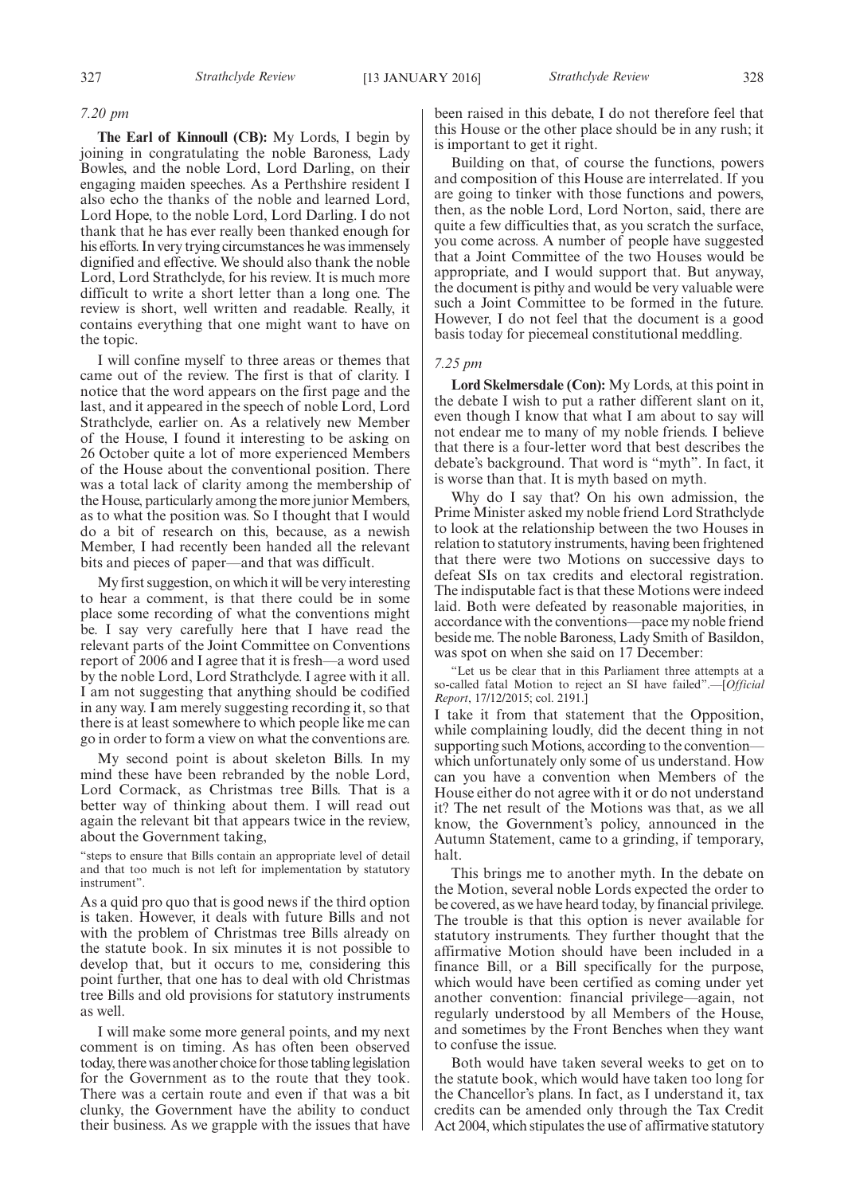*7.20 pm*

**The Earl of Kinnoull (CB):** My Lords, I begin by joining in congratulating the noble Baroness, Lady Bowles, and the noble Lord, Lord Darling, on their engaging maiden speeches. As a Perthshire resident I also echo the thanks of the noble and learned Lord, Lord Hope, to the noble Lord, Lord Darling. I do not thank that he has ever really been thanked enough for his efforts. In very trying circumstances he was immensely dignified and effective. We should also thank the noble Lord, Lord Strathclyde, for his review. It is much more difficult to write a short letter than a long one. The review is short, well written and readable. Really, it contains everything that one might want to have on the topic.

I will confine myself to three areas or themes that came out of the review. The first is that of clarity. I notice that the word appears on the first page and the last, and it appeared in the speech of noble Lord, Lord Strathclyde, earlier on. As a relatively new Member of the House, I found it interesting to be asking on 26 October quite a lot of more experienced Members of the House about the conventional position. There was a total lack of clarity among the membership of the House, particularly among the more junior Members, as to what the position was. So I thought that I would do a bit of research on this, because, as a newish Member, I had recently been handed all the relevant bits and pieces of paper—and that was difficult.

My first suggestion, on which it will be very interesting to hear a comment, is that there could be in some place some recording of what the conventions might be. I say very carefully here that I have read the relevant parts of the Joint Committee on Conventions report of 2006 and I agree that it is fresh—a word used by the noble Lord, Lord Strathclyde. I agree with it all. I am not suggesting that anything should be codified in any way. I am merely suggesting recording it, so that there is at least somewhere to which people like me can go in order to form a view on what the conventions are.

My second point is about skeleton Bills. In my mind these have been rebranded by the noble Lord, Lord Cormack, as Christmas tree Bills. That is a better way of thinking about them. I will read out again the relevant bit that appears twice in the review, about the Government taking,

"steps to ensure that Bills contain an appropriate level of detail and that too much is not left for implementation by statutory instrument".

As a quid pro quo that is good news if the third option is taken. However, it deals with future Bills and not with the problem of Christmas tree Bills already on the statute book. In six minutes it is not possible to develop that, but it occurs to me, considering this point further, that one has to deal with old Christmas tree Bills and old provisions for statutory instruments as well.

I will make some more general points, and my next comment is on timing. As has often been observed today, there was another choice for those tabling legislation for the Government as to the route that they took. There was a certain route and even if that was a bit clunky, the Government have the ability to conduct their business. As we grapple with the issues that have been raised in this debate, I do not therefore feel that this House or the other place should be in any rush; it is important to get it right.

Building on that, of course the functions, powers and composition of this House are interrelated. If you are going to tinker with those functions and powers, then, as the noble Lord, Lord Norton, said, there are quite a few difficulties that, as you scratch the surface, you come across. A number of people have suggested that a Joint Committee of the two Houses would be appropriate, and I would support that. But anyway, the document is pithy and would be very valuable were such a Joint Committee to be formed in the future. However, I do not feel that the document is a good basis today for piecemeal constitutional meddling.

*7.25 pm*

**Lord Skelmersdale (Con):** My Lords, at this point in the debate I wish to put a rather different slant on it, even though I know that what I am about to say will not endear me to many of my noble friends. I believe that there is a four-letter word that best describes the debate's background. That word is "myth". In fact, it is worse than that. It is myth based on myth.

Why do I say that? On his own admission, the Prime Minister asked my noble friend Lord Strathclyde to look at the relationship between the two Houses in relation to statutory instruments, having been frightened that there were two Motions on successive days to defeat SIs on tax credits and electoral registration. The indisputable fact is that these Motions were indeed laid. Both were defeated by reasonable majorities, in accordance with the conventions—pace my noble friend beside me. The noble Baroness, Lady Smith of Basildon, was spot on when she said on 17 December:

"Let us be clear that in this Parliament three attempts at a so-called fatal Motion to reject an SI have failed".—[*Official Report*, 17/12/2015; col. 2191.]

I take it from that statement that the Opposition, while complaining loudly, did the decent thing in not supporting such Motions, according to the convention—which unfortunately only some of us understand. How can you have a convention when Members of the House either do not agree with it or do not understand it? The net result of the Motions was that, as we all know, the Government's policy, announced in the Autumn Statement, came to a grinding, if temporary, halt.

This brings me to another myth. In the debate on the Motion, several noble Lords expected the order to be covered, as we have heard today, by financial privilege. The trouble is that this option is never available for statutory instruments. They further thought that the affirmative Motion should have been included in a finance Bill, or a Bill specifically for the purpose, which would have been certified as coming under yet another convention: financial privilege—again, not regularly understood by all Members of the House, and sometimes by the Front Benches when they want to confuse the issue.

Both would have taken several weeks to get on to the statute book, which would have taken too long for the Chancellor's plans. In fact, as I understand it, tax credits can be amended only through the Tax Credit Act 2004, which stipulates the use of affirmative statutory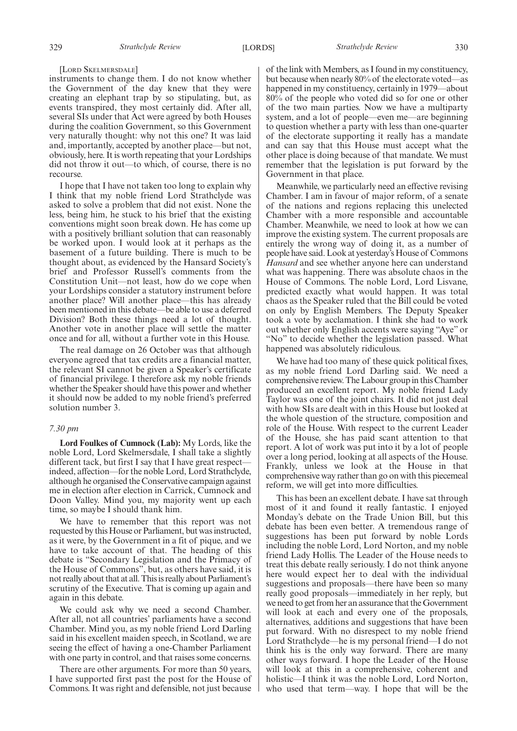[LORD SKELMERSDALE]

instruments to change them. I do not know whether the Government of the day knew that they were creating an elephant trap by so stipulating, but, as events transpired, they most certainly did. After all, several SIs under that Act were agreed by both Houses during the coalition Government, so this Government very naturally thought: why not this one? It was laid and, importantly, accepted by another place—but not, obviously, here. It is worth repeating that your Lordships did not throw it out—to which, of course, there is no recourse.

I hope that I have not taken too long to explain why I think that my noble friend Lord Strathclyde was asked to solve a problem that did not exist. None the less, being him, he stuck to his brief that the existing conventions might soon break down. He has come up with a positively brilliant solution that can reasonably be worked upon. I would look at it perhaps as the basement of a future building. There is much to be thought about, as evidenced by the Hansard Society's brief and Professor Russell's comments from the Constitution Unit—not least, how do we cope when your Lordships consider a statutory instrument before another place? Will another place—this has already been mentioned in this debate—be able to use a deferred Division? Both these things need a lot of thought. Another vote in another place will settle the matter once and for all, without a further vote in this House.

The real damage on 26 October was that although everyone agreed that tax credits are a financial matter, the relevant SI cannot be given a Speaker's certificate of financial privilege. I therefore ask my noble friends whether the Speaker should have this power and whether it should now be added to my noble friend's preferred solution number 3.

*7.30 pm*

**Lord Foulkes of Cumnock (Lab):** My Lords, like the noble Lord, Lord Skelmersdale, I shall take a slightly different tack, but first I say that I have great respect—indeed, affection—for the noble Lord, Lord Strathclyde, although he organised the Conservative campaign against me in election after election in Carrick, Cumnock and Doon Valley. Mind you, my majority went up each time, so maybe I should thank him.

We have to remember that this report was not requested by this House or Parliament, but was instructed, as it were, by the Government in a fit of pique, and we have to take account of that. The heading of this debate is "Secondary Legislation and the Primacy of the House of Commons", but, as others have said, it is not really about that at all. This is really about Parliament's scrutiny of the Executive. That is coming up again and again in this debate.

We could ask why we need a second Chamber. After all, not all countries' parliaments have a second Chamber. Mind you, as my noble friend Lord Darling said in his excellent maiden speech, in Scotland, we are seeing the effect of having a one-Chamber Parliament with one party in control, and that raises some concerns.

There are other arguments. For more than 50 years, I have supported first past the post for the House of Commons. It was right and defensible, not just because of the link with Members, as I found in my constituency, but because when nearly 80% of the electorate voted—as happened in my constituency, certainly in 1979—about 80% of the people who voted did so for one or other of the two main parties. Now we have a multiparty system, and a lot of people—even me—are beginning to question whether a party with less than one-quarter of the electorate supporting it really has a mandate and can say that this House must accept what the other place is doing because of that mandate. We must remember that the legislation is put forward by the Government in that place.

Meanwhile, we particularly need an effective revising Chamber. I am in favour of major reform, of a senate of the nations and regions replacing this unelected Chamber with a more responsible and accountable Chamber. Meanwhile, we need to look at how we can improve the existing system. The current proposals are entirely the wrong way of doing it, as a number of people have said. Look at yesterday's House of Commons *Hansard* and see whether anyone here can understand what was happening. There was absolute chaos in the House of Commons. The noble Lord, Lord Lisvane, predicted exactly what would happen. It was total chaos as the Speaker ruled that the Bill could be voted on only by English Members. The Deputy Speaker took a vote by acclamation. I think she had to work out whether only English accents were saying "Aye" or "No" to decide whether the legislation passed. What happened was absolutely ridiculous.

We have had too many of these quick political fixes, as my noble friend Lord Darling said. We need a comprehensive review. The Labour group in this Chamber produced an excellent report. My noble friend Lady Taylor was one of the joint chairs. It did not just deal with how SIs are dealt with in this House but looked at the whole question of the structure, composition and role of the House. With respect to the current Leader of the House, she has paid scant attention to that report. A lot of work was put into it by a lot of people over a long period, looking at all aspects of the House. Frankly, unless we look at the House in that comprehensive way rather than go on with this piecemeal reform, we will get into more difficulties.

This has been an excellent debate. I have sat through most of it and found it really fantastic. I enjoyed Monday's debate on the Trade Union Bill, but this debate has been even better. A tremendous range of suggestions has been put forward by noble Lords including the noble Lord, Lord Norton, and my noble friend Lady Hollis. The Leader of the House needs to treat this debate really seriously. I do not think anyone here would expect her to deal with the individual suggestions and proposals—there have been so many really good proposals—immediately in her reply, but we need to get from her an assurance that the Government will look at each and every one of the proposals, alternatives, additions and suggestions that have been put forward. With no disrespect to my noble friend Lord Strathclyde—he is my personal friend—I do not think his is the only way forward. There are many other ways forward. I hope the Leader of the House will look at this in a comprehensive, coherent and holistic—I think it was the noble Lord, Lord Norton, who used that term—way. I hope that will be the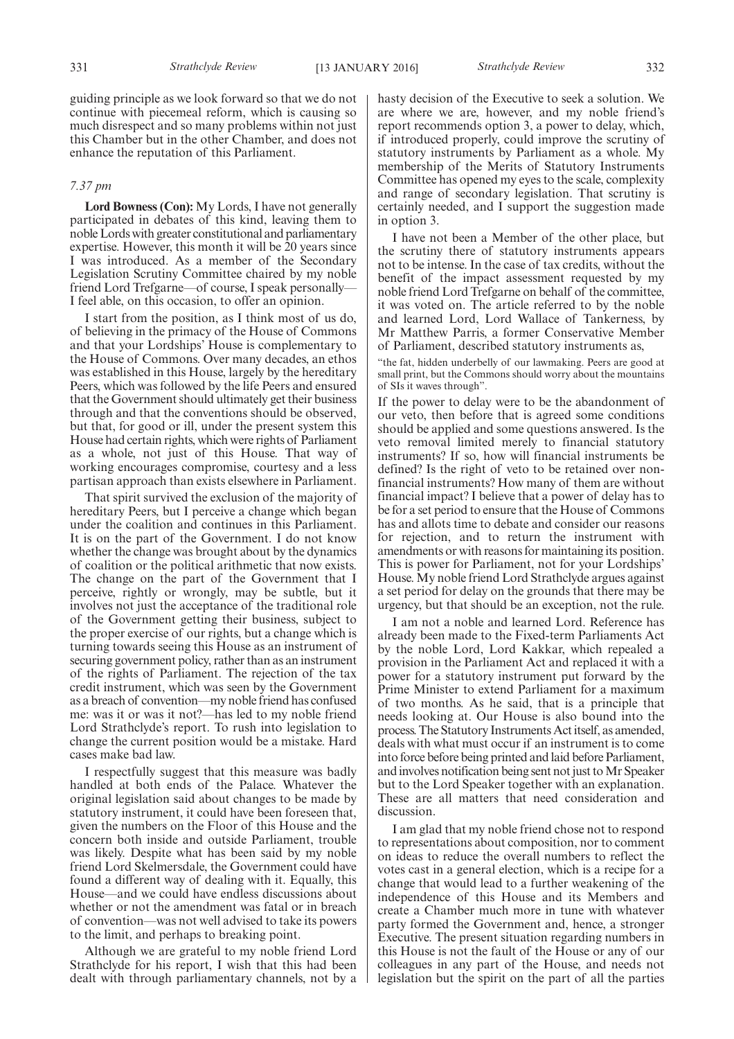guiding principle as we look forward so that we do not continue with piecemeal reform, which is causing so much disrespect and so many problems within not just this Chamber but in the other Chamber, and does not enhance the reputation of this Parliament.

*7.37 pm*

**Lord Bowness (Con):** My Lords, I have not generally participated in debates of this kind, leaving them to noble Lords with greater constitutional and parliamentary expertise. However, this month it will be 20 years since I was introduced. As a member of the Secondary Legislation Scrutiny Committee chaired by my noble friend Lord Trefgarne—of course, I speak personally—I feel able, on this occasion, to offer an opinion.

I start from the position, as I think most of us do, of believing in the primacy of the House of Commons and that your Lordships' House is complementary to the House of Commons. Over many decades, an ethos was established in this House, largely by the hereditary Peers, which was followed by the life Peers and ensured that the Government should ultimately get their business through and that the conventions should be observed, but that, for good or ill, under the present system this House had certain rights, which were rights of Parliament as a whole, not just of this House. That way of working encourages compromise, courtesy and a less partisan approach than exists elsewhere in Parliament.

That spirit survived the exclusion of the majority of hereditary Peers, but I perceive a change which began under the coalition and continues in this Parliament. It is on the part of the Government. I do not know whether the change was brought about by the dynamics of coalition or the political arithmetic that now exists. The change on the part of the Government that I perceive, rightly or wrongly, may be subtle, but it involves not just the acceptance of the traditional role of the Government getting their business, subject to the proper exercise of our rights, but a change which is turning towards seeing this House as an instrument of securing government policy, rather than as an instrument of the rights of Parliament. The rejection of the tax credit instrument, which was seen by the Government as a breach of convention—my noble friend has confused me: was it or was it not?—has led to my noble friend Lord Strathclyde's report. To rush into legislation to change the current position would be a mistake. Hard cases make bad law.

I respectfully suggest that this measure was badly handled at both ends of the Palace. Whatever the original legislation said about changes to be made by statutory instrument, it could have been foreseen that, given the numbers on the Floor of this House and the concern both inside and outside Parliament, trouble was likely. Despite what has been said by my noble friend Lord Skelmersdale, the Government could have found a different way of dealing with it. Equally, this House—and we could have endless discussions about whether or not the amendment was fatal or in breach of convention—was not well advised to take its powers to the limit, and perhaps to breaking point.

Although we are grateful to my noble friend Lord Strathclyde for his report, I wish that this had been dealt with through parliamentary channels, not by a hasty decision of the Executive to seek a solution. We are where we are, however, and my noble friend's report recommends option 3, a power to delay, which, if introduced properly, could improve the scrutiny of statutory instruments by Parliament as a whole. My membership of the Merits of Statutory Instruments Committee has opened my eyes to the scale, complexity and range of secondary legislation. That scrutiny is certainly needed, and I support the suggestion made in option 3.

I have not been a Member of the other place, but the scrutiny there of statutory instruments appears not to be intense. In the case of tax credits, without the benefit of the impact assessment requested by my noble friend Lord Trefgarne on behalf of the committee, it was voted on. The article referred to by the noble and learned Lord, Lord Wallace of Tankerness, by Mr Matthew Parris, a former Conservative Member of Parliament, described statutory instruments as,

"the fat, hidden underbelly of our lawmaking. Peers are good at small print, but the Commons should worry about the mountains of SIs it waves through".

If the power to delay were to be the abandonment of our veto, then before that is agreed some conditions should be applied and some questions answered. Is the veto removal limited merely to financial statutory instruments? If so, how will financial instruments be defined? Is the right of veto to be retained over non-financial instruments? How many of them are without financial impact? I believe that a power of delay has to be for a set period to ensure that the House of Commons has and allots time to debate and consider our reasons for rejection, and to return the instrument with amendments or with reasons for maintaining its position. This is power for Parliament, not for your Lordships' House. My noble friend Lord Strathclyde argues against a set period for delay on the grounds that there may be urgency, but that should be an exception, not the rule.

I am not a noble and learned Lord. Reference has already been made to the Fixed-term Parliaments Act by the noble Lord, Lord Kakkar, which repealed a provision in the Parliament Act and replaced it with a power for a statutory instrument put forward by the Prime Minister to extend Parliament for a maximum of two months. As he said, that is a principle that needs looking at. Our House is also bound into the process. The Statutory Instruments Act itself, as amended, deals with what must occur if an instrument is to come into force before being printed and laid before Parliament, and involves notification being sent not just to Mr Speaker but to the Lord Speaker together with an explanation. These are all matters that need consideration and discussion.

I am glad that my noble friend chose not to respond to representations about composition, nor to comment on ideas to reduce the overall numbers to reflect the votes cast in a general election, which is a recipe for a change that would lead to a further weakening of the independence of this House and its Members and create a Chamber much more in tune with whatever party formed the Government and, hence, a stronger Executive. The present situation regarding numbers in this House is not the fault of the House or any of our colleagues in any part of the House, and needs not legislation but the spirit on the part of all the parties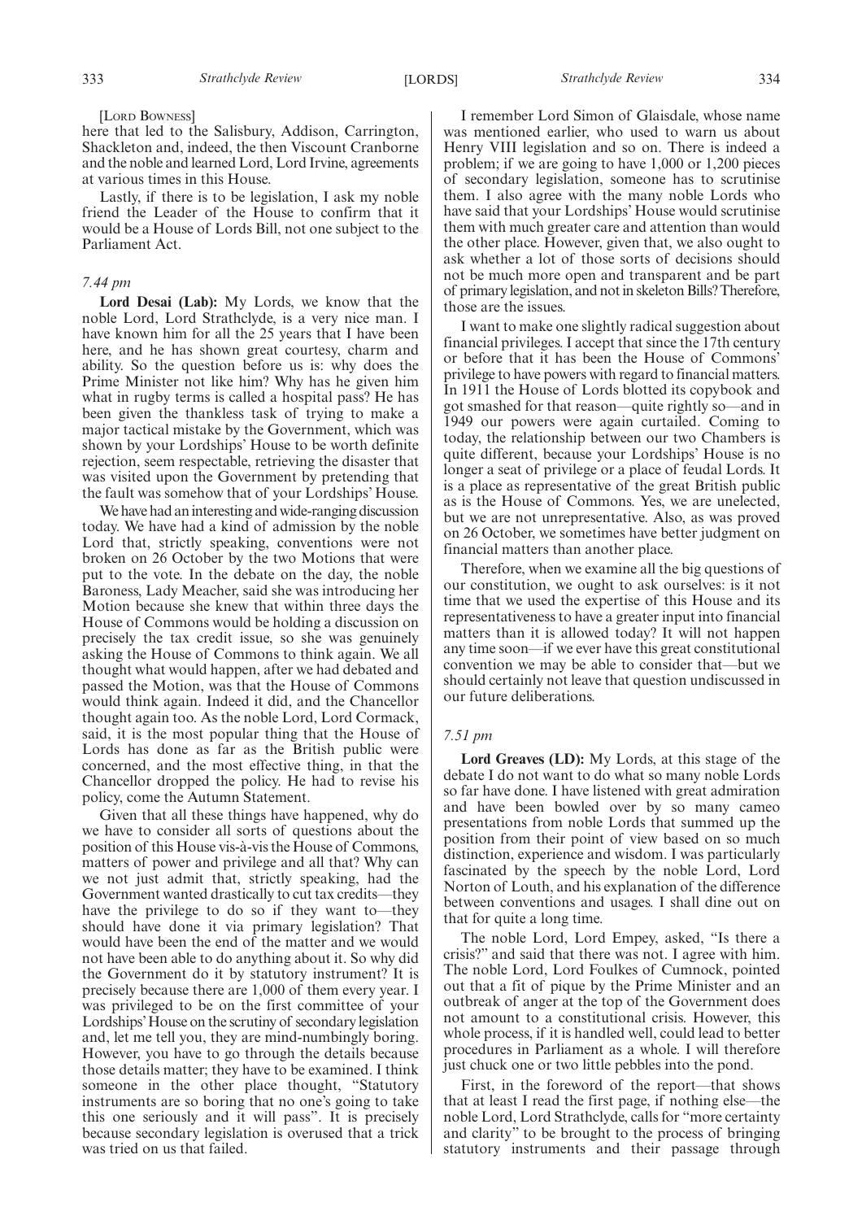[Lord Bowness]

here that led to the Salisbury, Addison, Carrington, Shackleton and, indeed, the then Viscount Cranborne and the noble and learned Lord, Lord Irvine, agreements at various times in this House.

Lastly, if there is to be legislation, I ask my noble friend the Leader of the House to confirm that it would be a House of Lords Bill, not one subject to the Parliament Act.

*7.44 pm*

**Lord Desai (Lab):** My Lords, we know that the noble Lord, Lord Strathclyde, is a very nice man. I have known him for all the 25 years that I have been here, and he has shown great courtesy, charm and ability. So the question before us is: why does the Prime Minister not like him? Why has he given him what in rugby terms is called a hospital pass? He has been given the thankless task of trying to make a major tactical mistake by the Government, which was shown by your Lordships' House to be worth definite rejection, seem respectable, retrieving the disaster that was visited upon the Government by pretending that the fault was somehow that of your Lordships' House.

We have had an interesting and wide-ranging discussion today. We have had a kind of admission by the noble Lord that, strictly speaking, conventions were not broken on 26 October by the two Motions that were put to the vote. In the debate on the day, the noble Baroness, Lady Meacher, said she was introducing her Motion because she knew that within three days the House of Commons would be holding a discussion on precisely the tax credit issue, so she was genuinely asking the House of Commons to think again. We all thought what would happen, after we had debated and passed the Motion, was that the House of Commons would think again. Indeed it did, and the Chancellor thought again too. As the noble Lord, Lord Cormack, said, it is the most popular thing that the House of Lords has done as far as the British public were concerned, and the most effective thing, in that the Chancellor dropped the policy. He had to revise his policy, come the Autumn Statement.

Given that all these things have happened, why do we have to consider all sorts of questions about the position of this House vis-à-vis the House of Commons, matters of power and privilege and all that? Why can we not just admit that, strictly speaking, had the Government wanted drastically to cut tax credits—they have the privilege to do so if they want to—they should have done it via primary legislation? That would have been the end of the matter and we would not have been able to do anything about it. So why did the Government do it by statutory instrument? It is precisely because there are 1,000 of them every year. I was privileged to be on the first committee of your Lordships' House on the scrutiny of secondary legislation and, let me tell you, they are mind-numbingly boring. However, you have to go through the details because those details matter; they have to be examined. I think someone in the other place thought, "Statutory instruments are so boring that no one's going to take this one seriously and it will pass". It is precisely because secondary legislation is overused that a trick was tried on us that failed.

I remember Lord Simon of Glaisdale, whose name was mentioned earlier, who used to warn us about Henry VIII legislation and so on. There is indeed a problem; if we are going to have 1,000 or 1,200 pieces of secondary legislation, someone has to scrutinise them. I also agree with the many noble Lords who have said that your Lordships' House would scrutinise them with much greater care and attention than would the other place. However, given that, we also ought to ask whether a lot of those sorts of decisions should not be much more open and transparent and be part of primary legislation, and not in skeleton Bills? Therefore, those are the issues.

I want to make one slightly radical suggestion about financial privileges. I accept that since the 17th century or before that it has been the House of Commons' privilege to have powers with regard to financial matters. In 1911 the House of Lords blotted its copybook and got smashed for that reason—quite rightly so—and in 1949 our powers were again curtailed. Coming to today, the relationship between our two Chambers is quite different, because your Lordships' House is no longer a seat of privilege or a place of feudal Lords. It is a place as representative of the great British public as is the House of Commons. Yes, we are unelected, but we are not unrepresentative. Also, as was proved on 26 October, we sometimes have better judgment on financial matters than another place.

Therefore, when we examine all the big questions of our constitution, we ought to ask ourselves: is it not time that we used the expertise of this House and its representativeness to have a greater input into financial matters than it is allowed today? It will not happen any time soon—if we ever have this great constitutional convention we may be able to consider that—but we should certainly not leave that question undiscussed in our future deliberations.

*7.51 pm*

**Lord Greaves (LD):** My Lords, at this stage of the debate I do not want to do what so many noble Lords so far have done. I have listened with great admiration and have been bowled over by so many cameo presentations from noble Lords that summed up the position from their point of view based on so much distinction, experience and wisdom. I was particularly fascinated by the speech by the noble Lord, Lord Norton of Louth, and his explanation of the difference between conventions and usages. I shall dine out on that for quite a long time.

The noble Lord, Lord Empey, asked, "Is there a crisis?" and said that there was not. I agree with him. The noble Lord, Lord Foulkes of Cumnock, pointed out that a fit of pique by the Prime Minister and an outbreak of anger at the top of the Government does not amount to a constitutional crisis. However, this whole process, if it is handled well, could lead to better procedures in Parliament as a whole. I will therefore just chuck one or two little pebbles into the pond.

First, in the foreword of the report—that shows that at least I read the first page, if nothing else—the noble Lord, Lord Strathclyde, calls for "more certainty and clarity" to be brought to the process of bringing statutory instruments and their passage through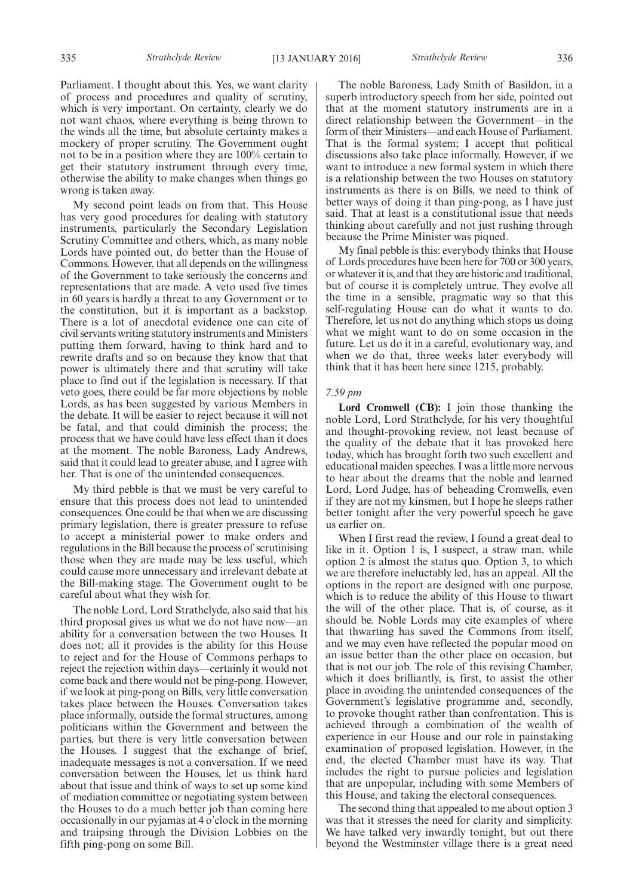Parliament. I thought about this. Yes, we want clarity of process and procedures and quality of scrutiny, which is very important. On certainty, clearly we do not want chaos, where everything is being thrown to the winds all the time, but absolute certainty makes a mockery of proper scrutiny. The Government ought not to be in a position where they are 100% certain to get their statutory instrument through every time, otherwise the ability to make changes when things go wrong is taken away.

My second point leads on from that. This House has very good procedures for dealing with statutory instruments, particularly the Secondary Legislation Scrutiny Committee and others, which, as many noble Lords have pointed out, do better than the House of Commons. However, that all depends on the willingness of the Government to take seriously the concerns and representations that are made. A veto used five times in 60 years is hardly a threat to any Government or to the constitution, but it is important as a backstop. There is a lot of anecdotal evidence one can cite of civil servants writing statutory instruments and Ministers putting them forward, having to think hard and to rewrite drafts and so on because they know that that power is ultimately there and that scrutiny will take place to find out if the legislation is necessary. If that veto goes, there could be far more objections by noble Lords, as has been suggested by various Members in the debate. It will be easier to reject because it will not be fatal, and that could diminish the process; the process that we have could have less effect than it does at the moment. The noble Baroness, Lady Andrews, said that it could lead to greater abuse, and I agree with her. That is one of the unintended consequences.

My third pebble is that we must be very careful to ensure that this process does not lead to unintended consequences. One could be that when we are discussing primary legislation, there is greater pressure to refuse to accept a ministerial power to make orders and regulations in the Bill because the process of scrutinising those when they are made may be less useful, which could cause more unnecessary and irrelevant debate at the Bill-making stage. The Government ought to be careful about what they wish for.

The noble Lord, Lord Strathclyde, also said that his third proposal gives us what we do not have now—an ability for a conversation between the two Houses. It does not; all it provides is the ability for this House to reject and for the House of Commons perhaps to reject the rejection within days—certainly it would not come back and there would not be ping-pong. However, if we look at ping-pong on Bills, very little conversation takes place between the Houses. Conversation takes place informally, outside the formal structures, among politicians within the Government and between the parties, but there is very little conversation between the Houses. I suggest that the exchange of brief, inadequate messages is not a conversation. If we need conversation between the Houses, let us think hard about that issue and think of ways to set up some kind of mediation committee or negotiating system between the Houses to do a much better job than coming here occasionally in our pyjamas at 4 o'clock in the morning and traipsing through the Division Lobbies on the fifth ping-pong on some Bill.

The noble Baroness, Lady Smith of Basildon, in a superb introductory speech from her side, pointed out that at the moment statutory instruments are in a direct relationship between the Government—in the form of their Ministers—and each House of Parliament. That is the formal system; I accept that political discussions also take place informally. However, if we want to introduce a new formal system in which there is a relationship between the two Houses on statutory instruments as there is on Bills, we need to think of better ways of doing it than ping-pong, as I have just said. That at least is a constitutional issue that needs thinking about carefully and not just rushing through because the Prime Minister was piqued.

My final pebble is this: everybody thinks that House of Lords procedures have been here for 700 or 300 years, or whatever it is, and that they are historic and traditional, but of course it is completely untrue. They evolve all the time in a sensible, pragmatic way so that this self-regulating House can do what it wants to do. Therefore, let us not do anything which stops us doing what we might want to do on some occasion in the future. Let us do it in a careful, evolutionary way, and when we do that, three weeks later everybody will think that it has been here since 1215, probably.

*7.59 pm*

**Lord Cromwell (CB):** I join those thanking the noble Lord, Lord Strathclyde, for his very thoughtful and thought-provoking review, not least because of the quality of the debate that it has provoked here today, which has brought forth two such excellent and educational maiden speeches. I was a little more nervous to hear about the dreams that the noble and learned Lord, Lord Judge, has of beheading Cromwells, even if they are not my kinsmen, but I hope he sleeps rather better tonight after the very powerful speech he gave us earlier on.

When I first read the review, I found a great deal to like in it. Option 1 is, I suspect, a straw man, while option 2 is almost the status quo. Option 3, to which we are therefore ineluctably led, has an appeal. All the options in the report are designed with one purpose, which is to reduce the ability of this House to thwart the will of the other place. That is, of course, as it should be. Noble Lords may cite examples of where that thwarting has saved the Commons from itself, and we may even have reflected the popular mood on an issue better than the other place on occasion, but that is not our job. The role of this revising Chamber, which it does brilliantly, is, first, to assist the other place in avoiding the unintended consequences of the Government's legislative programme and, secondly, to provoke thought rather than confrontation. This is achieved through a combination of the wealth of experience in our House and our role in painstaking examination of proposed legislation. However, in the end, the elected Chamber must have its way. That includes the right to pursue policies and legislation that are unpopular, including with some Members of this House, and taking the electoral consequences.

The second thing that appealed to me about option 3 was that it stresses the need for clarity and simplicity. We have talked very inwardly tonight, but out there beyond the Westminster village there is a great need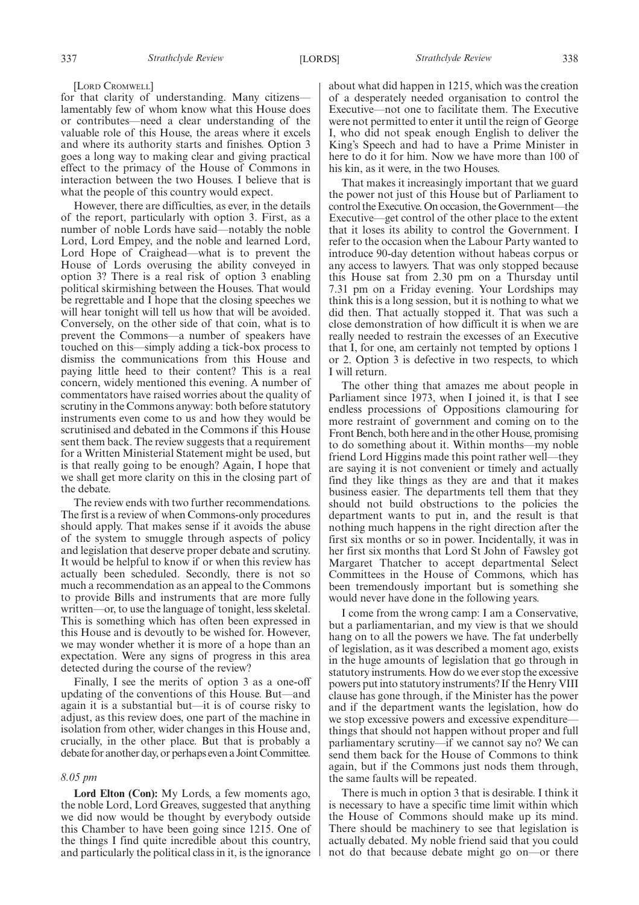[Lord Cromwell]

for that clarity of understanding. Many citizens—lamentably few of whom know what this House does or contributes—need a clear understanding of the valuable role of this House, the areas where it excels and where its authority starts and finishes. Option 3 goes a long way to making clear and giving practical effect to the primacy of the House of Commons in interaction between the two Houses. I believe that is what the people of this country would expect.

However, there are difficulties, as ever, in the details of the report, particularly with option 3. First, as a number of noble Lords have said—notably the noble Lord, Lord Empey, and the noble and learned Lord, Lord Hope of Craighead—what is to prevent the House of Lords overusing the ability conveyed in option 3? There is a real risk of option 3 enabling political skirmishing between the Houses. That would be regrettable and I hope that the closing speeches we will hear tonight will tell us how that will be avoided. Conversely, on the other side of that coin, what is to prevent the Commons—a number of speakers have touched on this—simply adding a tick-box process to dismiss the communications from this House and paying little heed to their content? This is a real concern, widely mentioned this evening. A number of commentators have raised worries about the quality of scrutiny in the Commons anyway: both before statutory instruments even come to us and how they would be scrutinised and debated in the Commons if this House sent them back. The review suggests that a requirement for a Written Ministerial Statement might be used, but is that really going to be enough? Again, I hope that we shall get more clarity on this in the closing part of the debate.

The review ends with two further recommendations. The first is a review of when Commons-only procedures should apply. That makes sense if it avoids the abuse of the system to smuggle through aspects of policy and legislation that deserve proper debate and scrutiny. It would be helpful to know if or when this review has actually been scheduled. Secondly, there is not so much a recommendation as an appeal to the Commons to provide Bills and instruments that are more fully written—or, to use the language of tonight, less skeletal. This is something which has often been expressed in this House and is devoutly to be wished for. However, we may wonder whether it is more of a hope than an expectation. Were any signs of progress in this area detected during the course of the review?

Finally, I see the merits of option 3 as a one-off updating of the conventions of this House. But—and again it is a substantial but—it is of course risky to adjust, as this review does, one part of the machine in isolation from other, wider changes in this House and, crucially, in the other place. But that is probably a debate for another day, or perhaps even a Joint Committee.

*8.05 pm*

**Lord Elton (Con):** My Lords, a few moments ago, the noble Lord, Lord Greaves, suggested that anything we did now would be thought by everybody outside this Chamber to have been going since 1215. One of the things I find quite incredible about this country, and particularly the political class in it, is the ignorance about what did happen in 1215, which was the creation of a desperately needed organisation to control the Executive—not one to facilitate them. The Executive were not permitted to enter it until the reign of George I, who did not speak enough English to deliver the King's Speech and had to have a Prime Minister in here to do it for him. Now we have more than 100 of his kin, as it were, in the two Houses.

That makes it increasingly important that we guard the power not just of this House but of Parliament to control the Executive. On occasion, the Government—the Executive—get control of the other place to the extent that it loses its ability to control the Government. I refer to the occasion when the Labour Party wanted to introduce 90-day detention without habeas corpus or any access to lawyers. That was only stopped because this House sat from 2.30 pm on a Thursday until 7.31 pm on a Friday evening. Your Lordships may think this is a long session, but it is nothing to what we did then. That actually stopped it. That was such a close demonstration of how difficult it is when we are really needed to restrain the excesses of an Executive that I, for one, am certainly not tempted by options 1 or 2. Option 3 is defective in two respects, to which I will return.

The other thing that amazes me about people in Parliament since 1973, when I joined it, is that I see endless processions of Oppositions clamouring for more restraint of government and coming on to the Front Bench, both here and in the other House, promising to do something about it. Within months—my noble friend Lord Higgins made this point rather well—they are saying it is not convenient or timely and actually find they like things as they are and that it makes business easier. The departments tell them that they should not build obstructions to the policies the department wants to put in, and the result is that nothing much happens in the right direction after the first six months or so in power. Incidentally, it was in her first six months that Lord St John of Fawsley got Margaret Thatcher to accept departmental Select Committees in the House of Commons, which has been tremendously important but is something she would never have done in the following years.

I come from the wrong camp: I am a Conservative, but a parliamentarian, and my view is that we should hang on to all the powers we have. The fat underbelly of legislation, as it was described a moment ago, exists in the huge amounts of legislation that go through in statutory instruments. How do we ever stop the excessive powers put into statutory instruments? If the Henry VIII clause has gone through, if the Minister has the power and if the department wants the legislation, how do we stop excessive powers and excessive expenditure—things that should not happen without proper and full parliamentary scrutiny—if we cannot say no? We can send them back for the House of Commons to think again, but if the Commons just nods them through, the same faults will be repeated.

There is much in option 3 that is desirable. I think it is necessary to have a specific time limit within which the House of Commons should make up its mind. There should be machinery to see that legislation is actually debated. My noble friend said that you could not do that because debate might go on—or there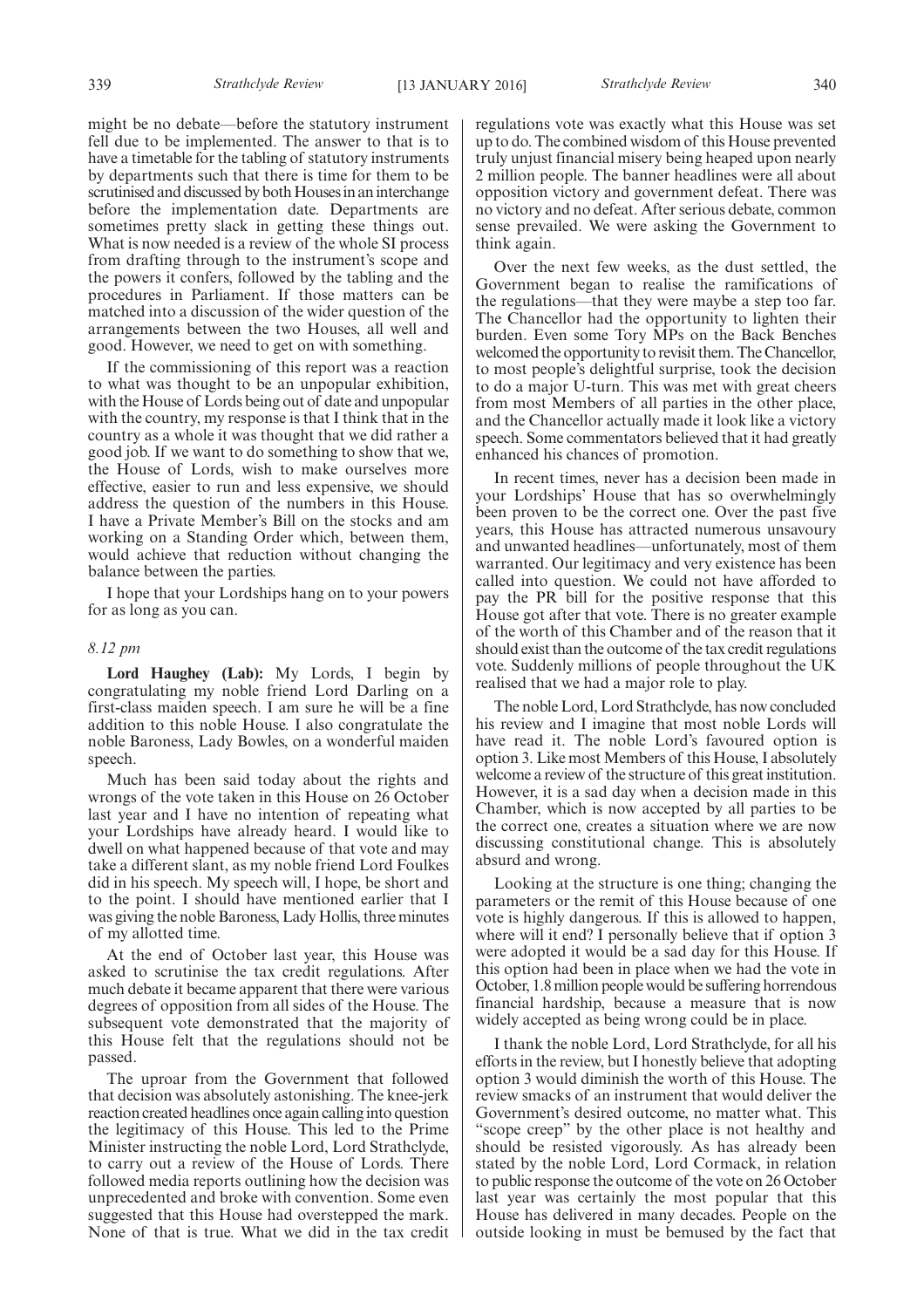might be no debate—before the statutory instrument fell due to be implemented. The answer to that is to have a timetable for the tabling of statutory instruments by departments such that there is time for them to be scrutinised and discussed by both Houses in an interchange before the implementation date. Departments are sometimes pretty slack in getting these things out. What is now needed is a review of the whole SI process from drafting through to the instrument's scope and the powers it confers, followed by the tabling and the procedures in Parliament. If those matters can be matched into a discussion of the wider question of the arrangements between the two Houses, all well and good. However, we need to get on with something.

If the commissioning of this report was a reaction to what was thought to be an unpopular exhibition, with the House of Lords being out of date and unpopular with the country, my response is that I think that in the country as a whole it was thought that we did rather a good job. If we want to do something to show that we, the House of Lords, wish to make ourselves more effective, easier to run and less expensive, we should address the question of the numbers in this House. I have a Private Member's Bill on the stocks and am working on a Standing Order which, between them, would achieve that reduction without changing the balance between the parties.

I hope that your Lordships hang on to your powers for as long as you can.

*8.12 pm*

**Lord Haughey (Lab):** My Lords, I begin by congratulating my noble friend Lord Darling on a first-class maiden speech. I am sure he will be a fine addition to this noble House. I also congratulate the noble Baroness, Lady Bowles, on a wonderful maiden speech.

Much has been said today about the rights and wrongs of the vote taken in this House on 26 October last year and I have no intention of repeating what your Lordships have already heard. I would like to dwell on what happened because of that vote and may take a different slant, as my noble friend Lord Foulkes did in his speech. My speech will, I hope, be short and to the point. I should have mentioned earlier that I was giving the noble Baroness, Lady Hollis, three minutes of my allotted time.

At the end of October last year, this House was asked to scrutinise the tax credit regulations. After much debate it became apparent that there were various degrees of opposition from all sides of the House. The subsequent vote demonstrated that the majority of this House felt that the regulations should not be passed.

The uproar from the Government that followed that decision was absolutely astonishing. The knee-jerk reaction created headlines once again calling into question the legitimacy of this House. This led to the Prime Minister instructing the noble Lord, Lord Strathclyde, to carry out a review of the House of Lords. There followed media reports outlining how the decision was unprecedented and broke with convention. Some even suggested that this House had overstepped the mark. None of that is true. What we did in the tax credit regulations vote was exactly what this House was set up to do. The combined wisdom of this House prevented truly unjust financial misery being heaped upon nearly 2 million people. The banner headlines were all about opposition victory and government defeat. There was no victory and no defeat. After serious debate, common sense prevailed. We were asking the Government to think again.

Over the next few weeks, as the dust settled, the Government began to realise the ramifications of the regulations—that they were maybe a step too far. The Chancellor had the opportunity to lighten their burden. Even some Tory MPs on the Back Benches welcomed the opportunity to revisit them. The Chancellor, to most people's delightful surprise, took the decision to do a major U-turn. This was met with great cheers from most Members of all parties in the other place, and the Chancellor actually made it look like a victory speech. Some commentators believed that it had greatly enhanced his chances of promotion.

In recent times, never has a decision been made in your Lordships' House that has so overwhelmingly been proven to be the correct one. Over the past five years, this House has attracted numerous unsavoury and unwanted headlines—unfortunately, most of them warranted. Our legitimacy and very existence has been called into question. We could not have afforded to pay the PR bill for the positive response that this House got after that vote. There is no greater example of the worth of this Chamber and of the reason that it should exist than the outcome of the tax credit regulations vote. Suddenly millions of people throughout the UK realised that we had a major role to play.

The noble Lord, Lord Strathclyde, has now concluded his review and I imagine that most noble Lords will have read it. The noble Lord's favoured option is option 3. Like most Members of this House, I absolutely welcome a review of the structure of this great institution. However, it is a sad day when a decision made in this Chamber, which is now accepted by all parties to be the correct one, creates a situation where we are now discussing constitutional change. This is absolutely absurd and wrong.

Looking at the structure is one thing; changing the parameters or the remit of this House because of one vote is highly dangerous. If this is allowed to happen, where will it end? I personally believe that if option 3 were adopted it would be a sad day for this House. If this option had been in place when we had the vote in October, 1.8 million people would be suffering horrendous financial hardship, because a measure that is now widely accepted as being wrong could be in place.

I thank the noble Lord, Lord Strathclyde, for all his efforts in the review, but I honestly believe that adopting option 3 would diminish the worth of this House. The review smacks of an instrument that would deliver the Government's desired outcome, no matter what. This "scope creep" by the other place is not healthy and should be resisted vigorously. As has already been stated by the noble Lord, Lord Cormack, in relation to public response the outcome of the vote on 26 October last year was certainly the most popular that this House has delivered in many decades. People on the outside looking in must be bemused by the fact that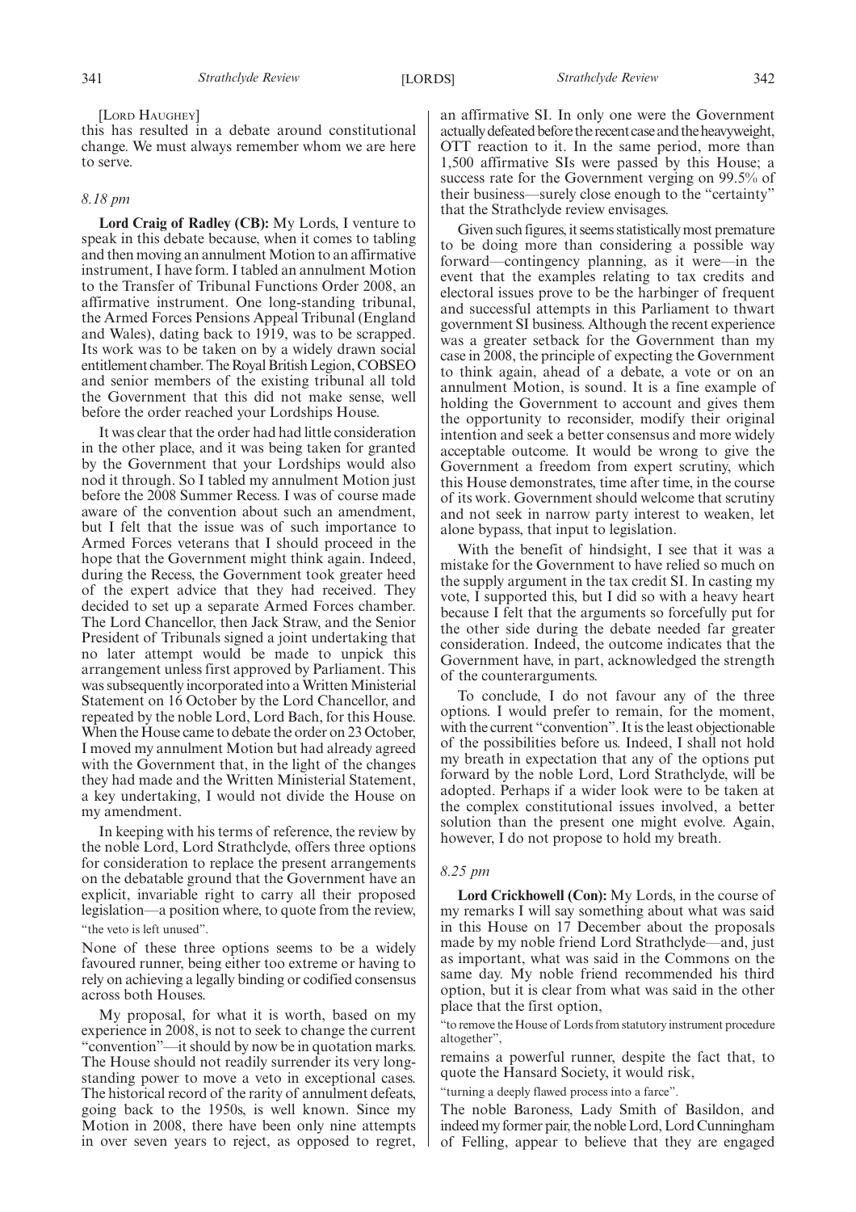[Lord Haughey]

this has resulted in a debate around constitutional change. We must always remember whom we are here to serve.

*8.18 pm*

**Lord Craig of Radley (CB):** My Lords, I venture to speak in this debate because, when it comes to tabling and then moving an annulment Motion to an affirmative instrument, I have form. I tabled an annulment Motion to the Transfer of Tribunal Functions Order 2008, an affirmative instrument. One long-standing tribunal, the Armed Forces Pensions Appeal Tribunal (England and Wales), dating back to 1919, was to be scrapped. Its work was to be taken on by a widely drawn social entitlement chamber. The Royal British Legion, COBSEO and senior members of the existing tribunal all told the Government that this did not make sense, well before the order reached your Lordships House.

It was clear that the order had had little consideration in the other place, and it was being taken for granted by the Government that your Lordships would also nod it through. So I tabled my annulment Motion just before the 2008 Summer Recess. I was of course made aware of the convention about such an amendment, but I felt that the issue was of such importance to Armed Forces veterans that I should proceed in the hope that the Government might think again. Indeed, during the Recess, the Government took greater heed of the expert advice that they had received. They decided to set up a separate Armed Forces chamber. The Lord Chancellor, then Jack Straw, and the Senior President of Tribunals signed a joint undertaking that no later attempt would be made to unpick this arrangement unless first approved by Parliament. This was subsequently incorporated into a Written Ministerial Statement on 16 October by the Lord Chancellor, and repeated by the noble Lord, Lord Bach, for this House. When the House came to debate the order on 23 October, I moved my annulment Motion but had already agreed with the Government that, in the light of the changes they had made and the Written Ministerial Statement, a key undertaking, I would not divide the House on my amendment.

In keeping with his terms of reference, the review by the noble Lord, Lord Strathclyde, offers three options for consideration to replace the present arrangements on the debatable ground that the Government have an explicit, invariable right to carry all their proposed legislation—a position where, to quote from the review,

"the veto is left unused".

None of these three options seems to be a widely favoured runner, being either too extreme or having to rely on achieving a legally binding or codified consensus across both Houses.

My proposal, for what it is worth, based on my experience in 2008, is not to seek to change the current "convention"—it should by now be in quotation marks. The House should not readily surrender its very long-standing power to move a veto in exceptional cases. The historical record of the rarity of annulment defeats, going back to the 1950s, is well known. Since my Motion in 2008, there have been only nine attempts in over seven years to reject, as opposed to regret, an affirmative SI. In only one were the Government actually defeated before the recent case and the heavyweight, OTT reaction to it. In the same period, more than 1,500 affirmative SIs were passed by this House; a success rate for the Government verging on 99.5% of their business—surely close enough to the "certainty" that the Strathclyde review envisages.

Given such figures, it seems statistically most premature to be doing more than considering a possible way forward—contingency planning, as it were—in the event that the examples relating to tax credits and electoral issues prove to be the harbinger of frequent and successful attempts in this Parliament to thwart government SI business. Although the recent experience was a greater setback for the Government than my case in 2008, the principle of expecting the Government to think again, ahead of a debate, a vote or on an annulment Motion, is sound. It is a fine example of holding the Government to account and gives them the opportunity to reconsider, modify their original intention and seek a better consensus and more widely acceptable outcome. It would be wrong to give the Government a freedom from expert scrutiny, which this House demonstrates, time after time, in the course of its work. Government should welcome that scrutiny and not seek in narrow party interest to weaken, let alone bypass, that input to legislation.

With the benefit of hindsight, I see that it was a mistake for the Government to have relied so much on the supply argument in the tax credit SI. In casting my vote, I supported this, but I did so with a heavy heart because I felt that the arguments so forcefully put for the other side during the debate needed far greater consideration. Indeed, the outcome indicates that the Government have, in part, acknowledged the strength of the counterarguments.

To conclude, I do not favour any of the three options. I would prefer to remain, for the moment, with the current "convention". It is the least objectionable of the possibilities before us. Indeed, I shall not hold my breath in expectation that any of the options put forward by the noble Lord, Lord Strathclyde, will be adopted. Perhaps if a wider look were to be taken at the complex constitutional issues involved, a better solution than the present one might evolve. Again, however, I do not propose to hold my breath.

*8.25 pm*

**Lord Crickhowell (Con):** My Lords, in the course of my remarks I will say something about what was said in this House on 17 December about the proposals made by my noble friend Lord Strathclyde—and, just as important, what was said in the Commons on the same day. My noble friend recommended his third option, but it is clear from what was said in the other place that the first option,

"to remove the House of Lords from statutory instrument procedure altogether",

remains a powerful runner, despite the fact that, to quote the Hansard Society, it would risk,

"turning a deeply flawed process into a farce".

The noble Baroness, Lady Smith of Basildon, and indeed my former pair, the noble Lord, Lord Cunningham of Felling, appear to believe that they are engaged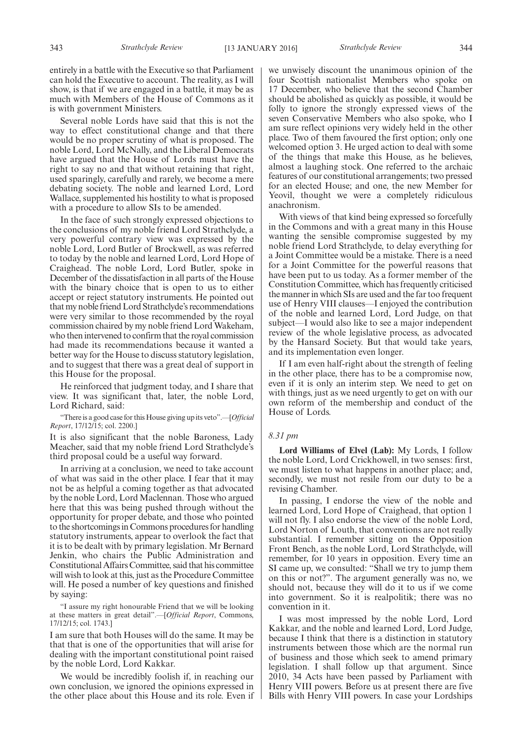entirely in a battle with the Executive so that Parliament can hold the Executive to account. The reality, as I will show, is that if we are engaged in a battle, it may be as much with Members of the House of Commons as it is with government Ministers.

Several noble Lords have said that this is not the way to effect constitutional change and that there would be no proper scrutiny of what is proposed. The noble Lord, Lord McNally, and the Liberal Democrats have argued that the House of Lords must have the right to say no and that without retaining that right, used sparingly, carefully and rarely, we become a mere debating society. The noble and learned Lord, Lord Wallace, supplemented his hostility to what is proposed with a procedure to allow SIs to be amended.

In the face of such strongly expressed objections to the conclusions of my noble friend Lord Strathclyde, a very powerful contrary view was expressed by the noble Lord, Lord Butler of Brockwell, as was referred to today by the noble and learned Lord, Lord Hope of Craighead. The noble Lord, Lord Butler, spoke in December of the dissatisfaction in all parts of the House with the binary choice that is open to us to either accept or reject statutory instruments. He pointed out that my noble friend Lord Strathclyde's recommendations were very similar to those recommended by the royal commission chaired by my noble friend Lord Wakeham, who then intervened to confirm that the royal commission had made its recommendations because it wanted a better way for the House to discuss statutory legislation, and to suggest that there was a great deal of support in this House for the proposal.

He reinforced that judgment today, and I share that view. It was significant that, later, the noble Lord, Lord Richard, said:

"There is a good case for this House giving up its veto".—[*Official Report*, 17/12/15; col. 2200.]

It is also significant that the noble Baroness, Lady Meacher, said that my noble friend Lord Strathclyde's third proposal could be a useful way forward.

In arriving at a conclusion, we need to take account of what was said in the other place. I fear that it may not be as helpful a coming together as that advocated by the noble Lord, Lord Maclennan. Those who argued here that this was being pushed through without the opportunity for proper debate, and those who pointed to the shortcomings in Commons procedures for handling statutory instruments, appear to overlook the fact that it is to be dealt with by primary legislation. Mr Bernard Jenkin, who chairs the Public Administration and Constitutional Affairs Committee, said that his committee will wish to look at this, just as the Procedure Committee will. He posed a number of key questions and finished by saying:

"I assure my right honourable Friend that we will be looking at these matters in great detail".—[*Official Report*, Commons, 17/12/15; col. 1743.]

I am sure that both Houses will do the same. It may be that that is one of the opportunities that will arise for dealing with the important constitutional point raised by the noble Lord, Lord Kakkar.

We would be incredibly foolish if, in reaching our own conclusion, we ignored the opinions expressed in the other place about this House and its role. Even if we unwisely discount the unanimous opinion of the four Scottish nationalist Members who spoke on 17 December, who believe that the second Chamber should be abolished as quickly as possible, it would be folly to ignore the strongly expressed views of the seven Conservative Members who also spoke, who I am sure reflect opinions very widely held in the other place. Two of them favoured the first option; only one welcomed option 3. He urged action to deal with some of the things that make this House, as he believes, almost a laughing stock. One referred to the archaic features of our constitutional arrangements; two pressed for an elected House; and one, the new Member for Yeovil, thought we were a completely ridiculous anachronism.

With views of that kind being expressed so forcefully in the Commons and with a great many in this House wanting the sensible compromise suggested by my noble friend Lord Strathclyde, to delay everything for a Joint Committee would be a mistake. There is a need for a Joint Committee for the powerful reasons that have been put to us today. As a former member of the Constitution Committee, which has frequently criticised the manner in which SIs are used and the far too frequent use of Henry VIII clauses—I enjoyed the contribution of the noble and learned Lord, Lord Judge, on that subject—I would also like to see a major independent review of the whole legislative process, as advocated by the Hansard Society. But that would take years, and its implementation even longer.

If I am even half-right about the strength of feeling in the other place, there has to be a compromise now, even if it is only an interim step. We need to get on with things, just as we need urgently to get on with our own reform of the membership and conduct of the House of Lords.

*8.31 pm*

**Lord Williams of Elvel (Lab):** My Lords, I follow the noble Lord, Lord Crickhowell, in two senses: first, we must listen to what happens in another place; and, secondly, we must not resile from our duty to be a revising Chamber.

In passing, I endorse the view of the noble and learned Lord, Lord Hope of Craighead, that option 1 will not fly. I also endorse the view of the noble Lord, Lord Norton of Louth, that conventions are not really substantial. I remember sitting on the Opposition Front Bench, as the noble Lord, Lord Strathclyde, will remember, for 10 years in opposition. Every time an SI came up, we consulted: "Shall we try to jump them on this or not?". The argument generally was no, we should not, because they will do it to us if we come into government. So it is realpolitik; there was no convention in it.

I was most impressed by the noble Lord, Lord Kakkar, and the noble and learned Lord, Lord Judge, because I think that there is a distinction in statutory instruments between those which are the normal run of business and those which seek to amend primary legislation. I shall follow up that argument. Since 2010, 34 Acts have been passed by Parliament with Henry VIII powers. Before us at present there are five Bills with Henry VIII powers. In case your Lordships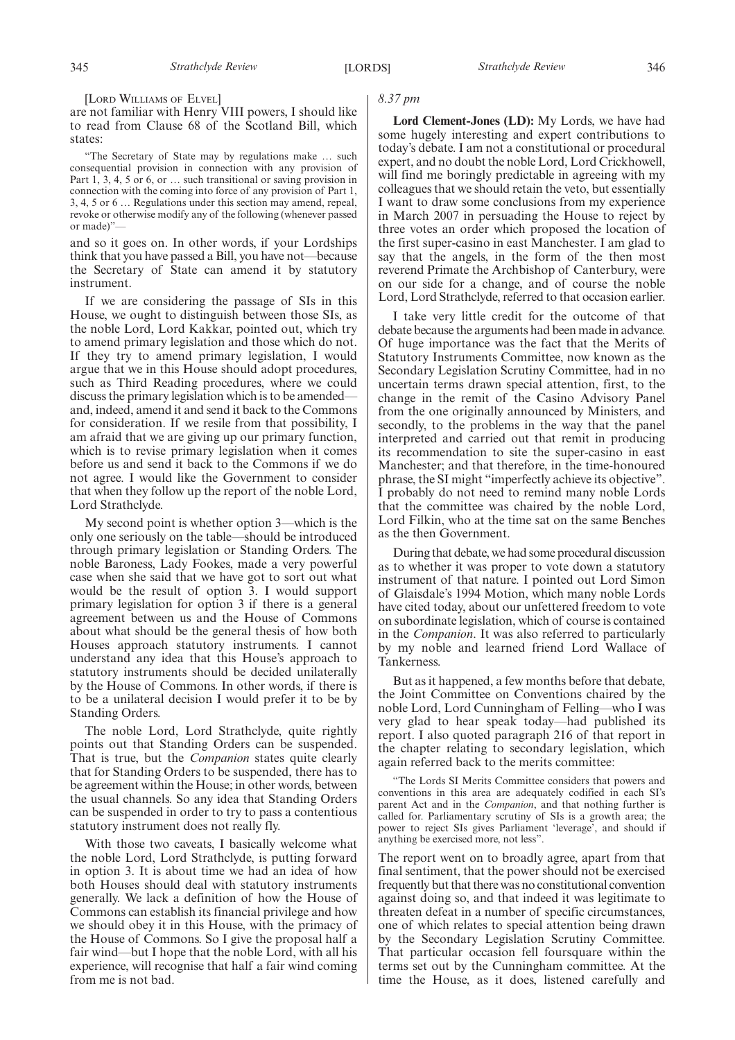[LORD WILLIAMS OF ELVEL]

are not familiar with Henry VIII powers, I should like to read from Clause 68 of the Scotland Bill, which states:

> "The Secretary of State may by regulations make … such consequential provision in connection with any provision of Part 1, 3, 4, 5 or 6, or … such transitional or saving provision in connection with the coming into force of any provision of Part 1, 3, 4, 5 or 6 … Regulations under this section may amend, repeal, revoke or otherwise modify any of the following (whenever passed or made)"—

and so it goes on. In other words, if your Lordships think that you have passed a Bill, you have not—because the Secretary of State can amend it by statutory instrument.

If we are considering the passage of SIs in this House, we ought to distinguish between those SIs, as the noble Lord, Lord Kakkar, pointed out, which try to amend primary legislation and those which do not. If they try to amend primary legislation, I would argue that we in this House should adopt procedures, such as Third Reading procedures, where we could discuss the primary legislation which is to be amended—and, indeed, amend it and send it back to the Commons for consideration. If we resile from that possibility, I am afraid that we are giving up our primary function, which is to revise primary legislation when it comes before us and send it back to the Commons if we do not agree. I would like the Government to consider that when they follow up the report of the noble Lord, Lord Strathclyde.

My second point is whether option 3—which is the only one seriously on the table—should be introduced through primary legislation or Standing Orders. The noble Baroness, Lady Fookes, made a very powerful case when she said that we have got to sort out what would be the result of option 3. I would support primary legislation for option 3 if there is a general agreement between us and the House of Commons about what should be the general thesis of how both Houses approach statutory instruments. I cannot understand any idea that this House's approach to statutory instruments should be decided unilaterally by the House of Commons. In other words, if there is to be a unilateral decision I would prefer it to be by Standing Orders.

The noble Lord, Lord Strathclyde, quite rightly points out that Standing Orders can be suspended. That is true, but the *Companion* states quite clearly that for Standing Orders to be suspended, there has to be agreement within the House; in other words, between the usual channels. So any idea that Standing Orders can be suspended in order to try to pass a contentious statutory instrument does not really fly.

With those two caveats, I basically welcome what the noble Lord, Lord Strathclyde, is putting forward in option 3. It is about time we had an idea of how both Houses should deal with statutory instruments generally. We lack a definition of how the House of Commons can establish its financial privilege and how we should obey it in this House, with the primacy of the House of Commons. So I give the proposal half a fair wind—but I hope that the noble Lord, with all his experience, will recognise that half a fair wind coming from me is not bad.

*8.37 pm*

**Lord Clement-Jones (LD):** My Lords, we have had some hugely interesting and expert contributions to today's debate. I am not a constitutional or procedural expert, and no doubt the noble Lord, Lord Crickhowell, will find me boringly predictable in agreeing with my colleagues that we should retain the veto, but essentially I want to draw some conclusions from my experience in March 2007 in persuading the House to reject by three votes an order which proposed the location of the first super-casino in east Manchester. I am glad to say that the angels, in the form of the then most reverend Primate the Archbishop of Canterbury, were on our side for a change, and of course the noble Lord, Lord Strathclyde, referred to that occasion earlier.

I take very little credit for the outcome of that debate because the arguments had been made in advance. Of huge importance was the fact that the Merits of Statutory Instruments Committee, now known as the Secondary Legislation Scrutiny Committee, had in no uncertain terms drawn special attention, first, to the change in the remit of the Casino Advisory Panel from the one originally announced by Ministers, and secondly, to the problems in the way that the panel interpreted and carried out that remit in producing its recommendation to site the super-casino in east Manchester; and that therefore, in the time-honoured phrase, the SI might "imperfectly achieve its objective". I probably do not need to remind many noble Lords that the committee was chaired by the noble Lord, Lord Filkin, who at the time sat on the same Benches as the then Government.

During that debate, we had some procedural discussion as to whether it was proper to vote down a statutory instrument of that nature. I pointed out Lord Simon of Glaisdale's 1994 Motion, which many noble Lords have cited today, about our unfettered freedom to vote on subordinate legislation, which of course is contained in the *Companion*. It was also referred to particularly by my noble and learned friend Lord Wallace of Tankerness.

But as it happened, a few months before that debate, the Joint Committee on Conventions chaired by the noble Lord, Lord Cunningham of Felling—who I was very glad to hear speak today—had published its report. I also quoted paragraph 216 of that report in the chapter relating to secondary legislation, which again referred back to the merits committee:

> "The Lords SI Merits Committee considers that powers and conventions in this area are adequately codified in each SI's parent Act and in the *Companion*, and that nothing further is called for. Parliamentary scrutiny of SIs is a growth area; the power to reject SIs gives Parliament 'leverage', and should if anything be exercised more, not less".

The report went on to broadly agree, apart from that final sentiment, that the power should not be exercised frequently but that there was no constitutional convention against doing so, and that indeed it was legitimate to threaten defeat in a number of specific circumstances, one of which relates to special attention being drawn by the Secondary Legislation Scrutiny Committee. That particular occasion fell foursquare within the terms set out by the Cunningham committee. At the time the House, as it does, listened carefully and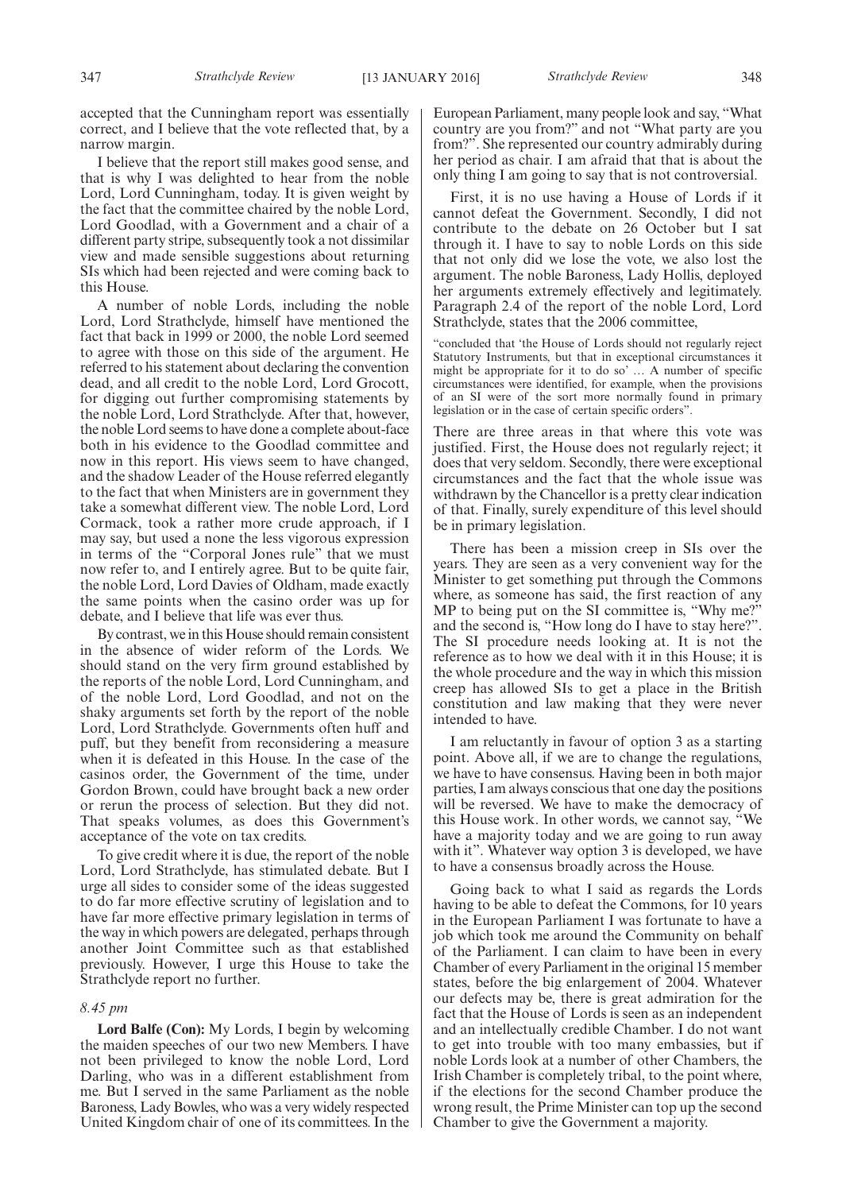accepted that the Cunningham report was essentially correct, and I believe that the vote reflected that, by a narrow margin.

I believe that the report still makes good sense, and that is why I was delighted to hear from the noble Lord, Lord Cunningham, today. It is given weight by the fact that the committee chaired by the noble Lord, Lord Goodlad, with a Government and a chair of a different party stripe, subsequently took a not dissimilar view and made sensible suggestions about returning SIs which had been rejected and were coming back to this House.

A number of noble Lords, including the noble Lord, Lord Strathclyde, himself have mentioned the fact that back in 1999 or 2000, the noble Lord seemed to agree with those on this side of the argument. He referred to his statement about declaring the convention dead, and all credit to the noble Lord, Lord Grocott, for digging out further compromising statements by the noble Lord, Lord Strathclyde. After that, however, the noble Lord seems to have done a complete about-face both in his evidence to the Goodlad committee and now in this report. His views seem to have changed, and the shadow Leader of the House referred elegantly to the fact that when Ministers are in government they take a somewhat different view. The noble Lord, Lord Cormack, took a rather more crude approach, if I may say, but used a none the less vigorous expression in terms of the "Corporal Jones rule" that we must now refer to, and I entirely agree. But to be quite fair, the noble Lord, Lord Davies of Oldham, made exactly the same points when the casino order was up for debate, and I believe that life was ever thus.

By contrast, we in this House should remain consistent in the absence of wider reform of the Lords. We should stand on the very firm ground established by the reports of the noble Lord, Lord Cunningham, and of the noble Lord, Lord Goodlad, and not on the shaky arguments set forth by the report of the noble Lord, Lord Strathclyde. Governments often huff and puff, but they benefit from reconsidering a measure when it is defeated in this House. In the case of the casinos order, the Government of the time, under Gordon Brown, could have brought back a new order or rerun the process of selection. But they did not. That speaks volumes, as does this Government's acceptance of the vote on tax credits.

To give credit where it is due, the report of the noble Lord, Lord Strathclyde, has stimulated debate. But I urge all sides to consider some of the ideas suggested to do far more effective scrutiny of legislation and to have far more effective primary legislation in terms of the way in which powers are delegated, perhaps through another Joint Committee such as that established previously. However, I urge this House to take the Strathclyde report no further.

*8.45 pm*

**Lord Balfe (Con):** My Lords, I begin by welcoming the maiden speeches of our two new Members. I have not been privileged to know the noble Lord, Lord Darling, who was in a different establishment from me. But I served in the same Parliament as the noble Baroness, Lady Bowles, who was a very widely respected United Kingdom chair of one of its committees. In the European Parliament, many people look and say, "What country are you from?" and not "What party are you from?". She represented our country admirably during her period as chair. I am afraid that that is about the only thing I am going to say that is not controversial.

First, it is no use having a House of Lords if it cannot defeat the Government. Secondly, I did not contribute to the debate on 26 October but I sat through it. I have to say to noble Lords on this side that not only did we lose the vote, we also lost the argument. The noble Baroness, Lady Hollis, deployed her arguments extremely effectively and legitimately. Paragraph 2.4 of the report of the noble Lord, Lord Strathclyde, states that the 2006 committee,

"concluded that 'the House of Lords should not regularly reject Statutory Instruments, but that in exceptional circumstances it might be appropriate for it to do so' … A number of specific circumstances were identified, for example, when the provisions of an SI were of the sort more normally found in primary legislation or in the case of certain specific orders".

There are three areas in that where this vote was justified. First, the House does not regularly reject; it does that very seldom. Secondly, there were exceptional circumstances and the fact that the whole issue was withdrawn by the Chancellor is a pretty clear indication of that. Finally, surely expenditure of this level should be in primary legislation.

There has been a mission creep in SIs over the years. They are seen as a very convenient way for the Minister to get something put through the Commons where, as someone has said, the first reaction of any MP to being put on the SI committee is, "Why me?" and the second is, "How long do I have to stay here?". The SI procedure needs looking at. It is not the reference as to how we deal with it in this House; it is the whole procedure and the way in which this mission creep has allowed SIs to get a place in the British constitution and law making that they were never intended to have.

I am reluctantly in favour of option 3 as a starting point. Above all, if we are to change the regulations, we have to have consensus. Having been in both major parties, I am always conscious that one day the positions will be reversed. We have to make the democracy of this House work. In other words, we cannot say, "We have a majority today and we are going to run away with it". Whatever way option 3 is developed, we have to have a consensus broadly across the House.

Going back to what I said as regards the Lords having to be able to defeat the Commons, for 10 years in the European Parliament I was fortunate to have a job which took me around the Community on behalf of the Parliament. I can claim to have been in every Chamber of every Parliament in the original 15 member states, before the big enlargement of 2004. Whatever our defects may be, there is great admiration for the fact that the House of Lords is seen as an independent and an intellectually credible Chamber. I do not want to get into trouble with too many embassies, but if noble Lords look at a number of other Chambers, the Irish Chamber is completely tribal, to the point where, if the elections for the second Chamber produce the wrong result, the Prime Minister can top up the second Chamber to give the Government a majority.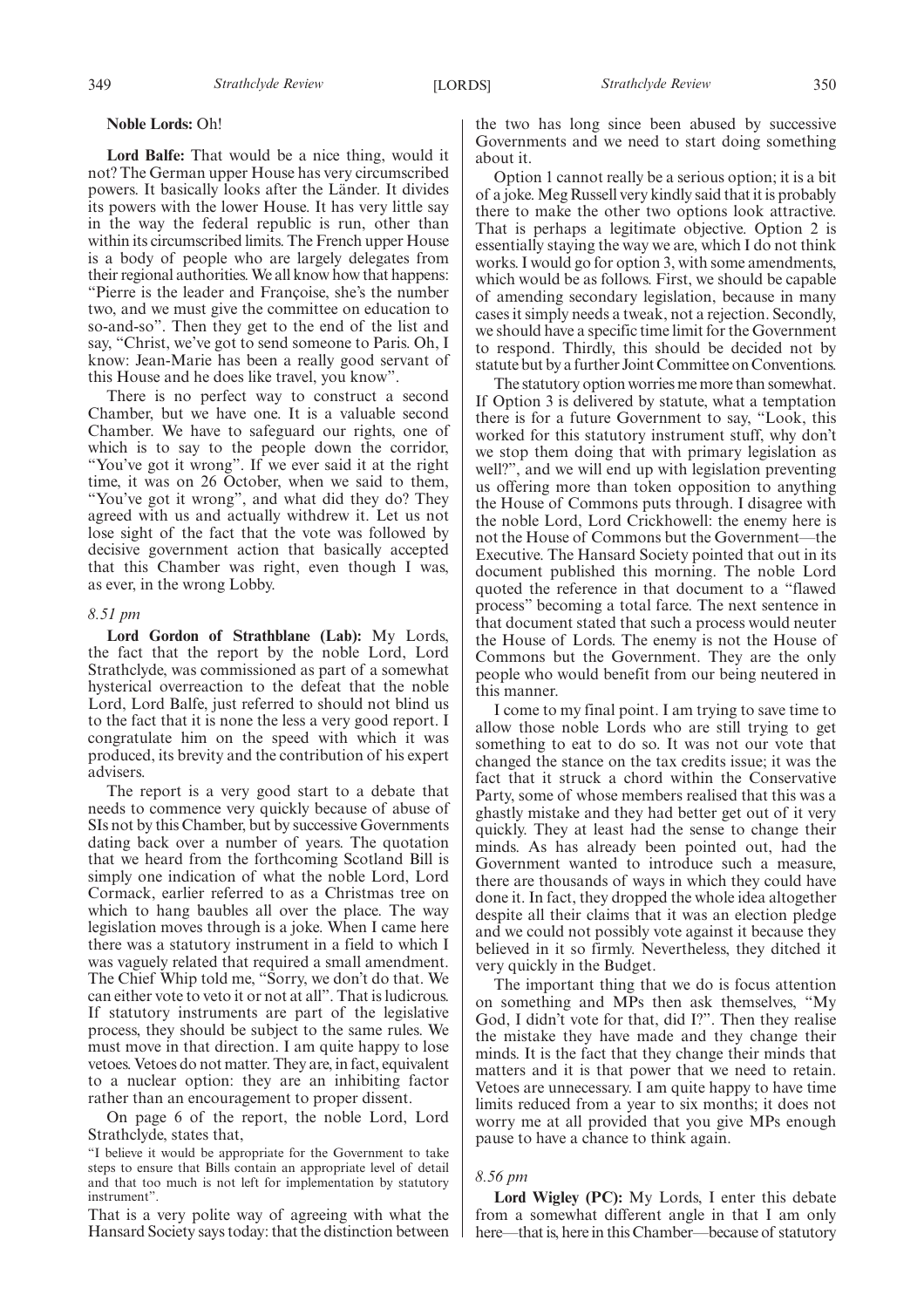**Noble Lords:** Oh!

**Lord Balfe:** That would be a nice thing, would it not? The German upper House has very circumscribed powers. It basically looks after the Länder. It divides its powers with the lower House. It has very little say in the way the federal republic is run, other than within its circumscribed limits. The French upper House is a body of people who are largely delegates from their regional authorities. We all know how that happens: "Pierre is the leader and Françoise, she's the number two, and we must give the committee on education to so-and-so". Then they get to the end of the list and say, "Christ, we've got to send someone to Paris. Oh, I know: Jean-Marie has been a really good servant of this House and he does like travel, you know".

There is no perfect way to construct a second Chamber, but we have one. It is a valuable second Chamber. We have to safeguard our rights, one of which is to say to the people down the corridor, "You've got it wrong". If we ever said it at the right time, it was on 26 October, when we said to them, "You've got it wrong", and what did they do? They agreed with us and actually withdrew it. Let us not lose sight of the fact that the vote was followed by decisive government action that basically accepted that this Chamber was right, even though I was, as ever, in the wrong Lobby.

*8.51 pm*

**Lord Gordon of Strathblane (Lab):** My Lords, the fact that the report by the noble Lord, Lord Strathclyde, was commissioned as part of a somewhat hysterical overreaction to the defeat that the noble Lord, Lord Balfe, just referred to should not blind us to the fact that it is none the less a very good report. I congratulate him on the speed with which it was produced, its brevity and the contribution of his expert advisers.

The report is a very good start to a debate that needs to commence very quickly because of abuse of SIs not by this Chamber, but by successive Governments dating back over a number of years. The quotation that we heard from the forthcoming Scotland Bill is simply one indication of what the noble Lord, Lord Cormack, earlier referred to as a Christmas tree on which to hang baubles all over the place. The way legislation moves through is a joke. When I came here there was a statutory instrument in a field to which I was vaguely related that required a small amendment. The Chief Whip told me, "Sorry, we don't do that. We can either vote to veto it or not at all". That is ludicrous. If statutory instruments are part of the legislative process, they should be subject to the same rules. We must move in that direction. I am quite happy to lose vetoes. Vetoes do not matter. They are, in fact, equivalent to a nuclear option: they are an inhibiting factor rather than an encouragement to proper dissent.

On page 6 of the report, the noble Lord, Lord Strathclyde, states that,

"I believe it would be appropriate for the Government to take steps to ensure that Bills contain an appropriate level of detail and that too much is not left for implementation by statutory instrument".

That is a very polite way of agreeing with what the Hansard Society says today: that the distinction between the two has long since been abused by successive Governments and we need to start doing something about it.

Option 1 cannot really be a serious option; it is a bit of a joke. Meg Russell very kindly said that it is probably there to make the other two options look attractive. That is perhaps a legitimate objective. Option 2 is essentially staying the way we are, which I do not think works. I would go for option 3, with some amendments, which would be as follows. First, we should be capable of amending secondary legislation, because in many cases it simply needs a tweak, not a rejection. Secondly, we should have a specific time limit for the Government to respond. Thirdly, this should be decided not by statute but by a further Joint Committee on Conventions.

The statutory option worries me more than somewhat. If Option 3 is delivered by statute, what a temptation there is for a future Government to say, "Look, this worked for this statutory instrument stuff, why don't we stop them doing that with primary legislation as well?", and we will end up with legislation preventing us offering more than token opposition to anything the House of Commons puts through. I disagree with the noble Lord, Lord Crickhowell: the enemy here is not the House of Commons but the Government—the Executive. The Hansard Society pointed that out in its document published this morning. The noble Lord quoted the reference in that document to a "flawed process" becoming a total farce. The next sentence in that document stated that such a process would neuter the House of Lords. The enemy is not the House of Commons but the Government. They are the only people who would benefit from our being neutered in this manner.

I come to my final point. I am trying to save time to allow those noble Lords who are still trying to get something to eat to do so. It was not our vote that changed the stance on the tax credits issue; it was the fact that it struck a chord within the Conservative Party, some of whose members realised that this was a ghastly mistake and they had better get out of it very quickly. They at least had the sense to change their minds. As has already been pointed out, had the Government wanted to introduce such a measure, there are thousands of ways in which they could have done it. In fact, they dropped the whole idea altogether despite all their claims that it was an election pledge and we could not possibly vote against it because they believed in it so firmly. Nevertheless, they ditched it very quickly in the Budget.

The important thing that we do is focus attention on something and MPs then ask themselves, "My God, I didn't vote for that, did I?". Then they realise the mistake they have made and they change their minds. It is the fact that they change their minds that matters and it is that power that we need to retain. Vetoes are unnecessary. I am quite happy to have time limits reduced from a year to six months; it does not worry me at all provided that you give MPs enough pause to have a chance to think again.

*8.56 pm*

**Lord Wigley (PC):** My Lords, I enter this debate from a somewhat different angle in that I am only here—that is, here in this Chamber—because of statutory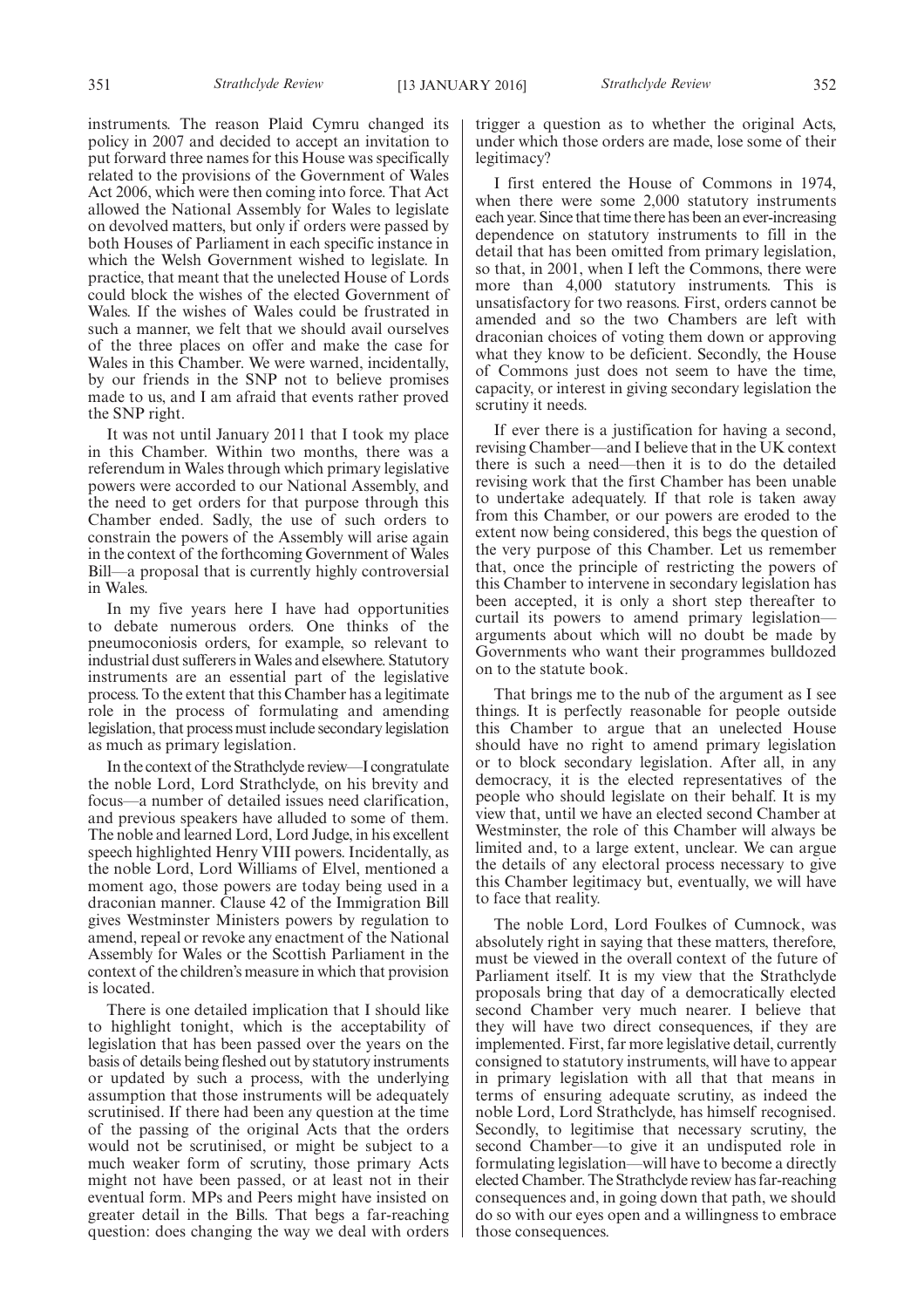instruments. The reason Plaid Cymru changed its policy in 2007 and decided to accept an invitation to put forward three names for this House was specifically related to the provisions of the Government of Wales Act 2006, which were then coming into force. That Act allowed the National Assembly for Wales to legislate on devolved matters, but only if orders were passed by both Houses of Parliament in each specific instance in which the Welsh Government wished to legislate. In practice, that meant that the unelected House of Lords could block the wishes of the elected Government of Wales. If the wishes of Wales could be frustrated in such a manner, we felt that we should avail ourselves of the three places on offer and make the case for Wales in this Chamber. We were warned, incidentally, by our friends in the SNP not to believe promises made to us, and I am afraid that events rather proved the SNP right.

It was not until January 2011 that I took my place in this Chamber. Within two months, there was a referendum in Wales through which primary legislative powers were accorded to our National Assembly, and the need to get orders for that purpose through this Chamber ended. Sadly, the use of such orders to constrain the powers of the Assembly will arise again in the context of the forthcoming Government of Wales Bill—a proposal that is currently highly controversial in Wales.

In my five years here I have had opportunities to debate numerous orders. One thinks of the pneumoconiosis orders, for example, so relevant to industrial dust sufferers in Wales and elsewhere. Statutory instruments are an essential part of the legislative process. To the extent that this Chamber has a legitimate role in the process of formulating and amending legislation, that process must include secondary legislation as much as primary legislation.

In the context of the Strathclyde review—I congratulate the noble Lord, Lord Strathclyde, on his brevity and focus—a number of detailed issues need clarification, and previous speakers have alluded to some of them. The noble and learned Lord, Lord Judge, in his excellent speech highlighted Henry VIII powers. Incidentally, as the noble Lord, Lord Williams of Elvel, mentioned a moment ago, those powers are today being used in a draconian manner. Clause 42 of the Immigration Bill gives Westminster Ministers powers by regulation to amend, repeal or revoke any enactment of the National Assembly for Wales or the Scottish Parliament in the context of the children's measure in which that provision is located.

There is one detailed implication that I should like to highlight tonight, which is the acceptability of legislation that has been passed over the years on the basis of details being fleshed out by statutory instruments or updated by such a process, with the underlying assumption that those instruments will be adequately scrutinised. If there had been any question at the time of the passing of the original Acts that the orders would not be scrutinised, or might be subject to a much weaker form of scrutiny, those primary Acts might not have been passed, or at least not in their eventual form. MPs and Peers might have insisted on greater detail in the Bills. That begs a far-reaching question: does changing the way we deal with orders trigger a question as to whether the original Acts, under which those orders are made, lose some of their legitimacy?

I first entered the House of Commons in 1974, when there were some 2,000 statutory instruments each year. Since that time there has been an ever-increasing dependence on statutory instruments to fill in the detail that has been omitted from primary legislation, so that, in 2001, when I left the Commons, there were more than 4,000 statutory instruments. This is unsatisfactory for two reasons. First, orders cannot be amended and so the two Chambers are left with draconian choices of voting them down or approving what they know to be deficient. Secondly, the House of Commons just does not seem to have the time, capacity, or interest in giving secondary legislation the scrutiny it needs.

If ever there is a justification for having a second, revising Chamber—and I believe that in the UK context there is such a need—then it is to do the detailed revising work that the first Chamber has been unable to undertake adequately. If that role is taken away from this Chamber, or our powers are eroded to the extent now being considered, this begs the question of the very purpose of this Chamber. Let us remember that, once the principle of restricting the powers of this Chamber to intervene in secondary legislation has been accepted, it is only a short step thereafter to curtail its powers to amend primary legislation—arguments about which will no doubt be made by Governments who want their programmes bulldozed on to the statute book.

That brings me to the nub of the argument as I see things. It is perfectly reasonable for people outside this Chamber to argue that an unelected House should have no right to amend primary legislation or to block secondary legislation. After all, in any democracy, it is the elected representatives of the people who should legislate on their behalf. It is my view that, until we have an elected second Chamber at Westminster, the role of this Chamber will always be limited and, to a large extent, unclear. We can argue the details of any electoral process necessary to give this Chamber legitimacy but, eventually, we will have to face that reality.

The noble Lord, Lord Foulkes of Cumnock, was absolutely right in saying that these matters, therefore, must be viewed in the overall context of the future of Parliament itself. It is my view that the Strathclyde proposals bring that day of a democratically elected second Chamber very much nearer. I believe that they will have two direct consequences, if they are implemented. First, far more legislative detail, currently consigned to statutory instruments, will have to appear in primary legislation with all that that means in terms of ensuring adequate scrutiny, as indeed the noble Lord, Lord Strathclyde, has himself recognised. Secondly, to legitimise that necessary scrutiny, the second Chamber—to give it an undisputed role in formulating legislation—will have to become a directly elected Chamber. The Strathclyde review has far-reaching consequences and, in going down that path, we should do so with our eyes open and a willingness to embrace those consequences.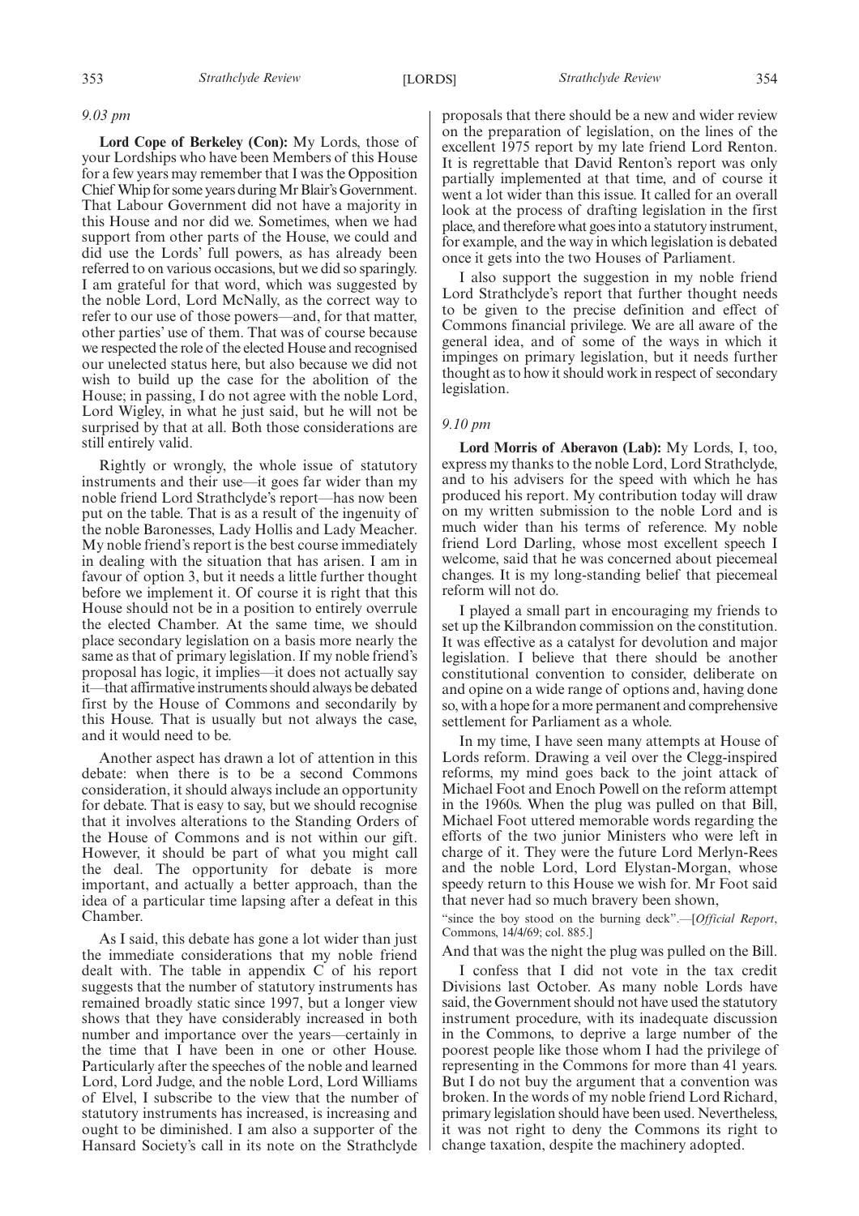*9.03 pm*

**Lord Cope of Berkeley (Con):** My Lords, those of your Lordships who have been Members of this House for a few years may remember that I was the Opposition Chief Whip for some years during Mr Blair's Government. That Labour Government did not have a majority in this House and nor did we. Sometimes, when we had support from other parts of the House, we could and did use the Lords' full powers, as has already been referred to on various occasions, but we did so sparingly. I am grateful for that word, which was suggested by the noble Lord, Lord McNally, as the correct way to refer to our use of those powers—and, for that matter, other parties' use of them. That was of course because we respected the role of the elected House and recognised our unelected status here, but also because we did not wish to build up the case for the abolition of the House; in passing, I do not agree with the noble Lord, Lord Wigley, in what he just said, but he will not be surprised by that at all. Both those considerations are still entirely valid.

Rightly or wrongly, the whole issue of statutory instruments and their use—it goes far wider than my noble friend Lord Strathclyde's report—has now been put on the table. That is as a result of the ingenuity of the noble Baronesses, Lady Hollis and Lady Meacher. My noble friend's report is the best course immediately in dealing with the situation that has arisen. I am in favour of option 3, but it needs a little further thought before we implement it. Of course it is right that this House should not be in a position to entirely overrule the elected Chamber. At the same time, we should place secondary legislation on a basis more nearly the same as that of primary legislation. If my noble friend's proposal has logic, it implies—it does not actually say it—that affirmative instruments should always be debated first by the House of Commons and secondarily by this House. That is usually but not always the case, and it would need to be.

Another aspect has drawn a lot of attention in this debate: when there is to be a second Commons consideration, it should always include an opportunity for debate. That is easy to say, but we should recognise that it involves alterations to the Standing Orders of the House of Commons and is not within our gift. However, it should be part of what you might call the deal. The opportunity for debate is more important, and actually a better approach, than the idea of a particular time lapsing after a defeat in this Chamber.

As I said, this debate has gone a lot wider than just the immediate considerations that my noble friend dealt with. The table in appendix C of his report suggests that the number of statutory instruments has remained broadly static since 1997, but a longer view shows that they have considerably increased in both number and importance over the years—certainly in the time that I have been in one or other House. Particularly after the speeches of the noble and learned Lord, Lord Judge, and the noble Lord, Lord Williams of Elvel, I subscribe to the view that the number of statutory instruments has increased, is increasing and ought to be diminished. I am also a supporter of the Hansard Society's call in its note on the Strathclyde proposals that there should be a new and wider review on the preparation of legislation, on the lines of the excellent 1975 report by my late friend Lord Renton. It is regrettable that David Renton's report was only partially implemented at that time, and of course it went a lot wider than this issue. It called for an overall look at the process of drafting legislation in the first place, and therefore what goes into a statutory instrument, for example, and the way in which legislation is debated once it gets into the two Houses of Parliament.

I also support the suggestion in my noble friend Lord Strathclyde's report that further thought needs to be given to the precise definition and effect of Commons financial privilege. We are all aware of the general idea, and of some of the ways in which it impinges on primary legislation, but it needs further thought as to how it should work in respect of secondary legislation.

*9.10 pm*

**Lord Morris of Aberavon (Lab):** My Lords, I, too, express my thanks to the noble Lord, Lord Strathclyde, and to his advisers for the speed with which he has produced his report. My contribution today will draw on my written submission to the noble Lord and is much wider than his terms of reference. My noble friend Lord Darling, whose most excellent speech I welcome, said that he was concerned about piecemeal changes. It is my long-standing belief that piecemeal reform will not do.

I played a small part in encouraging my friends to set up the Kilbrandon commission on the constitution. It was effective as a catalyst for devolution and major legislation. I believe that there should be another constitutional convention to consider, deliberate on and opine on a wide range of options and, having done so, with a hope for a more permanent and comprehensive settlement for Parliament as a whole.

In my time, I have seen many attempts at House of Lords reform. Drawing a veil over the Clegg-inspired reforms, my mind goes back to the joint attack of Michael Foot and Enoch Powell on the reform attempt in the 1960s. When the plug was pulled on that Bill, Michael Foot uttered memorable words regarding the efforts of the two junior Ministers who were left in charge of it. They were the future Lord Merlyn-Rees and the noble Lord, Lord Elystan-Morgan, whose speedy return to this House we wish for. Mr Foot said that never had so much bravery been shown,

"since the boy stood on the burning deck".—[*Official Report*, Commons, 14/4/69; col. 885.]

And that was the night the plug was pulled on the Bill.

I confess that I did not vote in the tax credit Divisions last October. As many noble Lords have said, the Government should not have used the statutory instrument procedure, with its inadequate discussion in the Commons, to deprive a large number of the poorest people like those whom I had the privilege of representing in the Commons for more than 41 years. But I do not buy the argument that a convention was broken. In the words of my noble friend Lord Richard, primary legislation should have been used. Nevertheless, it was not right to deny the Commons its right to change taxation, despite the machinery adopted.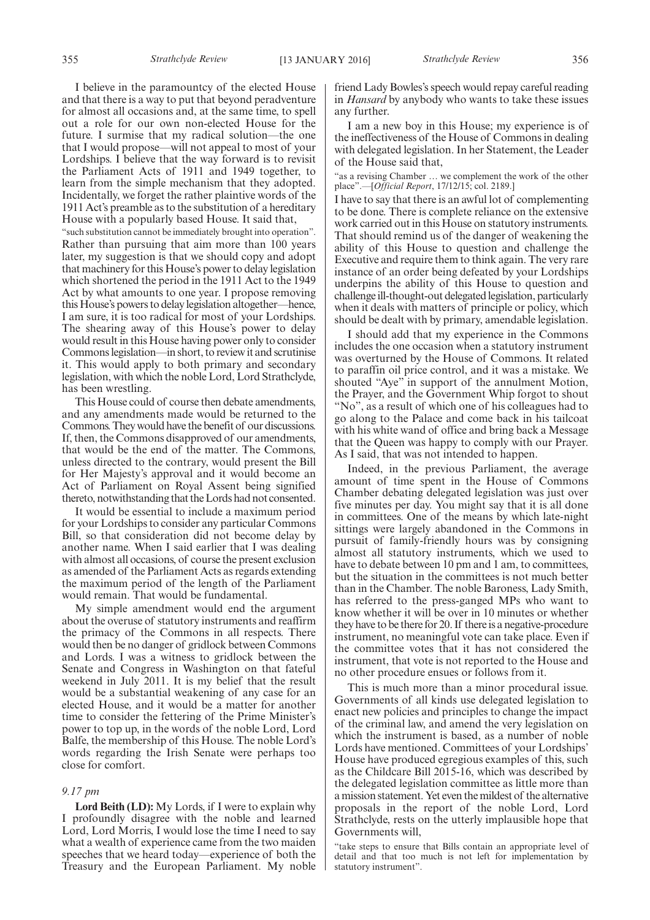I believe in the paramountcy of the elected House and that there is a way to put that beyond peradventure for almost all occasions and, at the same time, to spell out a role for our own non-elected House for the future. I surmise that my radical solution—the one that I would propose—will not appeal to most of your Lordships. I believe that the way forward is to revisit the Parliament Acts of 1911 and 1949 together, to learn from the simple mechanism that they adopted. Incidentally, we forget the rather plaintive words of the 1911 Act's preamble as to the substitution of a hereditary House with a popularly based House. It said that,

"such substitution cannot be immediately brought into operation".

Rather than pursuing that aim more than 100 years later, my suggestion is that we should copy and adopt that machinery for this House's power to delay legislation which shortened the period in the 1911 Act to the 1949 Act by what amounts to one year. I propose removing this House's powers to delay legislation altogether—hence, I am sure, it is too radical for most of your Lordships. The shearing away of this House's power to delay would result in this House having power only to consider Commons legislation—in short, to review it and scrutinise it. This would apply to both primary and secondary legislation, with which the noble Lord, Lord Strathclyde, has been wrestling.

This House could of course then debate amendments, and any amendments made would be returned to the Commons. They would have the benefit of our discussions. If, then, the Commons disapproved of our amendments, that would be the end of the matter. The Commons, unless directed to the contrary, would present the Bill for Her Majesty's approval and it would become an Act of Parliament on Royal Assent being signified thereto, notwithstanding that the Lords had not consented.

It would be essential to include a maximum period for your Lordships to consider any particular Commons Bill, so that consideration did not become delay by another name. When I said earlier that I was dealing with almost all occasions, of course the present exclusion as amended of the Parliament Acts as regards extending the maximum period of the length of the Parliament would remain. That would be fundamental.

My simple amendment would end the argument about the overuse of statutory instruments and reaffirm the primacy of the Commons in all respects. There would then be no danger of gridlock between Commons and Lords. I was a witness to gridlock between the Senate and Congress in Washington on that fateful weekend in July 2011. It is my belief that the result would be a substantial weakening of any case for an elected House, and it would be a matter for another time to consider the fettering of the Prime Minister's power to top up, in the words of the noble Lord, Lord Balfe, the membership of this House. The noble Lord's words regarding the Irish Senate were perhaps too close for comfort.

*9.17 pm*

**Lord Beith (LD):** My Lords, if I were to explain why I profoundly disagree with the noble and learned Lord, Lord Morris, I would lose the time I need to say what a wealth of experience came from the two maiden speeches that we heard today—experience of both the Treasury and the European Parliament. My noble friend Lady Bowles's speech would repay careful reading in *Hansard* by anybody who wants to take these issues any further.

I am a new boy in this House; my experience is of the ineffectiveness of the House of Commons in dealing with delegated legislation. In her Statement, the Leader of the House said that,

"as a revising Chamber … we complement the work of the other place".—[*Official Report*, 17/12/15; col. 2189.]

I have to say that there is an awful lot of complementing to be done. There is complete reliance on the extensive work carried out in this House on statutory instruments. That should remind us of the danger of weakening the ability of this House to question and challenge the Executive and require them to think again. The very rare instance of an order being defeated by your Lordships underpins the ability of this House to question and challenge ill-thought-out delegated legislation, particularly when it deals with matters of principle or policy, which should be dealt with by primary, amendable legislation.

I should add that my experience in the Commons includes the one occasion when a statutory instrument was overturned by the House of Commons. It related to paraffin oil price control, and it was a mistake. We shouted "Aye" in support of the annulment Motion, the Prayer, and the Government Whip forgot to shout "No", as a result of which one of his colleagues had to go along to the Palace and come back in his tailcoat with his white wand of office and bring back a Message that the Queen was happy to comply with our Prayer. As I said, that was not intended to happen.

Indeed, in the previous Parliament, the average amount of time spent in the House of Commons Chamber debating delegated legislation was just over five minutes per day. You might say that it is all done in committees. One of the means by which late-night sittings were largely abandoned in the Commons in pursuit of family-friendly hours was by consigning almost all statutory instruments, which we used to have to debate between 10 pm and 1 am, to committees, but the situation in the committees is not much better than in the Chamber. The noble Baroness, Lady Smith, has referred to the press-ganged MPs who want to know whether it will be over in 10 minutes or whether they have to be there for 20. If there is a negative-procedure instrument, no meaningful vote can take place. Even if the committee votes that it has not considered the instrument, that vote is not reported to the House and no other procedure ensues or follows from it.

This is much more than a minor procedural issue. Governments of all kinds use delegated legislation to enact new policies and principles to change the impact of the criminal law, and amend the very legislation on which the instrument is based, as a number of noble Lords have mentioned. Committees of your Lordships' House have produced egregious examples of this, such as the Childcare Bill 2015-16, which was described by the delegated legislation committee as little more than a mission statement. Yet even the mildest of the alternative proposals in the report of the noble Lord, Lord Strathclyde, rests on the utterly implausible hope that Governments will,

"take steps to ensure that Bills contain an appropriate level of detail and that too much is not left for implementation by statutory instrument".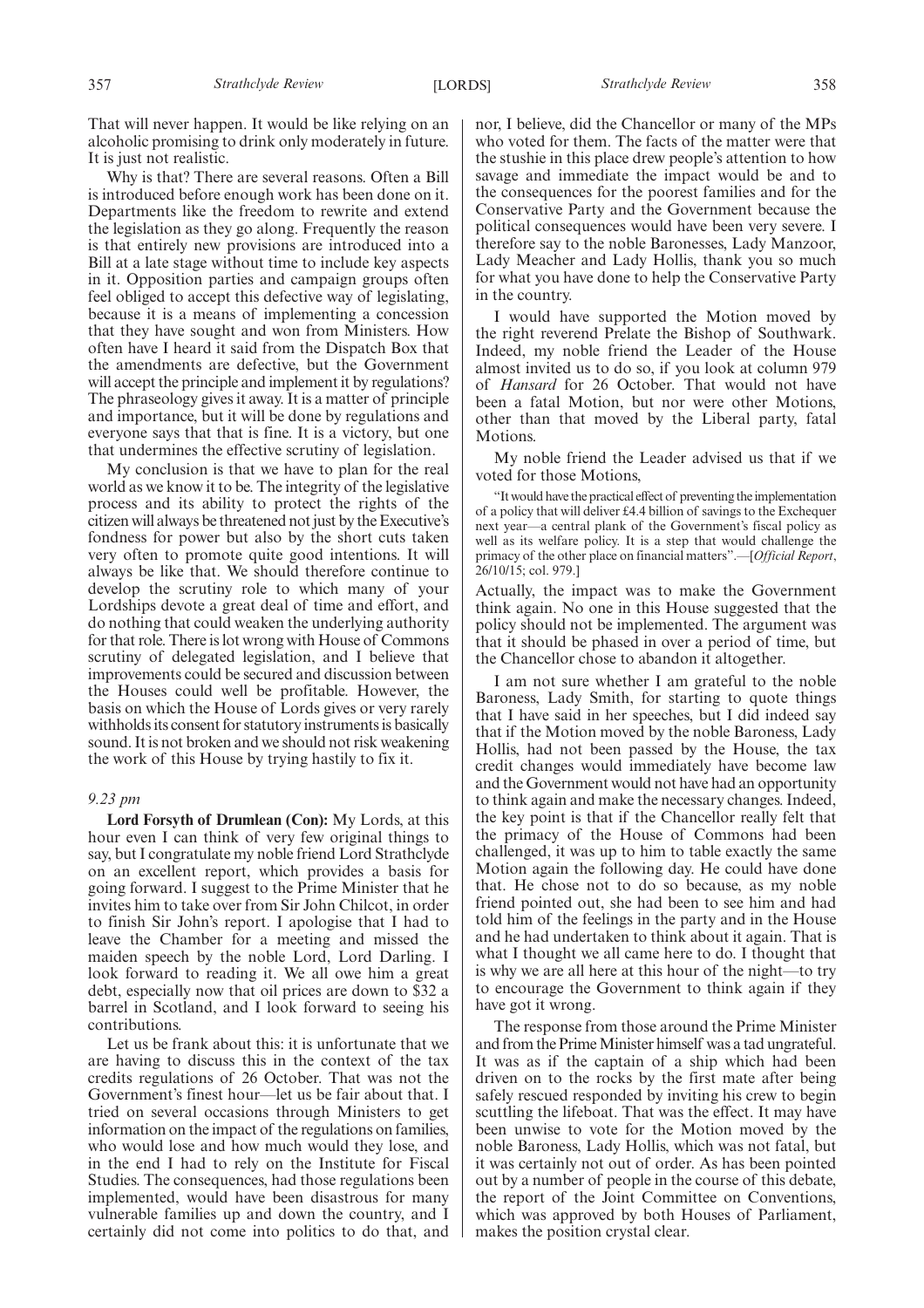That will never happen. It would be like relying on an alcoholic promising to drink only moderately in future. It is just not realistic.

Why is that? There are several reasons. Often a Bill is introduced before enough work has been done on it. Departments like the freedom to rewrite and extend the legislation as they go along. Frequently the reason is that entirely new provisions are introduced into a Bill at a late stage without time to include key aspects in it. Opposition parties and campaign groups often feel obliged to accept this defective way of legislating, because it is a means of implementing a concession that they have sought and won from Ministers. How often have I heard it said from the Dispatch Box that the amendments are defective, but the Government will accept the principle and implement it by regulations? The phraseology gives it away. It is a matter of principle and importance, but it will be done by regulations and everyone says that that is fine. It is a victory, but one that undermines the effective scrutiny of legislation.

My conclusion is that we have to plan for the real world as we know it to be. The integrity of the legislative process and its ability to protect the rights of the citizen will always be threatened not just by the Executive's fondness for power but also by the short cuts taken very often to promote quite good intentions. It will always be like that. We should therefore continue to develop the scrutiny role to which many of your Lordships devote a great deal of time and effort, and do nothing that could weaken the underlying authority for that role. There is lot wrong with House of Commons scrutiny of delegated legislation, and I believe that improvements could be secured and discussion between the Houses could well be profitable. However, the basis on which the House of Lords gives or very rarely withholds its consent for statutory instruments is basically sound. It is not broken and we should not risk weakening the work of this House by trying hastily to fix it.

*9.23 pm*

**Lord Forsyth of Drumlean (Con):** My Lords, at this hour even I can think of very few original things to say, but I congratulate my noble friend Lord Strathclyde on an excellent report, which provides a basis for going forward. I suggest to the Prime Minister that he invites him to take over from Sir John Chilcot, in order to finish Sir John's report. I apologise that I had to leave the Chamber for a meeting and missed the maiden speech by the noble Lord, Lord Darling. I look forward to reading it. We all owe him a great debt, especially now that oil prices are down to $32 a barrel in Scotland, and I look forward to seeing his contributions.

Let us be frank about this: it is unfortunate that we are having to discuss this in the context of the tax credits regulations of 26 October. That was not the Government's finest hour—let us be fair about that. I tried on several occasions through Ministers to get information on the impact of the regulations on families, who would lose and how much would they lose, and in the end I had to rely on the Institute for Fiscal Studies. The consequences, had those regulations been implemented, would have been disastrous for many vulnerable families up and down the country, and I certainly did not come into politics to do that, and nor, I believe, did the Chancellor or many of the MPs who voted for them. The facts of the matter were that the stushie in this place drew people's attention to how savage and immediate the impact would be and to the consequences for the poorest families and for the Conservative Party and the Government because the political consequences would have been very severe. I therefore say to the noble Baronesses, Lady Manzoor, Lady Meacher and Lady Hollis, thank you so much for what you have done to help the Conservative Party in the country.

I would have supported the Motion moved by the right reverend Prelate the Bishop of Southwark. Indeed, my noble friend the Leader of the House almost invited us to do so, if you look at column 979 of *Hansard* for 26 October. That would not have been a fatal Motion, but nor were other Motions, other than that moved by the Liberal party, fatal Motions.

My noble friend the Leader advised us that if we voted for those Motions,

"It would have the practical effect of preventing the implementation of a policy that will deliver £4.4 billion of savings to the Exchequer next year—a central plank of the Government's fiscal policy as well as its welfare policy. It is a step that would challenge the primacy of the other place on financial matters".—[*Official Report*, 26/10/15; col. 979.]

Actually, the impact was to make the Government think again. No one in this House suggested that the policy should not be implemented. The argument was that it should be phased in over a period of time, but the Chancellor chose to abandon it altogether.

I am not sure whether I am grateful to the noble Baroness, Lady Smith, for starting to quote things that I have said in her speeches, but I did indeed say that if the Motion moved by the noble Baroness, Lady Hollis, had not been passed by the House, the tax credit changes would immediately have become law and the Government would not have had an opportunity to think again and make the necessary changes. Indeed, the key point is that if the Chancellor really felt that the primacy of the House of Commons had been challenged, it was up to him to table exactly the same Motion again the following day. He could have done that. He chose not to do so because, as my noble friend pointed out, she had been to see him and had told him of the feelings in the party and in the House and he had undertaken to think about it again. That is what I thought we all came here to do. I thought that is why we are all here at this hour of the night—to try to encourage the Government to think again if they have got it wrong.

The response from those around the Prime Minister and from the Prime Minister himself was a tad ungrateful. It was as if the captain of a ship which had been driven on to the rocks by the first mate after being safely rescued responded by inviting his crew to begin scuttling the lifeboat. That was the effect. It may have been unwise to vote for the Motion moved by the noble Baroness, Lady Hollis, which was not fatal, but it was certainly not out of order. As has been pointed out by a number of people in the course of this debate, the report of the Joint Committee on Conventions, which was approved by both Houses of Parliament, makes the position crystal clear.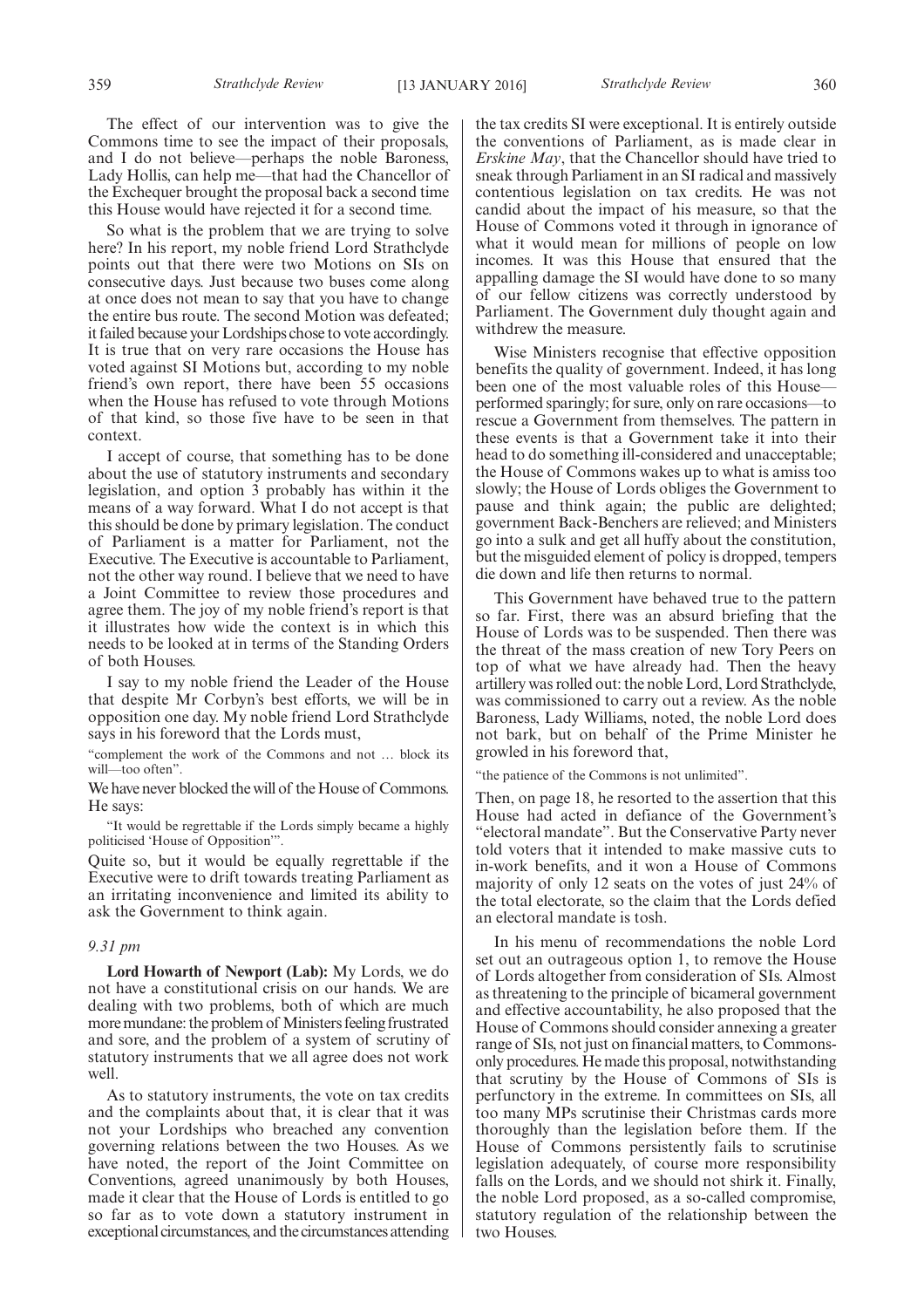The effect of our intervention was to give the Commons time to see the impact of their proposals, and I do not believe—perhaps the noble Baroness, Lady Hollis, can help me—that had the Chancellor of the Exchequer brought the proposal back a second time this House would have rejected it for a second time.

So what is the problem that we are trying to solve here? In his report, my noble friend Lord Strathclyde points out that there were two Motions on SIs on consecutive days. Just because two buses come along at once does not mean to say that you have to change the entire bus route. The second Motion was defeated; it failed because your Lordships chose to vote accordingly. It is true that on very rare occasions the House has voted against SI Motions but, according to my noble friend's own report, there have been 55 occasions when the House has refused to vote through Motions of that kind, so those five have to be seen in that context.

I accept of course, that something has to be done about the use of statutory instruments and secondary legislation, and option 3 probably has within it the means of a way forward. What I do not accept is that this should be done by primary legislation. The conduct of Parliament is a matter for Parliament, not the Executive. The Executive is accountable to Parliament, not the other way round. I believe that we need to have a Joint Committee to review those procedures and agree them. The joy of my noble friend's report is that it illustrates how wide the context is in which this needs to be looked at in terms of the Standing Orders of both Houses.

I say to my noble friend the Leader of the House that despite Mr Corbyn's best efforts, we will be in opposition one day. My noble friend Lord Strathclyde says in his foreword that the Lords must,

"complement the work of the Commons and not … block its will—too often".

We have never blocked the will of the House of Commons. He says:

"It would be regrettable if the Lords simply became a highly politicised 'House of Opposition'".

Quite so, but it would be equally regrettable if the Executive were to drift towards treating Parliament as an irritating inconvenience and limited its ability to ask the Government to think again.

*9.31 pm*

**Lord Howarth of Newport (Lab):** My Lords, we do not have a constitutional crisis on our hands. We are dealing with two problems, both of which are much more mundane: the problem of Ministers feeling frustrated and sore, and the problem of a system of scrutiny of statutory instruments that we all agree does not work well.

As to statutory instruments, the vote on tax credits and the complaints about that, it is clear that it was not your Lordships who breached any convention governing relations between the two Houses. As we have noted, the report of the Joint Committee on Conventions, agreed unanimously by both Houses, made it clear that the House of Lords is entitled to go so far as to vote down a statutory instrument in exceptional circumstances, and the circumstances attending the tax credits SI were exceptional. It is entirely outside the conventions of Parliament, as is made clear in *Erskine May*, that the Chancellor should have tried to sneak through Parliament in an SI radical and massively contentious legislation on tax credits. He was not candid about the impact of his measure, so that the House of Commons voted it through in ignorance of what it would mean for millions of people on low incomes. It was this House that ensured that the appalling damage the SI would have done to so many of our fellow citizens was correctly understood by Parliament. The Government duly thought again and withdrew the measure.

Wise Ministers recognise that effective opposition benefits the quality of government. Indeed, it has long been one of the most valuable roles of this House—performed sparingly; for sure, only on rare occasions—to rescue a Government from themselves. The pattern in these events is that a Government take it into their head to do something ill-considered and unacceptable; the House of Commons wakes up to what is amiss too slowly; the House of Lords obliges the Government to pause and think again; the public are delighted; government Back-Benchers are relieved; and Ministers go into a sulk and get all huffy about the constitution, but the misguided element of policy is dropped, tempers die down and life then returns to normal.

This Government have behaved true to the pattern so far. First, there was an absurd briefing that the House of Lords was to be suspended. Then there was the threat of the mass creation of new Tory Peers on top of what we have already had. Then the heavy artillery was rolled out: the noble Lord, Lord Strathclyde, was commissioned to carry out a review. As the noble Baroness, Lady Williams, noted, the noble Lord does not bark, but on behalf of the Prime Minister he growled in his foreword that,

"the patience of the Commons is not unlimited".

Then, on page 18, he resorted to the assertion that this House had acted in defiance of the Government's "electoral mandate". But the Conservative Party never told voters that it intended to make massive cuts to in-work benefits, and it won a House of Commons majority of only 12 seats on the votes of just 24% of the total electorate, so the claim that the Lords defied an electoral mandate is tosh.

In his menu of recommendations the noble Lord set out an outrageous option 1, to remove the House of Lords altogether from consideration of SIs. Almost as threatening to the principle of bicameral government and effective accountability, he also proposed that the House of Commons should consider annexing a greater range of SIs, not just on financial matters, to Commons-only procedures. He made this proposal, notwithstanding that scrutiny by the House of Commons of SIs is perfunctory in the extreme. In committees on SIs, all too many MPs scrutinise their Christmas cards more thoroughly than the legislation before them. If the House of Commons persistently fails to scrutinise legislation adequately, of course more responsibility falls on the Lords, and we should not shirk it. Finally, the noble Lord proposed, as a so-called compromise, statutory regulation of the relationship between the two Houses.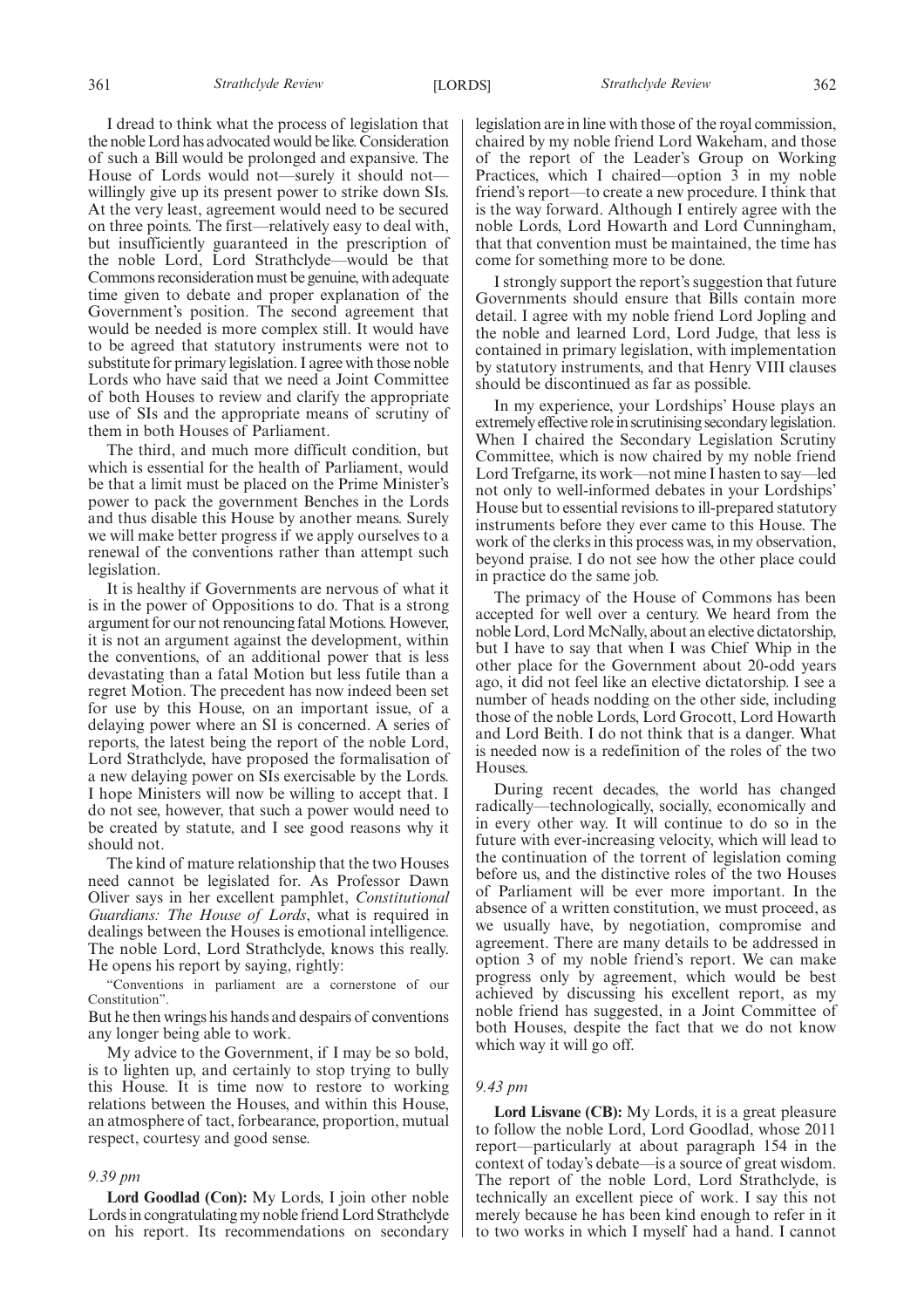I dread to think what the process of legislation that the noble Lord has advocated would be like. Consideration of such a Bill would be prolonged and expansive. The House of Lords would not—surely it should not—willingly give up its present power to strike down SIs. At the very least, agreement would need to be secured on three points. The first—relatively easy to deal with, but insufficiently guaranteed in the prescription of the noble Lord, Lord Strathclyde—would be that Commons reconsideration must be genuine, with adequate time given to debate and proper explanation of the Government's position. The second agreement that would be needed is more complex still. It would have to be agreed that statutory instruments were not to substitute for primary legislation. I agree with those noble Lords who have said that we need a Joint Committee of both Houses to review and clarify the appropriate use of SIs and the appropriate means of scrutiny of them in both Houses of Parliament.

The third, and much more difficult condition, but which is essential for the health of Parliament, would be that a limit must be placed on the Prime Minister's power to pack the government Benches in the Lords and thus disable this House by another means. Surely we will make better progress if we apply ourselves to a renewal of the conventions rather than attempt such legislation.

It is healthy if Governments are nervous of what it is in the power of Oppositions to do. That is a strong argument for our not renouncing fatal Motions. However, it is not an argument against the development, within the conventions, of an additional power that is less devastating than a fatal Motion but less futile than a regret Motion. The precedent has now indeed been set for use by this House, on an important issue, of a delaying power where an SI is concerned. A series of reports, the latest being the report of the noble Lord, Lord Strathclyde, have proposed the formalisation of a new delaying power on SIs exercisable by the Lords. I hope Ministers will now be willing to accept that. I do not see, however, that such a power would need to be created by statute, and I see good reasons why it should not.

The kind of mature relationship that the two Houses need cannot be legislated for. As Professor Dawn Oliver says in her excellent pamphlet, *Constitutional Guardians: The House of Lords*, what is required in dealings between the Houses is emotional intelligence. The noble Lord, Lord Strathclyde, knows this really. He opens his report by saying, rightly:

"Conventions in parliament are a cornerstone of our Constitution".

But he then wrings his hands and despairs of conventions any longer being able to work.

My advice to the Government, if I may be so bold, is to lighten up, and certainly to stop trying to bully this House. It is time now to restore to working relations between the Houses, and within this House, an atmosphere of tact, forbearance, proportion, mutual respect, courtesy and good sense.

*9.39 pm*

**Lord Goodlad (Con):** My Lords, I join other noble Lords in congratulating my noble friend Lord Strathclyde on his report. Its recommendations on secondary legislation are in line with those of the royal commission, chaired by my noble friend Lord Wakeham, and those of the report of the Leader's Group on Working Practices, which I chaired—option 3 in my noble friend's report—to create a new procedure. I think that is the way forward. Although I entirely agree with the noble Lords, Lord Howarth and Lord Cunningham, that that convention must be maintained, the time has come for something more to be done.

I strongly support the report's suggestion that future Governments should ensure that Bills contain more detail. I agree with my noble friend Lord Jopling and the noble and learned Lord, Lord Judge, that less is contained in primary legislation, with implementation by statutory instruments, and that Henry VIII clauses should be discontinued as far as possible.

In my experience, your Lordships' House plays an extremely effective role in scrutinising secondary legislation. When I chaired the Secondary Legislation Scrutiny Committee, which is now chaired by my noble friend Lord Trefgarne, its work—not mine I hasten to say—led not only to well-informed debates in your Lordships' House but to essential revisions to ill-prepared statutory instruments before they ever came to this House. The work of the clerks in this process was, in my observation, beyond praise. I do not see how the other place could in practice do the same job.

The primacy of the House of Commons has been accepted for well over a century. We heard from the noble Lord, Lord McNally, about an elective dictatorship, but I have to say that when I was Chief Whip in the other place for the Government about 20-odd years ago, it did not feel like an elective dictatorship. I see a number of heads nodding on the other side, including those of the noble Lords, Lord Grocott, Lord Howarth and Lord Beith. I do not think that is a danger. What is needed now is a redefinition of the roles of the two Houses.

During recent decades, the world has changed radically—technologically, socially, economically and in every other way. It will continue to do so in the future with ever-increasing velocity, which will lead to the continuation of the torrent of legislation coming before us, and the distinctive roles of the two Houses of Parliament will be ever more important. In the absence of a written constitution, we must proceed, as we usually have, by negotiation, compromise and agreement. There are many details to be addressed in option 3 of my noble friend's report. We can make progress only by agreement, which would be best achieved by discussing his excellent report, as my noble friend has suggested, in a Joint Committee of both Houses, despite the fact that we do not know which way it will go off.

*9.43 pm*

**Lord Lisvane (CB):** My Lords, it is a great pleasure to follow the noble Lord, Lord Goodlad, whose 2011 report—particularly at about paragraph 154 in the context of today's debate—is a source of great wisdom. The report of the noble Lord, Lord Strathclyde, is technically an excellent piece of work. I say this not merely because he has been kind enough to refer in it to two works in which I myself had a hand. I cannot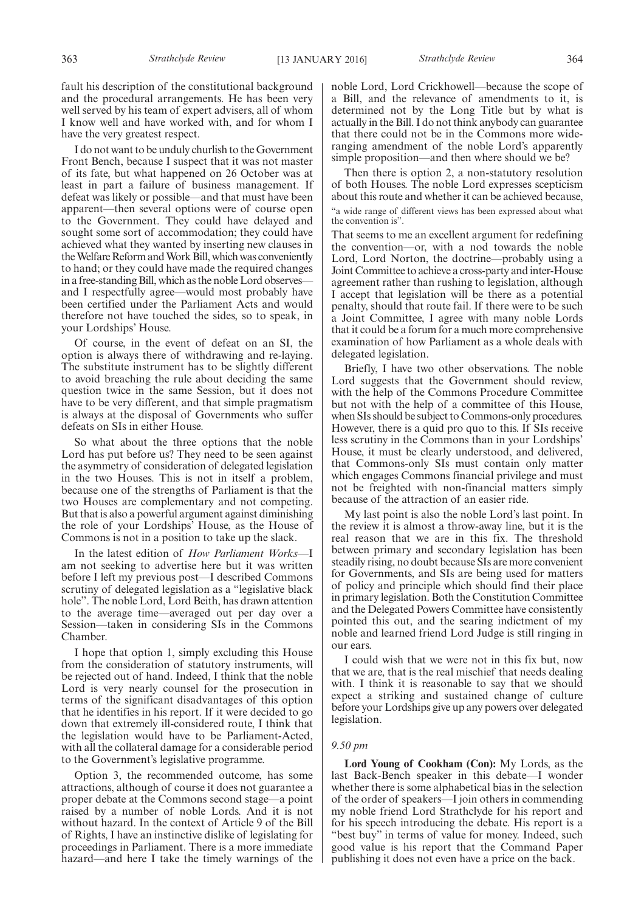fault his description of the constitutional background and the procedural arrangements. He has been very well served by his team of expert advisers, all of whom I know well and have worked with, and for whom I have the very greatest respect.

I do not want to be unduly churlish to the Government Front Bench, because I suspect that it was not master of its fate, but what happened on 26 October was at least in part a failure of business management. If defeat was likely or possible—and that must have been apparent—then several options were of course open to the Government. They could have delayed and sought some sort of accommodation; they could have achieved what they wanted by inserting new clauses in the Welfare Reform and Work Bill, which was conveniently to hand; or they could have made the required changes in a free-standing Bill, which as the noble Lord observes—and I respectfully agree—would most probably have been certified under the Parliament Acts and would therefore not have touched the sides, so to speak, in your Lordships' House.

Of course, in the event of defeat on an SI, the option is always there of withdrawing and re-laying. The substitute instrument has to be slightly different to avoid breaching the rule about deciding the same question twice in the same Session, but it does not have to be very different, and that simple pragmatism is always at the disposal of Governments who suffer defeats on SIs in either House.

So what about the three options that the noble Lord has put before us? They need to be seen against the asymmetry of consideration of delegated legislation in the two Houses. This is not in itself a problem, because one of the strengths of Parliament is that the two Houses are complementary and not competing. But that is also a powerful argument against diminishing the role of your Lordships' House, as the House of Commons is not in a position to take up the slack.

In the latest edition of *How Parliament Works*—I am not seeking to advertise here but it was written before I left my previous post—I described Commons scrutiny of delegated legislation as a "legislative black hole". The noble Lord, Lord Beith, has drawn attention to the average time—averaged out per day over a Session—taken in considering SIs in the Commons Chamber.

I hope that option 1, simply excluding this House from the consideration of statutory instruments, will be rejected out of hand. Indeed, I think that the noble Lord is very nearly counsel for the prosecution in terms of the significant disadvantages of this option that he identifies in his report. If it were decided to go down that extremely ill-considered route, I think that the legislation would have to be Parliament-Acted, with all the collateral damage for a considerable period to the Government's legislative programme.

Option 3, the recommended outcome, has some attractions, although of course it does not guarantee a proper debate at the Commons second stage—a point raised by a number of noble Lords. And it is not without hazard. In the context of Article 9 of the Bill of Rights, I have an instinctive dislike of legislating for proceedings in Parliament. There is a more immediate hazard—and here I take the timely warnings of the noble Lord, Lord Crickhowell—because the scope of a Bill, and the relevance of amendments to it, is determined not by the Long Title but by what is actually in the Bill. I do not think anybody can guarantee that there could not be in the Commons more wide-ranging amendment of the noble Lord's apparently simple proposition—and then where should we be?

Then there is option 2, a non-statutory resolution of both Houses. The noble Lord expresses scepticism about this route and whether it can be achieved because,

"a wide range of different views has been expressed about what the convention is".

That seems to me an excellent argument for redefining the convention—or, with a nod towards the noble Lord, Lord Norton, the doctrine—probably using a Joint Committee to achieve a cross-party and inter-House agreement rather than rushing to legislation, although I accept that legislation will be there as a potential penalty, should that route fail. If there were to be such a Joint Committee, I agree with many noble Lords that it could be a forum for a much more comprehensive examination of how Parliament as a whole deals with delegated legislation.

Briefly, I have two other observations. The noble Lord suggests that the Government should review, with the help of the Commons Procedure Committee but not with the help of a committee of this House, when SIs should be subject to Commons-only procedures. However, there is a quid pro quo to this. If SIs receive less scrutiny in the Commons than in your Lordships' House, it must be clearly understood, and delivered, that Commons-only SIs must contain only matter which engages Commons financial privilege and must not be freighted with non-financial matters simply because of the attraction of an easier ride.

My last point is also the noble Lord's last point. In the review it is almost a throw-away line, but it is the real reason that we are in this fix. The threshold between primary and secondary legislation has been steadily rising, no doubt because SIs are more convenient for Governments, and SIs are being used for matters of policy and principle which should find their place in primary legislation. Both the Constitution Committee and the Delegated Powers Committee have consistently pointed this out, and the searing indictment of my noble and learned friend Lord Judge is still ringing in our ears.

I could wish that we were not in this fix but, now that we are, that is the real mischief that needs dealing with. I think it is reasonable to say that we should expect a striking and sustained change of culture before your Lordships give up any powers over delegated legislation.

*9.50 pm*

**Lord Young of Cookham (Con):** My Lords, as the last Back-Bench speaker in this debate—I wonder whether there is some alphabetical bias in the selection of the order of speakers—I join others in commending my noble friend Lord Strathclyde for his report and for his speech introducing the debate. His report is a "best buy" in terms of value for money. Indeed, such good value is his report that the Command Paper publishing it does not even have a price on the back.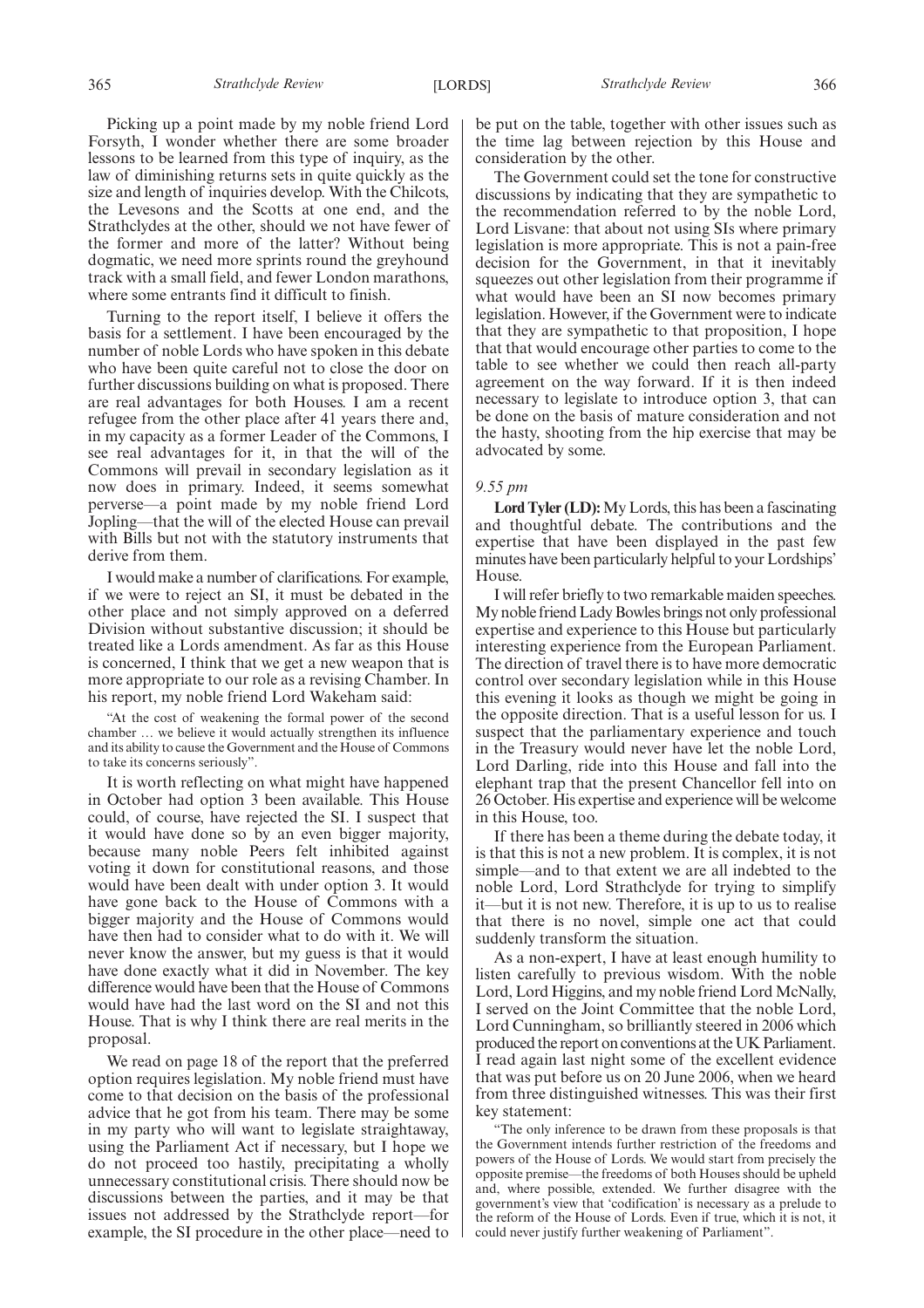Picking up a point made by my noble friend Lord Forsyth, I wonder whether there are some broader lessons to be learned from this type of inquiry, as the law of diminishing returns sets in quite quickly as the size and length of inquiries develop. With the Chilcots, the Levesons and the Scotts at one end, and the Strathclydes at the other, should we not have fewer of the former and more of the latter? Without being dogmatic, we need more sprints round the greyhound track with a small field, and fewer London marathons, where some entrants find it difficult to finish.

Turning to the report itself, I believe it offers the basis for a settlement. I have been encouraged by the number of noble Lords who have spoken in this debate who have been quite careful not to close the door on further discussions building on what is proposed. There are real advantages for both Houses. I am a recent refugee from the other place after 41 years there and, in my capacity as a former Leader of the Commons, I see real advantages for it, in that the will of the Commons will prevail in secondary legislation as it now does in primary. Indeed, it seems somewhat perverse—a point made by my noble friend Lord Jopling—that the will of the elected House can prevail with Bills but not with the statutory instruments that derive from them.

I would make a number of clarifications. For example, if we were to reject an SI, it must be debated in the other place and not simply approved on a deferred Division without substantive discussion; it should be treated like a Lords amendment. As far as this House is concerned, I think that we get a new weapon that is more appropriate to our role as a revising Chamber. In his report, my noble friend Lord Wakeham said:

> "At the cost of weakening the formal power of the second chamber … we believe it would actually strengthen its influence and its ability to cause the Government and the House of Commons to take its concerns seriously".

It is worth reflecting on what might have happened in October had option 3 been available. This House could, of course, have rejected the SI. I suspect that it would have done so by an even bigger majority, because many noble Peers felt inhibited against voting it down for constitutional reasons, and those would have been dealt with under option 3. It would have gone back to the House of Commons with a bigger majority and the House of Commons would have then had to consider what to do with it. We will never know the answer, but my guess is that it would have done exactly what it did in November. The key difference would have been that the House of Commons would have had the last word on the SI and not this House. That is why I think there are real merits in the proposal.

We read on page 18 of the report that the preferred option requires legislation. My noble friend must have come to that decision on the basis of the professional advice that he got from his team. There may be some in my party who will want to legislate straightaway, using the Parliament Act if necessary, but I hope we do not proceed too hastily, precipitating a wholly unnecessary constitutional crisis. There should now be discussions between the parties, and it may be that issues not addressed by the Strathclyde report—for example, the SI procedure in the other place—need to be put on the table, together with other issues such as the time lag between rejection by this House and consideration by the other.

The Government could set the tone for constructive discussions by indicating that they are sympathetic to the recommendation referred to by the noble Lord, Lord Lisvane: that about not using SIs where primary legislation is more appropriate. This is not a pain-free decision for the Government, in that it inevitably squeezes out other legislation from their programme if what would have been an SI now becomes primary legislation. However, if the Government were to indicate that they are sympathetic to that proposition, I hope that that would encourage other parties to come to the table to see whether we could then reach all-party agreement on the way forward. If it is then indeed necessary to legislate to introduce option 3, that can be done on the basis of mature consideration and not the hasty, shooting from the hip exercise that may be advocated by some.

*9.55 pm*

**Lord Tyler (LD):** My Lords, this has been a fascinating and thoughtful debate. The contributions and the expertise that have been displayed in the past few minutes have been particularly helpful to your Lordships' House.

I will refer briefly to two remarkable maiden speeches. My noble friend Lady Bowles brings not only professional expertise and experience to this House but particularly interesting experience from the European Parliament. The direction of travel there is to have more democratic control over secondary legislation while in this House this evening it looks as though we might be going in the opposite direction. That is a useful lesson for us. I suspect that the parliamentary experience and touch in the Treasury would never have let the noble Lord, Lord Darling, ride into this House and fall into the elephant trap that the present Chancellor fell into on 26 October. His expertise and experience will be welcome in this House, too.

If there has been a theme during the debate today, it is that this is not a new problem. It is complex, it is not simple—and to that extent we are all indebted to the noble Lord, Lord Strathclyde for trying to simplify it—but it is not new. Therefore, it is up to us to realise that there is no novel, simple one act that could suddenly transform the situation.

As a non-expert, I have at least enough humility to listen carefully to previous wisdom. With the noble Lord, Lord Higgins, and my noble friend Lord McNally, I served on the Joint Committee that the noble Lord, Lord Cunningham, so brilliantly steered in 2006 which produced the report on conventions at the UK Parliament. I read again last night some of the excellent evidence that was put before us on 20 June 2006, when we heard from three distinguished witnesses. This was their first key statement:

> "The only inference to be drawn from these proposals is that the Government intends further restriction of the freedoms and powers of the House of Lords. We would start from precisely the opposite premise—the freedoms of both Houses should be upheld and, where possible, extended. We further disagree with the government's view that 'codification' is necessary as a prelude to the reform of the House of Lords. Even if true, which it is not, it could never justify further weakening of Parliament".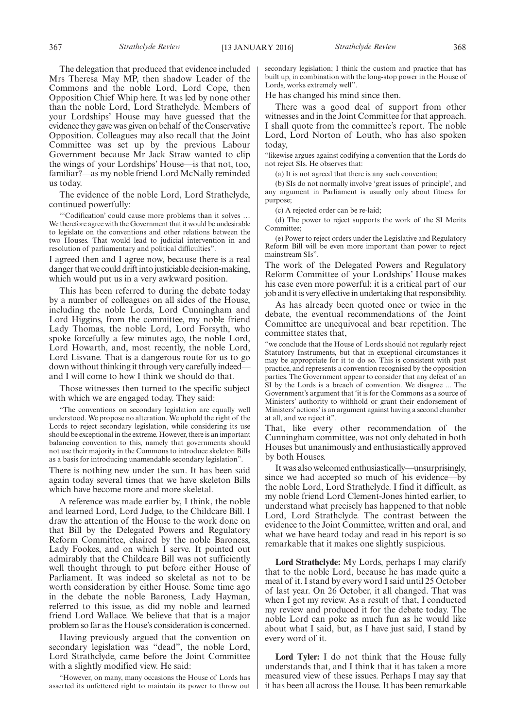The delegation that produced that evidence included Mrs Theresa May MP, then shadow Leader of the Commons and the noble Lord, Lord Cope, then Opposition Chief Whip here. It was led by none other than the noble Lord, Lord Strathclyde. Members of your Lordships' House may have guessed that the evidence they gave was given on behalf of the Conservative Opposition. Colleagues may also recall that the Joint Committee was set up by the previous Labour Government because Mr Jack Straw wanted to clip the wings of your Lordships' House—is that not, too, familiar?—as my noble friend Lord McNally reminded us today.

The evidence of the noble Lord, Lord Strathclyde, continued powerfully:

"'Codification' could cause more problems than it solves … We therefore agree with the Government that it would be undesirable to legislate on the conventions and other relations between the two Houses. That would lead to judicial intervention in and resolution of parliamentary and political difficulties".

I agreed then and I agree now, because there is a real danger that we could drift into justiciable decision-making, which would put us in a very awkward position.

This has been referred to during the debate today by a number of colleagues on all sides of the House, including the noble Lords, Lord Cunningham and Lord Higgins, from the committee, my noble friend Lady Thomas, the noble Lord, Lord Forsyth, who spoke forcefully a few minutes ago, the noble Lord, Lord Howarth, and, most recently, the noble Lord, Lord Lisvane. That is a dangerous route for us to go down without thinking it through very carefully indeed—and I will come to how I think we should do that.

Those witnesses then turned to the specific subject with which we are engaged today. They said:

"The conventions on secondary legislation are equally well understood. We propose no alteration. We uphold the right of the Lords to reject secondary legislation, while considering its use should be exceptional in the extreme. However, there is an important balancing convention to this, namely that governments should not use their majority in the Commons to introduce skeleton Bills as a basis for introducing unamendable secondary legislation".

There is nothing new under the sun. It has been said again today several times that we have skeleton Bills which have become more and more skeletal.

A reference was made earlier by, I think, the noble and learned Lord, Lord Judge, to the Childcare Bill. I draw the attention of the House to the work done on that Bill by the Delegated Powers and Regulatory Reform Committee, chaired by the noble Baroness, Lady Fookes, and on which I serve. It pointed out admirably that the Childcare Bill was not sufficiently well thought through to put before either House of Parliament. It was indeed so skeletal as not to be worth consideration by either House. Some time ago in the debate the noble Baroness, Lady Hayman, referred to this issue, as did my noble and learned friend Lord Wallace. We believe that that is a major problem so far as the House's consideration is concerned.

Having previously argued that the convention on secondary legislation was "dead", the noble Lord, Lord Strathclyde, came before the Joint Committee with a slightly modified view. He said:

"However, on many, many occasions the House of Lords has asserted its unfettered right to maintain its power to throw out secondary legislation; I think the custom and practice that has built up, in combination with the long-stop power in the House of Lords, works extremely well".

He has changed his mind since then.

There was a good deal of support from other witnesses and in the Joint Committee for that approach. I shall quote from the committee's report. The noble Lord, Lord Norton of Louth, who has also spoken today,

"likewise argues against codifying a convention that the Lords do not reject SIs. He observes that:

(a) It is not agreed that there is any such convention;

(b) SIs do not normally involve 'great issues of principle', and any argument in Parliament is usually only about fitness for purpose;

(c) A rejected order can be re-laid;

(d) The power to reject supports the work of the SI Merits Committee;

(e) Power to reject orders under the Legislative and Regulatory Reform Bill will be even more important than power to reject mainstream SIs".

The work of the Delegated Powers and Regulatory Reform Committee of your Lordships' House makes his case even more powerful; it is a critical part of our job and it is very effective in undertaking that responsibility.

As has already been quoted once or twice in the debate, the eventual recommendations of the Joint Committee are unequivocal and bear repetition. The committee states that,

"we conclude that the House of Lords should not regularly reject Statutory Instruments, but that in exceptional circumstances it may be appropriate for it to do so. This is consistent with past practice, and represents a convention recognised by the opposition parties. The Government appear to consider that any defeat of an SI by the Lords is a breach of convention. We disagree ... The Government's argument that 'it is for the Commons as a source of Ministers' authority to withhold or grant their endorsement of Ministers' actions' is an argument against having a second chamber at all, and we reject it".

That, like every other recommendation of the Cunningham committee, was not only debated in both Houses but unanimously and enthusiastically approved by both Houses.

It was also welcomed enthusiastically—unsurprisingly, since we had accepted so much of his evidence—by the noble Lord, Lord Strathclyde. I find it difficult, as my noble friend Lord Clement-Jones hinted earlier, to understand what precisely has happened to that noble Lord, Lord Strathclyde. The contrast between the evidence to the Joint Committee, written and oral, and what we have heard today and read in his report is so remarkable that it makes one slightly suspicious.

**Lord Strathclyde:** My Lords, perhaps I may clarify that to the noble Lord, because he has made quite a meal of it. I stand by every word I said until 25 October of last year. On 26 October, it all changed. That was when I got my review. As a result of that, I conducted my review and produced it for the debate today. The noble Lord can poke as much fun as he would like about what I said, but, as I have just said, I stand by every word of it.

**Lord Tyler:** I do not think that the House fully understands that, and I think that it has taken a more measured view of these issues. Perhaps I may say that it has been all across the House. It has been remarkable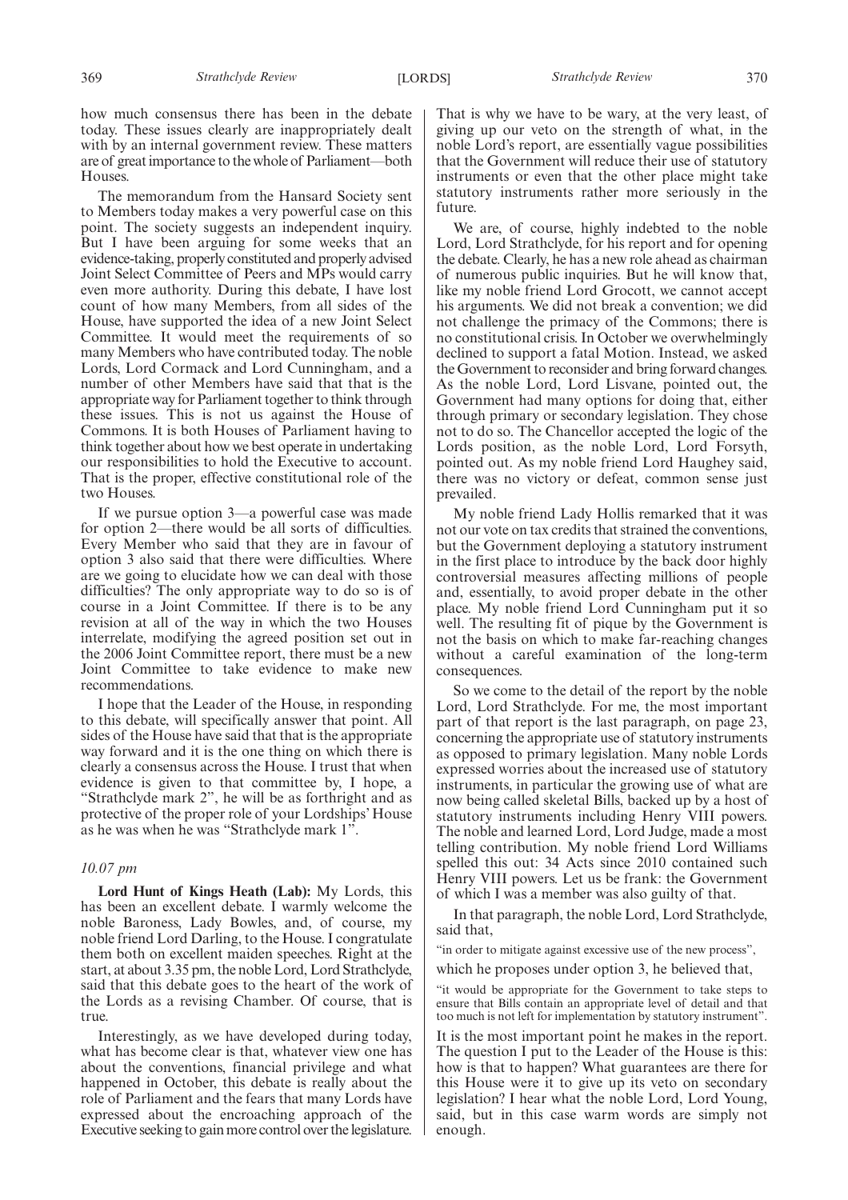how much consensus there has been in the debate today. These issues clearly are inappropriately dealt with by an internal government review. These matters are of great importance to the whole of Parliament—both Houses.

The memorandum from the Hansard Society sent to Members today makes a very powerful case on this point. The society suggests an independent inquiry. But I have been arguing for some weeks that an evidence-taking, properly constituted and properly advised Joint Select Committee of Peers and MPs would carry even more authority. During this debate, I have lost count of how many Members, from all sides of the House, have supported the idea of a new Joint Select Committee. It would meet the requirements of so many Members who have contributed today. The noble Lords, Lord Cormack and Lord Cunningham, and a number of other Members have said that that is the appropriate way for Parliament together to think through these issues. This is not us against the House of Commons. It is both Houses of Parliament having to think together about how we best operate in undertaking our responsibilities to hold the Executive to account. That is the proper, effective constitutional role of the two Houses.

If we pursue option 3—a powerful case was made for option 2—there would be all sorts of difficulties. Every Member who said that they are in favour of option 3 also said that there were difficulties. Where are we going to elucidate how we can deal with those difficulties? The only appropriate way to do so is of course in a Joint Committee. If there is to be any revision at all of the way in which the two Houses interrelate, modifying the agreed position set out in the 2006 Joint Committee report, there must be a new Joint Committee to take evidence to make new recommendations.

I hope that the Leader of the House, in responding to this debate, will specifically answer that point. All sides of the House have said that that is the appropriate way forward and it is the one thing on which there is clearly a consensus across the House. I trust that when evidence is given to that committee by, I hope, a "Strathclyde mark 2", he will be as forthright and as protective of the proper role of your Lordships' House as he was when he was "Strathclyde mark 1".

*10.07 pm*

**Lord Hunt of Kings Heath (Lab):** My Lords, this has been an excellent debate. I warmly welcome the noble Baroness, Lady Bowles, and, of course, my noble friend Lord Darling, to the House. I congratulate them both on excellent maiden speeches. Right at the start, at about 3.35 pm, the noble Lord, Lord Strathclyde, said that this debate goes to the heart of the work of the Lords as a revising Chamber. Of course, that is true.

Interestingly, as we have developed during today, what has become clear is that, whatever view one has about the conventions, financial privilege and what happened in October, this debate is really about the role of Parliament and the fears that many Lords have expressed about the encroaching approach of the Executive seeking to gain more control over the legislature. That is why we have to be wary, at the very least, of giving up our veto on the strength of what, in the noble Lord's report, are essentially vague possibilities that the Government will reduce their use of statutory instruments or even that the other place might take statutory instruments rather more seriously in the future.

We are, of course, highly indebted to the noble Lord, Lord Strathclyde, for his report and for opening the debate. Clearly, he has a new role ahead as chairman of numerous public inquiries. But he will know that, like my noble friend Lord Grocott, we cannot accept his arguments. We did not break a convention; we did not challenge the primacy of the Commons; there is no constitutional crisis. In October we overwhelmingly declined to support a fatal Motion. Instead, we asked the Government to reconsider and bring forward changes. As the noble Lord, Lord Lisvane, pointed out, the Government had many options for doing that, either through primary or secondary legislation. They chose not to do so. The Chancellor accepted the logic of the Lords position, as the noble Lord, Lord Forsyth, pointed out. As my noble friend Lord Haughey said, there was no victory or defeat, common sense just prevailed.

My noble friend Lady Hollis remarked that it was not our vote on tax credits that strained the conventions, but the Government deploying a statutory instrument in the first place to introduce by the back door highly controversial measures affecting millions of people and, essentially, to avoid proper debate in the other place. My noble friend Lord Cunningham put it so well. The resulting fit of pique by the Government is not the basis on which to make far-reaching changes without a careful examination of the long-term consequences.

So we come to the detail of the report by the noble Lord, Lord Strathclyde. For me, the most important part of that report is the last paragraph, on page 23, concerning the appropriate use of statutory instruments as opposed to primary legislation. Many noble Lords expressed worries about the increased use of statutory instruments, in particular the growing use of what are now being called skeletal Bills, backed up by a host of statutory instruments including Henry VIII powers. The noble and learned Lord, Lord Judge, made a most telling contribution. My noble friend Lord Williams spelled this out: 34 Acts since 2010 contained such Henry VIII powers. Let us be frank: the Government of which I was a member was also guilty of that.

In that paragraph, the noble Lord, Lord Strathclyde, said that,

"in order to mitigate against excessive use of the new process",

which he proposes under option 3, he believed that,

"it would be appropriate for the Government to take steps to ensure that Bills contain an appropriate level of detail and that too much is not left for implementation by statutory instrument".

It is the most important point he makes in the report. The question I put to the Leader of the House is this: how is that to happen? What guarantees are there for this House were it to give up its veto on secondary legislation? I hear what the noble Lord, Lord Young, said, but in this case warm words are simply not enough.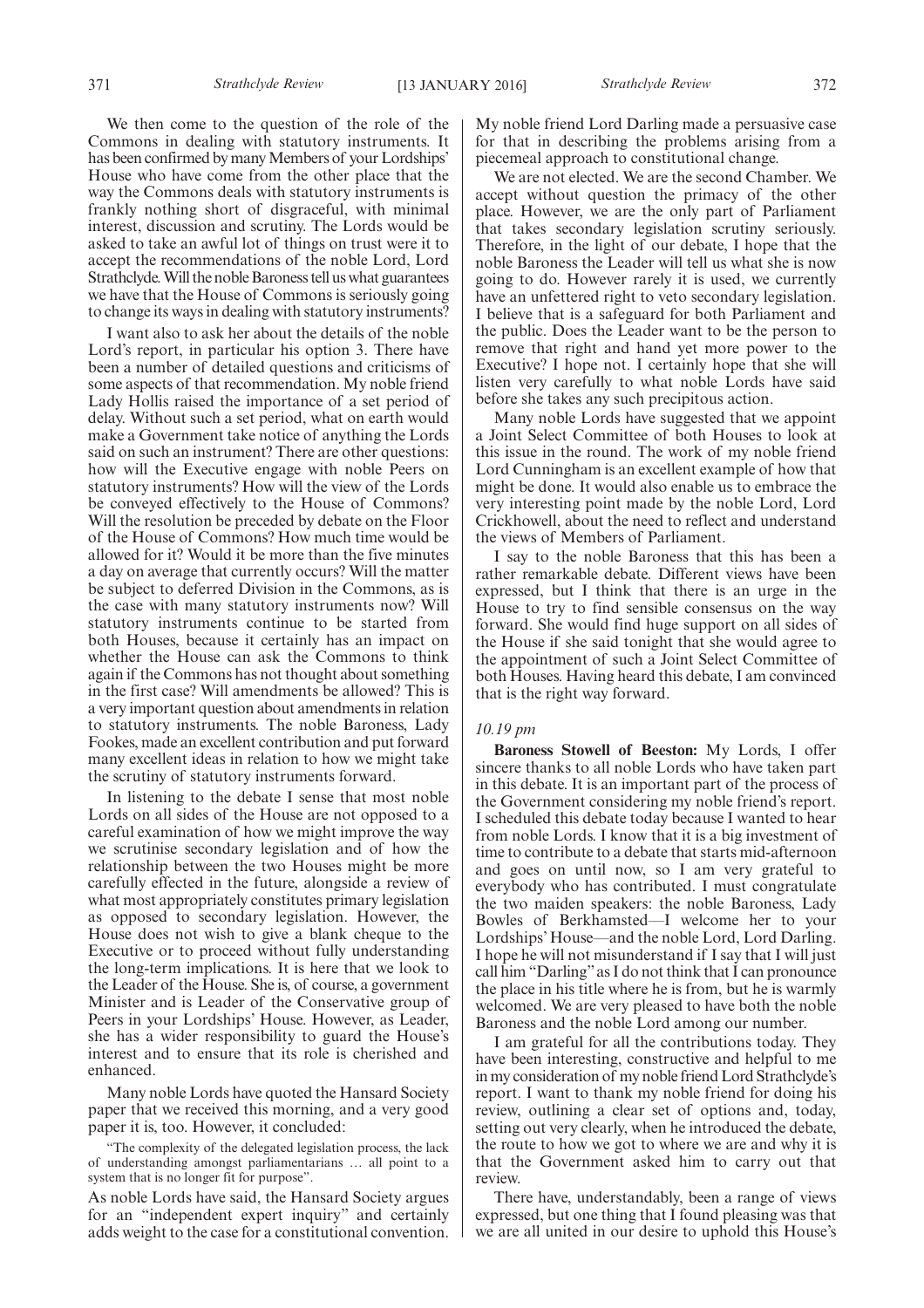We then come to the question of the role of the Commons in dealing with statutory instruments. It has been confirmed by many Members of your Lordships' House who have come from the other place that the way the Commons deals with statutory instruments is frankly nothing short of disgraceful, with minimal interest, discussion and scrutiny. The Lords would be asked to take an awful lot of things on trust were it to accept the recommendations of the noble Lord, Lord Strathclyde. Will the noble Baroness tell us what guarantees we have that the House of Commons is seriously going to change its ways in dealing with statutory instruments?

I want also to ask her about the details of the noble Lord's report, in particular his option 3. There have been a number of detailed questions and criticisms of some aspects of that recommendation. My noble friend Lady Hollis raised the importance of a set period of delay. Without such a set period, what on earth would make a Government take notice of anything the Lords said on such an instrument? There are other questions: how will the Executive engage with noble Peers on statutory instruments? How will the view of the Lords be conveyed effectively to the House of Commons? Will the resolution be preceded by debate on the Floor of the House of Commons? How much time would be allowed for it? Would it be more than the five minutes a day on average that currently occurs? Will the matter be subject to deferred Division in the Commons, as is the case with many statutory instruments now? Will statutory instruments continue to be started from both Houses, because it certainly has an impact on whether the House can ask the Commons to think again if the Commons has not thought about something in the first case? Will amendments be allowed? This is a very important question about amendments in relation to statutory instruments. The noble Baroness, Lady Fookes, made an excellent contribution and put forward many excellent ideas in relation to how we might take the scrutiny of statutory instruments forward.

In listening to the debate I sense that most noble Lords on all sides of the House are not opposed to a careful examination of how we might improve the way we scrutinise secondary legislation and of how the relationship between the two Houses might be more carefully effected in the future, alongside a review of what most appropriately constitutes primary legislation as opposed to secondary legislation. However, the House does not wish to give a blank cheque to the Executive or to proceed without fully understanding the long-term implications. It is here that we look to the Leader of the House. She is, of course, a government Minister and is Leader of the Conservative group of Peers in your Lordships' House. However, as Leader, she has a wider responsibility to guard the House's interest and to ensure that its role is cherished and enhanced.

Many noble Lords have quoted the Hansard Society paper that we received this morning, and a very good paper it is, too. However, it concluded:

"The complexity of the delegated legislation process, the lack of understanding amongst parliamentarians … all point to a system that is no longer fit for purpose".

As noble Lords have said, the Hansard Society argues for an "independent expert inquiry" and certainly adds weight to the case for a constitutional convention. My noble friend Lord Darling made a persuasive case for that in describing the problems arising from a piecemeal approach to constitutional change.

We are not elected. We are the second Chamber. We accept without question the primacy of the other place. However, we are the only part of Parliament that takes secondary legislation scrutiny seriously. Therefore, in the light of our debate, I hope that the noble Baroness the Leader will tell us what she is now going to do. However rarely it is used, we currently have an unfettered right to veto secondary legislation. I believe that is a safeguard for both Parliament and the public. Does the Leader want to be the person to remove that right and hand yet more power to the Executive? I hope not. I certainly hope that she will listen very carefully to what noble Lords have said before she takes any such precipitous action.

Many noble Lords have suggested that we appoint a Joint Select Committee of both Houses to look at this issue in the round. The work of my noble friend Lord Cunningham is an excellent example of how that might be done. It would also enable us to embrace the very interesting point made by the noble Lord, Lord Crickhowell, about the need to reflect and understand the views of Members of Parliament.

I say to the noble Baroness that this has been a rather remarkable debate. Different views have been expressed, but I think that there is an urge in the House to try to find sensible consensus on the way forward. She would find huge support on all sides of the House if she said tonight that she would agree to the appointment of such a Joint Select Committee of both Houses. Having heard this debate, I am convinced that is the right way forward.

*10.19 pm*

**Baroness Stowell of Beeston:** My Lords, I offer sincere thanks to all noble Lords who have taken part in this debate. It is an important part of the process of the Government considering my noble friend's report. I scheduled this debate today because I wanted to hear from noble Lords. I know that it is a big investment of time to contribute to a debate that starts mid-afternoon and goes on until now, so I am very grateful to everybody who has contributed. I must congratulate the two maiden speakers: the noble Baroness, Lady Bowles of Berkhamsted—I welcome her to your Lordships' House—and the noble Lord, Lord Darling. I hope he will not misunderstand if I say that I will just call him "Darling" as I do not think that I can pronounce the place in his title where he is from, but he is warmly welcomed. We are very pleased to have both the noble Baroness and the noble Lord among our number.

I am grateful for all the contributions today. They have been interesting, constructive and helpful to me in my consideration of my noble friend Lord Strathclyde's report. I want to thank my noble friend for doing his review, outlining a clear set of options and, today, setting out very clearly, when he introduced the debate, the route to how we got to where we are and why it is that the Government asked him to carry out that review.

There have, understandably, been a range of views expressed, but one thing that I found pleasing was that we are all united in our desire to uphold this House's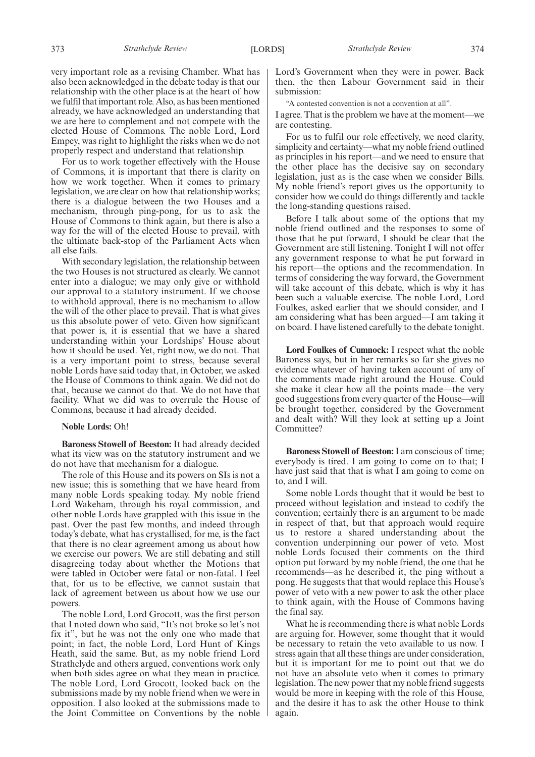very important role as a revising Chamber. What has also been acknowledged in the debate today is that our relationship with the other place is at the heart of how we fulfil that important role. Also, as has been mentioned already, we have acknowledged an understanding that we are here to complement and not compete with the elected House of Commons. The noble Lord, Lord Empey, was right to highlight the risks when we do not properly respect and understand that relationship.

For us to work together effectively with the House of Commons, it is important that there is clarity on how we work together. When it comes to primary legislation, we are clear on how that relationship works; there is a dialogue between the two Houses and a mechanism, through ping-pong, for us to ask the House of Commons to think again, but there is also a way for the will of the elected House to prevail, with the ultimate back-stop of the Parliament Acts when all else fails.

With secondary legislation, the relationship between the two Houses is not structured as clearly. We cannot enter into a dialogue; we may only give or withhold our approval to a statutory instrument. If we choose to withhold approval, there is no mechanism to allow the will of the other place to prevail. That is what gives us this absolute power of veto. Given how significant that power is, it is essential that we have a shared understanding within your Lordships' House about how it should be used. Yet, right now, we do not. That is a very important point to stress, because several noble Lords have said today that, in October, we asked the House of Commons to think again. We did not do that, because we cannot do that. We do not have that facility. What we did was to overrule the House of Commons, because it had already decided.

**Noble Lords:** Oh!

**Baroness Stowell of Beeston:** It had already decided what its view was on the statutory instrument and we do not have that mechanism for a dialogue.

The role of this House and its powers on SIs is not a new issue; this is something that we have heard from many noble Lords speaking today. My noble friend Lord Wakeham, through his royal commission, and other noble Lords have grappled with this issue in the past. Over the past few months, and indeed through today's debate, what has crystallised, for me, is the fact that there is no clear agreement among us about how we exercise our powers. We are still debating and still disagreeing today about whether the Motions that were tabled in October were fatal or non-fatal. I feel that, for us to be effective, we cannot sustain that lack of agreement between us about how we use our powers.

The noble Lord, Lord Grocott, was the first person that I noted down who said, "It's not broke so let's not fix it", but he was not the only one who made that point; in fact, the noble Lord, Lord Hunt of Kings Heath, said the same. But, as my noble friend Lord Strathclyde and others argued, conventions work only when both sides agree on what they mean in practice. The noble Lord, Lord Grocott, looked back on the submissions made by my noble friend when we were in opposition. I also looked at the submissions made to the Joint Committee on Conventions by the noble Lord's Government when they were in power. Back then, the then Labour Government said in their submission:

"A contested convention is not a convention at all".

I agree. That is the problem we have at the moment—we are contesting.

For us to fulfil our role effectively, we need clarity, simplicity and certainty—what my noble friend outlined as principles in his report—and we need to ensure that the other place has the decisive say on secondary legislation, just as is the case when we consider Bills. My noble friend's report gives us the opportunity to consider how we could do things differently and tackle the long-standing questions raised.

Before I talk about some of the options that my noble friend outlined and the responses to some of those that he put forward, I should be clear that the Government are still listening. Tonight I will not offer any government response to what he put forward in his report—the options and the recommendation. In terms of considering the way forward, the Government will take account of this debate, which is why it has been such a valuable exercise. The noble Lord, Lord Foulkes, asked earlier that we should consider, and I am considering what has been argued—I am taking it on board. I have listened carefully to the debate tonight.

**Lord Foulkes of Cumnock:** I respect what the noble Baroness says, but in her remarks so far she gives no evidence whatever of having taken account of any of the comments made right around the House. Could she make it clear how all the points made—the very good suggestions from every quarter of the House—will be brought together, considered by the Government and dealt with? Will they look at setting up a Joint Committee?

**Baroness Stowell of Beeston:** I am conscious of time; everybody is tired. I am going to come on to that; I have just said that that is what I am going to come on to, and I will.

Some noble Lords thought that it would be best to proceed without legislation and instead to codify the convention; certainly there is an argument to be made in respect of that, but that approach would require us to restore a shared understanding about the convention underpinning our power of veto. Most noble Lords focused their comments on the third option put forward by my noble friend, the one that he recommends—as he described it, the ping without a pong. He suggests that that would replace this House's power of veto with a new power to ask the other place to think again, with the House of Commons having the final say.

What he is recommending there is what noble Lords are arguing for. However, some thought that it would be necessary to retain the veto available to us now. I stress again that all these things are under consideration, but it is important for me to point out that we do not have an absolute veto when it comes to primary legislation. The new power that my noble friend suggests would be more in keeping with the role of this House, and the desire it has to ask the other House to think again.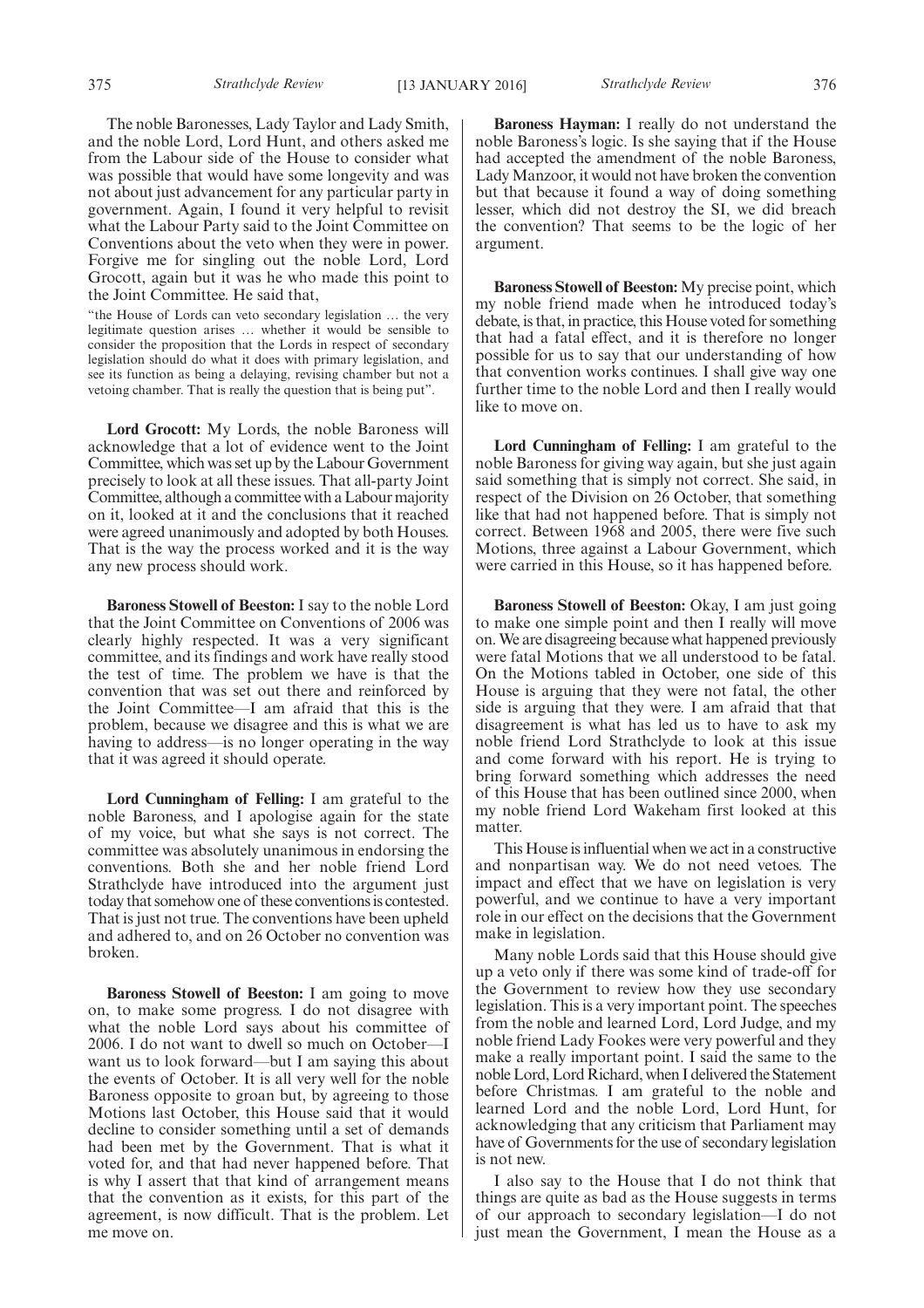The noble Baronesses, Lady Taylor and Lady Smith, and the noble Lord, Lord Hunt, and others asked me from the Labour side of the House to consider what was possible that would have some longevity and was not about just advancement for any particular party in government. Again, I found it very helpful to revisit what the Labour Party said to the Joint Committee on Conventions about the veto when they were in power. Forgive me for singling out the noble Lord, Lord Grocott, again but it was he who made this point to the Joint Committee. He said that,

"the House of Lords can veto secondary legislation … the very legitimate question arises … whether it would be sensible to consider the proposition that the Lords in respect of secondary legislation should do what it does with primary legislation, and see its function as being a delaying, revising chamber but not a vetoing chamber. That is really the question that is being put".

**Lord Grocott:** My Lords, the noble Baroness will acknowledge that a lot of evidence went to the Joint Committee, which was set up by the Labour Government precisely to look at all these issues. That all-party Joint Committee, although a committee with a Labour majority on it, looked at it and the conclusions that it reached were agreed unanimously and adopted by both Houses. That is the way the process worked and it is the way any new process should work.

**Baroness Stowell of Beeston:** I say to the noble Lord that the Joint Committee on Conventions of 2006 was clearly highly respected. It was a very significant committee, and its findings and work have really stood the test of time. The problem we have is that the convention that was set out there and reinforced by the Joint Committee—I am afraid that this is the problem, because we disagree and this is what we are having to address—is no longer operating in the way that it was agreed it should operate.

**Lord Cunningham of Felling:** I am grateful to the noble Baroness, and I apologise again for the state of my voice, but what she says is not correct. The committee was absolutely unanimous in endorsing the conventions. Both she and her noble friend Lord Strathclyde have introduced into the argument just today that somehow one of these conventions is contested. That is just not true. The conventions have been upheld and adhered to, and on 26 October no convention was broken.

**Baroness Stowell of Beeston:** I am going to move on, to make some progress. I do not disagree with what the noble Lord says about his committee of 2006. I do not want to dwell so much on October—I want us to look forward—but I am saying this about the events of October. It is all very well for the noble Baroness opposite to groan but, by agreeing to those Motions last October, this House said that it would decline to consider something until a set of demands had been met by the Government. That is what it voted for, and that had never happened before. That is why I assert that that kind of arrangement means that the convention as it exists, for this part of the agreement, is now difficult. That is the problem. Let me move on.

**Baroness Hayman:** I really do not understand the noble Baroness's logic. Is she saying that if the House had accepted the amendment of the noble Baroness, Lady Manzoor, it would not have broken the convention but that because it found a way of doing something lesser, which did not destroy the SI, we did breach the convention? That seems to be the logic of her argument.

**Baroness Stowell of Beeston:** My precise point, which my noble friend made when he introduced today's debate, is that, in practice, this House voted for something that had a fatal effect, and it is therefore no longer possible for us to say that our understanding of how that convention works continues. I shall give way one further time to the noble Lord and then I really would like to move on.

**Lord Cunningham of Felling:** I am grateful to the noble Baroness for giving way again, but she just again said something that is simply not correct. She said, in respect of the Division on 26 October, that something like that had not happened before. That is simply not correct. Between 1968 and 2005, there were five such Motions, three against a Labour Government, which were carried in this House, so it has happened before.

**Baroness Stowell of Beeston:** Okay, I am just going to make one simple point and then I really will move on. We are disagreeing because what happened previously were fatal Motions that we all understood to be fatal. On the Motions tabled in October, one side of this House is arguing that they were not fatal, the other side is arguing that they were. I am afraid that that disagreement is what has led us to have to ask my noble friend Lord Strathclyde to look at this issue and come forward with his report. He is trying to bring forward something which addresses the need of this House that has been outlined since 2000, when my noble friend Lord Wakeham first looked at this matter.

This House is influential when we act in a constructive and nonpartisan way. We do not need vetoes. The impact and effect that we have on legislation is very powerful, and we continue to have a very important role in our effect on the decisions that the Government make in legislation.

Many noble Lords said that this House should give up a veto only if there was some kind of trade-off for the Government to review how they use secondary legislation. This is a very important point. The speeches from the noble and learned Lord, Lord Judge, and my noble friend Lady Fookes were very powerful and they make a really important point. I said the same to the noble Lord, Lord Richard, when I delivered the Statement before Christmas. I am grateful to the noble and learned Lord and the noble Lord, Lord Hunt, for acknowledging that any criticism that Parliament may have of Governments for the use of secondary legislation is not new.

I also say to the House that I do not think that things are quite as bad as the House suggests in terms of our approach to secondary legislation—I do not just mean the Government, I mean the House as a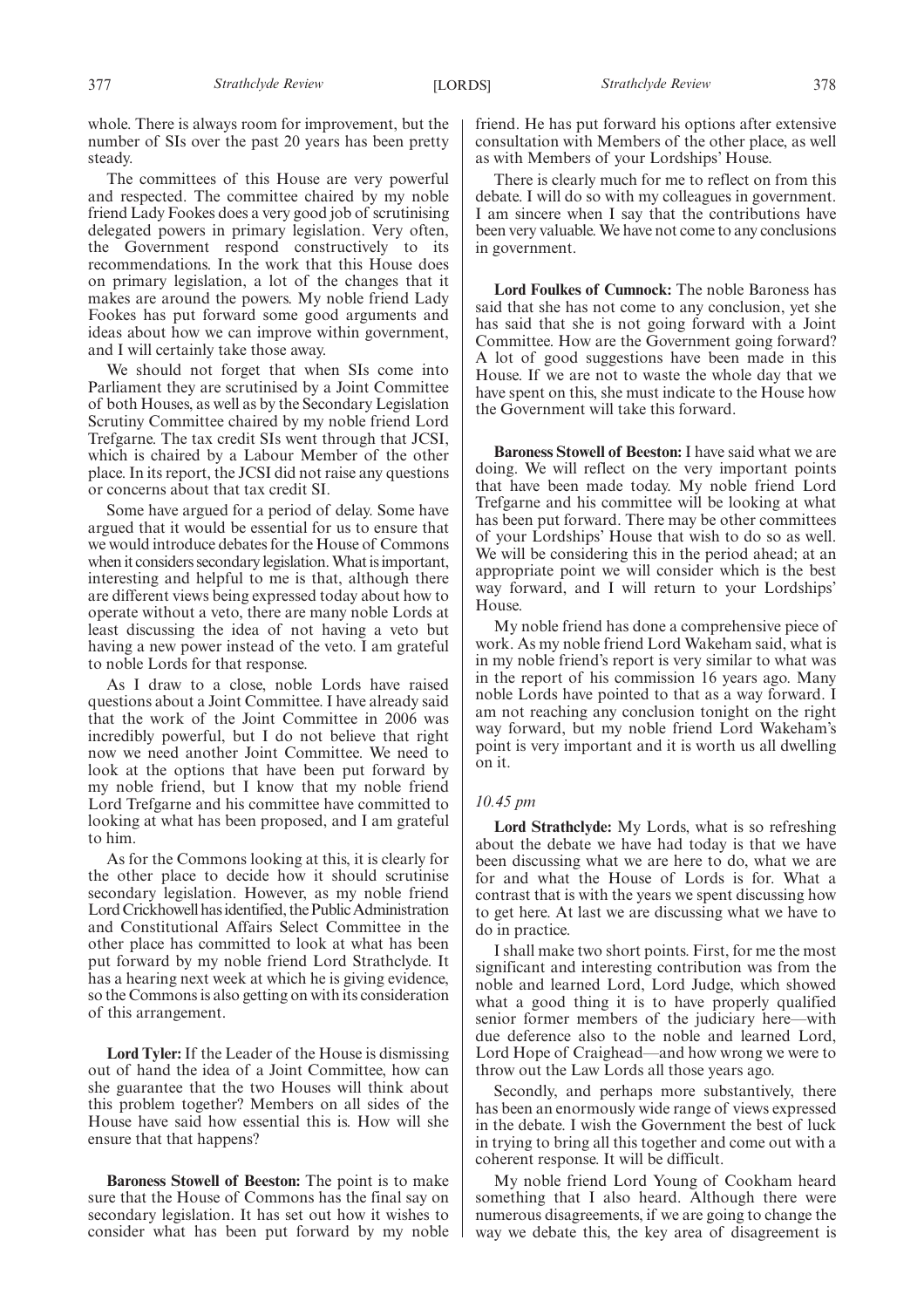whole. There is always room for improvement, but the number of SIs over the past 20 years has been pretty steady.

The committees of this House are very powerful and respected. The committee chaired by my noble friend Lady Fookes does a very good job of scrutinising delegated powers in primary legislation. Very often, the Government respond constructively to its recommendations. In the work that this House does on primary legislation, a lot of the changes that it makes are around the powers. My noble friend Lady Fookes has put forward some good arguments and ideas about how we can improve within government, and I will certainly take those away.

We should not forget that when SIs come into Parliament they are scrutinised by a Joint Committee of both Houses, as well as by the Secondary Legislation Scrutiny Committee chaired by my noble friend Lord Trefgarne. The tax credit SIs went through that JCSI, which is chaired by a Labour Member of the other place. In its report, the JCSI did not raise any questions or concerns about that tax credit SI.

Some have argued for a period of delay. Some have argued that it would be essential for us to ensure that we would introduce debates for the House of Commons when it considers secondary legislation. What is important, interesting and helpful to me is that, although there are different views being expressed today about how to operate without a veto, there are many noble Lords at least discussing the idea of not having a veto but having a new power instead of the veto. I am grateful to noble Lords for that response.

As I draw to a close, noble Lords have raised questions about a Joint Committee. I have already said that the work of the Joint Committee in 2006 was incredibly powerful, but I do not believe that right now we need another Joint Committee. We need to look at the options that have been put forward by my noble friend, but I know that my noble friend Lord Trefgarne and his committee have committed to looking at what has been proposed, and I am grateful to him.

As for the Commons looking at this, it is clearly for the other place to decide how it should scrutinise secondary legislation. However, as my noble friend Lord Crickhowell has identified, the Public Administration and Constitutional Affairs Select Committee in the other place has committed to look at what has been put forward by my noble friend Lord Strathclyde. It has a hearing next week at which he is giving evidence, so the Commons is also getting on with its consideration of this arrangement.

**Lord Tyler:** If the Leader of the House is dismissing out of hand the idea of a Joint Committee, how can she guarantee that the two Houses will think about this problem together? Members on all sides of the House have said how essential this is. How will she ensure that that happens?

**Baroness Stowell of Beeston:** The point is to make sure that the House of Commons has the final say on secondary legislation. It has set out how it wishes to consider what has been put forward by my noble friend. He has put forward his options after extensive consultation with Members of the other place, as well as with Members of your Lordships' House.

There is clearly much for me to reflect on from this debate. I will do so with my colleagues in government. I am sincere when I say that the contributions have been very valuable. We have not come to any conclusions in government.

**Lord Foulkes of Cumnock:** The noble Baroness has said that she has not come to any conclusion, yet she has said that she is not going forward with a Joint Committee. How are the Government going forward? A lot of good suggestions have been made in this House. If we are not to waste the whole day that we have spent on this, she must indicate to the House how the Government will take this forward.

**Baroness Stowell of Beeston:** I have said what we are doing. We will reflect on the very important points that have been made today. My noble friend Lord Trefgarne and his committee will be looking at what has been put forward. There may be other committees of your Lordships' House that wish to do so as well. We will be considering this in the period ahead; at an appropriate point we will consider which is the best way forward, and I will return to your Lordships' House.

My noble friend has done a comprehensive piece of work. As my noble friend Lord Wakeham said, what is in my noble friend's report is very similar to what was in the report of his commission 16 years ago. Many noble Lords have pointed to that as a way forward. I am not reaching any conclusion tonight on the right way forward, but my noble friend Lord Wakeham's point is very important and it is worth us all dwelling on it.

*10.45 pm*

**Lord Strathclyde:** My Lords, what is so refreshing about the debate we have had today is that we have been discussing what we are here to do, what we are for and what the House of Lords is for. What a contrast that is with the years we spent discussing how to get here. At last we are discussing what we have to do in practice.

I shall make two short points. First, for me the most significant and interesting contribution was from the noble and learned Lord, Lord Judge, which showed what a good thing it is to have properly qualified senior former members of the judiciary here—with due deference also to the noble and learned Lord, Lord Hope of Craighead—and how wrong we were to throw out the Law Lords all those years ago.

Secondly, and perhaps more substantively, there has been an enormously wide range of views expressed in the debate. I wish the Government the best of luck in trying to bring all this together and come out with a coherent response. It will be difficult.

My noble friend Lord Young of Cookham heard something that I also heard. Although there were numerous disagreements, if we are going to change the way we debate this, the key area of disagreement is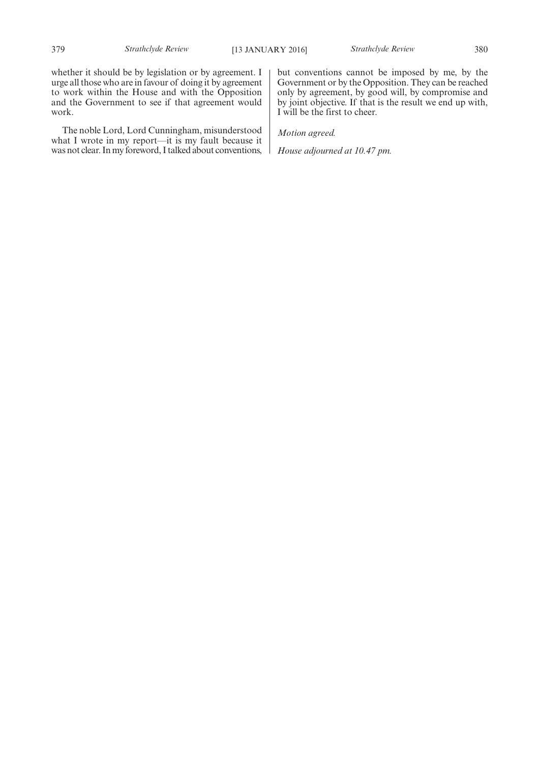whether it should be by legislation or by agreement. I urge all those who are in favour of doing it by agreement to work within the House and with the Opposition and the Government to see if that agreement would work.

The noble Lord, Lord Cunningham, misunderstood what I wrote in my report—it is my fault because it was not clear. In my foreword, I talked about conventions, but conventions cannot be imposed by me, by the Government or by the Opposition. They can be reached only by agreement, by good will, by compromise and by joint objective. If that is the result we end up with, I will be the first to cheer.

*Motion agreed.*

*House adjourned at 10.47 pm.*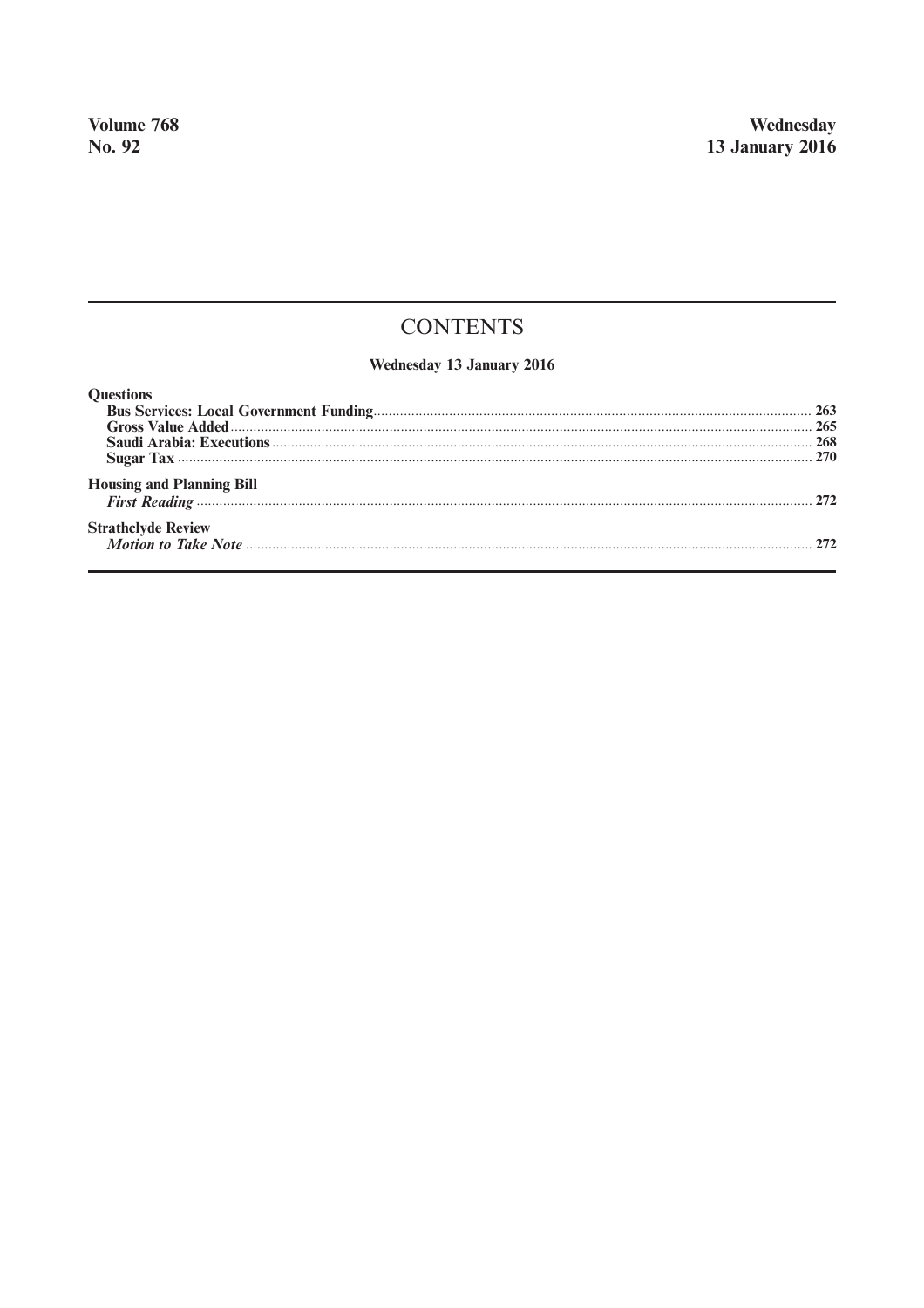**Volume 768**
**No. 92**

**Wednesday**
**13 January 2016**

# CONTENTS

**Wednesday 13 January 2016**

**Questions**

**Bus Services: Local Government Funding** .................... 263
**Gross Value Added** .................... 265
**Saudi Arabia: Executions** .................... 268
**Sugar Tax** .................... 270

**Housing and Planning Bill**

***First Reading*** .................... 272

**Strathclyde Review**

***Motion to Take Note*** .................... 272